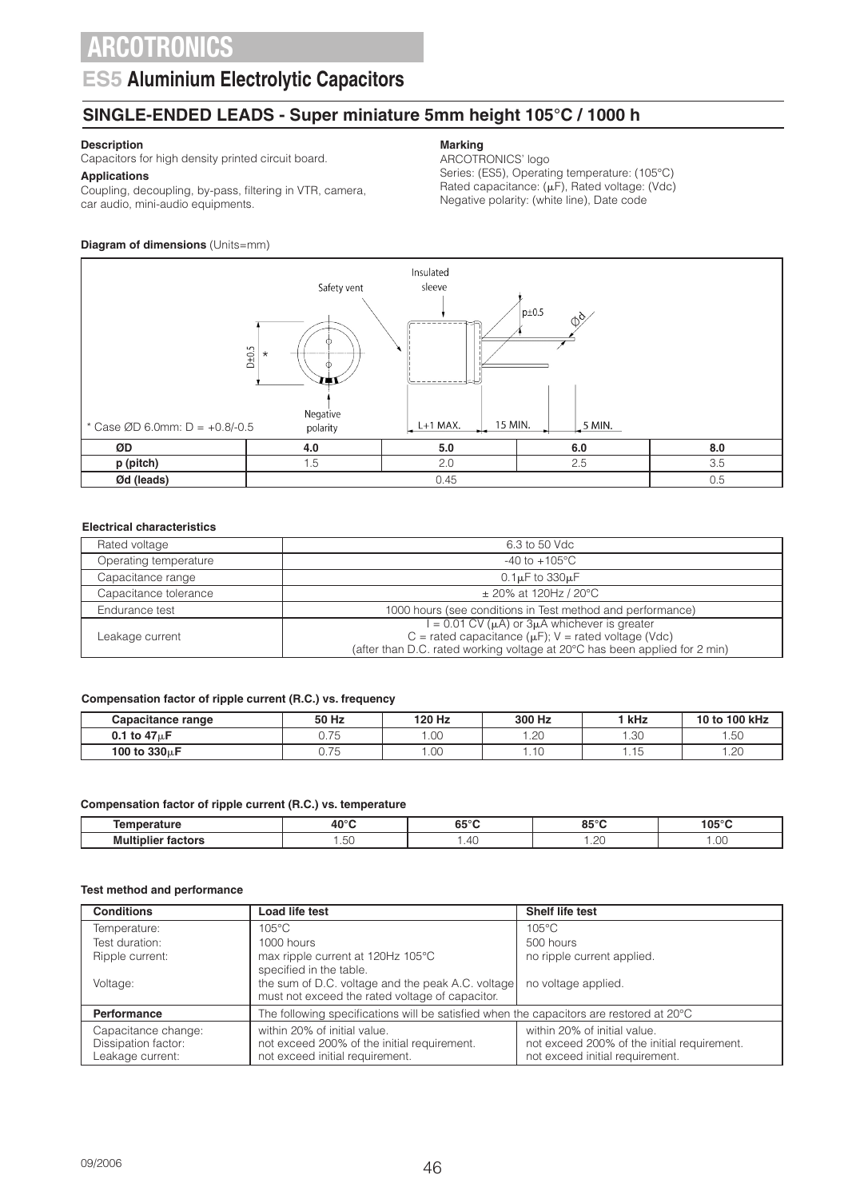# ARCOTRONICS

## ES5 Aluminium Electrolytic Capacitors

### SINGLE-ENDED LEADS - Super miniature 5mm height 105°C / 1000 h

**Description**
Capacitors for high density printed circuit board.

**Applications**
Coupling, decoupling, by-pass, filtering in VTR, camera, car audio, mini-audio equipments.

**Marking**
ARCOTRONICS' logo
Series: (ES5), Operating temperature: (105°C)
Rated capacitance: (μF), Rated voltage: (Vdc)
Negative polarity: (white line), Date code

**Diagram of dimensions** (Units=mm)

Safety vent | Insulated sleeve | Negative polarity | D±0.5 | p±0.5 | Ød | L+1 MAX. | 15 MIN. | 5 MIN.

* Case ØD 6.0mm: D = +0.8/-0.5

| ØD | 4.0 | 5.0 | 6.0 | 8.0 |
|---|---|---|---|---|
| p (pitch) | 1.5 | 2.0 | 2.5 | 3.5 |
| Ød (leads) | 0.45 | | | 0.5 |

**Electrical characteristics**

| | |
|---|---|
| Rated voltage | 6.3 to 50 Vdc |
| Operating temperature | -40 to +105°C |
| Capacitance range | 0.1μF to 330μF |
| Capacitance tolerance | ± 20% at 120Hz / 20°C |
| Endurance test | 1000 hours (see conditions in Test method and performance) |
| Leakage current | I = 0.01 CV (μA) or 3μA whichever is greater<br>C = rated capacitance (μF); V = rated voltage (Vdc)<br>(after than D.C. rated working voltage at 20°C has been applied for 2 min) |

**Compensation factor of ripple current (R.C.) vs. frequency**

| Capacitance range | 50 Hz | 120 Hz | 300 Hz | 1 kHz | 10 to 100 kHz |
|---|---|---|---|---|---|
| 0.1 to 47μF | 0.75 | 1.00 | 1.20 | 1.30 | 1.50 |
| 100 to 330μF | 0.75 | 1.00 | 1.10 | 1.15 | 1.20 |

**Compensation factor of ripple current (R.C.) vs. temperature**

| Temperature | 40°C | 65°C | 85°C | 105°C |
|---|---|---|---|---|
| Multiplier factors | 1.50 | 1.40 | 1.20 | 1.00 |

**Test method and performance**

| Conditions | Load life test | Shelf life test |
|---|---|---|
| Temperature: | 105°C | 105°C |
| Test duration: | 1000 hours | 500 hours |
| Ripple current: | max ripple current at 120Hz 105°C specified in the table. | no ripple current applied. |
| Voltage: | the sum of D.C. voltage and the peak A.C. voltage must not exceed the rated voltage of capacitor. | no voltage applied. |
| **Performance** | The following specifications will be satisfied when the capacitors are restored at 20°C | |
| Capacitance change: | within 20% of initial value. | within 20% of initial value. |
| Dissipation factor: | not exceed 200% of the initial requirement. | not exceed 200% of the initial requirement. |
| Leakage current: | not exceed initial requirement. | not exceed initial requirement. |

09/2006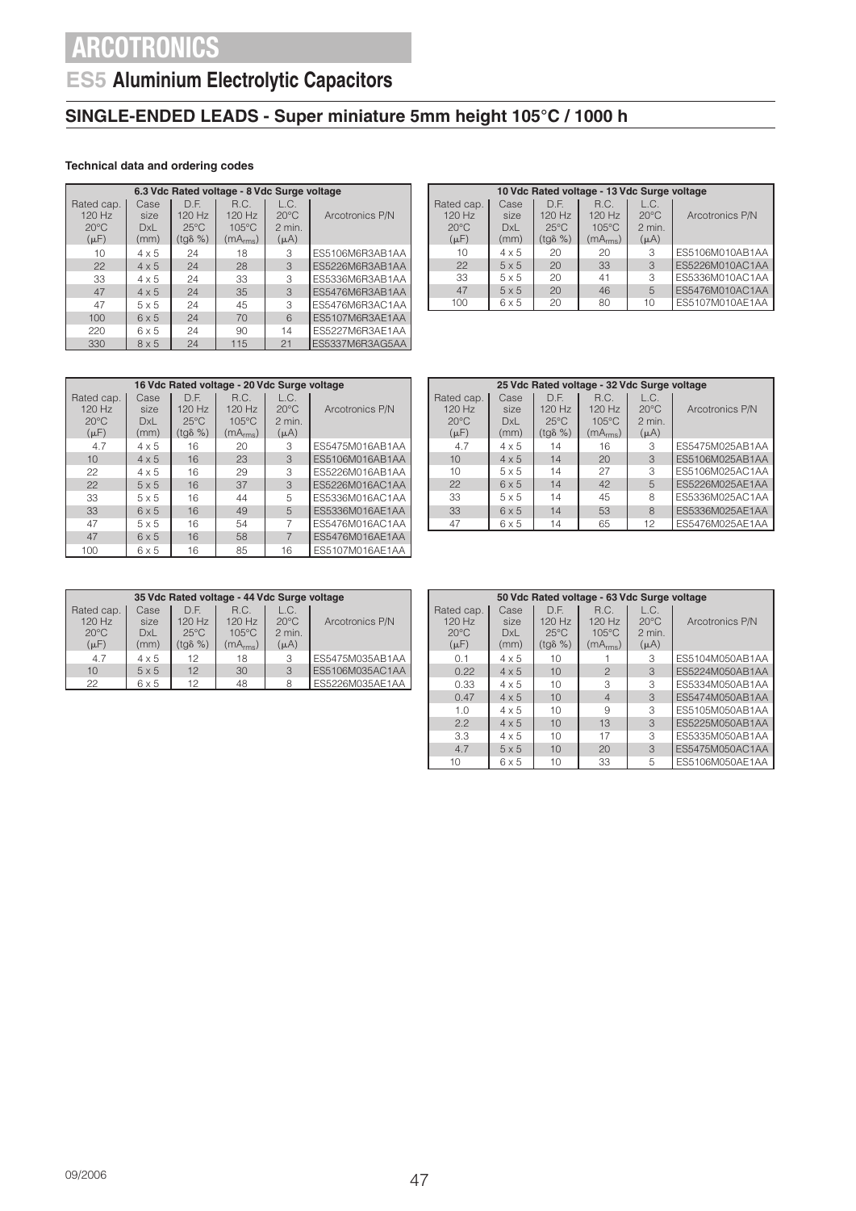# ARCOTRONICS

## ES5 Aluminium Electrolytic Capacitors

## SINGLE-ENDED LEADS - Super miniature 5mm height 105°C / 1000 h

**Technical data and ordering codes**

| 6.3 Vdc Rated voltage - 8 Vdc Surge voltage | | | | | |
|---|---|---|---|---|---|
| Rated cap. 120 Hz 20°C (µF) | Case size DxL (mm) | D.F. 120 Hz 25°C (tgδ %) | R.C. 120 Hz 105°C ($mA_{rms}$) | L.C. 20°C 2 min. (µA) | Arcotronics P/N |
| 10 | 4 x 5 | 24 | 18 | 3 | ES5106M6R3AB1AA |
| 22 | 4 x 5 | 24 | 28 | 3 | ES5226M6R3AB1AA |
| 33 | 4 x 5 | 24 | 33 | 3 | ES5336M6R3AB1AA |
| 47 | 4 x 5 | 24 | 35 | 3 | ES5476M6R3AB1AA |
| 47 | 5 x 5 | 24 | 45 | 3 | ES5476M6R3AC1AA |
| 100 | 6 x 5 | 24 | 70 | 6 | ES5107M6R3AE1AA |
| 220 | 6 x 5 | 24 | 90 | 14 | ES5227M6R3AE1AA |
| 330 | 8 x 5 | 24 | 115 | 21 | ES5337M6R3AG5AA |

| 10 Vdc Rated voltage - 13 Vdc Surge voltage | | | | | |
|---|---|---|---|---|---|
| Rated cap. 120 Hz 20°C (µF) | Case size DxL (mm) | D.F. 120 Hz 25°C (tgδ %) | R.C. 120 Hz 105°C ($mA_{rms}$) | L.C. 20°C 2 min. (µA) | Arcotronics P/N |
| 10 | 4 x 5 | 20 | 20 | 3 | ES5106M010AB1AA |
| 22 | 5 x 5 | 20 | 33 | 3 | ES5226M010AC1AA |
| 33 | 5 x 5 | 20 | 41 | 3 | ES5336M010AC1AA |
| 47 | 5 x 5 | 20 | 46 | 5 | ES5476M010AC1AA |
| 100 | 6 x 5 | 20 | 80 | 10 | ES5107M010AE1AA |

| 16 Vdc Rated voltage - 20 Vdc Surge voltage | | | | | |
|---|---|---|---|---|---|
| Rated cap. 120 Hz 20°C (µF) | Case size DxL (mm) | D.F. 120 Hz 25°C (tgδ %) | R.C. 120 Hz 105°C ($mA_{rms}$) | L.C. 20°C 2 min. (µA) | Arcotronics P/N |
| 4.7 | 4 x 5 | 16 | 20 | 3 | ES5475M016AB1AA |
| 10 | 4 x 5 | 16 | 23 | 3 | ES5106M016AB1AA |
| 22 | 4 x 5 | 16 | 29 | 3 | ES5226M016AB1AA |
| 22 | 5 x 5 | 16 | 37 | 3 | ES5226M016AC1AA |
| 33 | 5 x 5 | 16 | 44 | 5 | ES5336M016AC1AA |
| 33 | 6 x 5 | 16 | 49 | 5 | ES5336M016AE1AA |
| 47 | 5 x 5 | 16 | 54 | 7 | ES5476M016AC1AA |
| 47 | 6 x 5 | 16 | 58 | 7 | ES5476M016AE1AA |
| 100 | 6 x 5 | 16 | 85 | 16 | ES5107M016AE1AA |

| 25 Vdc Rated voltage - 32 Vdc Surge voltage | | | | | |
|---|---|---|---|---|---|
| Rated cap. 120 Hz 20°C (µF) | Case size DxL (mm) | D.F. 120 Hz 25°C (tgδ %) | R.C. 120 Hz 105°C ($mA_{rms}$) | L.C. 20°C 2 min. (µA) | Arcotronics P/N |
| 4.7 | 4 x 5 | 14 | 16 | 3 | ES5475M025AB1AA |
| 10 | 4 x 5 | 14 | 20 | 3 | ES5106M025AB1AA |
| 10 | 5 x 5 | 14 | 27 | 3 | ES5106M025AC1AA |
| 22 | 6 x 5 | 14 | 42 | 5 | ES5226M025AE1AA |
| 33 | 5 x 5 | 14 | 45 | 8 | ES5336M025AC1AA |
| 33 | 6 x 5 | 14 | 53 | 8 | ES5336M025AE1AA |
| 47 | 6 x 5 | 14 | 65 | 12 | ES5476M025AE1AA |

| 35 Vdc Rated voltage - 44 Vdc Surge voltage | | | | | |
|---|---|---|---|---|---|
| Rated cap. 120 Hz 20°C (µF) | Case size DxL (mm) | D.F. 120 Hz 25°C (tgδ %) | R.C. 120 Hz 105°C ($mA_{rms}$) | L.C. 20°C 2 min. (µA) | Arcotronics P/N |
| 4.7 | 4 x 5 | 12 | 18 | 3 | ES5475M035AB1AA |
| 10 | 5 x 5 | 12 | 30 | 3 | ES5106M035AC1AA |
| 22 | 6 x 5 | 12 | 48 | 8 | ES5226M035AE1AA |

| 50 Vdc Rated voltage - 63 Vdc Surge voltage | | | | | |
|---|---|---|---|---|---|
| Rated cap. 120 Hz 20°C (µF) | Case size DxL (mm) | D.F. 120 Hz 25°C (tgδ %) | R.C. 120 Hz 105°C ($mA_{rms}$) | L.C. 20°C 2 min. (µA) | Arcotronics P/N |
| 0.1 | 4 x 5 | 10 | 1 | 3 | ES5104M050AB1AA |
| 0.22 | 4 x 5 | 10 | 2 | 3 | ES5224M050AB1AA |
| 0.33 | 4 x 5 | 10 | 3 | 3 | ES5334M050AB1AA |
| 0.47 | 4 x 5 | 10 | 4 | 3 | ES5474M050AB1AA |
| 1.0 | 4 x 5 | 10 | 9 | 3 | ES5105M050AB1AA |
| 2.2 | 4 x 5 | 10 | 13 | 3 | ES5225M050AB1AA |
| 3.3 | 4 x 5 | 10 | 17 | 3 | ES5335M050AB1AA |
| 4.7 | 5 x 5 | 10 | 20 | 3 | ES5475M050AC1AA |
| 10 | 6 x 5 | 10 | 33 | 5 | ES5106M050AE1AA |

09/2006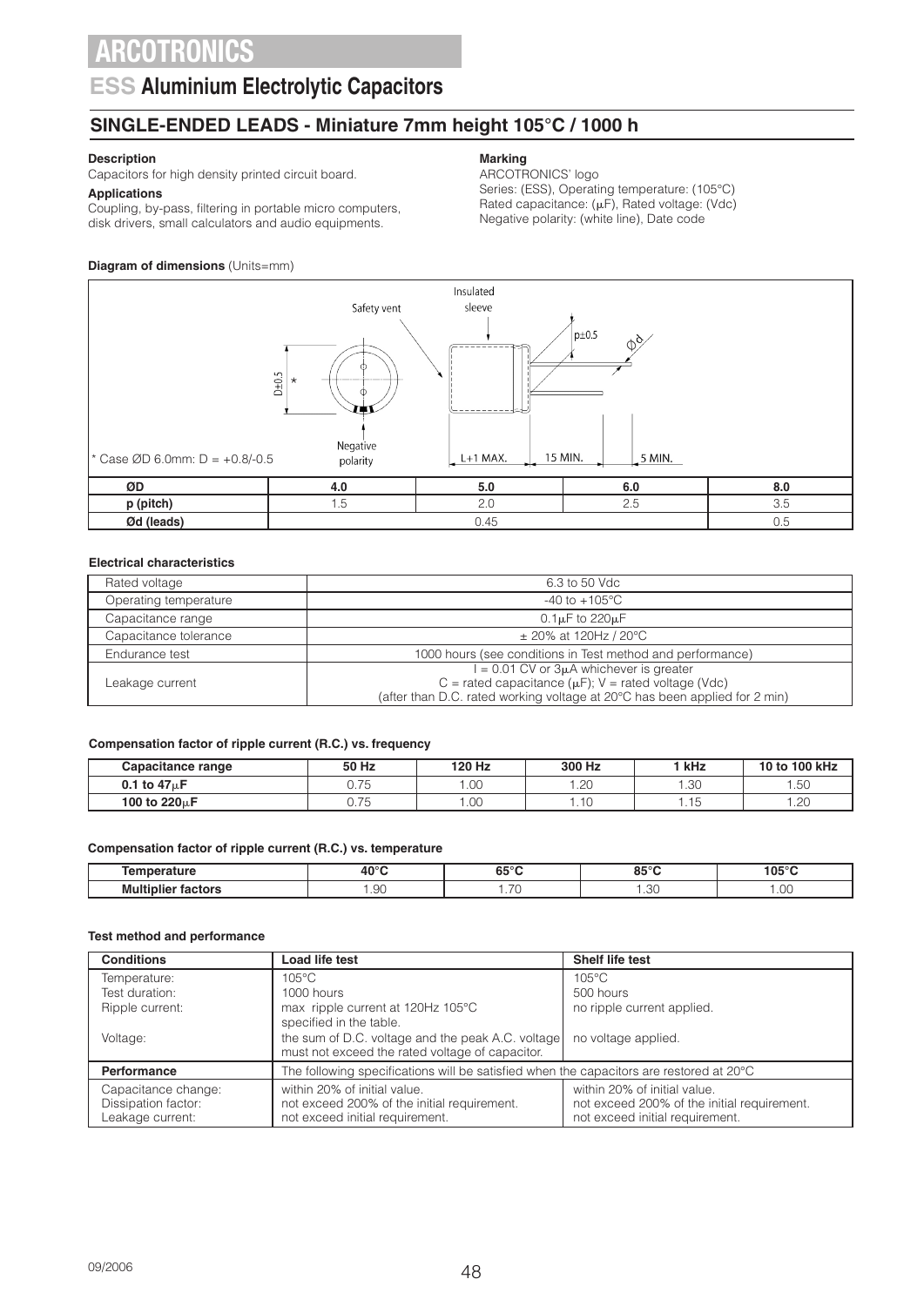# ARCOTRONICS

## ESS Aluminium Electrolytic Capacitors

### SINGLE-ENDED LEADS - Miniature 7mm height 105°C / 1000 h

**Description**
Capacitors for high density printed circuit board.

**Applications**
Coupling, by-pass, filtering in portable micro computers, disk drivers, small calculators and audio equipments.

**Marking**
ARCOTRONICS' logo
Series: (ESS), Operating temperature: (105°C)
Rated capacitance: (μF), Rated voltage: (Vdc)
Negative polarity: (white line), Date code

**Diagram of dimensions** (Units=mm)

Safety vent · Insulated sleeve · D±0.5 * · Negative polarity · p±0.5 · Ød · L+1 MAX. · 15 MIN. · 5 MIN.

\* Case ØD 6.0mm: D = +0.8/-0.5

| ØD | 4.0 | 5.0 | 6.0 | 8.0 |
|---|---|---|---|---|
| p (pitch) | 1.5 | 2.0 | 2.5 | 3.5 |
| Ød (leads) | 0.45 | | | 0.5 |

**Electrical characteristics**

| Rated voltage | 6.3 to 50 Vdc |
|---|---|
| Operating temperature | -40 to +105°C |
| Capacitance range | 0.1μF to 220μF |
| Capacitance tolerance | ± 20% at 120Hz / 20°C |
| Endurance test | 1000 hours (see conditions in Test method and performance) |
| Leakage current | I = 0.01 CV or 3μA whichever is greater<br>C = rated capacitance (μF); V = rated voltage (Vdc)<br>(after than D.C. rated working voltage at 20°C has been applied for 2 min) |

**Compensation factor of ripple current (R.C.) vs. frequency**

| Capacitance range | 50 Hz | 120 Hz | 300 Hz | 1 kHz | 10 to 100 kHz |
|---|---|---|---|---|---|
| **0.1 to 47μF** | 0.75 | 1.00 | 1.20 | 1.30 | 1.50 |
| **100 to 220μF** | 0.75 | 1.00 | 1.10 | 1.15 | 1.20 |

**Compensation factor of ripple current (R.C.) vs. temperature**

| Temperature | 40°C | 65°C | 85°C | 105°C |
|---|---|---|---|---|
| **Multiplier factors** | 1.90 | 1.70 | 1.30 | 1.00 |

**Test method and performance**

| Conditions | Load life test | Shelf life test |
|---|---|---|
| Temperature:<br>Test duration:<br>Ripple current:<br><br>Voltage: | 105°C<br>1000 hours<br>max ripple current at 120Hz 105°C specified in the table.<br>the sum of D.C. voltage and the peak A.C. voltage must not exceed the rated voltage of capacitor. | 105°C<br>500 hours<br>no ripple current applied.<br><br>no voltage applied. |
| **Performance** | The following specifications will be satisfied when the capacitors are restored at 20°C | |
| Capacitance change:<br>Dissipation factor:<br>Leakage current: | within 20% of initial value.<br>not exceed 200% of the initial requirement.<br>not exceed initial requirement. | within 20% of initial value.<br>not exceed 200% of the initial requirement.<br>not exceed initial requirement. |

09/2006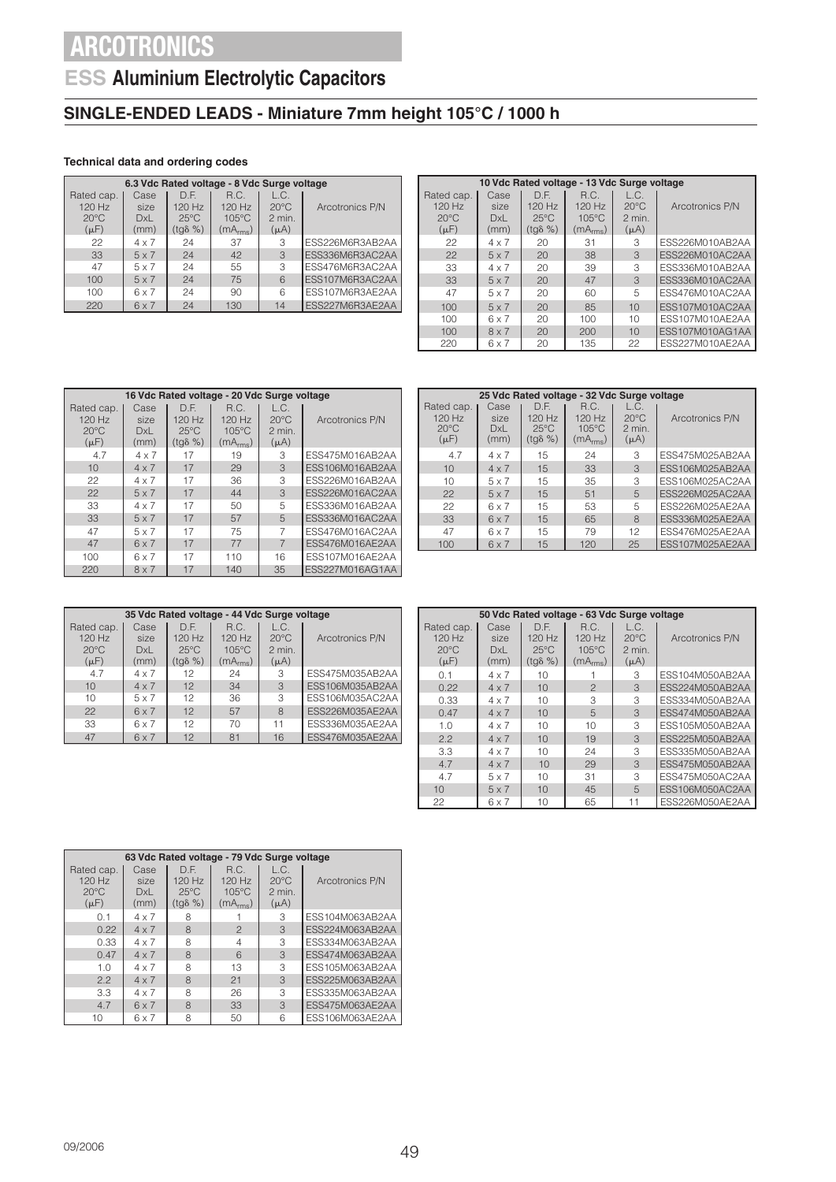# ARCOTRONICS

## ESS Aluminium Electrolytic Capacitors

## SINGLE-ENDED LEADS - Miniature 7mm height 105°C / 1000 h

**Technical data and ordering codes**

| 6.3 Vdc Rated voltage - 8 Vdc Surge voltage | | | | | |
|---|---|---|---|---|---|
| Rated cap. 120 Hz 20°C (μF) | Case size DxL (mm) | D.F. 120 Hz 25°C (tgδ %) | R.C. 120 Hz 105°C ($mA_{rms}$) | L.C. 20°C 2 min. (μA) | Arcotronics P/N |
| 22 | 4 x 7 | 24 | 37 | 3 | ESS226M6R3AB2AA |
| 33 | 5 x 7 | 24 | 42 | 3 | ESS336M6R3AC2AA |
| 47 | 5 x 7 | 24 | 55 | 3 | ESS476M6R3AC2AA |
| 100 | 5 x 7 | 24 | 75 | 6 | ESS107M6R3AC2AA |
| 100 | 6 x 7 | 24 | 90 | 6 | ESS107M6R3AE2AA |
| 220 | 6 x 7 | 24 | 130 | 14 | ESS227M6R3AE2AA |

| 10 Vdc Rated voltage - 13 Vdc Surge voltage | | | | | |
|---|---|---|---|---|---|
| Rated cap. 120 Hz 20°C (μF) | Case size DxL (mm) | D.F. 120 Hz 25°C (tgδ %) | R.C. 120 Hz 105°C ($mA_{rms}$) | L.C. 20°C 2 min. (μA) | Arcotronics P/N |
| 22 | 4 x 7 | 20 | 31 | 3 | ESS226M010AB2AA |
| 22 | 5 x 7 | 20 | 38 | 3 | ESS226M010AC2AA |
| 33 | 4 x 7 | 20 | 39 | 3 | ESS336M010AB2AA |
| 33 | 5 x 7 | 20 | 47 | 3 | ESS336M010AC2AA |
| 47 | 5 x 7 | 20 | 60 | 5 | ESS476M010AC2AA |
| 100 | 5 x 7 | 20 | 85 | 10 | ESS107M010AC2AA |
| 100 | 6 x 7 | 20 | 100 | 10 | ESS107M010AE2AA |
| 100 | 8 x 7 | 20 | 200 | 10 | ESS107M010AG1AA |
| 220 | 6 x 7 | 20 | 135 | 22 | ESS227M010AE2AA |

| 16 Vdc Rated voltage - 20 Vdc Surge voltage | | | | | |
|---|---|---|---|---|---|
| Rated cap. 120 Hz 20°C (μF) | Case size DxL (mm) | D.F. 120 Hz 25°C (tgδ %) | R.C. 120 Hz 105°C ($mA_{rms}$) | L.C. 20°C 2 min. (μA) | Arcotronics P/N |
| 4.7 | 4 x 7 | 17 | 19 | 3 | ESS475M016AB2AA |
| 10 | 4 x 7 | 17 | 29 | 3 | ESS106M016AB2AA |
| 22 | 4 x 7 | 17 | 36 | 3 | ESS226M016AB2AA |
| 22 | 5 x 7 | 17 | 44 | 3 | ESS226M016AC2AA |
| 33 | 4 x 7 | 17 | 50 | 5 | ESS336M016AB2AA |
| 33 | 5 x 7 | 17 | 57 | 5 | ESS336M016AC2AA |
| 47 | 5 x 7 | 17 | 75 | 7 | ESS476M016AC2AA |
| 47 | 6 x 7 | 17 | 77 | 7 | ESS476M016AE2AA |
| 100 | 6 x 7 | 17 | 110 | 16 | ESS107M016AE2AA |
| 220 | 8 x 7 | 17 | 140 | 35 | ESS227M016AG1AA |

| 25 Vdc Rated voltage - 32 Vdc Surge voltage | | | | | |
|---|---|---|---|---|---|
| Rated cap. 120 Hz 20°C (μF) | Case size DxL (mm) | D.F. 120 Hz 25°C (tgδ %) | R.C. 120 Hz 105°C ($mA_{rms}$) | L.C. 20°C 2 min. (μA) | Arcotronics P/N |
| 4.7 | 4 x 7 | 15 | 24 | 3 | ESS475M025AB2AA |
| 10 | 4 x 7 | 15 | 33 | 3 | ESS106M025AB2AA |
| 10 | 5 x 7 | 15 | 35 | 3 | ESS106M025AC2AA |
| 22 | 5 x 7 | 15 | 51 | 5 | ESS226M025AC2AA |
| 22 | 6 x 7 | 15 | 53 | 5 | ESS226M025AE2AA |
| 33 | 6 x 7 | 15 | 65 | 8 | ESS336M025AE2AA |
| 47 | 6 x 7 | 15 | 79 | 12 | ESS476M025AE2AA |
| 100 | 6 x 7 | 15 | 120 | 25 | ESS107M025AE2AA |

| 35 Vdc Rated voltage - 44 Vdc Surge voltage | | | | | |
|---|---|---|---|---|---|
| Rated cap. 120 Hz 20°C (μF) | Case size DxL (mm) | D.F. 120 Hz 25°C (tgδ %) | R.C. 120 Hz 105°C ($mA_{rms}$) | L.C. 20°C 2 min. (μA) | Arcotronics P/N |
| 4.7 | 4 x 7 | 12 | 24 | 3 | ESS475M035AB2AA |
| 10 | 4 x 7 | 12 | 34 | 3 | ESS106M035AB2AA |
| 10 | 5 x 7 | 12 | 36 | 3 | ESS106M035AC2AA |
| 22 | 6 x 7 | 12 | 57 | 8 | ESS226M035AE2AA |
| 33 | 6 x 7 | 12 | 70 | 11 | ESS336M035AE2AA |
| 47 | 6 x 7 | 12 | 81 | 16 | ESS476M035AE2AA |

| 50 Vdc Rated voltage - 63 Vdc Surge voltage | | | | | |
|---|---|---|---|---|---|
| Rated cap. 120 Hz 20°C (μF) | Case size DxL (mm) | D.F. 120 Hz 25°C (tgδ %) | R.C. 120 Hz 105°C ($mA_{rms}$) | L.C. 20°C 2 min. (μA) | Arcotronics P/N |
| 0.1 | 4 x 7 | 10 | 1 | 3 | ESS104M050AB2AA |
| 0.22 | 4 x 7 | 10 | 2 | 3 | ESS224M050AB2AA |
| 0.33 | 4 x 7 | 10 | 3 | 3 | ESS334M050AB2AA |
| 0.47 | 4 x 7 | 10 | 5 | 3 | ESS474M050AB2AA |
| 1.0 | 4 x 7 | 10 | 10 | 3 | ESS105M050AB2AA |
| 2.2 | 4 x 7 | 10 | 19 | 3 | ESS225M050AB2AA |
| 3.3 | 4 x 7 | 10 | 24 | 3 | ESS335M050AB2AA |
| 4.7 | 4 x 7 | 10 | 29 | 3 | ESS475M050AB2AA |
| 4.7 | 5 x 7 | 10 | 31 | 3 | ESS475M050AC2AA |
| 10 | 5 x 7 | 10 | 45 | 5 | ESS106M050AC2AA |
| 22 | 6 x 7 | 10 | 65 | 11 | ESS226M050AE2AA |

| 63 Vdc Rated voltage - 79 Vdc Surge voltage | | | | | |
|---|---|---|---|---|---|
| Rated cap. 120 Hz 20°C (μF) | Case size DxL (mm) | D.F. 120 Hz 25°C (tgδ %) | R.C. 120 Hz 105°C ($mA_{rms}$) | L.C. 20°C 2 min. (μA) | Arcotronics P/N |
| 0.1 | 4 x 7 | 8 | 1 | 3 | ESS104M063AB2AA |
| 0.22 | 4 x 7 | 8 | 2 | 3 | ESS224M063AB2AA |
| 0.33 | 4 x 7 | 8 | 4 | 3 | ESS334M063AB2AA |
| 0.47 | 4 x 7 | 8 | 6 | 3 | ESS474M063AB2AA |
| 1.0 | 4 x 7 | 8 | 13 | 3 | ESS105M063AB2AA |
| 2.2 | 4 x 7 | 8 | 21 | 3 | ESS225M063AB2AA |
| 3.3 | 4 x 7 | 8 | 26 | 3 | ESS335M063AB2AA |
| 4.7 | 6 x 7 | 8 | 33 | 3 | ESS475M063AE2AA |
| 10 | 6 x 7 | 8 | 50 | 6 | ESS106M063AE2AA |

09/2006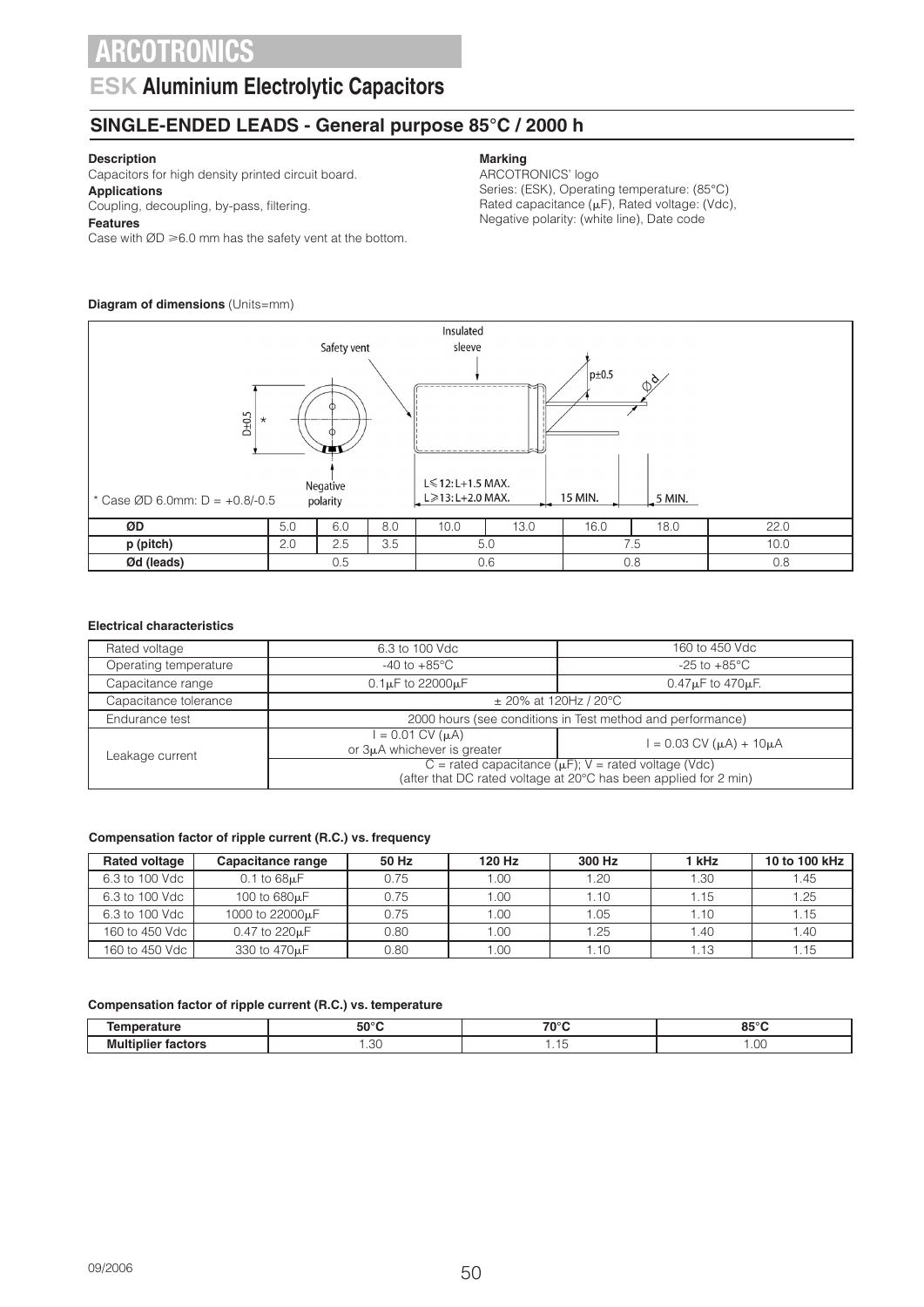# ARCOTRONICS

## ESK Aluminium Electrolytic Capacitors

### SINGLE-ENDED LEADS - General purpose 85°C / 2000 h

**Description**
Capacitors for high density printed circuit board.

**Applications**
Coupling, decoupling, by-pass, filtering.

**Features**
Case with ØD ≥6.0 mm has the safety vent at the bottom.

**Marking**
ARCOTRONICS' logo
Series: (ESK), Operating temperature: (85°C)
Rated capacitance (μF), Rated voltage: (Vdc),
Negative polarity: (white line), Date code

**Diagram of dimensions** (Units=mm)

Safety vent · Insulated sleeve · D±0.5 * · Negative polarity · p±0.5 · Ød · L≤12: L+1.5 MAX. · L≥13: L+2.0 MAX. · 15 MIN. · 5 MIN.

\* Case ØD 6.0mm: D = +0.8/-0.5

| ØD | 5.0 | 6.0 | 8.0 | 10.0 | 13.0 | 16.0 | 18.0 | 22.0 |
|---|---|---|---|---|---|---|---|---|
| p (pitch) | 2.0 | 2.5 | 3.5 | 5.0 | | 7.5 | | 10.0 |
| Ød (leads) | 0.5 | | | 0.6 | | 0.8 | | 0.8 |

**Electrical characteristics**

| Rated voltage | 6.3 to 100 Vdc | 160 to 450 Vdc |
|---|---|---|
| Operating temperature | -40 to +85°C | -25 to +85°C |
| Capacitance range | 0.1μF to 22000μF | 0.47μF to 470μF. |
| Capacitance tolerance | ± 20% at 120Hz / 20°C | |
| Endurance test | 2000 hours (see conditions in Test method and performance) | |
| Leakage current | I = 0.01 CV (μA) or 3μA whichever is greater | I = 0.03 CV (μA) + 10μA |
| | C = rated capacitance (μF); V = rated voltage (Vdc) (after that DC rated voltage at 20°C has been applied for 2 min) | |

**Compensation factor of ripple current (R.C.) vs. frequency**

| Rated voltage | Capacitance range | 50 Hz | 120 Hz | 300 Hz | 1 kHz | 10 to 100 kHz |
|---|---|---|---|---|---|---|
| 6.3 to 100 Vdc | 0.1 to 68μF | 0.75 | 1.00 | 1.20 | 1.30 | 1.45 |
| 6.3 to 100 Vdc | 100 to 680μF | 0.75 | 1.00 | 1.10 | 1.15 | 1.25 |
| 6.3 to 100 Vdc | 1000 to 22000μF | 0.75 | 1.00 | 1.05 | 1.10 | 1.15 |
| 160 to 450 Vdc | 0.47 to 220μF | 0.80 | 1.00 | 1.25 | 1.40 | 1.40 |
| 160 to 450 Vdc | 330 to 470μF | 0.80 | 1.00 | 1.10 | 1.13 | 1.15 |

**Compensation factor of ripple current (R.C.) vs. temperature**

| Temperature | 50°C | 70°C | 85°C |
|---|---|---|---|
| Multiplier factors | 1.30 | 1.15 | 1.00 |

09/2006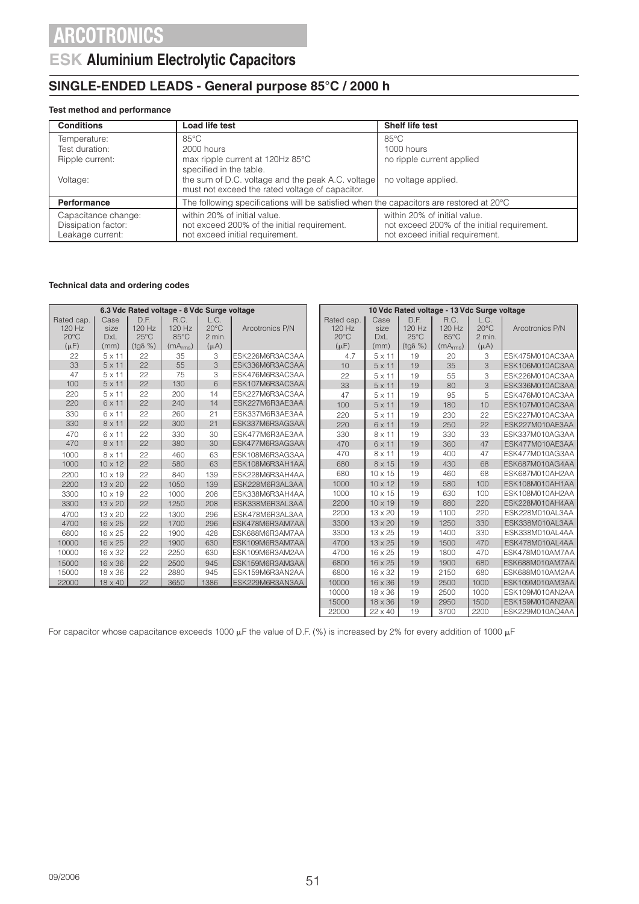# ARCOTRONICS

## ESK Aluminium Electrolytic Capacitors

## SINGLE-ENDED LEADS - General purpose 85°C / 2000 h

**Test method and performance**

| Conditions | Load life test | Shelf life test |
|---|---|---|
| Temperature: | 85°C | 85°C |
| Test duration: | 2000 hours | 1000 hours |
| Ripple current: | max ripple current at 120Hz 85°C specified in the table. | no ripple current applied |
| Voltage: | the sum of D.C. voltage and the peak A.C. voltage must not exceed the rated voltage of capacitor. | no voltage applied. |
| **Performance** | The following specifications will be satisfied when the capacitors are restored at 20°C | |
| Capacitance change: | within 20% of initial value. | within 20% of initial value. |
| Dissipation factor: | not exceed 200% of the initial requirement. | not exceed 200% of the initial requirement. |
| Leakage current: | not exceed initial requirement. | not exceed initial requirement. |

**Technical data and ordering codes**

| 6.3 Vdc Rated voltage - 8 Vdc Surge voltage | | | | | |
|---|---|---|---|---|---|
| Rated cap. 120 Hz 20°C (μF) | Case size DxL (mm) | D.F. 120 Hz 25°C (tgδ %) | R.C. 120 Hz 85°C ($mA_{rms}$) | L.C. 20°C 2 min. (μA) | Arcotronics P/N |
| 22 | 5 x 11 | 22 | 35 | 3 | ESK226M6R3AC3AA |
| 33 | 5 x 11 | 22 | 55 | 3 | ESK336M6R3AC3AA |
| 47 | 5 x 11 | 22 | 75 | 3 | ESK476M6R3AC3AA |
| 100 | 5 x 11 | 22 | 130 | 6 | ESK107M6R3AC3AA |
| 220 | 5 x 11 | 22 | 200 | 14 | ESK227M6R3AC3AA |
| 220 | 6 x 11 | 22 | 240 | 14 | ESK227M6R3AE3AA |
| 330 | 6 x 11 | 22 | 260 | 21 | ESK337M6R3AE3AA |
| 330 | 8 x 11 | 22 | 300 | 21 | ESK337M6R3AG3AA |
| 470 | 6 x 11 | 22 | 330 | 30 | ESK477M6R3AE3AA |
| 470 | 8 x 11 | 22 | 380 | 30 | ESK477M6R3AG3AA |
| 1000 | 8 x 11 | 22 | 460 | 63 | ESK108M6R3AG3AA |
| 1000 | 10 x 12 | 22 | 580 | 63 | ESK108M6R3AH1AA |
| 2200 | 10 x 19 | 22 | 840 | 139 | ESK228M6R3AH4AA |
| 2200 | 13 x 20 | 22 | 1050 | 139 | ESK228M6R3AL3AA |
| 3300 | 10 x 19 | 22 | 1000 | 208 | ESK338M6R3AH4AA |
| 3300 | 13 x 20 | 22 | 1250 | 208 | ESK338M6R3AL3AA |
| 4700 | 13 x 20 | 22 | 1300 | 296 | ESK478M6R3AL3AA |
| 4700 | 16 x 25 | 22 | 1700 | 296 | ESK478M6R3AM7AA |
| 6800 | 16 x 25 | 22 | 1900 | 428 | ESK688M6R3AM7AA |
| 10000 | 16 x 25 | 22 | 1900 | 630 | ESK109M6R3AM7AA |
| 10000 | 16 x 32 | 22 | 2250 | 630 | ESK109M6R3AM2AA |
| 15000 | 16 x 36 | 22 | 2500 | 945 | ESK159M6R3AM3AA |
| 15000 | 18 x 36 | 22 | 2880 | 945 | ESK159M6R3AN2AA |
| 22000 | 18 x 40 | 22 | 3650 | 1386 | ESK229M6R3AN3AA |

| 10 Vdc Rated voltage - 13 Vdc Surge voltage | | | | | |
|---|---|---|---|---|---|
| Rated cap. 120 Hz 20°C (μF) | Case size DxL (mm) | D.F. 120 Hz 25°C (tgδ %) | R.C. 120 Hz 85°C ($mA_{rms}$) | L.C. 20°C 2 min. (μA) | Arcotronics P/N |
| 4.7 | 5 x 11 | 19 | 20 | 3 | ESK475M010AC3AA |
| 10 | 5 x 11 | 19 | 35 | 3 | ESK106M010AC3AA |
| 22 | 5 x 11 | 19 | 55 | 3 | ESK226M010AC3AA |
| 33 | 5 x 11 | 19 | 80 | 3 | ESK336M010AC3AA |
| 47 | 5 x 11 | 19 | 95 | 5 | ESK476M010AC3AA |
| 100 | 5 x 11 | 19 | 180 | 10 | ESK107M010AC3AA |
| 220 | 5 x 11 | 19 | 230 | 22 | ESK227M010AC3AA |
| 220 | 6 x 11 | 19 | 250 | 22 | ESK227M010AE3AA |
| 330 | 8 x 11 | 19 | 330 | 33 | ESK337M010AG3AA |
| 470 | 6 x 11 | 19 | 360 | 47 | ESK477M010AE3AA |
| 470 | 8 x 11 | 19 | 400 | 47 | ESK477M010AG3AA |
| 680 | 8 x 15 | 19 | 430 | 68 | ESK687M010AG4AA |
| 680 | 10 x 15 | 19 | 460 | 68 | ESK687M010AH2AA |
| 1000 | 10 x 12 | 19 | 580 | 100 | ESK108M010AH1AA |
| 1000 | 10 x 15 | 19 | 630 | 100 | ESK108M010AH2AA |
| 2200 | 10 x 19 | 19 | 880 | 220 | ESK228M010AH4AA |
| 2200 | 13 x 20 | 19 | 1100 | 220 | ESK228M010AL3AA |
| 3300 | 13 x 20 | 19 | 1250 | 330 | ESK338M010AL3AA |
| 3300 | 13 x 25 | 19 | 1400 | 330 | ESK338M010AL4AA |
| 4700 | 13 x 25 | 19 | 1500 | 470 | ESK478M010AL4AA |
| 4700 | 16 x 25 | 19 | 1800 | 470 | ESK478M010AM7AA |
| 6800 | 16 x 25 | 19 | 1900 | 680 | ESK688M010AM7AA |
| 6800 | 16 x 32 | 19 | 2150 | 680 | ESK688M010AM2AA |
| 10000 | 16 x 36 | 19 | 2500 | 1000 | ESK109M010AM3AA |
| 10000 | 18 x 36 | 19 | 2500 | 1000 | ESK109M010AN2AA |
| 15000 | 18 x 36 | 19 | 2950 | 1500 | ESK159M010AN2AA |
| 22000 | 22 x 40 | 19 | 3700 | 2200 | ESK229M010AQ4AA |

For capacitor whose capacitance exceeds 1000 μF the value of D.F. (%) is increased by 2% for every addition of 1000 μF

09/2006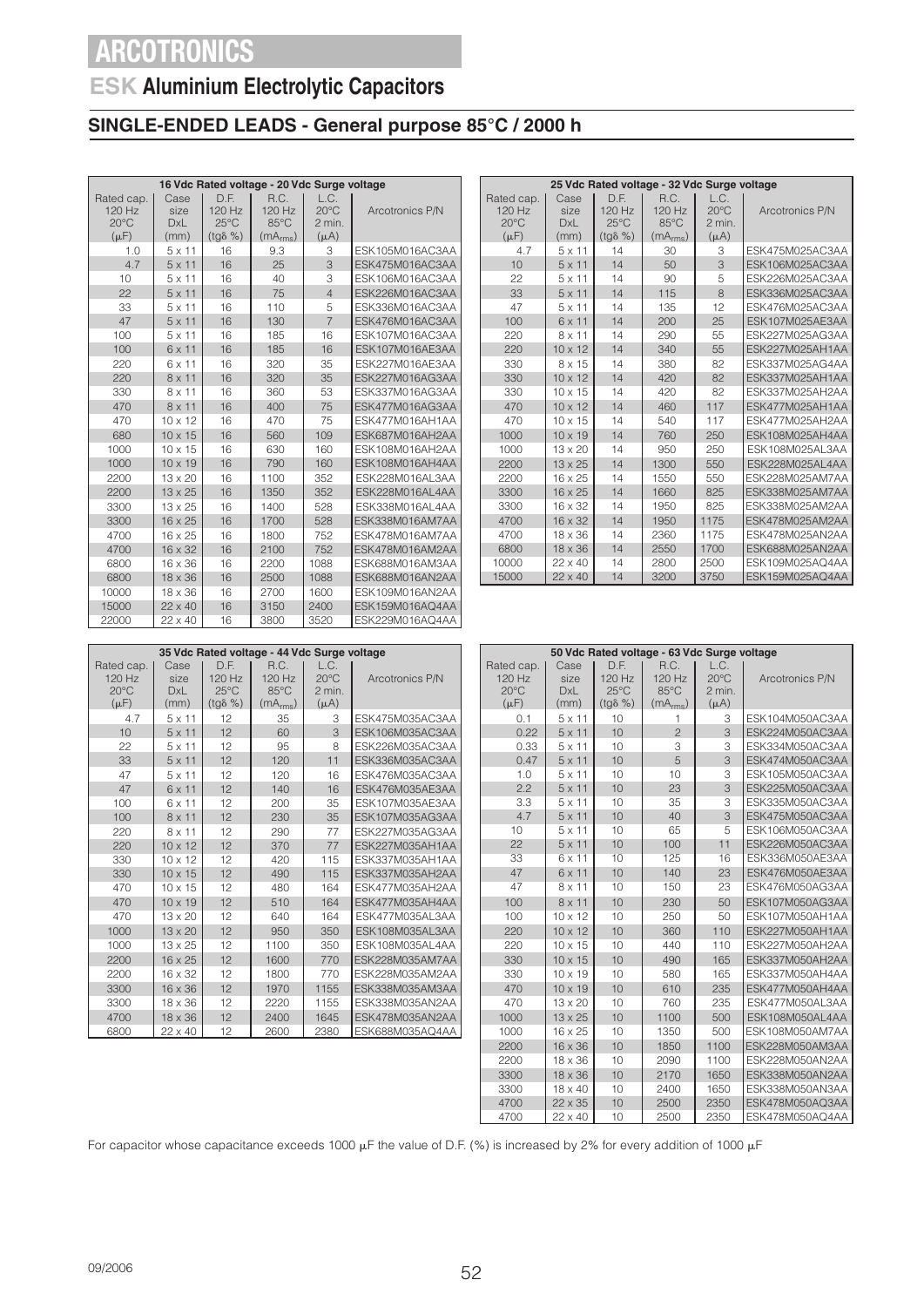# ARCOTRONICS

## ESK Aluminium Electrolytic Capacitors

### SINGLE-ENDED LEADS - General purpose 85°C / 2000 h

| 16 Vdc Rated voltage - 20 Vdc Surge voltage | | | | | |
|---|---|---|---|---|---|
| Rated cap. 120 Hz 20°C (μF) | Case size DxL (mm) | D.F. 120 Hz 25°C (tgδ %) | R.C. 120 Hz 85°C ($mA_{rms}$) | L.C. 20°C 2 min. (μA) | Arcotronics P/N |
| 1.0 | 5 x 11 | 16 | 9.3 | 3 | ESK105M016AC3AA |
| 4.7 | 5 x 11 | 16 | 25 | 3 | ESK475M016AC3AA |
| 10 | 5 x 11 | 16 | 40 | 3 | ESK106M016AC3AA |
| 22 | 5 x 11 | 16 | 75 | 4 | ESK226M016AC3AA |
| 33 | 5 x 11 | 16 | 110 | 5 | ESK336M016AC3AA |
| 47 | 5 x 11 | 16 | 130 | 7 | ESK476M016AC3AA |
| 100 | 5 x 11 | 16 | 185 | 16 | ESK107M016AC3AA |
| 100 | 6 x 11 | 16 | 185 | 16 | ESK107M016AE3AA |
| 220 | 6 x 11 | 16 | 320 | 35 | ESK227M016AE3AA |
| 220 | 8 x 11 | 16 | 320 | 35 | ESK227M016AG3AA |
| 330 | 8 x 11 | 16 | 360 | 53 | ESK337M016AG3AA |
| 470 | 8 x 11 | 16 | 400 | 75 | ESK477M016AG3AA |
| 470 | 10 x 12 | 16 | 470 | 75 | ESK477M016AH1AA |
| 680 | 10 x 15 | 16 | 560 | 109 | ESK687M016AH2AA |
| 1000 | 10 x 15 | 16 | 630 | 160 | ESK108M016AH2AA |
| 1000 | 10 x 19 | 16 | 790 | 160 | ESK108M016AH4AA |
| 2200 | 13 x 20 | 16 | 1100 | 352 | ESK228M016AL3AA |
| 2200 | 13 x 25 | 16 | 1350 | 352 | ESK228M016AL4AA |
| 3300 | 13 x 25 | 16 | 1400 | 528 | ESK338M016AL4AA |
| 3300 | 16 x 25 | 16 | 1700 | 528 | ESK338M016AM7AA |
| 4700 | 16 x 25 | 16 | 1800 | 752 | ESK478M016AM7AA |
| 4700 | 16 x 32 | 16 | 2100 | 752 | ESK478M016AM2AA |
| 6800 | 16 x 36 | 16 | 2200 | 1088 | ESK688M016AM3AA |
| 6800 | 18 x 36 | 16 | 2500 | 1088 | ESK688M016AN2AA |
| 10000 | 18 x 36 | 16 | 2700 | 1600 | ESK109M016AN2AA |
| 15000 | 22 x 40 | 16 | 3150 | 2400 | ESK159M016AQ4AA |
| 22000 | 22 x 40 | 16 | 3800 | 3520 | ESK229M016AQ4AA |

| 25 Vdc Rated voltage - 32 Vdc Surge voltage | | | | | |
|---|---|---|---|---|---|
| Rated cap. 120 Hz 20°C (μF) | Case size DxL (mm) | D.F. 120 Hz 25°C (tgδ %) | R.C. 120 Hz 85°C ($mA_{rms}$) | L.C. 20°C 2 min. (μA) | Arcotronics P/N |
| 4.7 | 5 x 11 | 14 | 30 | 3 | ESK475M025AC3AA |
| 10 | 5 x 11 | 14 | 50 | 3 | ESK106M025AC3AA |
| 22 | 5 x 11 | 14 | 90 | 5 | ESK226M025AC3AA |
| 33 | 5 x 11 | 14 | 115 | 8 | ESK336M025AC3AA |
| 47 | 5 x 11 | 14 | 135 | 12 | ESK476M025AC3AA |
| 100 | 6 x 11 | 14 | 200 | 25 | ESK107M025AE3AA |
| 220 | 8 x 11 | 14 | 290 | 55 | ESK227M025AG3AA |
| 220 | 10 x 12 | 14 | 340 | 55 | ESK227M025AH1AA |
| 330 | 8 x 15 | 14 | 380 | 82 | ESK337M025AG4AA |
| 330 | 10 x 12 | 14 | 420 | 82 | ESK337M025AH1AA |
| 330 | 10 x 15 | 14 | 420 | 82 | ESK337M025AH2AA |
| 470 | 10 x 12 | 14 | 460 | 117 | ESK477M025AH1AA |
| 470 | 10 x 15 | 14 | 540 | 117 | ESK477M025AH2AA |
| 1000 | 10 x 19 | 14 | 760 | 250 | ESK108M025AH4AA |
| 1000 | 13 x 20 | 14 | 950 | 250 | ESK108M025AL3AA |
| 2200 | 13 x 25 | 14 | 1300 | 550 | ESK228M025AL4AA |
| 2200 | 16 x 25 | 14 | 1550 | 550 | ESK228M025AM7AA |
| 3300 | 16 x 25 | 14 | 1660 | 825 | ESK338M025AM7AA |
| 3300 | 16 x 32 | 14 | 1950 | 825 | ESK338M025AM2AA |
| 4700 | 16 x 32 | 14 | 1950 | 1175 | ESK478M025AM2AA |
| 4700 | 18 x 36 | 14 | 2360 | 1175 | ESK478M025AN2AA |
| 6800 | 18 x 36 | 14 | 2550 | 1700 | ESK688M025AN2AA |
| 10000 | 22 x 40 | 14 | 2800 | 2500 | ESK109M025AQ4AA |
| 15000 | 22 x 40 | 14 | 3200 | 3750 | ESK159M025AQ4AA |

| 35 Vdc Rated voltage - 44 Vdc Surge voltage | | | | | |
|---|---|---|---|---|---|
| Rated cap. 120 Hz 20°C (μF) | Case size DxL (mm) | D.F. 120 Hz 25°C (tgδ %) | R.C. 120 Hz 85°C ($mA_{rms}$) | L.C. 20°C 2 min. (μA) | Arcotronics P/N |
| 4.7 | 5 x 11 | 12 | 35 | 3 | ESK475M035AC3AA |
| 10 | 5 x 11 | 12 | 60 | 3 | ESK106M035AC3AA |
| 22 | 5 x 11 | 12 | 95 | 8 | ESK226M035AC3AA |
| 33 | 5 x 11 | 12 | 120 | 11 | ESK336M035AC3AA |
| 47 | 5 x 11 | 12 | 120 | 16 | ESK476M035AC3AA |
| 47 | 6 x 11 | 12 | 140 | 16 | ESK476M035AE3AA |
| 100 | 6 x 11 | 12 | 200 | 35 | ESK107M035AE3AA |
| 100 | 8 x 11 | 12 | 230 | 35 | ESK107M035AG3AA |
| 220 | 8 x 11 | 12 | 290 | 77 | ESK227M035AG3AA |
| 220 | 10 x 12 | 12 | 370 | 77 | ESK227M035AH1AA |
| 330 | 10 x 12 | 12 | 420 | 115 | ESK337M035AH1AA |
| 330 | 10 x 15 | 12 | 490 | 115 | ESK337M035AH2AA |
| 470 | 10 x 15 | 12 | 480 | 164 | ESK477M035AH2AA |
| 470 | 10 x 19 | 12 | 510 | 164 | ESK477M035AH4AA |
| 470 | 13 x 20 | 12 | 640 | 164 | ESK477M035AL3AA |
| 1000 | 13 x 20 | 12 | 950 | 350 | ESK108M035AL3AA |
| 1000 | 13 x 25 | 12 | 1100 | 350 | ESK108M035AL4AA |
| 2200 | 16 x 25 | 12 | 1600 | 770 | ESK228M035AM7AA |
| 2200 | 16 x 32 | 12 | 1800 | 770 | ESK228M035AM2AA |
| 3300 | 16 x 36 | 12 | 1970 | 1155 | ESK338M035AM3AA |
| 3300 | 18 x 36 | 12 | 2220 | 1155 | ESK338M035AN2AA |
| 4700 | 18 x 36 | 12 | 2400 | 1645 | ESK478M035AN2AA |
| 6800 | 22 x 40 | 12 | 2600 | 2380 | ESK688M035AQ4AA |

| 50 Vdc Rated voltage - 63 Vdc Surge voltage | | | | | |
|---|---|---|---|---|---|
| Rated cap. 120 Hz 20°C (μF) | Case size DxL (mm) | D.F. 120 Hz 25°C (tgδ %) | R.C. 120 Hz 85°C ($mA_{rms}$) | L.C. 20°C 2 min. (μA) | Arcotronics P/N |
| 0.1 | 5 x 11 | 10 | 1 | 3 | ESK104M050AC3AA |
| 0.22 | 5 x 11 | 10 | 2 | 3 | ESK224M050AC3AA |
| 0.33 | 5 x 11 | 10 | 3 | 3 | ESK334M050AC3AA |
| 0.47 | 5 x 11 | 10 | 5 | 3 | ESK474M050AC3AA |
| 1.0 | 5 x 11 | 10 | 10 | 3 | ESK105M050AC3AA |
| 2.2 | 5 x 11 | 10 | 23 | 3 | ESK225M050AC3AA |
| 3.3 | 5 x 11 | 10 | 35 | 3 | ESK335M050AC3AA |
| 4.7 | 5 x 11 | 10 | 40 | 3 | ESK475M050AC3AA |
| 10 | 5 x 11 | 10 | 65 | 5 | ESK106M050AC3AA |
| 22 | 5 x 11 | 10 | 100 | 11 | ESK226M050AC3AA |
| 33 | 6 x 11 | 10 | 125 | 16 | ESK336M050AE3AA |
| 47 | 6 x 11 | 10 | 140 | 23 | ESK476M050AE3AA |
| 47 | 8 x 11 | 10 | 150 | 23 | ESK476M050AG3AA |
| 100 | 8 x 11 | 10 | 230 | 50 | ESK107M050AG3AA |
| 100 | 10 x 12 | 10 | 250 | 50 | ESK107M050AH1AA |
| 220 | 10 x 12 | 10 | 360 | 110 | ESK227M050AH1AA |
| 220 | 10 x 15 | 10 | 440 | 110 | ESK227M050AH2AA |
| 330 | 10 x 15 | 10 | 490 | 165 | ESK337M050AH2AA |
| 330 | 10 x 19 | 10 | 580 | 165 | ESK337M050AH4AA |
| 470 | 10 x 19 | 10 | 610 | 235 | ESK477M050AH4AA |
| 470 | 13 x 20 | 10 | 760 | 235 | ESK477M050AL3AA |
| 1000 | 13 x 25 | 10 | 1100 | 500 | ESK108M050AL4AA |
| 1000 | 16 x 25 | 10 | 1350 | 500 | ESK108M050AM7AA |
| 2200 | 16 x 36 | 10 | 1850 | 1100 | ESK228M050AM3AA |
| 2200 | 18 x 36 | 10 | 2090 | 1100 | ESK228M050AN2AA |
| 3300 | 18 x 36 | 10 | 2170 | 1650 | ESK338M050AN2AA |
| 3300 | 18 x 40 | 10 | 2400 | 1650 | ESK338M050AN3AA |
| 4700 | 22 x 35 | 10 | 2500 | 2350 | ESK478M050AQ3AA |
| 4700 | 22 x 40 | 10 | 2500 | 2350 | ESK478M050AQ4AA |

For capacitor whose capacitance exceeds 1000 μF the value of D.F. (%) is increased by 2% for every addition of 1000 μF

09/2006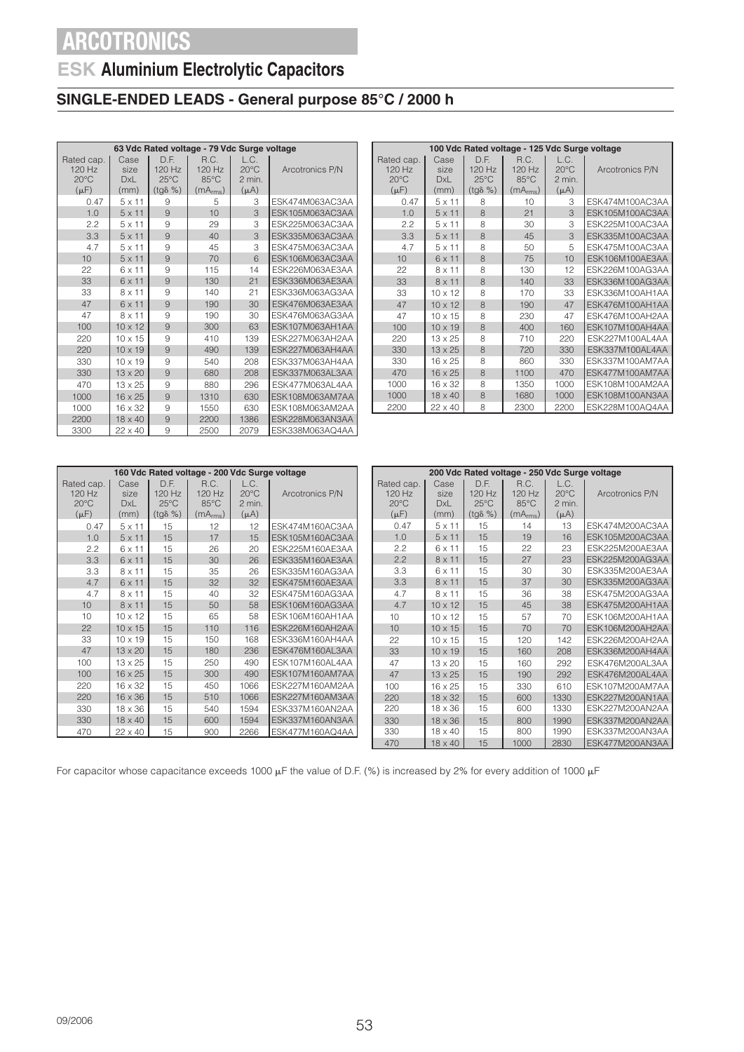# ARCOTRONICS

## ESK Aluminium Electrolytic Capacitors

### SINGLE-ENDED LEADS - General purpose 85°C / 2000 h

| 63 Vdc Rated voltage - 79 Vdc Surge voltage | | | | | |
|---|---|---|---|---|---|
| Rated cap. 120 Hz 20°C (μF) | Case size DxL (mm) | D.F. 120 Hz 25°C (tgδ %) | R.C. 120 Hz 85°C ($mA_{rms}$) | L.C. 20°C 2 min. (μA) | Arcotronics P/N |
| 0.47 | 5 x 11 | 9 | 5 | 3 | ESK474M063AC3AA |
| 1.0 | 5 x 11 | 9 | 10 | 3 | ESK105M063AC3AA |
| 2.2 | 5 x 11 | 9 | 29 | 3 | ESK225M063AC3AA |
| 3.3 | 5 x 11 | 9 | 40 | 3 | ESK335M063AC3AA |
| 4.7 | 5 x 11 | 9 | 45 | 3 | ESK475M063AC3AA |
| 10 | 5 x 11 | 9 | 70 | 6 | ESK106M063AC3AA |
| 22 | 6 x 11 | 9 | 115 | 14 | ESK226M063AE3AA |
| 33 | 6 x 11 | 9 | 130 | 21 | ESK336M063AE3AA |
| 33 | 8 x 11 | 9 | 140 | 21 | ESK336M063AG3AA |
| 47 | 6 x 11 | 9 | 190 | 30 | ESK476M063AE3AA |
| 47 | 8 x 11 | 9 | 190 | 30 | ESK476M063AG3AA |
| 100 | 10 x 12 | 9 | 300 | 63 | ESK107M063AH1AA |
| 220 | 10 x 15 | 9 | 410 | 139 | ESK227M063AH2AA |
| 220 | 10 x 19 | 9 | 490 | 139 | ESK227M063AH4AA |
| 330 | 10 x 19 | 9 | 540 | 208 | ESK337M063AH4AA |
| 330 | 13 x 20 | 9 | 680 | 208 | ESK337M063AL3AA |
| 470 | 13 x 25 | 9 | 880 | 296 | ESK477M063AL4AA |
| 1000 | 16 x 25 | 9 | 1310 | 630 | ESK108M063AM7AA |
| 1000 | 16 x 32 | 9 | 1550 | 630 | ESK108M063AM2AA |
| 2200 | 18 x 40 | 9 | 2200 | 1386 | ESK228M063AN3AA |
| 3300 | 22 x 40 | 9 | 2500 | 2079 | ESK338M063AQ4AA |

| 100 Vdc Rated voltage - 125 Vdc Surge voltage | | | | | |
|---|---|---|---|---|---|
| Rated cap. 120 Hz 20°C (μF) | Case size DxL (mm) | D.F. 120 Hz 25°C (tgδ %) | R.C. 120 Hz 85°C ($mA_{rms}$) | L.C. 20°C 2 min. (μA) | Arcotronics P/N |
| 0.47 | 5 x 11 | 8 | 10 | 3 | ESK474M100AC3AA |
| 1.0 | 5 x 11 | 8 | 21 | 3 | ESK105M100AC3AA |
| 2.2 | 5 x 11 | 8 | 30 | 3 | ESK225M100AC3AA |
| 3.3 | 5 x 11 | 8 | 45 | 3 | ESK335M100AC3AA |
| 4.7 | 5 x 11 | 8 | 50 | 5 | ESK475M100AC3AA |
| 10 | 6 x 11 | 8 | 75 | 10 | ESK106M100AE3AA |
| 22 | 8 x 11 | 8 | 130 | 12 | ESK226M100AG3AA |
| 33 | 8 x 11 | 8 | 140 | 33 | ESK336M100AG3AA |
| 33 | 10 x 12 | 8 | 170 | 33 | ESK336M100AH1AA |
| 47 | 10 x 12 | 8 | 190 | 47 | ESK476M100AH1AA |
| 47 | 10 x 15 | 8 | 230 | 47 | ESK476M100AH2AA |
| 100 | 10 x 19 | 8 | 400 | 160 | ESK107M100AH4AA |
| 220 | 13 x 25 | 8 | 710 | 220 | ESK227M100AL4AA |
| 330 | 13 x 25 | 8 | 720 | 330 | ESK337M100AL4AA |
| 330 | 16 x 25 | 8 | 860 | 330 | ESK337M100AM7AA |
| 470 | 16 x 25 | 8 | 1100 | 470 | ESK477M100AM7AA |
| 1000 | 16 x 32 | 8 | 1350 | 1000 | ESK108M100AM2AA |
| 1000 | 18 x 40 | 8 | 1680 | 1000 | ESK108M100AN3AA |
| 2200 | 22 x 40 | 8 | 2300 | 2200 | ESK228M100AQ4AA |

| 160 Vdc Rated voltage - 200 Vdc Surge voltage | | | | | |
|---|---|---|---|---|---|
| Rated cap. 120 Hz 20°C (μF) | Case size DxL (mm) | D.F. 120 Hz 25°C (tgδ %) | R.C. 120 Hz 85°C ($mA_{rms}$) | L.C. 20°C 2 min. (μA) | Arcotronics P/N |
| 0.47 | 5 x 11 | 15 | 12 | 12 | ESK474M160AC3AA |
| 1.0 | 5 x 11 | 15 | 17 | 15 | ESK105M160AC3AA |
| 2.2 | 6 x 11 | 15 | 26 | 20 | ESK225M160AE3AA |
| 3.3 | 6 x 11 | 15 | 30 | 26 | ESK335M160AE3AA |
| 3.3 | 8 x 11 | 15 | 35 | 26 | ESK335M160AG3AA |
| 4.7 | 6 x 11 | 15 | 32 | 32 | ESK475M160AE3AA |
| 4.7 | 8 x 11 | 15 | 40 | 32 | ESK475M160AG3AA |
| 10 | 8 x 11 | 15 | 50 | 58 | ESK106M160AG3AA |
| 10 | 10 x 12 | 15 | 65 | 58 | ESK106M160AH1AA |
| 22 | 10 x 15 | 15 | 110 | 116 | ESK226M160AH2AA |
| 33 | 10 x 19 | 15 | 150 | 168 | ESK336M160AH4AA |
| 47 | 13 x 20 | 15 | 180 | 236 | ESK476M160AL3AA |
| 100 | 13 x 25 | 15 | 250 | 490 | ESK107M160AL4AA |
| 100 | 16 x 25 | 15 | 300 | 490 | ESK107M160AM7AA |
| 220 | 16 x 32 | 15 | 450 | 1066 | ESK227M160AM2AA |
| 220 | 16 x 36 | 15 | 510 | 1066 | ESK227M160AM3AA |
| 330 | 18 x 36 | 15 | 540 | 1594 | ESK337M160AN2AA |
| 330 | 18 x 40 | 15 | 600 | 1594 | ESK337M160AN3AA |
| 470 | 22 x 40 | 15 | 900 | 2266 | ESK477M160AQ4AA |

| 200 Vdc Rated voltage - 250 Vdc Surge voltage | | | | | |
|---|---|---|---|---|---|
| Rated cap. 120 Hz 20°C (μF) | Case size DxL (mm) | D.F. 120 Hz 25°C (tgδ %) | R.C. 120 Hz 85°C ($mA_{rms}$) | L.C. 20°C 2 min. (μA) | Arcotronics P/N |
| 0.47 | 5 x 11 | 15 | 14 | 13 | ESK474M200AC3AA |
| 1.0 | 5 x 11 | 15 | 19 | 16 | ESK105M200AC3AA |
| 2.2 | 6 x 11 | 15 | 22 | 23 | ESK225M200AE3AA |
| 2.2 | 8 x 11 | 15 | 27 | 23 | ESK225M200AG3AA |
| 3.3 | 6 x 11 | 15 | 30 | 30 | ESK335M200AE3AA |
| 3.3 | 8 x 11 | 15 | 37 | 30 | ESK335M200AG3AA |
| 4.7 | 8 x 11 | 15 | 36 | 38 | ESK475M200AG3AA |
| 4.7 | 10 x 12 | 15 | 45 | 38 | ESK475M200AH1AA |
| 10 | 10 x 12 | 15 | 57 | 70 | ESK106M200AH1AA |
| 10 | 10 x 15 | 15 | 70 | 70 | ESK106M200AH2AA |
| 22 | 10 x 15 | 15 | 120 | 142 | ESK226M200AH2AA |
| 33 | 10 x 19 | 15 | 160 | 208 | ESK336M200AH4AA |
| 47 | 13 x 20 | 15 | 160 | 292 | ESK476M200AL3AA |
| 47 | 13 x 25 | 15 | 190 | 292 | ESK476M200AL4AA |
| 100 | 16 x 25 | 15 | 330 | 610 | ESK107M200AM7AA |
| 220 | 18 x 32 | 15 | 600 | 1330 | ESK227M200AN1AA |
| 220 | 18 x 36 | 15 | 600 | 1330 | ESK227M200AN2AA |
| 330 | 18 x 36 | 15 | 800 | 1990 | ESK337M200AN2AA |
| 330 | 18 x 40 | 15 | 800 | 1990 | ESK337M200AN3AA |
| 470 | 18 x 40 | 15 | 1000 | 2830 | ESK477M200AN3AA |

For capacitor whose capacitance exceeds 1000 μF the value of D.F. (%) is increased by 2% for every addition of 1000 μF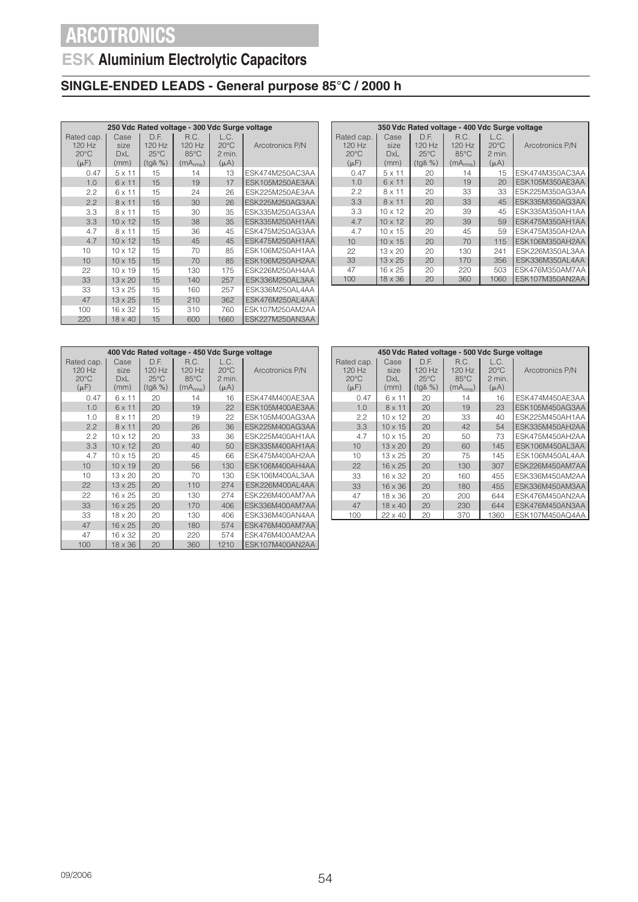# ARCOTRONICS

## ESK Aluminium Electrolytic Capacitors

### SINGLE-ENDED LEADS - General purpose 85°C / 2000 h

| 250 Vdc Rated voltage - 300 Vdc Surge voltage | | | | | |
|---|---|---|---|---|---|
| Rated cap. 120 Hz 20°C (μF) | Case size DxL (mm) | D.F. 120 Hz 25°C (tgδ %) | R.C. 120 Hz 85°C ($mA_{rms}$) | L.C. 20°C 2 min. (μA) | Arcotronics P/N |
| 0.47 | 5 x 11 | 15 | 14 | 13 | ESK474M250AC3AA |
| 1.0 | 6 x 11 | 15 | 19 | 17 | ESK105M250AE3AA |
| 2.2 | 6 x 11 | 15 | 24 | 26 | ESK225M250AE3AA |
| 2.2 | 8 x 11 | 15 | 30 | 26 | ESK225M250AG3AA |
| 3.3 | 8 x 11 | 15 | 30 | 35 | ESK335M250AG3AA |
| 3.3 | 10 x 12 | 15 | 38 | 35 | ESK335M250AH1AA |
| 4.7 | 8 x 11 | 15 | 36 | 45 | ESK475M250AG3AA |
| 4.7 | 10 x 12 | 15 | 45 | 45 | ESK475M250AH1AA |
| 10 | 10 x 12 | 15 | 70 | 85 | ESK106M250AH1AA |
| 10 | 10 x 15 | 15 | 70 | 85 | ESK106M250AH2AA |
| 22 | 10 x 19 | 15 | 130 | 175 | ESK226M250AH4AA |
| 33 | 13 x 20 | 15 | 140 | 257 | ESK336M250AL3AA |
| 33 | 13 x 25 | 15 | 160 | 257 | ESK336M250AL4AA |
| 47 | 13 x 25 | 15 | 210 | 362 | ESK476M250AL4AA |
| 100 | 16 x 32 | 15 | 310 | 760 | ESK107M250AM2AA |
| 220 | 18 x 40 | 15 | 600 | 1660 | ESK227M250AN3AA |

| 350 Vdc Rated voltage - 400 Vdc Surge voltage | | | | | |
|---|---|---|---|---|---|
| Rated cap. 120 Hz 20°C (μF) | Case size DxL (mm) | D.F. 120 Hz 25°C (tgδ %) | R.C. 120 Hz 85°C ($mA_{rms}$) | L.C. 20°C 2 min. (μA) | Arcotronics P/N |
| 0.47 | 5 x 11 | 20 | 14 | 15 | ESK474M350AC3AA |
| 1.0 | 6 x 11 | 20 | 19 | 20 | ESK105M350AE3AA |
| 2.2 | 8 x 11 | 20 | 33 | 33 | ESK225M350AG3AA |
| 3.3 | 8 x 11 | 20 | 33 | 45 | ESK335M350AG3AA |
| 3.3 | 10 x 12 | 20 | 39 | 45 | ESK335M350AH1AA |
| 4.7 | 10 x 12 | 20 | 39 | 59 | ESK475M350AH1AA |
| 4.7 | 10 x 15 | 20 | 45 | 59 | ESK475M350AH2AA |
| 10 | 10 x 15 | 20 | 70 | 115 | ESK106M350AH2AA |
| 22 | 13 x 20 | 20 | 130 | 241 | ESK226M350AL3AA |
| 33 | 13 x 25 | 20 | 170 | 356 | ESK336M350AL4AA |
| 47 | 16 x 25 | 20 | 220 | 503 | ESK476M350AM7AA |
| 100 | 18 x 36 | 20 | 360 | 1060 | ESK107M350AN2AA |

| 400 Vdc Rated voltage - 450 Vdc Surge voltage | | | | | |
|---|---|---|---|---|---|
| Rated cap. 120 Hz 20°C (μF) | Case size DxL (mm) | D.F. 120 Hz 25°C (tgδ %) | R.C. 120 Hz 85°C ($mA_{rms}$) | L.C. 20°C 2 min. (μA) | Arcotronics P/N |
| 0.47 | 6 x 11 | 20 | 14 | 16 | ESK474M400AE3AA |
| 1.0 | 6 x 11 | 20 | 19 | 22 | ESK105M400AE3AA |
| 1.0 | 8 x 11 | 20 | 19 | 22 | ESK105M400AG3AA |
| 2.2 | 8 x 11 | 20 | 26 | 36 | ESK225M400AG3AA |
| 2.2 | 10 x 12 | 20 | 33 | 36 | ESK225M400AH1AA |
| 3.3 | 10 x 12 | 20 | 40 | 50 | ESK335M400AH1AA |
| 4.7 | 10 x 15 | 20 | 45 | 66 | ESK475M400AH2AA |
| 10 | 10 x 19 | 20 | 56 | 130 | ESK106M400AH4AA |
| 10 | 13 x 20 | 20 | 70 | 130 | ESK106M400AL3AA |
| 22 | 13 x 25 | 20 | 110 | 274 | ESK226M400AL4AA |
| 22 | 16 x 25 | 20 | 130 | 274 | ESK226M400AM7AA |
| 33 | 16 x 25 | 20 | 170 | 406 | ESK336M400AM7AA |
| 33 | 18 x 20 | 20 | 130 | 406 | ESK336M400AN4AA |
| 47 | 16 x 25 | 20 | 180 | 574 | ESK476M400AM7AA |
| 47 | 16 x 32 | 20 | 220 | 574 | ESK476M400AM2AA |
| 100 | 18 x 36 | 20 | 360 | 1210 | ESK107M400AN2AA |

| 450 Vdc Rated voltage - 500 Vdc Surge voltage | | | | | |
|---|---|---|---|---|---|
| Rated cap. 120 Hz 20°C (μF) | Case size DxL (mm) | D.F. 120 Hz 25°C (tgδ %) | R.C. 120 Hz 85°C ($mA_{rms}$) | L.C. 20°C 2 min. (μA) | Arcotronics P/N |
| 0.47 | 6 x 11 | 20 | 14 | 16 | ESK474M450AE3AA |
| 1.0 | 8 x 11 | 20 | 19 | 23 | ESK105M450AG3AA |
| 2.2 | 10 x 12 | 20 | 33 | 40 | ESK225M450AH1AA |
| 3.3 | 10 x 15 | 20 | 42 | 54 | ESK335M450AH2AA |
| 4.7 | 10 x 15 | 20 | 50 | 73 | ESK475M450AH2AA |
| 10 | 13 x 20 | 20 | 60 | 145 | ESK106M450AL3AA |
| 10 | 13 x 25 | 20 | 75 | 145 | ESK106M450AL4AA |
| 22 | 16 x 25 | 20 | 130 | 307 | ESK226M450AM7AA |
| 33 | 16 x 32 | 20 | 160 | 455 | ESK336M450AM2AA |
| 33 | 16 x 36 | 20 | 180 | 455 | ESK336M450AM3AA |
| 47 | 18 x 36 | 20 | 200 | 644 | ESK476M450AN2AA |
| 47 | 18 x 40 | 20 | 230 | 644 | ESK476M450AN3AA |
| 100 | 22 x 40 | 20 | 370 | 1360 | ESK107M450AQ4AA |

09/2006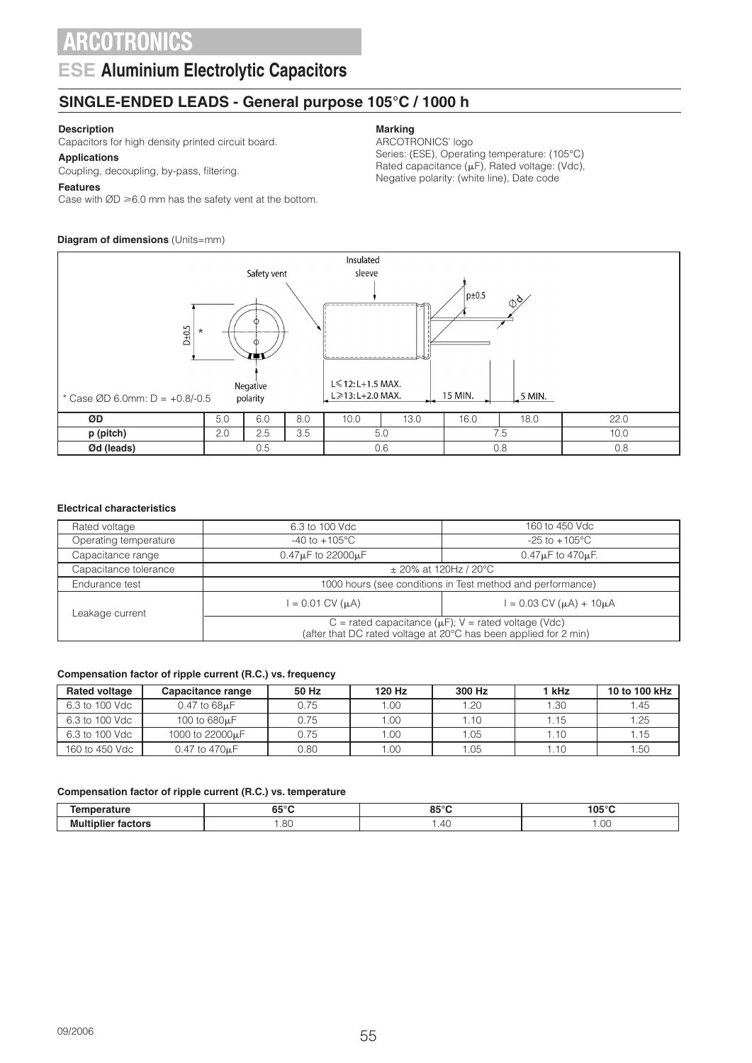# ARCOTRONICS

## ESE Aluminium Electrolytic Capacitors

### SINGLE-ENDED LEADS - General purpose 105°C / 1000 h

**Description**
Capacitors for high density printed circuit board.

**Applications**
Coupling, decoupling, by-pass, filtering.

**Features**
Case with ØD ≥6.0 mm has the safety vent at the bottom.

**Marking**
ARCOTRONICS' logo
Series: (ESE), Operating temperature: (105°C)
Rated capacitance (μF), Rated voltage: (Vdc),
Negative polarity: (white line), Date code

**Diagram of dimensions** (Units=mm)

Safety vent — Insulated sleeve — D±0.5 * — Negative polarity — p±0.5 — Ød — L≤12: L+1.5 MAX. — L≥13: L+2.0 MAX. — 15 MIN. — 5 MIN.

\* Case ØD 6.0mm: D = +0.8/-0.5

| ØD | 5.0 | 6.0 | 8.0 | 10.0 | 13.0 | 16.0 | 18.0 | 22.0 |
|---|---|---|---|---|---|---|---|---|
| p (pitch) | 2.0 | 2.5 | 3.5 | 5.0 | | 7.5 | | 10.0 |
| Ød (leads) | 0.5 | | | 0.6 | | 0.8 | | 0.8 |

**Electrical characteristics**

| | | |
|---|---|---|
| Rated voltage | 6.3 to 100 Vdc | 160 to 450 Vdc |
| Operating temperature | -40 to +105°C | -25 to +105°C |
| Capacitance range | 0.47μF to 22000μF | 0.47μF to 470μF. |
| Capacitance tolerance | ± 20% at 120Hz / 20°C | |
| Endurance test | 1000 hours (see conditions in Test method and performance) | |
| Leakage current | I = 0.01 CV (μA) | I = 0.03 CV (μA) + 10μA |
| | C = rated capacitance (μF); V = rated voltage (Vdc) (after that DC rated voltage at 20°C has been applied for 2 min) | |

**Compensation factor of ripple current (R.C.) vs. frequency**

| Rated voltage | Capacitance range | 50 Hz | 120 Hz | 300 Hz | 1 kHz | 10 to 100 kHz |
|---|---|---|---|---|---|---|
| 6.3 to 100 Vdc | 0.47 to 68μF | 0.75 | 1.00 | 1.20 | 1.30 | 1.45 |
| 6.3 to 100 Vdc | 100 to 680μF | 0.75 | 1.00 | 1.10 | 1.15 | 1.25 |
| 6.3 to 100 Vdc | 1000 to 22000μF | 0.75 | 1.00 | 1.05 | 1.10 | 1.15 |
| 160 to 450 Vdc | 0.47 to 470μF | 0.80 | 1.00 | 1.05 | 1.10 | 1.50 |

**Compensation factor of ripple current (R.C.) vs. temperature**

| Temperature | 65°C | 85°C | 105°C |
|---|---|---|---|
| Multiplier factors | 1.80 | 1.40 | 1.00 |

09/2006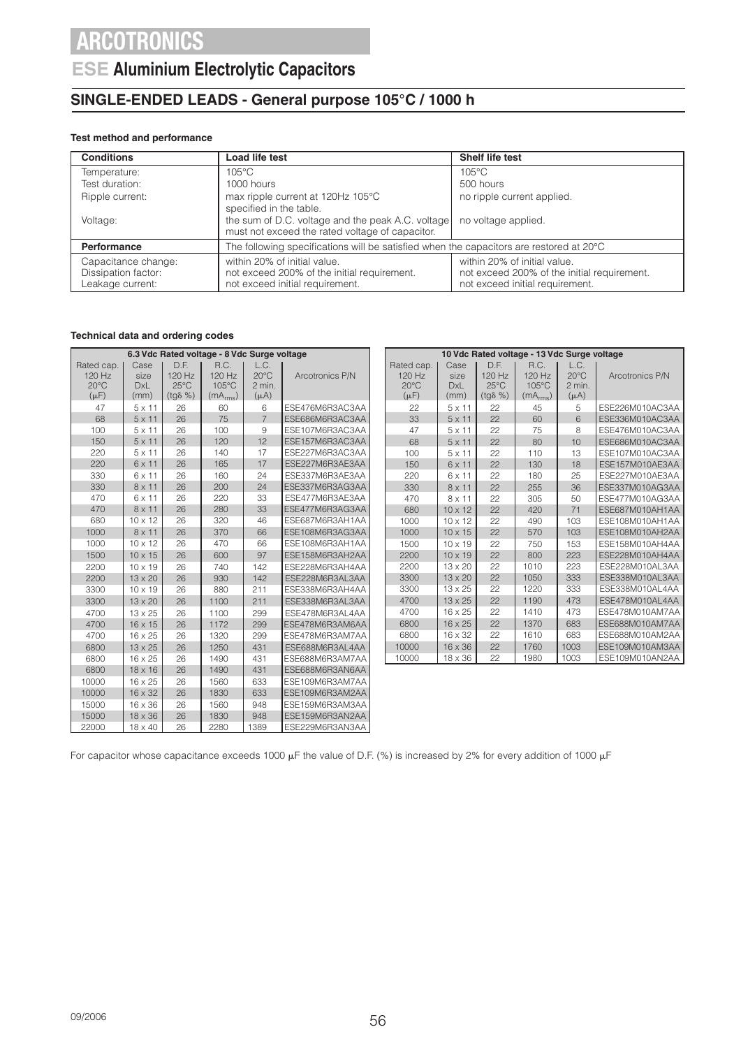# ARCOTRONICS

## ESE Aluminium Electrolytic Capacitors

## SINGLE-ENDED LEADS - General purpose 105°C / 1000 h

**Test method and performance**

| Conditions | Load life test | Shelf life test |
|---|---|---|
| Temperature:<br>Test duration:<br>Ripple current:<br><br>Voltage: | 105°C<br>1000 hours<br>max ripple current at 120Hz 105°C specified in the table.<br>the sum of D.C. voltage and the peak A.C. voltage must not exceed the rated voltage of capacitor. | 105°C<br>500 hours<br>no ripple current applied.<br><br>no voltage applied. |
| **Performance** | The following specifications will be satisfied when the capacitors are restored at 20°C | |
| Capacitance change:<br>Dissipation factor:<br>Leakage current: | within 20% of initial value.<br>not exceed 200% of the initial requirement.<br>not exceed initial requirement. | within 20% of initial value.<br>not exceed 200% of the initial requirement.<br>not exceed initial requirement. |

**Technical data and ordering codes**

| 6.3 Vdc Rated voltage - 8 Vdc Surge voltage | | | | | |
|---|---|---|---|---|---|
| Rated cap. 120 Hz 20°C (μF) | Case size DxL (mm) | D.F. 120 Hz 25°C (tgδ %) | R.C. 120 Hz 105°C ($mA_{rms}$) | L.C. 20°C 2 min. (μA) | Arcotronics P/N |
| 47 | 5 x 11 | 26 | 60 | 6 | ESE476M6R3AC3AA |
| 68 | 5 x 11 | 26 | 75 | 7 | ESE686M6R3AC3AA |
| 100 | 5 x 11 | 26 | 100 | 9 | ESE107M6R3AC3AA |
| 150 | 5 x 11 | 26 | 120 | 12 | ESE157M6R3AC3AA |
| 220 | 5 x 11 | 26 | 140 | 17 | ESE227M6R3AC3AA |
| 220 | 6 x 11 | 26 | 165 | 17 | ESE227M6R3AE3AA |
| 330 | 6 x 11 | 26 | 160 | 24 | ESE337M6R3AE3AA |
| 330 | 8 x 11 | 26 | 200 | 24 | ESE337M6R3AG3AA |
| 470 | 6 x 11 | 26 | 220 | 33 | ESE477M6R3AE3AA |
| 470 | 8 x 11 | 26 | 280 | 33 | ESE477M6R3AG3AA |
| 680 | 10 x 12 | 26 | 320 | 46 | ESE687M6R3AH1AA |
| 1000 | 8 x 11 | 26 | 370 | 66 | ESE108M6R3AG3AA |
| 1000 | 10 x 12 | 26 | 470 | 66 | ESE108M6R3AH1AA |
| 1500 | 10 x 15 | 26 | 600 | 97 | ESE158M6R3AH2AA |
| 2200 | 10 x 19 | 26 | 740 | 142 | ESE228M6R3AH4AA |
| 2200 | 13 x 20 | 26 | 930 | 142 | ESE228M6R3AL3AA |
| 3300 | 10 x 19 | 26 | 880 | 211 | ESE338M6R3AH4AA |
| 3300 | 13 x 20 | 26 | 1100 | 211 | ESE338M6R3AL3AA |
| 4700 | 13 x 25 | 26 | 1100 | 299 | ESE478M6R3AL4AA |
| 4700 | 16 x 15 | 26 | 1172 | 299 | ESE478M6R3AM6AA |
| 4700 | 16 x 25 | 26 | 1320 | 299 | ESE478M6R3AM7AA |
| 6800 | 13 x 25 | 26 | 1250 | 431 | ESE688M6R3AL4AA |
| 6800 | 16 x 25 | 26 | 1490 | 431 | ESE688M6R3AM7AA |
| 6800 | 18 x 16 | 26 | 1490 | 431 | ESE688M6R3AN6AA |
| 10000 | 16 x 25 | 26 | 1560 | 633 | ESE109M6R3AM7AA |
| 10000 | 16 x 32 | 26 | 1830 | 633 | ESE109M6R3AM2AA |
| 15000 | 16 x 36 | 26 | 1560 | 948 | ESE159M6R3AM3AA |
| 15000 | 18 x 36 | 26 | 1830 | 948 | ESE159M6R3AN2AA |
| 22000 | 18 x 40 | 26 | 2280 | 1389 | ESE229M6R3AN3AA |

| 10 Vdc Rated voltage - 13 Vdc Surge voltage | | | | | |
|---|---|---|---|---|---|
| Rated cap. 120 Hz 20°C (μF) | Case size DxL (mm) | D.F. 120 Hz 25°C (tgδ %) | R.C. 120 Hz 105°C ($mA_{rms}$) | L.C. 20°C 2 min. (μA) | Arcotronics P/N |
| 22 | 5 x 11 | 22 | 45 | 5 | ESE226M010AC3AA |
| 33 | 5 x 11 | 22 | 60 | 6 | ESE336M010AC3AA |
| 47 | 5 x 11 | 22 | 75 | 8 | ESE476M010AC3AA |
| 68 | 5 x 11 | 22 | 80 | 10 | ESE686M010AC3AA |
| 100 | 5 x 11 | 22 | 110 | 13 | ESE107M010AC3AA |
| 150 | 6 x 11 | 22 | 130 | 18 | ESE157M010AE3AA |
| 220 | 6 x 11 | 22 | 180 | 25 | ESE227M010AE3AA |
| 330 | 8 x 11 | 22 | 255 | 36 | ESE337M010AG3AA |
| 470 | 8 x 11 | 22 | 305 | 50 | ESE477M010AG3AA |
| 680 | 10 x 12 | 22 | 420 | 71 | ESE687M010AH1AA |
| 1000 | 10 x 12 | 22 | 490 | 103 | ESE108M010AH1AA |
| 1000 | 10 x 15 | 22 | 570 | 103 | ESE108M010AH2AA |
| 1500 | 10 x 19 | 22 | 750 | 153 | ESE158M010AH4AA |
| 2200 | 10 x 19 | 22 | 800 | 223 | ESE228M010AH4AA |
| 2200 | 13 x 20 | 22 | 1010 | 223 | ESE228M010AL3AA |
| 3300 | 13 x 20 | 22 | 1050 | 333 | ESE338M010AL3AA |
| 3300 | 13 x 25 | 22 | 1220 | 333 | ESE338M010AL4AA |
| 4700 | 13 x 25 | 22 | 1190 | 473 | ESE478M010AL4AA |
| 4700 | 16 x 25 | 22 | 1410 | 473 | ESE478M010AM7AA |
| 6800 | 16 x 25 | 22 | 1370 | 683 | ESE688M010AM7AA |
| 6800 | 16 x 32 | 22 | 1610 | 683 | ESE688M010AM2AA |
| 10000 | 16 x 36 | 22 | 1760 | 1003 | ESE109M010AM3AA |
| 10000 | 18 x 36 | 22 | 1980 | 1003 | ESE109M010AN2AA |

For capacitor whose capacitance exceeds 1000 μF the value of D.F. (%) is increased by 2% for every addition of 1000 μF

09/2006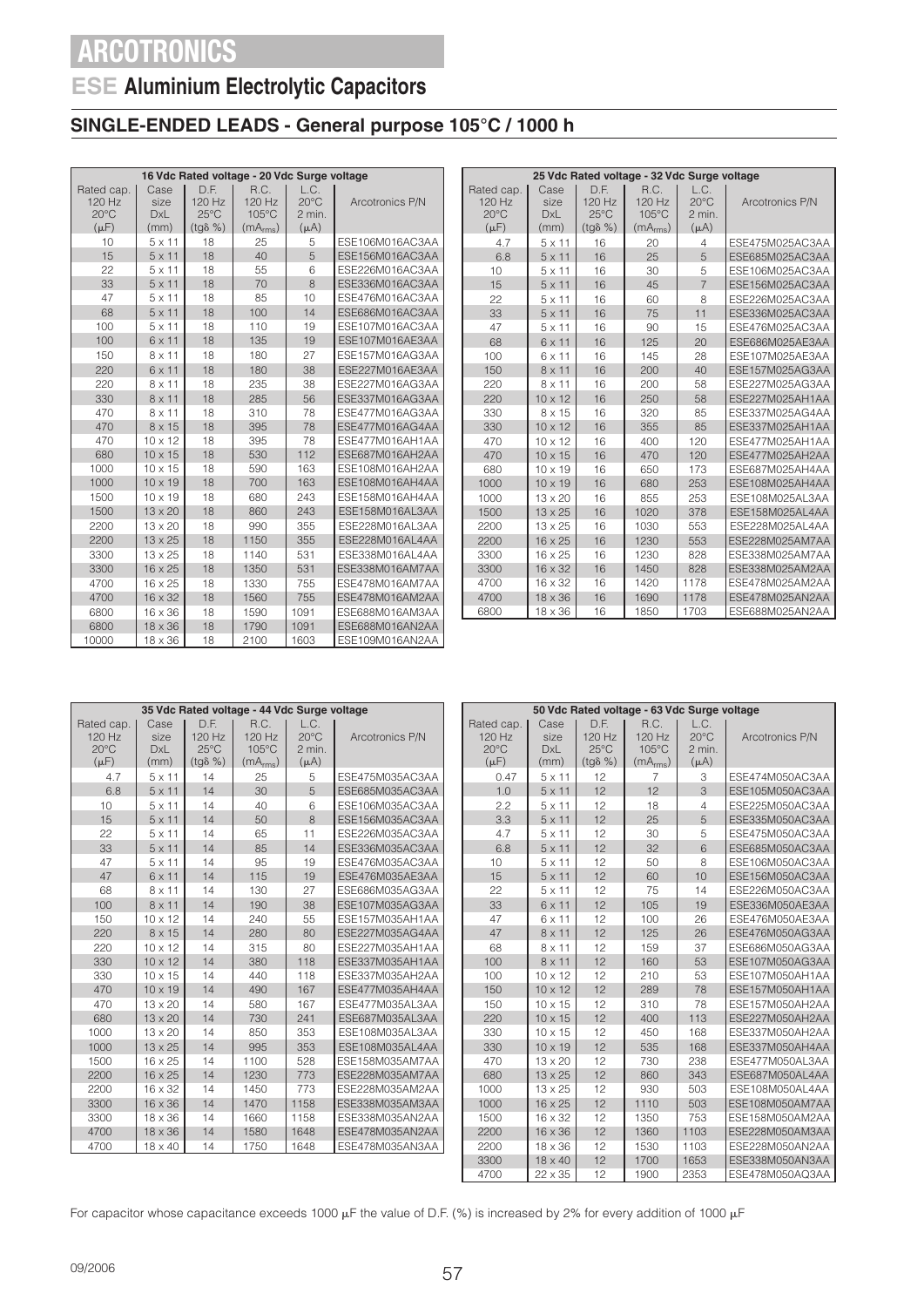# ARCOTRONICS

## ESE Aluminium Electrolytic Capacitors

### SINGLE-ENDED LEADS - General purpose 105°C / 1000 h

| 16 Vdc Rated voltage - 20 Vdc Surge voltage | | | | | |
|---|---|---|---|---|---|
| Rated cap. 120 Hz 20°C (μF) | Case size DxL (mm) | D.F. 120 Hz 25°C (tgδ %) | R.C. 120 Hz 105°C ($mA_{rms}$) | L.C. 20°C 2 min. (μA) | Arcotronics P/N |
| 10 | 5 x 11 | 18 | 25 | 5 | ESE106M016AC3AA |
| 15 | 5 x 11 | 18 | 40 | 5 | ESE156M016AC3AA |
| 22 | 5 x 11 | 18 | 55 | 6 | ESE226M016AC3AA |
| 33 | 5 x 11 | 18 | 70 | 8 | ESE336M016AC3AA |
| 47 | 5 x 11 | 18 | 85 | 10 | ESE476M016AC3AA |
| 68 | 5 x 11 | 18 | 100 | 14 | ESE686M016AC3AA |
| 100 | 5 x 11 | 18 | 110 | 19 | ESE107M016AC3AA |
| 100 | 6 x 11 | 18 | 135 | 19 | ESE107M016AE3AA |
| 150 | 8 x 11 | 18 | 180 | 27 | ESE157M016AG3AA |
| 220 | 6 x 11 | 18 | 180 | 38 | ESE227M016AE3AA |
| 220 | 8 x 11 | 18 | 235 | 38 | ESE227M016AG3AA |
| 330 | 8 x 11 | 18 | 285 | 56 | ESE337M016AG3AA |
| 470 | 8 x 11 | 18 | 310 | 78 | ESE477M016AG3AA |
| 470 | 8 x 15 | 18 | 395 | 78 | ESE477M016AG4AA |
| 470 | 10 x 12 | 18 | 395 | 78 | ESE477M016AH1AA |
| 680 | 10 x 15 | 18 | 530 | 112 | ESE687M016AH2AA |
| 1000 | 10 x 15 | 18 | 590 | 163 | ESE108M016AH2AA |
| 1000 | 10 x 19 | 18 | 700 | 163 | ESE108M016AH4AA |
| 1500 | 10 x 19 | 18 | 680 | 243 | ESE158M016AH4AA |
| 1500 | 13 x 20 | 18 | 860 | 243 | ESE158M016AL3AA |
| 2200 | 13 x 20 | 18 | 990 | 355 | ESE228M016AL3AA |
| 2200 | 13 x 25 | 18 | 1150 | 355 | ESE228M016AL4AA |
| 3300 | 13 x 25 | 18 | 1140 | 531 | ESE338M016AL4AA |
| 3300 | 16 x 25 | 18 | 1350 | 531 | ESE338M016AM7AA |
| 4700 | 16 x 25 | 18 | 1330 | 755 | ESE478M016AM7AA |
| 4700 | 16 x 32 | 18 | 1560 | 755 | ESE478M016AM2AA |
| 6800 | 16 x 36 | 18 | 1590 | 1091 | ESE688M016AM3AA |
| 6800 | 18 x 36 | 18 | 1790 | 1091 | ESE688M016AN2AA |
| 10000 | 18 x 36 | 18 | 2100 | 1603 | ESE109M016AN2AA |

| 25 Vdc Rated voltage - 32 Vdc Surge voltage | | | | | |
|---|---|---|---|---|---|
| Rated cap. 120 Hz 20°C (μF) | Case size DxL (mm) | D.F. 120 Hz 25°C (tgδ %) | R.C. 120 Hz 105°C ($mA_{rms}$) | L.C. 20°C 2 min. (μA) | Arcotronics P/N |
| 4.7 | 5 x 11 | 16 | 20 | 4 | ESE475M025AC3AA |
| 6.8 | 5 x 11 | 16 | 25 | 5 | ESE685M025AC3AA |
| 10 | 5 x 11 | 16 | 30 | 5 | ESE106M025AC3AA |
| 15 | 5 x 11 | 16 | 45 | 7 | ESE156M025AC3AA |
| 22 | 5 x 11 | 16 | 60 | 8 | ESE226M025AC3AA |
| 33 | 5 x 11 | 16 | 75 | 11 | ESE336M025AC3AA |
| 47 | 5 x 11 | 16 | 90 | 15 | ESE476M025AC3AA |
| 68 | 6 x 11 | 16 | 125 | 20 | ESE686M025AE3AA |
| 100 | 6 x 11 | 16 | 145 | 28 | ESE107M025AE3AA |
| 150 | 8 x 11 | 16 | 200 | 40 | ESE157M025AG3AA |
| 220 | 8 x 11 | 16 | 200 | 58 | ESE227M025AG3AA |
| 220 | 10 x 12 | 16 | 250 | 58 | ESE227M025AH1AA |
| 330 | 8 x 15 | 16 | 320 | 85 | ESE337M025AG4AA |
| 330 | 10 x 12 | 16 | 355 | 85 | ESE337M025AH1AA |
| 470 | 10 x 12 | 16 | 400 | 120 | ESE477M025AH1AA |
| 470 | 10 x 15 | 16 | 470 | 120 | ESE477M025AH2AA |
| 680 | 10 x 19 | 16 | 650 | 173 | ESE687M025AH4AA |
| 1000 | 10 x 19 | 16 | 680 | 253 | ESE108M025AH4AA |
| 1000 | 13 x 20 | 16 | 855 | 253 | ESE108M025AL3AA |
| 1500 | 13 x 25 | 16 | 1020 | 378 | ESE158M025AL4AA |
| 2200 | 13 x 25 | 16 | 1030 | 553 | ESE228M025AL4AA |
| 2200 | 16 x 25 | 16 | 1230 | 553 | ESE228M025AM7AA |
| 3300 | 16 x 25 | 16 | 1230 | 828 | ESE338M025AM7AA |
| 3300 | 16 x 32 | 16 | 1450 | 828 | ESE338M025AM2AA |
| 4700 | 16 x 32 | 16 | 1420 | 1178 | ESE478M025AM2AA |
| 4700 | 18 x 36 | 16 | 1690 | 1178 | ESE478M025AN2AA |
| 6800 | 18 x 36 | 16 | 1850 | 1703 | ESE688M025AN2AA |

| 35 Vdc Rated voltage - 44 Vdc Surge voltage | | | | | |
|---|---|---|---|---|---|
| Rated cap. 120 Hz 20°C (μF) | Case size DxL (mm) | D.F. 120 Hz 25°C (tgδ %) | R.C. 120 Hz 105°C ($mA_{rms}$) | L.C. 20°C 2 min. (μA) | Arcotronics P/N |
| 4.7 | 5 x 11 | 14 | 25 | 5 | ESE475M035AC3AA |
| 6.8 | 5 x 11 | 14 | 30 | 5 | ESE685M035AC3AA |
| 10 | 5 x 11 | 14 | 40 | 6 | ESE106M035AC3AA |
| 15 | 5 x 11 | 14 | 50 | 8 | ESE156M035AC3AA |
| 22 | 5 x 11 | 14 | 65 | 11 | ESE226M035AC3AA |
| 33 | 5 x 11 | 14 | 85 | 14 | ESE336M035AC3AA |
| 47 | 5 x 11 | 14 | 95 | 19 | ESE476M035AC3AA |
| 47 | 6 x 11 | 14 | 115 | 19 | ESE476M035AE3AA |
| 68 | 8 x 11 | 14 | 130 | 27 | ESE686M035AG3AA |
| 100 | 8 x 11 | 14 | 190 | 38 | ESE107M035AG3AA |
| 150 | 10 x 12 | 14 | 240 | 55 | ESE157M035AH1AA |
| 220 | 8 x 15 | 14 | 280 | 80 | ESE227M035AG4AA |
| 220 | 10 x 12 | 14 | 315 | 80 | ESE227M035AH1AA |
| 330 | 10 x 12 | 14 | 380 | 118 | ESE337M035AH1AA |
| 330 | 10 x 15 | 14 | 440 | 118 | ESE337M035AH2AA |
| 470 | 10 x 19 | 14 | 490 | 167 | ESE477M035AH4AA |
| 470 | 13 x 20 | 14 | 580 | 167 | ESE477M035AL3AA |
| 680 | 13 x 20 | 14 | 730 | 241 | ESE687M035AL3AA |
| 1000 | 13 x 20 | 14 | 850 | 353 | ESE108M035AL3AA |
| 1000 | 13 x 25 | 14 | 995 | 353 | ESE108M035AL4AA |
| 1500 | 16 x 25 | 14 | 1100 | 528 | ESE158M035AM7AA |
| 2200 | 16 x 25 | 14 | 1230 | 773 | ESE228M035AM7AA |
| 2200 | 16 x 32 | 14 | 1450 | 773 | ESE228M035AM2AA |
| 3300 | 16 x 36 | 14 | 1470 | 1158 | ESE338M035AM3AA |
| 3300 | 18 x 36 | 14 | 1660 | 1158 | ESE338M035AN2AA |
| 4700 | 18 x 36 | 14 | 1580 | 1648 | ESE478M035AN2AA |
| 4700 | 18 x 40 | 14 | 1750 | 1648 | ESE478M035AN3AA |

| 50 Vdc Rated voltage - 63 Vdc Surge voltage | | | | | |
|---|---|---|---|---|---|
| Rated cap. 120 Hz 20°C (μF) | Case size DxL (mm) | D.F. 120 Hz 25°C (tgδ %) | R.C. 120 Hz 105°C ($mA_{rms}$) | L.C. 20°C 2 min. (μA) | Arcotronics P/N |
| 0.47 | 5 x 11 | 12 | 7 | 3 | ESE474M050AC3AA |
| 1.0 | 5 x 11 | 12 | 12 | 3 | ESE105M050AC3AA |
| 2.2 | 5 x 11 | 12 | 18 | 4 | ESE225M050AC3AA |
| 3.3 | 5 x 11 | 12 | 25 | 5 | ESE335M050AC3AA |
| 4.7 | 5 x 11 | 12 | 30 | 5 | ESE475M050AC3AA |
| 6.8 | 5 x 11 | 12 | 32 | 6 | ESE685M050AC3AA |
| 10 | 5 x 11 | 12 | 50 | 8 | ESE106M050AC3AA |
| 15 | 5 x 11 | 12 | 60 | 10 | ESE156M050AC3AA |
| 22 | 5 x 11 | 12 | 75 | 14 | ESE226M050AC3AA |
| 33 | 6 x 11 | 12 | 105 | 19 | ESE336M050AE3AA |
| 47 | 6 x 11 | 12 | 100 | 26 | ESE476M050AE3AA |
| 47 | 8 x 11 | 12 | 125 | 26 | ESE476M050AG3AA |
| 68 | 8 x 11 | 12 | 159 | 37 | ESE686M050AG3AA |
| 100 | 8 x 11 | 12 | 160 | 53 | ESE107M050AG3AA |
| 100 | 10 x 12 | 12 | 210 | 53 | ESE107M050AH1AA |
| 150 | 10 x 12 | 12 | 289 | 78 | ESE157M050AH1AA |
| 150 | 10 x 15 | 12 | 310 | 78 | ESE157M050AH2AA |
| 220 | 10 x 15 | 12 | 400 | 113 | ESE227M050AH2AA |
| 330 | 10 x 15 | 12 | 450 | 168 | ESE337M050AH2AA |
| 330 | 10 x 19 | 12 | 535 | 168 | ESE337M050AH4AA |
| 470 | 13 x 20 | 12 | 730 | 238 | ESE477M050AL3AA |
| 680 | 13 x 25 | 12 | 860 | 343 | ESE687M050AL4AA |
| 1000 | 13 x 25 | 12 | 930 | 503 | ESE108M050AL4AA |
| 1000 | 16 x 25 | 12 | 1110 | 503 | ESE108M050AM7AA |
| 1500 | 16 x 32 | 12 | 1350 | 753 | ESE158M050AM2AA |
| 2200 | 16 x 36 | 12 | 1360 | 1103 | ESE228M050AM3AA |
| 2200 | 18 x 36 | 12 | 1530 | 1103 | ESE228M050AN2AA |
| 3300 | 18 x 40 | 12 | 1700 | 1653 | ESE338M050AN3AA |
| 4700 | 22 x 35 | 12 | 1900 | 2353 | ESE478M050AQ3AA |

For capacitor whose capacitance exceeds 1000 μF the value of D.F. (%) is increased by 2% for every addition of 1000 μF

09/2006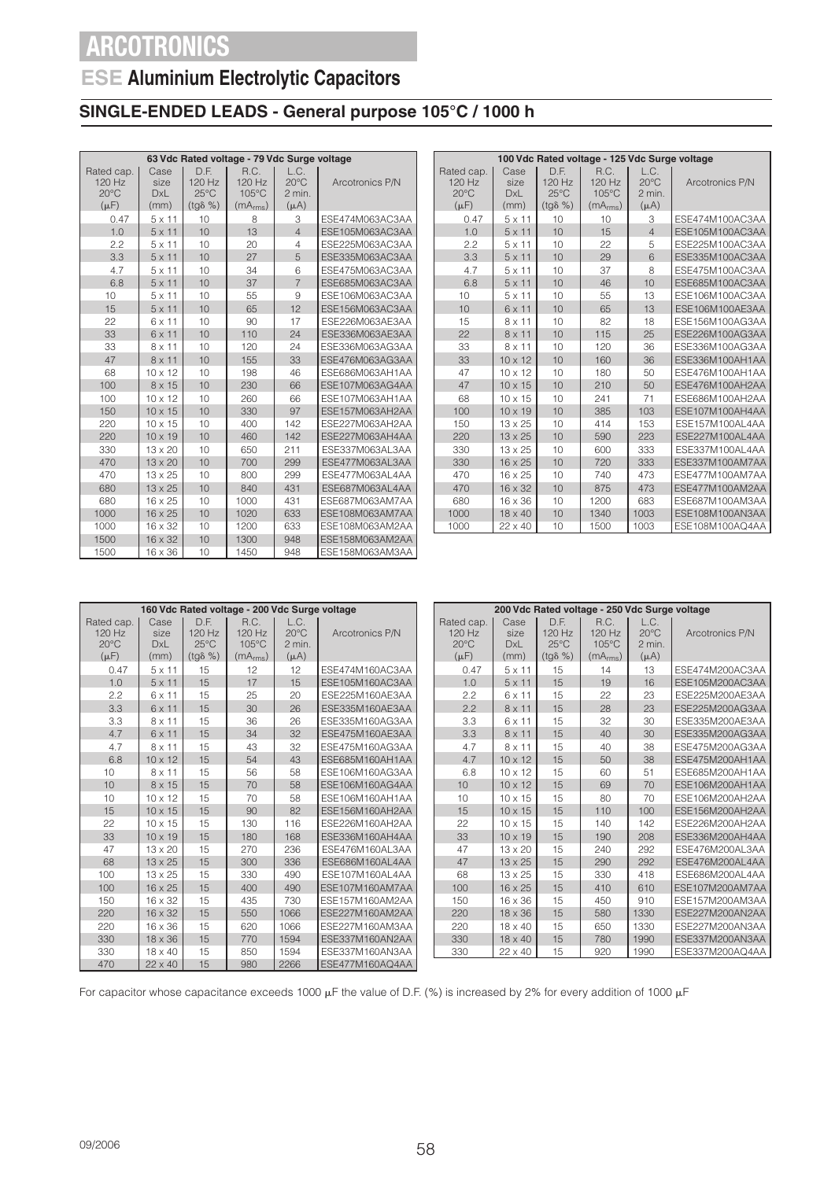# ARCOTRONICS

## ESE Aluminium Electrolytic Capacitors

### SINGLE-ENDED LEADS - General purpose 105°C / 1000 h

| 63 Vdc Rated voltage - 79 Vdc Surge voltage | | | | | |
|---|---|---|---|---|---|
| Rated cap. 120 Hz 20°C (μF) | Case size DxL (mm) | D.F. 120 Hz 25°C (tgδ %) | R.C. 120 Hz 105°C ($mA_{rms}$) | L.C. 20°C 2 min. (μA) | Arcotronics P/N |
| 0.47 | 5 x 11 | 10 | 8 | 3 | ESE474M063AC3AA |
| 1.0 | 5 x 11 | 10 | 13 | 4 | ESE105M063AC3AA |
| 2.2 | 5 x 11 | 10 | 20 | 4 | ESE225M063AC3AA |
| 3.3 | 5 x 11 | 10 | 27 | 5 | ESE335M063AC3AA |
| 4.7 | 5 x 11 | 10 | 34 | 6 | ESE475M063AC3AA |
| 6.8 | 5 x 11 | 10 | 37 | 7 | ESE685M063AC3AA |
| 10 | 5 x 11 | 10 | 55 | 9 | ESE106M063AC3AA |
| 15 | 5 x 11 | 10 | 65 | 12 | ESE156M063AC3AA |
| 22 | 6 x 11 | 10 | 90 | 17 | ESE226M063AE3AA |
| 33 | 6 x 11 | 10 | 110 | 24 | ESE336M063AE3AA |
| 33 | 8 x 11 | 10 | 120 | 24 | ESE336M063AG3AA |
| 47 | 8 x 11 | 10 | 155 | 33 | ESE476M063AG3AA |
| 68 | 10 x 12 | 10 | 198 | 46 | ESE686M063AH1AA |
| 100 | 8 x 15 | 10 | 230 | 66 | ESE107M063AG4AA |
| 100 | 10 x 12 | 10 | 260 | 66 | ESE107M063AH1AA |
| 150 | 10 x 15 | 10 | 330 | 97 | ESE157M063AH2AA |
| 220 | 10 x 15 | 10 | 400 | 142 | ESE227M063AH2AA |
| 220 | 10 x 19 | 10 | 460 | 142 | ESE227M063AH4AA |
| 330 | 13 x 20 | 10 | 650 | 211 | ESE337M063AL3AA |
| 470 | 13 x 20 | 10 | 700 | 299 | ESE477M063AL3AA |
| 470 | 13 x 25 | 10 | 800 | 299 | ESE477M063AL4AA |
| 680 | 13 x 25 | 10 | 840 | 431 | ESE687M063AL4AA |
| 680 | 16 x 25 | 10 | 1000 | 431 | ESE687M063AM7AA |
| 1000 | 16 x 25 | 10 | 1020 | 633 | ESE108M063AM7AA |
| 1000 | 16 x 32 | 10 | 1200 | 633 | ESE108M063AM2AA |
| 1500 | 16 x 32 | 10 | 1300 | 948 | ESE158M063AM2AA |
| 1500 | 16 x 36 | 10 | 1450 | 948 | ESE158M063AM3AA |

| 100 Vdc Rated voltage - 125 Vdc Surge voltage | | | | | |
|---|---|---|---|---|---|
| Rated cap. 120 Hz 20°C (μF) | Case size DxL (mm) | D.F. 120 Hz 25°C (tgδ %) | R.C. 120 Hz 105°C ($mA_{rms}$) | L.C. 20°C 2 min. (μA) | Arcotronics P/N |
| 0.47 | 5 x 11 | 10 | 10 | 3 | ESE474M100AC3AA |
| 1.0 | 5 x 11 | 10 | 15 | 4 | ESE105M100AC3AA |
| 2.2 | 5 x 11 | 10 | 22 | 5 | ESE225M100AC3AA |
| 3.3 | 5 x 11 | 10 | 29 | 6 | ESE335M100AC3AA |
| 4.7 | 5 x 11 | 10 | 37 | 8 | ESE475M100AC3AA |
| 6.8 | 5 x 11 | 10 | 46 | 10 | ESE685M100AC3AA |
| 10 | 5 x 11 | 10 | 55 | 13 | ESE106M100AC3AA |
| 10 | 6 x 11 | 10 | 65 | 13 | ESE106M100AE3AA |
| 15 | 8 x 11 | 10 | 82 | 18 | ESE156M100AG3AA |
| 22 | 8 x 11 | 10 | 115 | 25 | ESE226M100AG3AA |
| 33 | 8 x 11 | 10 | 120 | 36 | ESE336M100AG3AA |
| 33 | 10 x 12 | 10 | 160 | 36 | ESE336M100AH1AA |
| 47 | 10 x 12 | 10 | 180 | 50 | ESE476M100AH1AA |
| 47 | 10 x 15 | 10 | 210 | 50 | ESE476M100AH2AA |
| 68 | 10 x 15 | 10 | 241 | 71 | ESE686M100AH2AA |
| 100 | 10 x 19 | 10 | 385 | 103 | ESE107M100AH4AA |
| 150 | 13 x 25 | 10 | 414 | 153 | ESE157M100AL4AA |
| 220 | 13 x 25 | 10 | 590 | 223 | ESE227M100AL4AA |
| 330 | 13 x 25 | 10 | 600 | 333 | ESE337M100AL4AA |
| 330 | 16 x 25 | 10 | 720 | 333 | ESE337M100AM7AA |
| 470 | 16 x 25 | 10 | 740 | 473 | ESE477M100AM7AA |
| 470 | 16 x 32 | 10 | 875 | 473 | ESE477M100AM2AA |
| 680 | 16 x 36 | 10 | 1200 | 683 | ESE687M100AM3AA |
| 1000 | 18 x 40 | 10 | 1340 | 1003 | ESE108M100AN3AA |
| 1000 | 22 x 40 | 10 | 1500 | 1003 | ESE108M100AQ4AA |

| 160 Vdc Rated voltage - 200 Vdc Surge voltage | | | | | |
|---|---|---|---|---|---|
| Rated cap. 120 Hz 20°C (μF) | Case size DxL (mm) | D.F. 120 Hz 25°C (tgδ %) | R.C. 120 Hz 105°C ($mA_{rms}$) | L.C. 20°C 2 min. (μA) | Arcotronics P/N |
| 0.47 | 5 x 11 | 15 | 12 | 12 | ESE474M160AC3AA |
| 1.0 | 5 x 11 | 15 | 17 | 15 | ESE105M160AC3AA |
| 2.2 | 6 x 11 | 15 | 25 | 20 | ESE225M160AE3AA |
| 3.3 | 6 x 11 | 15 | 30 | 26 | ESE335M160AE3AA |
| 3.3 | 8 x 11 | 15 | 36 | 26 | ESE335M160AG3AA |
| 4.7 | 6 x 11 | 15 | 34 | 32 | ESE475M160AE3AA |
| 4.7 | 8 x 11 | 15 | 43 | 32 | ESE475M160AG3AA |
| 6.8 | 10 x 12 | 15 | 54 | 43 | ESE685M160AH1AA |
| 10 | 8 x 11 | 15 | 56 | 58 | ESE106M160AG3AA |
| 10 | 8 x 15 | 15 | 70 | 58 | ESE106M160AG4AA |
| 10 | 10 x 12 | 15 | 70 | 58 | ESE106M160AH1AA |
| 15 | 10 x 15 | 15 | 90 | 82 | ESE156M160AH2AA |
| 22 | 10 x 15 | 15 | 130 | 116 | ESE226M160AH2AA |
| 33 | 10 x 19 | 15 | 180 | 168 | ESE336M160AH4AA |
| 47 | 13 x 20 | 15 | 270 | 236 | ESE476M160AL3AA |
| 68 | 13 x 25 | 15 | 300 | 336 | ESE686M160AL4AA |
| 100 | 13 x 25 | 15 | 330 | 490 | ESE107M160AL4AA |
| 100 | 16 x 25 | 15 | 400 | 490 | ESE107M160AM7AA |
| 150 | 16 x 32 | 15 | 435 | 730 | ESE157M160AM2AA |
| 220 | 16 x 32 | 15 | 550 | 1066 | ESE227M160AM2AA |
| 220 | 16 x 36 | 15 | 620 | 1066 | ESE227M160AM3AA |
| 330 | 18 x 36 | 15 | 770 | 1594 | ESE337M160AN2AA |
| 330 | 18 x 40 | 15 | 850 | 1594 | ESE337M160AN3AA |
| 470 | 22 x 40 | 15 | 980 | 2266 | ESE477M160AQ4AA |

| 200 Vdc Rated voltage - 250 Vdc Surge voltage | | | | | |
|---|---|---|---|---|---|
| Rated cap. 120 Hz 20°C (μF) | Case size DxL (mm) | D.F. 120 Hz 25°C (tgδ %) | R.C. 120 Hz 105°C ($mA_{rms}$) | L.C. 20°C 2 min. (μA) | Arcotronics P/N |
| 0.47 | 5 x 11 | 15 | 14 | 13 | ESE474M200AC3AA |
| 1.0 | 5 x 11 | 15 | 19 | 16 | ESE105M200AC3AA |
| 2.2 | 6 x 11 | 15 | 22 | 23 | ESE225M200AE3AA |
| 2.2 | 8 x 11 | 15 | 28 | 23 | ESE225M200AG3AA |
| 3.3 | 6 x 11 | 15 | 32 | 30 | ESE335M200AE3AA |
| 3.3 | 8 x 11 | 15 | 40 | 30 | ESE335M200AG3AA |
| 4.7 | 8 x 11 | 15 | 40 | 38 | ESE475M200AG3AA |
| 4.7 | 10 x 12 | 15 | 50 | 38 | ESE475M200AH1AA |
| 6.8 | 10 x 12 | 15 | 60 | 51 | ESE685M200AH1AA |
| 10 | 10 x 12 | 15 | 69 | 70 | ESE106M200AH1AA |
| 10 | 10 x 15 | 15 | 80 | 70 | ESE106M200AH2AA |
| 15 | 10 x 15 | 15 | 110 | 100 | ESE156M200AH2AA |
| 22 | 10 x 15 | 15 | 140 | 142 | ESE226M200AH2AA |
| 33 | 10 x 19 | 15 | 190 | 208 | ESE336M200AH4AA |
| 47 | 13 x 20 | 15 | 240 | 292 | ESE476M200AL3AA |
| 47 | 13 x 25 | 15 | 290 | 292 | ESE476M200AL4AA |
| 68 | 13 x 25 | 15 | 330 | 418 | ESE686M200AL4AA |
| 100 | 16 x 25 | 15 | 410 | 610 | ESE107M200AM7AA |
| 150 | 16 x 36 | 15 | 450 | 910 | ESE157M200AM3AA |
| 220 | 18 x 36 | 15 | 580 | 1330 | ESE227M200AN2AA |
| 220 | 18 x 40 | 15 | 650 | 1330 | ESE227M200AN3AA |
| 330 | 18 x 40 | 15 | 780 | 1990 | ESE337M200AN3AA |
| 330 | 22 x 40 | 15 | 920 | 1990 | ESE337M200AQ4AA |

For capacitor whose capacitance exceeds 1000 μF the value of D.F. (%) is increased by 2% for every addition of 1000 μF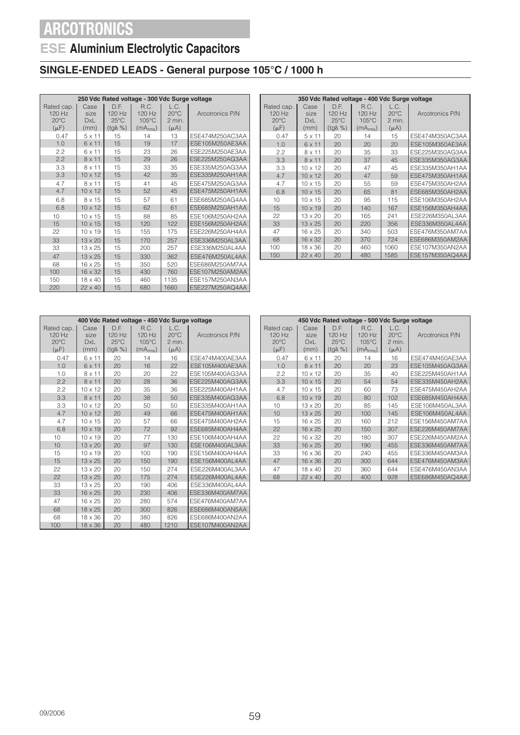# ARCOTRONICS

## ESE Aluminium Electrolytic Capacitors

### SINGLE-ENDED LEADS - General purpose 105°C / 1000 h

| 250 Vdc Rated voltage - 300 Vdc Surge voltage | | | | | |
|---|---|---|---|---|---|
| Rated cap. 120 Hz 20°C (μF) | Case size DxL (mm) | D.F. 120 Hz 25°C (tgδ %) | R.C. 120 Hz 105°C ($mA_{rms}$) | L.C. 20°C 2 min. (μA) | Arcotronics P/N |
| 0.47 | 5 x 11 | 15 | 14 | 13 | ESE474M250AC3AA |
| 1.0 | 6 x 11 | 15 | 19 | 17 | ESE105M250AE3AA |
| 2.2 | 6 x 11 | 15 | 23 | 26 | ESE225M250AE3AA |
| 2.2 | 8 x 11 | 15 | 29 | 26 | ESE225M250AG3AA |
| 3.3 | 8 x 11 | 15 | 33 | 35 | ESE335M250AG3AA |
| 3.3 | 10 x 12 | 15 | 42 | 35 | ESE335M250AH1AA |
| 4.7 | 8 x 11 | 15 | 41 | 45 | ESE475M250AG3AA |
| 4.7 | 10 x 12 | 15 | 52 | 45 | ESE475M250AH1AA |
| 6.8 | 8 x 15 | 15 | 57 | 61 | ESE685M250AG4AA |
| 6.8 | 10 x 12 | 15 | 62 | 61 | ESE685M250AH1AA |
| 10 | 10 x 15 | 15 | 88 | 85 | ESE106M250AH2AA |
| 15 | 10 x 15 | 15 | 120 | 122 | ESE156M250AH2AA |
| 22 | 10 x 19 | 15 | 155 | 175 | ESE226M250AH4AA |
| 33 | 13 x 20 | 15 | 170 | 257 | ESE336M250AL3AA |
| 33 | 13 x 25 | 15 | 200 | 257 | ESE336M250AL4AA |
| 47 | 13 x 25 | 15 | 330 | 362 | ESE476M250AL4AA |
| 68 | 16 x 25 | 15 | 350 | 520 | ESE686M250AM7AA |
| 100 | 16 x 32 | 15 | 430 | 760 | ESE107M250AM2AA |
| 150 | 18 x 40 | 15 | 460 | 1135 | ESE157M250AN3AA |
| 220 | 22 x 40 | 15 | 680 | 1660 | ESE227M250AQ4AA |

| 350 Vdc Rated voltage - 400 Vdc Surge voltage | | | | | |
|---|---|---|---|---|---|
| Rated cap. 120 Hz 20°C (μF) | Case size DxL (mm) | D.F. 120 Hz 25°C (tgδ %) | R.C. 120 Hz 105°C ($mA_{rms}$) | L.C. 20°C 2 min. (μA) | Arcotronics P/N |
| 0.47 | 5 x 11 | 20 | 14 | 15 | ESE474M350AC3AA |
| 1.0 | 6 x 11 | 20 | 20 | 20 | ESE105M350AE3AA |
| 2.2 | 8 x 11 | 20 | 35 | 33 | ESE225M350AG3AA |
| 3.3 | 8 x 11 | 20 | 37 | 45 | ESE335M350AG3AA |
| 3.3 | 10 x 12 | 20 | 47 | 45 | ESE335M350AH1AA |
| 4.7 | 10 x 12 | 20 | 47 | 59 | ESE475M350AH1AA |
| 4.7 | 10 x 15 | 20 | 55 | 59 | ESE475M350AH2AA |
| 6.8 | 10 x 15 | 20 | 65 | 81 | ESE685M350AH2AA |
| 10 | 10 x 15 | 20 | 95 | 115 | ESE106M350AH2AA |
| 15 | 10 x 19 | 20 | 140 | 167 | ESE156M350AH4AA |
| 22 | 13 x 20 | 20 | 165 | 241 | ESE226M350AL3AA |
| 33 | 13 x 25 | 20 | 220 | 356 | ESE336M350AL4AA |
| 47 | 16 x 25 | 20 | 340 | 503 | ESE476M350AM7AA |
| 68 | 16 x 32 | 20 | 370 | 724 | ESE686M350AM2AA |
| 100 | 18 x 36 | 20 | 460 | 1060 | ESE107M350AN2AA |
| 150 | 22 x 40 | 20 | 480 | 1585 | ESE157M350AQ4AA |

| 400 Vdc Rated voltage - 450 Vdc Surge voltage | | | | | |
|---|---|---|---|---|---|
| Rated cap. 120 Hz 20°C (μF) | Case size DxL (mm) | D.F. 120 Hz 25°C (tgδ %) | R.C. 120 Hz 105°C ($mA_{rms}$) | L.C. 20°C 2 min. (μA) | Arcotronics P/N |
| 0.47 | 6 x 11 | 20 | 14 | 16 | ESE474M400AE3AA |
| 1.0 | 6 x 11 | 20 | 16 | 22 | ESE105M400AE3AA |
| 1.0 | 8 x 11 | 20 | 20 | 22 | ESE105M400AG3AA |
| 2.2 | 8 x 11 | 20 | 28 | 36 | ESE225M400AG3AA |
| 2.2 | 10 x 12 | 20 | 35 | 36 | ESE225M400AH1AA |
| 3.3 | 8 x 11 | 20 | 38 | 50 | ESE335M400AG3AA |
| 3.3 | 10 x 12 | 20 | 50 | 50 | ESE335M400AH1AA |
| 4.7 | 10 x 12 | 20 | 49 | 66 | ESE475M400AH1AA |
| 4.7 | 10 x 15 | 20 | 57 | 66 | ESE475M400AH2AA |
| 6.8 | 10 x 19 | 20 | 72 | 92 | ESE685M400AH4AA |
| 10 | 10 x 19 | 20 | 77 | 130 | ESE106M400AH4AA |
| 10 | 13 x 20 | 20 | 97 | 130 | ESE106M400AL3AA |
| 15 | 10 x 19 | 20 | 100 | 190 | ESE156M400AH4AA |
| 15 | 13 x 25 | 20 | 150 | 190 | ESE156M400AL4AA |
| 22 | 13 x 20 | 20 | 150 | 274 | ESE226M400AL3AA |
| 22 | 13 x 25 | 20 | 175 | 274 | ESE226M400AL4AA |
| 33 | 13 x 25 | 20 | 190 | 406 | ESE336M400AL4AA |
| 33 | 16 x 25 | 20 | 230 | 406 | ESE336M400AM7AA |
| 47 | 16 x 25 | 20 | 280 | 574 | ESE476M400AM7AA |
| 68 | 18 x 25 | 20 | 300 | 826 | ESE686M400AN5AA |
| 68 | 18 x 36 | 20 | 380 | 826 | ESE686M400AN2AA |
| 100 | 18 x 36 | 20 | 480 | 1210 | ESE107M400AN2AA |

| 450 Vdc Rated voltage - 500 Vdc Surge voltage | | | | | |
|---|---|---|---|---|---|
| Rated cap. 120 Hz 20°C (μF) | Case size DxL (mm) | D.F. 120 Hz 25°C (tgδ %) | R.C. 120 Hz 105°C ($mA_{rms}$) | L.C. 20°C 2 min. (μA) | Arcotronics P/N |
| 0.47 | 6 x 11 | 20 | 14 | 16 | ESE474M450AE3AA |
| 1.0 | 8 x 11 | 20 | 20 | 23 | ESE105M450AG3AA |
| 2.2 | 10 x 12 | 20 | 35 | 40 | ESE225M450AH1AA |
| 3.3 | 10 x 15 | 20 | 54 | 54 | ESE335M450AH2AA |
| 4.7 | 10 x 15 | 20 | 60 | 73 | ESE475M450AH2AA |
| 6.8 | 10 x 19 | 20 | 80 | 102 | ESE685M450AH4AA |
| 10 | 13 x 20 | 20 | 85 | 145 | ESE106M450AL3AA |
| 10 | 13 x 25 | 20 | 100 | 145 | ESE106M450AL4AA |
| 15 | 16 x 25 | 20 | 160 | 212 | ESE156M450AM7AA |
| 22 | 16 x 25 | 20 | 150 | 307 | ESE226M450AM7AA |
| 22 | 16 x 32 | 20 | 180 | 307 | ESE226M450AM2AA |
| 33 | 16 x 25 | 20 | 190 | 455 | ESE336M450AM7AA |
| 33 | 16 x 36 | 20 | 240 | 455 | ESE336M450AM3AA |
| 47 | 16 x 36 | 20 | 300 | 644 | ESE476M450AM3AA |
| 47 | 18 x 40 | 20 | 360 | 644 | ESE476M450AN3AA |
| 68 | 22 x 40 | 20 | 400 | 928 | ESE686M450AQ4AA |

09/2006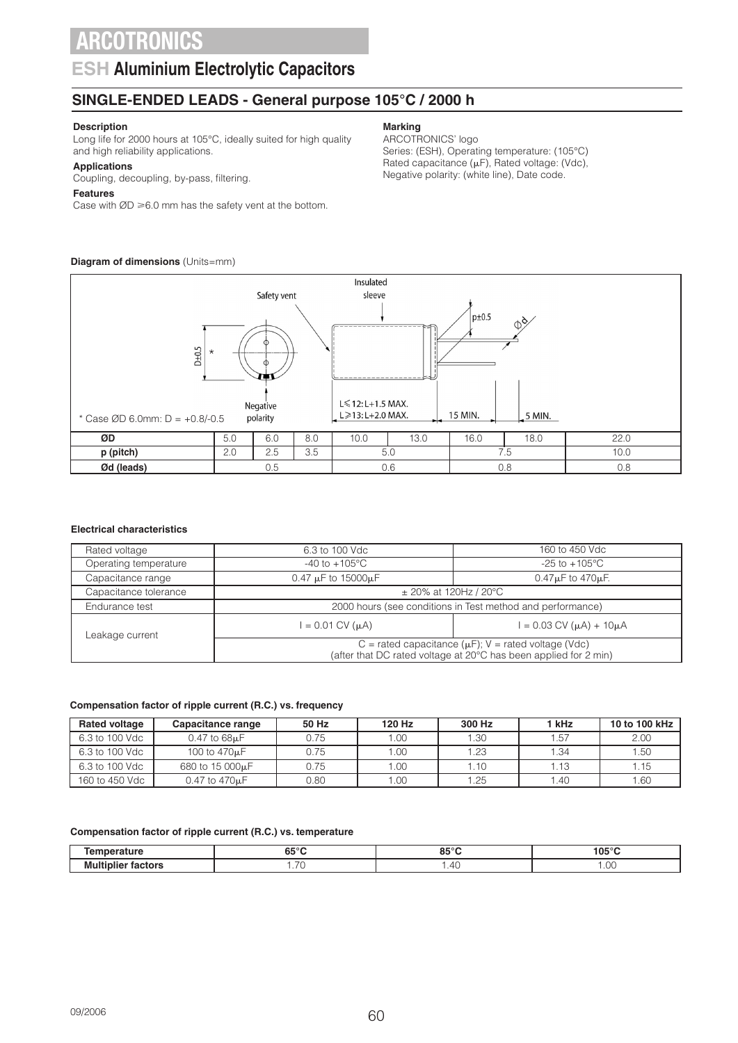# ARCOTRONICS

## ESH Aluminium Electrolytic Capacitors

## SINGLE-ENDED LEADS - General purpose 105°C / 2000 h

**Description**

Long life for 2000 hours at 105°C, ideally suited for high quality and high reliability applications.

**Applications**

Coupling, decoupling, by-pass, filtering.

**Features**

Case with ØD ≥6.0 mm has the safety vent at the bottom.

**Marking**

ARCOTRONICS' logo
Series: (ESH), Operating temperature: (105°C)
Rated capacitance (μF), Rated voltage: (Vdc),
Negative polarity: (white line), Date code.

**Diagram of dimensions** (Units=mm)

Safety vent — Insulated sleeve — Negative polarity — D±0.5 — p±0.5 — Ød
L≤12: L+1.5 MAX.
L≥13: L+2.0 MAX.
15 MIN. — 5 MIN.

* Case ØD 6.0mm: D = +0.8/-0.5

| ØD | 5.0 | 6.0 | 8.0 | 10.0 | 13.0 | 16.0 | 18.0 | 22.0 |
|---|---|---|---|---|---|---|---|---|
| p (pitch) | 2.0 | 2.5 | 3.5 | 5.0 | | 7.5 | | 10.0 |
| Ød (leads) | 0.5 | | | 0.6 | | 0.8 | | 0.8 |

**Electrical characteristics**

| Rated voltage | 6.3 to 100 Vdc | 160 to 450 Vdc |
|---|---|---|
| Operating temperature | -40 to +105°C | -25 to +105°C |
| Capacitance range | 0.47 μF to 15000μF | 0.47μF to 470μF. |
| Capacitance tolerance | ± 20% at 120Hz / 20°C | |
| Endurance test | 2000 hours (see conditions in Test method and performance) | |
| Leakage current | I = 0.01 CV (μA) | I = 0.03 CV (μA) + 10μA |
| | C = rated capacitance (μF); V = rated voltage (Vdc) (after that DC rated voltage at 20°C has been applied for 2 min) | |

**Compensation factor of ripple current (R.C.) vs. frequency**

| Rated voltage | Capacitance range | 50 Hz | 120 Hz | 300 Hz | 1 kHz | 10 to 100 kHz |
|---|---|---|---|---|---|---|
| 6.3 to 100 Vdc | 0.47 to 68μF | 0.75 | 1.00 | 1.30 | 1.57 | 2.00 |
| 6.3 to 100 Vdc | 100 to 470μF | 0.75 | 1.00 | 1.23 | 1.34 | 1.50 |
| 6.3 to 100 Vdc | 680 to 15 000μF | 0.75 | 1.00 | 1.10 | 1.13 | 1.15 |
| 160 to 450 Vdc | 0.47 to 470μF | 0.80 | 1.00 | 1.25 | 1.40 | 1.60 |

**Compensation factor of ripple current (R.C.) vs. temperature**

| Temperature | 65°C | 85°C | 105°C |
|---|---|---|---|
| Multiplier factors | 1.70 | 1.40 | 1.00 |

09/2006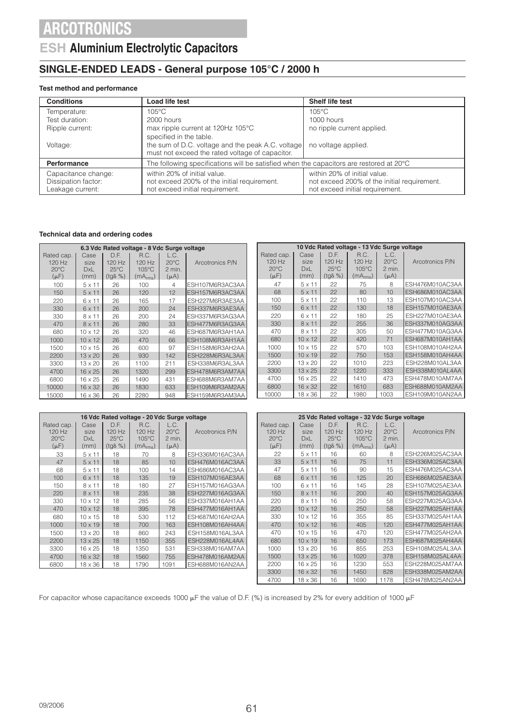# ARCOTRONICS

## ESH Aluminium Electrolytic Capacitors

## SINGLE-ENDED LEADS - General purpose 105°C / 2000 h

**Test method and performance**

| Conditions | Load life test | Shelf life test |
|---|---|---|
| Temperature: | 105°C | 105°C |
| Test duration: | 2000 hours | 1000 hours |
| Ripple current: | max ripple current at 120Hz 105°C specified in the table. | no ripple current applied. |
| Voltage: | the sum of D.C. voltage and the peak A.C. voltage must not exceed the rated voltage of capacitor. | no voltage applied. |
| **Performance** | The following specifications will be satisfied when the capacitors are restored at 20°C | |
| Capacitance change: | within 20% of initial value. | within 20% of initial value. |
| Dissipation factor: | not exceed 200% of the initial requirement. | not exceed 200% of the initial requirement. |
| Leakage current: | not exceed initial requirement. | not exceed initial requirement. |

**Technical data and ordering codes**

| 6.3 Vdc Rated voltage - 8 Vdc Surge voltage | | | | | |
|---|---|---|---|---|---|
| Rated cap. 120 Hz 20°C (µF) | Case size DxL (mm) | D.F. 120 Hz 25°C (tgδ %) | R.C. 120 Hz 105°C ($mA_{rms}$) | L.C. 20°C 2 min. (µA) | Arcotronics P/N |
| 100 | 5 x 11 | 26 | 100 | 4 | ESH107M6R3AC3AA |
| 150 | 5 x 11 | 26 | 120 | 12 | ESH157M6R3AC3AA |
| 220 | 6 x 11 | 26 | 165 | 17 | ESH227M6R3AE3AA |
| 330 | 6 x 11 | 26 | 200 | 24 | ESH337M6R3AE3AA |
| 330 | 8 x 11 | 26 | 200 | 24 | ESH337M6R3AG3AA |
| 470 | 8 x 11 | 26 | 280 | 33 | ESH477M6R3AG3AA |
| 680 | 10 x 12 | 26 | 320 | 46 | ESH687M6R3AH1AA |
| 1000 | 10 x 12 | 26 | 470 | 66 | ESH108M6R3AH1AA |
| 1500 | 10 x 15 | 26 | 600 | 97 | ESH158M6R3AH2AA |
| 2200 | 13 x 20 | 26 | 930 | 142 | ESH228M6R3AL3AA |
| 3300 | 13 x 20 | 26 | 1100 | 211 | ESH338M6R3AL3AA |
| 4700 | 16 x 25 | 26 | 1320 | 299 | ESH478M6R3AM7AA |
| 6800 | 16 x 25 | 26 | 1490 | 431 | ESH688M6R3AM7AA |
| 10000 | 16 x 32 | 26 | 1830 | 633 | ESH109M6R3AM2AA |
| 15000 | 16 x 36 | 26 | 2280 | 948 | ESH159M6R3AM3AA |

| 10 Vdc Rated voltage - 13 Vdc Surge voltage | | | | | |
|---|---|---|---|---|---|
| Rated cap. 120 Hz 20°C (µF) | Case size DxL (mm) | D.F. 120 Hz 25°C (tgδ %) | R.C. 120 Hz 105°C ($mA_{rms}$) | L.C. 20°C 2 min. (µA) | Arcotronics P/N |
| 47 | 5 x 11 | 22 | 75 | 8 | ESH476M010AC3AA |
| 68 | 5 x 11 | 22 | 80 | 10 | ESH686M010AC3AA |
| 100 | 5 x 11 | 22 | 110 | 13 | ESH107M010AC3AA |
| 150 | 6 x 11 | 22 | 130 | 18 | ESH157M010AE3AA |
| 220 | 6 x 11 | 22 | 180 | 25 | ESH227M010AE3AA |
| 330 | 8 x 11 | 22 | 255 | 36 | ESH337M010AG3AA |
| 470 | 8 x 11 | 22 | 305 | 50 | ESH477M010AG3AA |
| 680 | 10 x 12 | 22 | 420 | 71 | ESH687M010AH1AA |
| 1000 | 10 x 15 | 22 | 570 | 103 | ESH108M010AH2AA |
| 1500 | 10 x 19 | 22 | 750 | 153 | ESH158M010AH4AA |
| 2200 | 13 x 20 | 22 | 1010 | 223 | ESH228M010AL3AA |
| 3300 | 13 x 25 | 22 | 1220 | 333 | ESH338M010AL4AA |
| 4700 | 16 x 25 | 22 | 1410 | 473 | ESH478M010AM7AA |
| 6800 | 16 x 32 | 22 | 1610 | 683 | ESH688M010AM2AA |
| 10000 | 18 x 36 | 22 | 1980 | 1003 | ESH109M010AN2AA |

| 16 Vdc Rated voltage - 20 Vdc Surge voltage | | | | | |
|---|---|---|---|---|---|
| Rated cap. 120 Hz 20°C (µF) | Case size DxL (mm) | D.F. 120 Hz 25°C (tgδ %) | R.C. 120 Hz 105°C ($mA_{rms}$) | L.C. 20°C 2 min. (µA) | Arcotronics P/N |
| 33 | 5 x 11 | 18 | 70 | 8 | ESH336M016AC3AA |
| 47 | 5 x 11 | 18 | 85 | 10 | ESH476M016AC3AA |
| 68 | 5 x 11 | 18 | 100 | 14 | ESH686M016AC3AA |
| 100 | 6 x 11 | 18 | 135 | 19 | ESH107M016AE3AA |
| 150 | 8 x 11 | 18 | 180 | 27 | ESH157M016AG3AA |
| 220 | 8 x 11 | 18 | 235 | 38 | ESH227M016AG3AA |
| 330 | 10 x 12 | 18 | 285 | 56 | ESH337M016AH1AA |
| 470 | 10 x 12 | 18 | 395 | 78 | ESH477M016AH1AA |
| 680 | 10 x 15 | 18 | 530 | 112 | ESH687M016AH2AA |
| 1000 | 10 x 19 | 18 | 700 | 163 | ESH108M016AH4AA |
| 1500 | 13 x 20 | 18 | 860 | 243 | ESH158M016AL3AA |
| 2200 | 13 x 25 | 18 | 1150 | 355 | ESH228M016AL4AA |
| 3300 | 16 x 25 | 18 | 1350 | 531 | ESH338M016AM7AA |
| 4700 | 16 x 32 | 18 | 1560 | 755 | ESH478M016AM2AA |
| 6800 | 18 x 36 | 18 | 1790 | 1091 | ESH688M016AN2AA |

| 25 Vdc Rated voltage - 32 Vdc Surge voltage | | | | | |
|---|---|---|---|---|---|
| Rated cap. 120 Hz 20°C (µF) | Case size DxL (mm) | D.F. 120 Hz 25°C (tgδ %) | R.C. 120 Hz 105°C ($mA_{rms}$) | L.C. 20°C 2 min. (µA) | Arcotronics P/N |
| 22 | 5 x 11 | 16 | 60 | 8 | ESH226M025AC3AA |
| 33 | 5 x 11 | 16 | 75 | 11 | ESH336M025AC3AA |
| 47 | 5 x 11 | 16 | 90 | 15 | ESH476M025AC3AA |
| 68 | 6 x 11 | 16 | 125 | 20 | ESH686M025AE3AA |
| 100 | 6 x 11 | 16 | 145 | 28 | ESH107M025AE3AA |
| 150 | 8 x 11 | 16 | 200 | 40 | ESH157M025AG3AA |
| 220 | 8 x 11 | 16 | 250 | 58 | ESH227M025AG3AA |
| 220 | 10 x 12 | 16 | 250 | 58 | ESH227M025AH1AA |
| 330 | 10 x 12 | 16 | 355 | 85 | ESH337M025AH1AA |
| 470 | 10 x 12 | 16 | 405 | 120 | ESH477M025AH1AA |
| 470 | 10 x 15 | 16 | 470 | 120 | ESH477M025AH2AA |
| 680 | 10 x 19 | 16 | 650 | 173 | ESH687M025AH4AA |
| 1000 | 13 x 20 | 16 | 855 | 253 | ESH108M025AL3AA |
| 1500 | 13 x 25 | 16 | 1020 | 378 | ESH158M025AL4AA |
| 2200 | 16 x 25 | 16 | 1230 | 553 | ESH228M025AM7AA |
| 3300 | 16 x 32 | 16 | 1450 | 828 | ESH338M025AM2AA |
| 4700 | 18 x 36 | 16 | 1690 | 1178 | ESH478M025AN2AA |

For capacitor whose capacitance exceeds 1000 µF the value of D.F. (%) is increased by 2% for every addition of 1000 µF

09/2006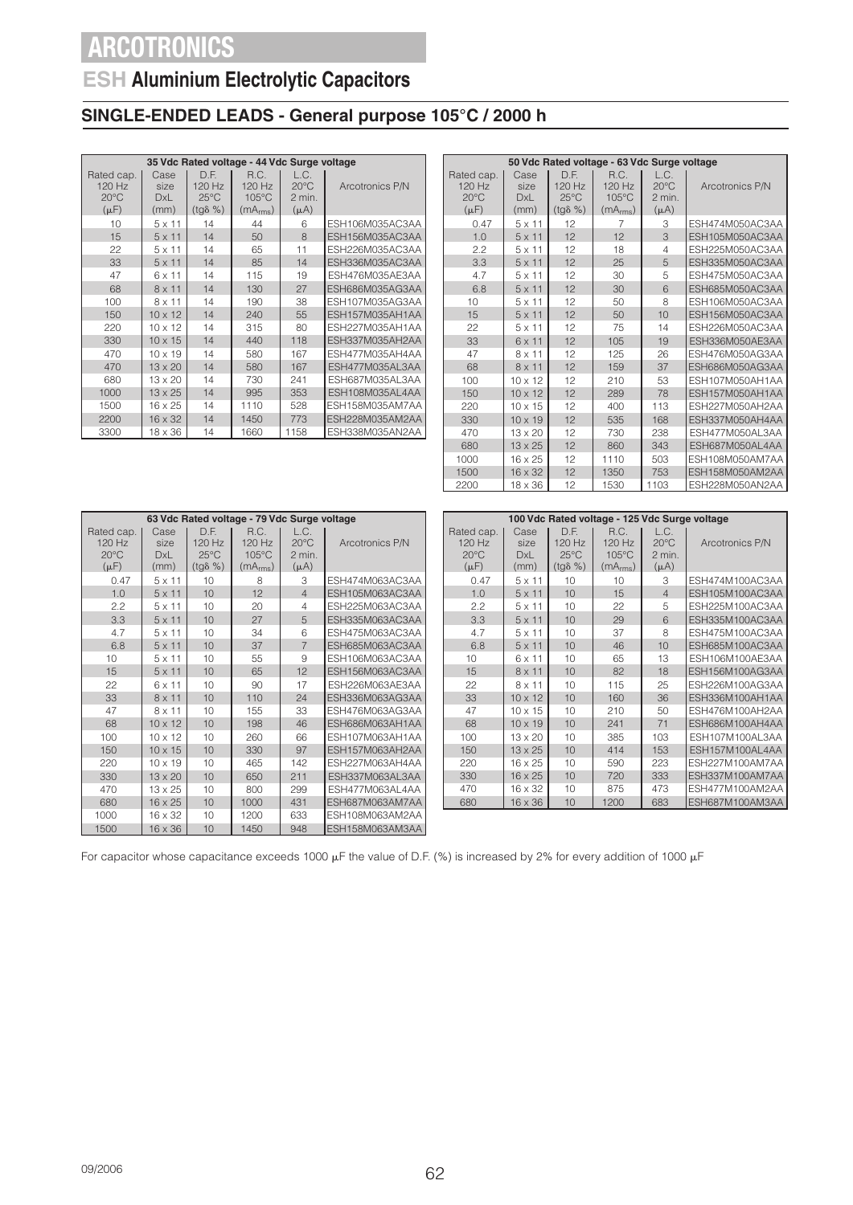# ARCOTRONICS

## ESH Aluminium Electrolytic Capacitors

### SINGLE-ENDED LEADS - General purpose 105°C / 2000 h

| 35 Vdc Rated voltage - 44 Vdc Surge voltage | | | | | |
|---|---|---|---|---|---|
| Rated cap. 120 Hz 20°C (μF) | Case size DxL (mm) | D.F. 120 Hz 25°C (tgδ %) | R.C. 120 Hz 105°C ($mA_{rms}$) | L.C. 20°C 2 min. (μA) | Arcotronics P/N |
| 10 | 5 x 11 | 14 | 44 | 6 | ESH106M035AC3AA |
| 15 | 5 x 11 | 14 | 50 | 8 | ESH156M035AC3AA |
| 22 | 5 x 11 | 14 | 65 | 11 | ESH226M035AC3AA |
| 33 | 5 x 11 | 14 | 85 | 14 | ESH336M035AC3AA |
| 47 | 6 x 11 | 14 | 115 | 19 | ESH476M035AE3AA |
| 68 | 8 x 11 | 14 | 130 | 27 | ESH686M035AG3AA |
| 100 | 8 x 11 | 14 | 190 | 38 | ESH107M035AG3AA |
| 150 | 10 x 12 | 14 | 240 | 55 | ESH157M035AH1AA |
| 220 | 10 x 12 | 14 | 315 | 80 | ESH227M035AH1AA |
| 330 | 10 x 15 | 14 | 440 | 118 | ESH337M035AH2AA |
| 470 | 10 x 19 | 14 | 580 | 167 | ESH477M035AH4AA |
| 470 | 13 x 20 | 14 | 580 | 167 | ESH477M035AL3AA |
| 680 | 13 x 20 | 14 | 730 | 241 | ESH687M035AL3AA |
| 1000 | 13 x 25 | 14 | 995 | 353 | ESH108M035AL4AA |
| 1500 | 16 x 25 | 14 | 1110 | 528 | ESH158M035AM7AA |
| 2200 | 16 x 32 | 14 | 1450 | 773 | ESH228M035AM2AA |
| 3300 | 18 x 36 | 14 | 1660 | 1158 | ESH338M035AN2AA |

| 50 Vdc Rated voltage - 63 Vdc Surge voltage | | | | | |
|---|---|---|---|---|---|
| Rated cap. 120 Hz 20°C (μF) | Case size DxL (mm) | D.F. 120 Hz 25°C (tgδ %) | R.C. 120 Hz 105°C ($mA_{rms}$) | L.C. 20°C 2 min. (μA) | Arcotronics P/N |
| 0.47 | 5 x 11 | 12 | 7 | 3 | ESH474M050AC3AA |
| 1.0 | 5 x 11 | 12 | 12 | 3 | ESH105M050AC3AA |
| 2.2 | 5 x 11 | 12 | 18 | 4 | ESH225M050AC3AA |
| 3.3 | 5 x 11 | 12 | 25 | 5 | ESH335M050AC3AA |
| 4.7 | 5 x 11 | 12 | 30 | 5 | ESH475M050AC3AA |
| 6.8 | 5 x 11 | 12 | 30 | 6 | ESH685M050AC3AA |
| 10 | 5 x 11 | 12 | 50 | 8 | ESH106M050AC3AA |
| 15 | 5 x 11 | 12 | 50 | 10 | ESH156M050AC3AA |
| 22 | 5 x 11 | 12 | 75 | 14 | ESH226M050AC3AA |
| 33 | 6 x 11 | 12 | 105 | 19 | ESH336M050AE3AA |
| 47 | 8 x 11 | 12 | 125 | 26 | ESH476M050AG3AA |
| 68 | 8 x 11 | 12 | 159 | 37 | ESH686M050AG3AA |
| 100 | 10 x 12 | 12 | 210 | 53 | ESH107M050AH1AA |
| 150 | 10 x 12 | 12 | 289 | 78 | ESH157M050AH1AA |
| 220 | 10 x 15 | 12 | 400 | 113 | ESH227M050AH2AA |
| 330 | 10 x 19 | 12 | 535 | 168 | ESH337M050AH4AA |
| 470 | 13 x 20 | 12 | 730 | 238 | ESH477M050AL3AA |
| 680 | 13 x 25 | 12 | 860 | 343 | ESH687M050AL4AA |
| 1000 | 16 x 25 | 12 | 1110 | 503 | ESH108M050AM7AA |
| 1500 | 16 x 32 | 12 | 1350 | 753 | ESH158M050AM2AA |
| 2200 | 18 x 36 | 12 | 1530 | 1103 | ESH228M050AN2AA |

| 63 Vdc Rated voltage - 79 Vdc Surge voltage | | | | | |
|---|---|---|---|---|---|
| Rated cap. 120 Hz 20°C (μF) | Case size DxL (mm) | D.F. 120 Hz 25°C (tgδ %) | R.C. 120 Hz 105°C ($mA_{rms}$) | L.C. 20°C 2 min. (μA) | Arcotronics P/N |
| 0.47 | 5 x 11 | 10 | 8 | 3 | ESH474M063AC3AA |
| 1.0 | 5 x 11 | 10 | 12 | 4 | ESH105M063AC3AA |
| 2.2 | 5 x 11 | 10 | 20 | 4 | ESH225M063AC3AA |
| 3.3 | 5 x 11 | 10 | 27 | 5 | ESH335M063AC3AA |
| 4.7 | 5 x 11 | 10 | 34 | 6 | ESH475M063AC3AA |
| 6.8 | 5 x 11 | 10 | 37 | 7 | ESH685M063AC3AA |
| 10 | 5 x 11 | 10 | 55 | 9 | ESH106M063AC3AA |
| 15 | 5 x 11 | 10 | 65 | 12 | ESH156M063AC3AA |
| 22 | 6 x 11 | 10 | 90 | 17 | ESH226M063AE3AA |
| 33 | 8 x 11 | 10 | 110 | 24 | ESH336M063AG3AA |
| 47 | 8 x 11 | 10 | 155 | 33 | ESH476M063AG3AA |
| 68 | 10 x 12 | 10 | 198 | 46 | ESH686M063AH1AA |
| 100 | 10 x 12 | 10 | 260 | 66 | ESH107M063AH1AA |
| 150 | 10 x 15 | 10 | 330 | 97 | ESH157M063AH2AA |
| 220 | 10 x 19 | 10 | 465 | 142 | ESH227M063AH4AA |
| 330 | 13 x 20 | 10 | 650 | 211 | ESH337M063AL3AA |
| 470 | 13 x 25 | 10 | 800 | 299 | ESH477M063AL4AA |
| 680 | 16 x 25 | 10 | 1000 | 431 | ESH687M063AM7AA |
| 1000 | 16 x 32 | 10 | 1200 | 633 | ESH108M063AM2AA |
| 1500 | 16 x 36 | 10 | 1450 | 948 | ESH158M063AM3AA |

| 100 Vdc Rated voltage - 125 Vdc Surge voltage | | | | | |
|---|---|---|---|---|---|
| Rated cap. 120 Hz 20°C (μF) | Case size DxL (mm) | D.F. 120 Hz 25°C (tgδ %) | R.C. 120 Hz 105°C ($mA_{rms}$) | L.C. 20°C 2 min. (μA) | Arcotronics P/N |
| 0.47 | 5 x 11 | 10 | 10 | 3 | ESH474M100AC3AA |
| 1.0 | 5 x 11 | 10 | 15 | 4 | ESH105M100AC3AA |
| 2.2 | 5 x 11 | 10 | 22 | 5 | ESH225M100AC3AA |
| 3.3 | 5 x 11 | 10 | 29 | 6 | ESH335M100AC3AA |
| 4.7 | 5 x 11 | 10 | 37 | 8 | ESH475M100AC3AA |
| 6.8 | 5 x 11 | 10 | 46 | 10 | ESH685M100AC3AA |
| 10 | 6 x 11 | 10 | 65 | 13 | ESH106M100AE3AA |
| 15 | 8 x 11 | 10 | 82 | 18 | ESH156M100AG3AA |
| 22 | 8 x 11 | 10 | 115 | 25 | ESH226M100AG3AA |
| 33 | 10 x 12 | 10 | 160 | 36 | ESH336M100AH1AA |
| 47 | 10 x 15 | 10 | 210 | 50 | ESH476M100AH2AA |
| 68 | 10 x 19 | 10 | 241 | 71 | ESH686M100AH4AA |
| 100 | 13 x 20 | 10 | 385 | 103 | ESH107M100AL3AA |
| 150 | 13 x 25 | 10 | 414 | 153 | ESH157M100AL4AA |
| 220 | 16 x 25 | 10 | 590 | 223 | ESH227M100AM7AA |
| 330 | 16 x 25 | 10 | 720 | 333 | ESH337M100AM7AA |
| 470 | 16 x 32 | 10 | 875 | 473 | ESH477M100AM2AA |
| 680 | 16 x 36 | 10 | 1200 | 683 | ESH687M100AM3AA |

For capacitor whose capacitance exceeds 1000 μF the value of D.F. (%) is increased by 2% for every addition of 1000 μF

09/2006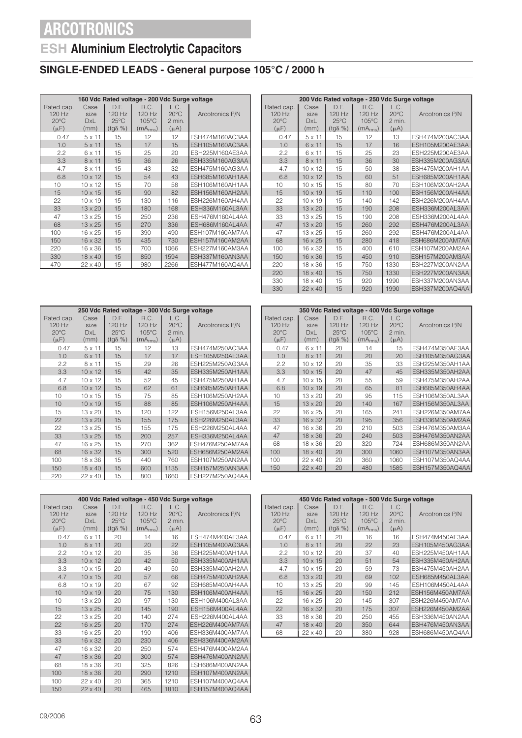# ARCOTRONICS

## ESH Aluminium Electrolytic Capacitors

### SINGLE-ENDED LEADS - General purpose 105°C / 2000 h

| 160 Vdc Rated voltage - 200 Vdc Surge voltage | | | | | |
|---|---|---|---|---|---|
| Rated cap. 120 Hz 20°C (μF) | Case size DxL (mm) | D.F. 120 Hz 25°C (tgδ %) | R.C. 120 Hz 105°C ($mA_{rms}$) | L.C. 20°C 2 min. (μA) | Arcotronics P/N |
| 0.47 | 5 x 11 | 15 | 12 | 12 | ESH474M160AC3AA |
| 1.0 | 5 x 11 | 15 | 17 | 15 | ESH105M160AC3AA |
| 2.2 | 6 x 11 | 15 | 25 | 20 | ESH225M160AE3AA |
| 3.3 | 8 x 11 | 15 | 36 | 26 | ESH335M160AG3AA |
| 4.7 | 8 x 11 | 15 | 43 | 32 | ESH475M160AG3AA |
| 6.8 | 10 x 12 | 15 | 54 | 43 | ESH685M160AH1AA |
| 10 | 10 x 12 | 15 | 70 | 58 | ESH106M160AH1AA |
| 15 | 10 x 15 | 15 | 90 | 82 | ESH156M160AH2AA |
| 22 | 10 x 19 | 15 | 130 | 116 | ESH226M160AH4AA |
| 33 | 13 x 20 | 15 | 180 | 168 | ESH336M160AL3AA |
| 47 | 13 x 25 | 15 | 250 | 236 | ESH476M160AL4AA |
| 68 | 13 x 25 | 15 | 270 | 336 | ESH686M160AL4AA |
| 100 | 16 x 25 | 15 | 390 | 490 | ESH107M160AM7AA |
| 150 | 16 x 32 | 15 | 435 | 730 | ESH157M160AM2AA |
| 220 | 16 x 36 | 15 | 700 | 1066 | ESH227M160AM3AA |
| 330 | 18 x 40 | 15 | 850 | 1594 | ESH337M160AN3AA |
| 470 | 22 x 40 | 15 | 980 | 2266 | ESH477M160AQ4AA |

| 200 Vdc Rated voltage - 250 Vdc Surge voltage | | | | | |
|---|---|---|---|---|---|
| Rated cap. 120 Hz 20°C (μF) | Case size DxL (mm) | D.F. 120 Hz 25°C (tgδ %) | R.C. 120 Hz 105°C ($mA_{rms}$) | L.C. 20°C 2 min. (μA) | Arcotronics P/N |
| 0.47 | 5 x 11 | 15 | 12 | 13 | ESH474M200AC3AA |
| 1.0 | 6 x 11 | 15 | 17 | 16 | ESH105M200AE3AA |
| 2.2 | 6 x 11 | 15 | 25 | 23 | ESH225M200AE3AA |
| 3.3 | 8 x 11 | 15 | 36 | 30 | ESH335M200AG3AA |
| 4.7 | 10 x 12 | 15 | 50 | 38 | ESH475M200AH1AA |
| 6.8 | 10 x 12 | 15 | 60 | 51 | ESH685M200AH1AA |
| 10 | 10 x 15 | 15 | 80 | 70 | ESH106M200AH2AA |
| 15 | 10 x 19 | 15 | 110 | 100 | ESH156M200AH4AA |
| 22 | 10 x 19 | 15 | 140 | 142 | ESH226M200AH4AA |
| 33 | 13 x 20 | 15 | 190 | 208 | ESH336M200AL3AA |
| 33 | 13 x 25 | 15 | 190 | 208 | ESH336M200AL4AA |
| 47 | 13 x 20 | 15 | 260 | 292 | ESH476M200AL3AA |
| 47 | 13 x 25 | 15 | 260 | 292 | ESH476M200AL4AA |
| 68 | 16 x 25 | 15 | 280 | 418 | ESH686M200AM7AA |
| 100 | 16 x 32 | 15 | 400 | 610 | ESH107M200AM2AA |
| 150 | 16 x 36 | 15 | 450 | 910 | ESH157M200AM3AA |
| 220 | 18 x 36 | 15 | 750 | 1330 | ESH227M200AN2AA |
| 220 | 18 x 40 | 15 | 750 | 1330 | ESH227M200AN3AA |
| 330 | 18 x 40 | 15 | 920 | 1990 | ESH337M200AN3AA |
| 330 | 22 x 40 | 15 | 920 | 1990 | ESH337M200AQ4AA |

| 250 Vdc Rated voltage - 300 Vdc Surge voltage | | | | | |
|---|---|---|---|---|---|
| Rated cap. 120 Hz 20°C (μF) | Case size DxL (mm) | D.F. 120 Hz 25°C (tgδ %) | R.C. 120 Hz 105°C ($mA_{rms}$) | L.C. 20°C 2 min. (μA) | Arcotronics P/N |
| 0.47 | 5 x 11 | 15 | 12 | 13 | ESH474M250AC3AA |
| 1.0 | 6 x 11 | 15 | 17 | 17 | ESH105M250AE3AA |
| 2.2 | 8 x 11 | 15 | 29 | 26 | ESH225M250AG3AA |
| 3.3 | 10 x 12 | 15 | 42 | 35 | ESH335M250AH1AA |
| 4.7 | 10 x 12 | 15 | 52 | 45 | ESH475M250AH1AA |
| 6.8 | 10 x 12 | 15 | 62 | 61 | ESH685M250AH1AA |
| 10 | 10 x 15 | 15 | 75 | 85 | ESH106M250AH2AA |
| 10 | 10 x 19 | 15 | 88 | 85 | ESH106M250AH4AA |
| 15 | 13 x 20 | 15 | 120 | 122 | ESH156M250AL3AA |
| 22 | 13 x 20 | 15 | 155 | 175 | ESH226M250AL3AA |
| 22 | 13 x 25 | 15 | 155 | 175 | ESH226M250AL4AA |
| 33 | 13 x 25 | 15 | 200 | 257 | ESH336M250AL4AA |
| 47 | 16 x 25 | 15 | 270 | 362 | ESH476M250AM7AA |
| 68 | 16 x 32 | 15 | 300 | 520 | ESH686M250AM2AA |
| 100 | 18 x 36 | 15 | 440 | 760 | ESH107M250AN2AA |
| 150 | 18 x 40 | 15 | 600 | 1135 | ESH157M250AN3AA |
| 220 | 22 x 40 | 15 | 800 | 1660 | ESH227M250AQ4AA |

| 350 Vdc Rated voltage - 400 Vdc Surge voltage | | | | | |
|---|---|---|---|---|---|
| Rated cap. 120 Hz 20°C (μF) | Case size DxL (mm) | D.F. 120 Hz 25°C (tgδ %) | R.C. 120 Hz 105°C ($mA_{rms}$) | L.C. 20°C 2 min. (μA) | Arcotronics P/N |
| 0.47 | 6 x 11 | 20 | 14 | 15 | ESH474M350AE3AA |
| 1.0 | 8 x 11 | 20 | 20 | 20 | ESH105M350AG3AA |
| 2.2 | 10 x 12 | 20 | 35 | 33 | ESH225M350AH1AA |
| 3.3 | 10 x 15 | 20 | 47 | 45 | ESH335M350AH2AA |
| 4.7 | 10 x 15 | 20 | 55 | 59 | ESH475M350AH2AA |
| 6.8 | 10 x 19 | 20 | 65 | 81 | ESH685M350AH4AA |
| 10 | 13 x 20 | 20 | 95 | 115 | ESH106M350AL3AA |
| 15 | 13 x 20 | 20 | 140 | 167 | ESH156M350AL3AA |
| 22 | 16 x 25 | 20 | 165 | 241 | ESH226M350AM7AA |
| 33 | 16 x 32 | 20 | 195 | 356 | ESH336M350AM2AA |
| 47 | 16 x 36 | 20 | 210 | 503 | ESH476M350AM3AA |
| 47 | 18 x 36 | 20 | 240 | 503 | ESH476M350AN2AA |
| 68 | 18 x 36 | 20 | 320 | 724 | ESH686M350AN2AA |
| 100 | 18 x 40 | 20 | 300 | 1060 | ESH107M350AN3AA |
| 100 | 22 x 40 | 20 | 360 | 1060 | ESH107M350AQ4AA |
| 150 | 22 x 40 | 20 | 480 | 1585 | ESH157M350AQ4AA |

| 400 Vdc Rated voltage - 450 Vdc Surge voltage | | | | | |
|---|---|---|---|---|---|
| Rated cap. 120 Hz 20°C (μF) | Case size DxL (mm) | D.F. 120 Hz 25°C (tgδ %) | R.C. 120 Hz 105°C ($mA_{rms}$) | L.C. 20°C 2 min. (μA) | Arcotronics P/N |
| 0.47 | 6 x 11 | 20 | 14 | 16 | ESH474M400AE3AA |
| 1.0 | 8 x 11 | 20 | 20 | 22 | ESH105M400AG3AA |
| 2.2 | 10 x 12 | 20 | 35 | 36 | ESH225M400AH1AA |
| 3.3 | 10 x 12 | 20 | 42 | 50 | ESH335M400AH1AA |
| 3.3 | 10 x 15 | 20 | 49 | 50 | ESH335M400AH2AA |
| 4.7 | 10 x 15 | 20 | 57 | 66 | ESH475M400AH2AA |
| 6.8 | 10 x 19 | 20 | 67 | 92 | ESH685M400AH4AA |
| 10 | 10 x 19 | 20 | 75 | 130 | ESH106M400AH4AA |
| 10 | 13 x 20 | 20 | 97 | 130 | ESH106M400AL3AA |
| 15 | 13 x 25 | 20 | 145 | 190 | ESH156M400AL4AA |
| 22 | 13 x 25 | 20 | 140 | 274 | ESH226M400AL4AA |
| 22 | 16 x 25 | 20 | 170 | 274 | ESH226M400AM7AA |
| 33 | 16 x 25 | 20 | 190 | 406 | ESH336M400AM7AA |
| 33 | 16 x 32 | 20 | 230 | 406 | ESH336M400AM2AA |
| 47 | 16 x 32 | 20 | 250 | 574 | ESH476M400AM2AA |
| 47 | 18 x 36 | 20 | 300 | 574 | ESH476M400AN2AA |
| 68 | 18 x 36 | 20 | 325 | 826 | ESH686M400AN2AA |
| 100 | 18 x 36 | 20 | 290 | 1210 | ESH107M400AN2AA |
| 100 | 22 x 40 | 20 | 365 | 1210 | ESH107M400AQ4AA |
| 150 | 22 x 40 | 20 | 465 | 1810 | ESH157M400AQ4AA |

| 450 Vdc Rated voltage - 500 Vdc Surge voltage | | | | | |
|---|---|---|---|---|---|
| Rated cap. 120 Hz 20°C (μF) | Case size DxL (mm) | D.F. 120 Hz 25°C (tgδ %) | R.C. 120 Hz 105°C ($mA_{rms}$) | L.C. 20°C 2 min. (μA) | Arcotronics P/N |
| 0.47 | 6 x 11 | 20 | 16 | 16 | ESH474M450AE3AA |
| 1.0 | 8 x 11 | 20 | 22 | 23 | ESH105M450AG3AA |
| 2.2 | 10 x 12 | 20 | 37 | 40 | ESH225M450AH1AA |
| 3.3 | 10 x 15 | 20 | 51 | 54 | ESH335M450AH2AA |
| 4.7 | 10 x 15 | 20 | 59 | 73 | ESH475M450AH2AA |
| 6.8 | 13 x 20 | 20 | 69 | 102 | ESH685M450AL3AA |
| 10 | 13 x 25 | 20 | 99 | 145 | ESH106M450AL4AA |
| 15 | 16 x 25 | 20 | 150 | 212 | ESH156M450AM7AA |
| 22 | 16 x 25 | 20 | 145 | 307 | ESH226M450AM7AA |
| 22 | 16 x 32 | 20 | 175 | 307 | ESH226M450AM2AA |
| 33 | 18 x 36 | 20 | 250 | 455 | ESH336M450AN2AA |
| 47 | 18 x 40 | 20 | 350 | 644 | ESH476M450AN3AA |
| 68 | 22 x 40 | 20 | 380 | 928 | ESH686M450AQ4AA |

09/2006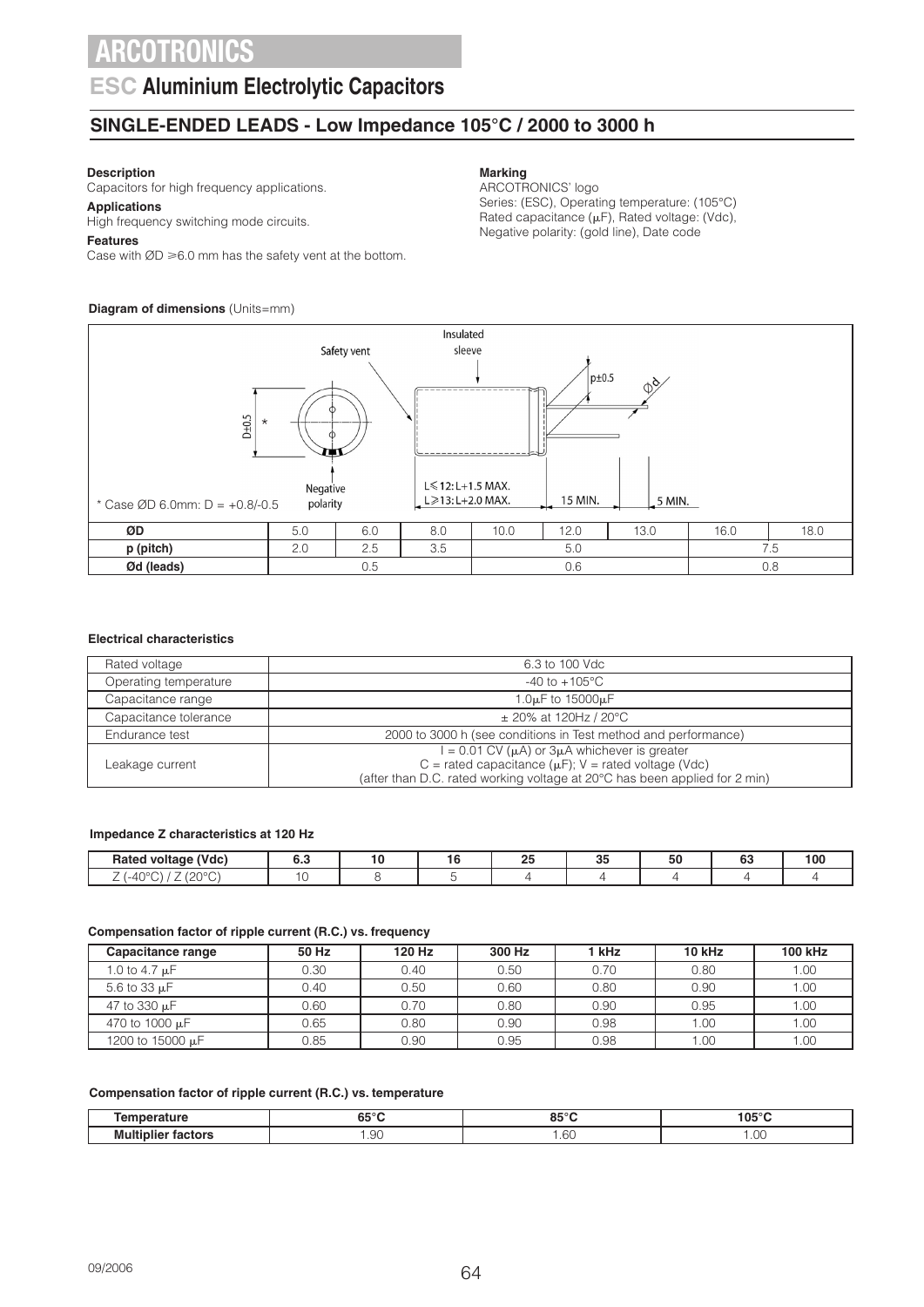# ARCOTRONICS

## ESC Aluminium Electrolytic Capacitors

### SINGLE-ENDED LEADS - Low Impedance 105°C / 2000 to 3000 h

**Description**
Capacitors for high frequency applications.

**Applications**
High frequency switching mode circuits.

**Features**
Case with ØD ⩾6.0 mm has the safety vent at the bottom.

**Marking**
ARCOTRONICS' logo
Series: (ESC), Operating temperature: (105°C)
Rated capacitance (μF), Rated voltage: (Vdc),
Negative polarity: (gold line), Date code

**Diagram of dimensions** (Units=mm)

Safety vent
Insulated sleeve
D±0.5 *
p±0.5
Ød
Negative polarity
L⩽12: L+1.5 MAX.
L⩾13: L+2.0 MAX.
15 MIN.
5 MIN.

\* Case ØD 6.0mm: D = +0.8/-0.5

| ØD | 5.0 | 6.0 | 8.0 | 10.0 | 12.0 | 13.0 | 16.0 | 18.0 |
|---|---|---|---|---|---|---|---|---|
| p (pitch) | 2.0 | 2.5 | 3.5 | 5.0 | | | 7.5 | |
| Ød (leads) | 0.5 | | | 0.6 | | | 0.8 | |

**Electrical characteristics**

| | |
|---|---|
| Rated voltage | 6.3 to 100 Vdc |
| Operating temperature | -40 to +105°C |
| Capacitance range | 1.0μF to 15000μF |
| Capacitance tolerance | ± 20% at 120Hz / 20°C |
| Endurance test | 2000 to 3000 h (see conditions in Test method and performance) |
| Leakage current | I = 0.01 CV (μA) or 3μA whichever is greater<br>C = rated capacitance (μF); V = rated voltage (Vdc)<br>(after than D.C. rated working voltage at 20°C has been applied for 2 min) |

**Impedance Z characteristics at 120 Hz**

| Rated voltage (Vdc) | 6.3 | 10 | 16 | 25 | 35 | 50 | 63 | 100 |
|---|---|---|---|---|---|---|---|---|
| Z (-40°C) / Z (20°C) | 10 | 8 | 5 | 4 | 4 | 4 | 4 | 4 |

**Compensation factor of ripple current (R.C.) vs. frequency**

| Capacitance range | 50 Hz | 120 Hz | 300 Hz | 1 kHz | 10 kHz | 100 kHz |
|---|---|---|---|---|---|---|
| 1.0 to 4.7 μF | 0.30 | 0.40 | 0.50 | 0.70 | 0.80 | 1.00 |
| 5.6 to 33 μF | 0.40 | 0.50 | 0.60 | 0.80 | 0.90 | 1.00 |
| 47 to 330 μF | 0.60 | 0.70 | 0.80 | 0.90 | 0.95 | 1.00 |
| 470 to 1000 μF | 0.65 | 0.80 | 0.90 | 0.98 | 1.00 | 1.00 |
| 1200 to 15000 μF | 0.85 | 0.90 | 0.95 | 0.98 | 1.00 | 1.00 |

**Compensation factor of ripple current (R.C.) vs. temperature**

| Temperature | 65°C | 85°C | 105°C |
|---|---|---|---|
| Multiplier factors | 1.90 | 1.60 | 1.00 |

09/2006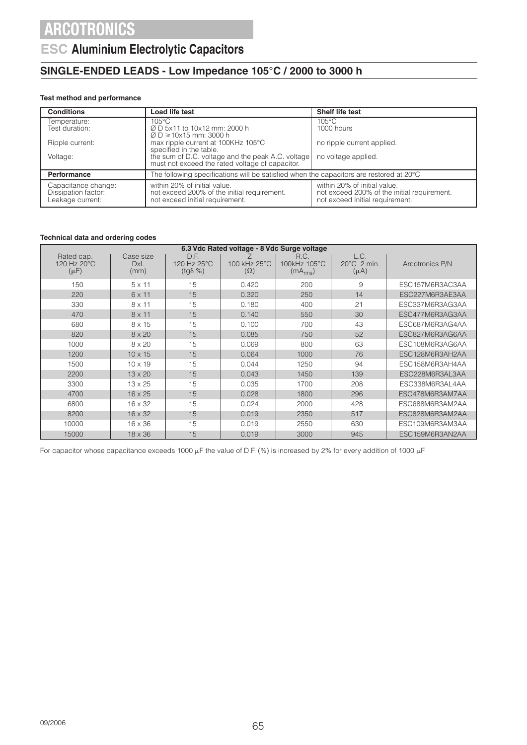# ARCOTRONICS

## ESC Aluminium Electrolytic Capacitors

### SINGLE-ENDED LEADS - Low Impedance 105°C / 2000 to 3000 h

**Test method and performance**

| Conditions | Load life test | Shelf life test |
|---|---|---|
| Temperature: | 105°C | 105°C |
| Test duration: | Ø D 5x11 to 10x12 mm: 2000 h<br>Ø D ≥10x15 mm: 3000 h | 1000 hours |
| Ripple current: | max ripple current at 100KHz 105°C specified in the table. | no ripple current applied. |
| Voltage: | the sum of D.C. voltage and the peak A.C. voltage must not exceed the rated voltage of capacitor. | no voltage applied. |
| **Performance** | The following specifications will be satisfied when the capacitors are restored at 20°C | |
| Capacitance change: | within 20% of initial value. | within 20% of initial value. |
| Dissipation factor: | not exceed 200% of the initial requirement. | not exceed 200% of the initial requirement. |
| Leakage current: | not exceed initial requirement. | not exceed initial requirement. |

**Technical data and ordering codes**

| 6.3 Vdc Rated voltage - 8 Vdc Surge voltage | | | | | | |
|---|---|---|---|---|---|---|
| Rated cap. 120 Hz 20°C (μF) | Case size DxL (mm) | D.F. 120 Hz 25°C (tgδ %) | Z 100 kHz 25°C (Ω) | R.C. 100kHz 105°C ($mA_{rms}$) | L.C. 20°C 2 min. (μA) | Arcotronics P/N |
| 150 | 5 x 11 | 15 | 0.420 | 200 | 9 | ESC157M6R3AC3AA |
| 220 | 6 x 11 | 15 | 0.320 | 250 | 14 | ESC227M6R3AE3AA |
| 330 | 8 x 11 | 15 | 0.180 | 400 | 21 | ESC337M6R3AG3AA |
| 470 | 8 x 11 | 15 | 0.140 | 550 | 30 | ESC477M6R3AG3AA |
| 680 | 8 x 15 | 15 | 0.100 | 700 | 43 | ESC687M6R3AG4AA |
| 820 | 8 x 20 | 15 | 0.085 | 750 | 52 | ESC827M6R3AG6AA |
| 1000 | 8 x 20 | 15 | 0.069 | 800 | 63 | ESC108M6R3AG6AA |
| 1200 | 10 x 15 | 15 | 0.064 | 1000 | 76 | ESC128M6R3AH2AA |
| 1500 | 10 x 19 | 15 | 0.044 | 1250 | 94 | ESC158M6R3AH4AA |
| 2200 | 13 x 20 | 15 | 0.043 | 1450 | 139 | ESC228M6R3AL3AA |
| 3300 | 13 x 25 | 15 | 0.035 | 1700 | 208 | ESC338M6R3AL4AA |
| 4700 | 16 x 25 | 15 | 0.028 | 1800 | 296 | ESC478M6R3AM7AA |
| 6800 | 16 x 32 | 15 | 0.024 | 2000 | 428 | ESC688M6R3AM2AA |
| 8200 | 16 x 32 | 15 | 0.019 | 2350 | 517 | ESC828M6R3AM2AA |
| 10000 | 16 x 36 | 15 | 0.019 | 2550 | 630 | ESC109M6R3AM3AA |
| 15000 | 18 x 36 | 15 | 0.019 | 3000 | 945 | ESC159M6R3AN2AA |

For capacitor whose capacitance exceeds 1000 μF the value of D.F. (%) is increased by 2% for every addition of 1000 μF

09/2006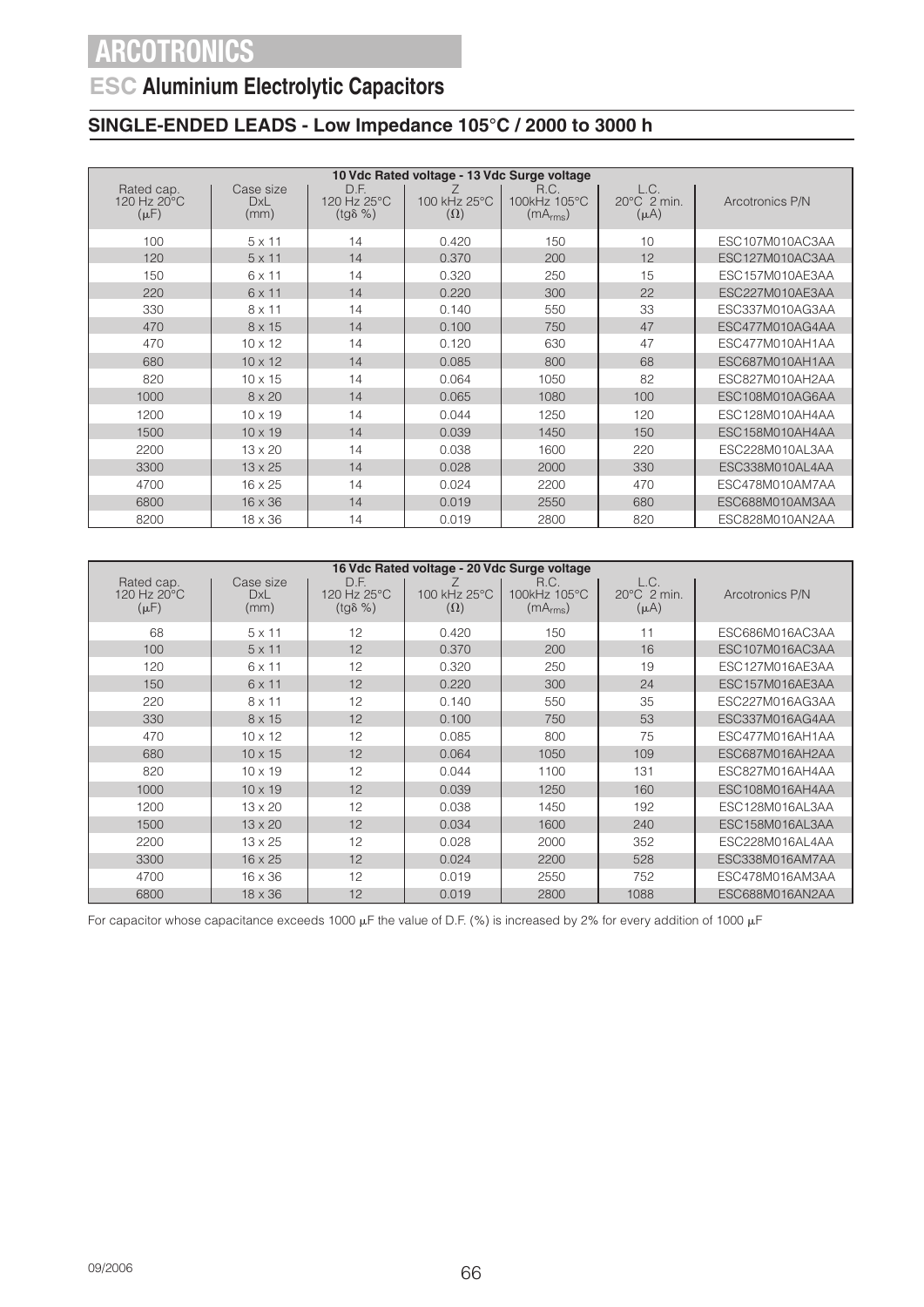# ARCOTRONICS

## ESC Aluminium Electrolytic Capacitors

### SINGLE-ENDED LEADS - Low Impedance 105°C / 2000 to 3000 h

| 10 Vdc Rated voltage - 13 Vdc Surge voltage | | | | | | |
|---|---|---|---|---|---|---|
| Rated cap. 120 Hz 20°C (μF) | Case size DxL (mm) | D.F. 120 Hz 25°C (tgδ %) | Z 100 kHz 25°C (Ω) | R.C. 100kHz 105°C ($mA_{rms}$) | L.C. 20°C 2 min. (μA) | Arcotronics P/N |
| 100 | 5 x 11 | 14 | 0.420 | 150 | 10 | ESC107M010AC3AA |
| 120 | 5 x 11 | 14 | 0.370 | 200 | 12 | ESC127M010AC3AA |
| 150 | 6 x 11 | 14 | 0.320 | 250 | 15 | ESC157M010AE3AA |
| 220 | 6 x 11 | 14 | 0.220 | 300 | 22 | ESC227M010AE3AA |
| 330 | 8 x 11 | 14 | 0.140 | 550 | 33 | ESC337M010AG3AA |
| 470 | 8 x 15 | 14 | 0.100 | 750 | 47 | ESC477M010AG4AA |
| 470 | 10 x 12 | 14 | 0.120 | 630 | 47 | ESC477M010AH1AA |
| 680 | 10 x 12 | 14 | 0.085 | 800 | 68 | ESC687M010AH1AA |
| 820 | 10 x 15 | 14 | 0.064 | 1050 | 82 | ESC827M010AH2AA |
| 1000 | 8 x 20 | 14 | 0.065 | 1080 | 100 | ESC108M010AG6AA |
| 1200 | 10 x 19 | 14 | 0.044 | 1250 | 120 | ESC128M010AH4AA |
| 1500 | 10 x 19 | 14 | 0.039 | 1450 | 150 | ESC158M010AH4AA |
| 2200 | 13 x 20 | 14 | 0.038 | 1600 | 220 | ESC228M010AL3AA |
| 3300 | 13 x 25 | 14 | 0.028 | 2000 | 330 | ESC338M010AL4AA |
| 4700 | 16 x 25 | 14 | 0.024 | 2200 | 470 | ESC478M010AM7AA |
| 6800 | 16 x 36 | 14 | 0.019 | 2550 | 680 | ESC688M010AM3AA |
| 8200 | 18 x 36 | 14 | 0.019 | 2800 | 820 | ESC828M010AN2AA |

| 16 Vdc Rated voltage - 20 Vdc Surge voltage | | | | | | |
|---|---|---|---|---|---|---|
| Rated cap. 120 Hz 20°C (μF) | Case size DxL (mm) | D.F. 120 Hz 25°C (tgδ %) | Z 100 kHz 25°C (Ω) | R.C. 100kHz 105°C ($mA_{rms}$) | L.C. 20°C 2 min. (μA) | Arcotronics P/N |
| 68 | 5 x 11 | 12 | 0.420 | 150 | 11 | ESC686M016AC3AA |
| 100 | 5 x 11 | 12 | 0.370 | 200 | 16 | ESC107M016AC3AA |
| 120 | 6 x 11 | 12 | 0.320 | 250 | 19 | ESC127M016AE3AA |
| 150 | 6 x 11 | 12 | 0.220 | 300 | 24 | ESC157M016AE3AA |
| 220 | 8 x 11 | 12 | 0.140 | 550 | 35 | ESC227M016AG3AA |
| 330 | 8 x 15 | 12 | 0.100 | 750 | 53 | ESC337M016AG4AA |
| 470 | 10 x 12 | 12 | 0.085 | 800 | 75 | ESC477M016AH1AA |
| 680 | 10 x 15 | 12 | 0.064 | 1050 | 109 | ESC687M016AH2AA |
| 820 | 10 x 19 | 12 | 0.044 | 1100 | 131 | ESC827M016AH4AA |
| 1000 | 10 x 19 | 12 | 0.039 | 1250 | 160 | ESC108M016AH4AA |
| 1200 | 13 x 20 | 12 | 0.038 | 1450 | 192 | ESC128M016AL3AA |
| 1500 | 13 x 20 | 12 | 0.034 | 1600 | 240 | ESC158M016AL3AA |
| 2200 | 13 x 25 | 12 | 0.028 | 2000 | 352 | ESC228M016AL4AA |
| 3300 | 16 x 25 | 12 | 0.024 | 2200 | 528 | ESC338M016AM7AA |
| 4700 | 16 x 36 | 12 | 0.019 | 2550 | 752 | ESC478M016AM3AA |
| 6800 | 18 x 36 | 12 | 0.019 | 2800 | 1088 | ESC688M016AN2AA |

For capacitor whose capacitance exceeds 1000 μF the value of D.F. (%) is increased by 2% for every addition of 1000 μF

09/2006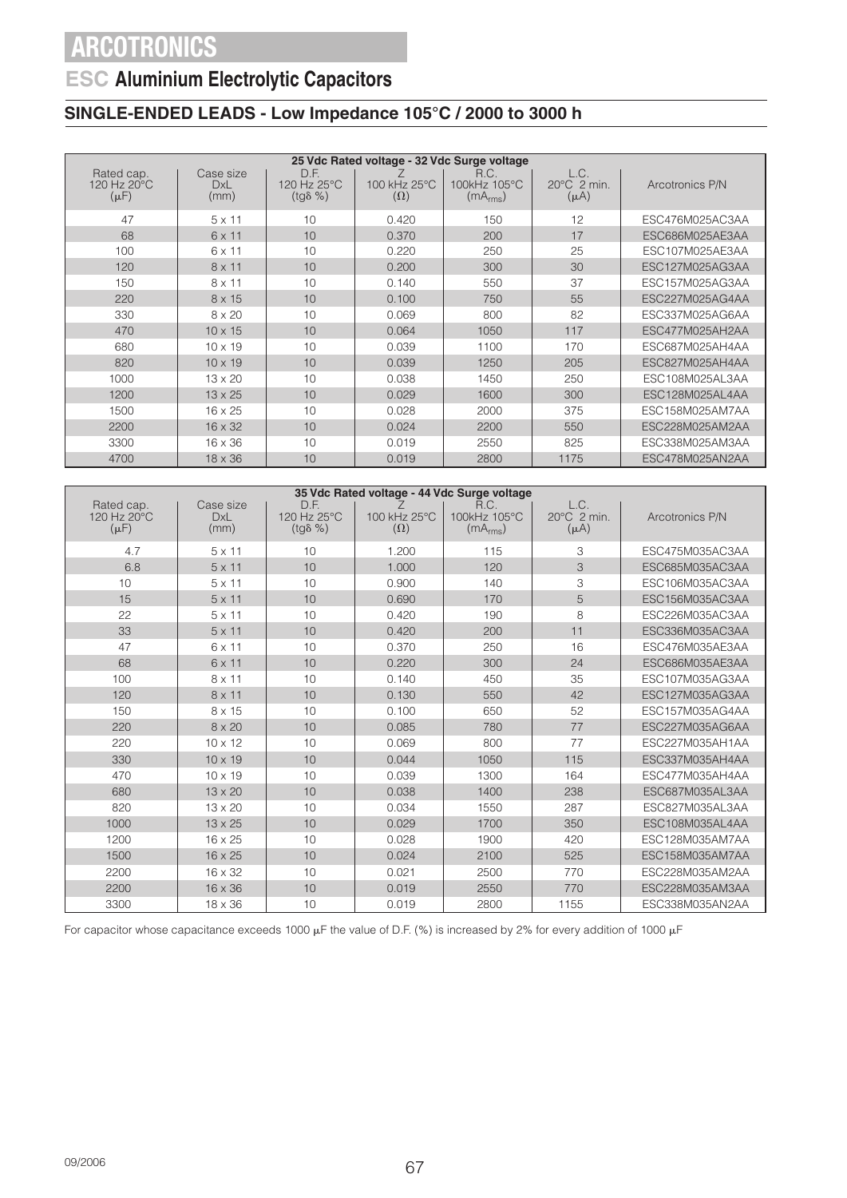# ARCOTRONICS

## ESC Aluminium Electrolytic Capacitors

### SINGLE-ENDED LEADS - Low Impedance 105°C / 2000 to 3000 h

| 25 Vdc Rated voltage - 32 Vdc Surge voltage | | | | | | |
|---|---|---|---|---|---|---|
| Rated cap. 120 Hz 20°C (μF) | Case size DxL (mm) | D.F. 120 Hz 25°C (tgδ %) | Z 100 kHz 25°C (Ω) | R.C. 100kHz 105°C ($mA_{rms}$) | L.C. 20°C 2 min. (μA) | Arcotronics P/N |
| 47 | 5 x 11 | 10 | 0.420 | 150 | 12 | ESC476M025AC3AA |
| 68 | 6 x 11 | 10 | 0.370 | 200 | 17 | ESC686M025AE3AA |
| 100 | 6 x 11 | 10 | 0.220 | 250 | 25 | ESC107M025AE3AA |
| 120 | 8 x 11 | 10 | 0.200 | 300 | 30 | ESC127M025AG3AA |
| 150 | 8 x 11 | 10 | 0.140 | 550 | 37 | ESC157M025AG3AA |
| 220 | 8 x 15 | 10 | 0.100 | 750 | 55 | ESC227M025AG4AA |
| 330 | 8 x 20 | 10 | 0.069 | 800 | 82 | ESC337M025AG6AA |
| 470 | 10 x 15 | 10 | 0.064 | 1050 | 117 | ESC477M025AH2AA |
| 680 | 10 x 19 | 10 | 0.039 | 1100 | 170 | ESC687M025AH4AA |
| 820 | 10 x 19 | 10 | 0.039 | 1250 | 205 | ESC827M025AH4AA |
| 1000 | 13 x 20 | 10 | 0.038 | 1450 | 250 | ESC108M025AL3AA |
| 1200 | 13 x 25 | 10 | 0.029 | 1600 | 300 | ESC128M025AL4AA |
| 1500 | 16 x 25 | 10 | 0.028 | 2000 | 375 | ESC158M025AM7AA |
| 2200 | 16 x 32 | 10 | 0.024 | 2200 | 550 | ESC228M025AM2AA |
| 3300 | 16 x 36 | 10 | 0.019 | 2550 | 825 | ESC338M025AM3AA |
| 4700 | 18 x 36 | 10 | 0.019 | 2800 | 1175 | ESC478M025AN2AA |

| 35 Vdc Rated voltage - 44 Vdc Surge voltage | | | | | | |
|---|---|---|---|---|---|---|
| Rated cap. 120 Hz 20°C (μF) | Case size DxL (mm) | D.F. 120 Hz 25°C (tgδ %) | Z 100 kHz 25°C (Ω) | R.C. 100kHz 105°C ($mA_{rms}$) | L.C. 20°C 2 min. (μA) | Arcotronics P/N |
| 4.7 | 5 x 11 | 10 | 1.200 | 115 | 3 | ESC475M035AC3AA |
| 6.8 | 5 x 11 | 10 | 1.000 | 120 | 3 | ESC685M035AC3AA |
| 10 | 5 x 11 | 10 | 0.900 | 140 | 3 | ESC106M035AC3AA |
| 15 | 5 x 11 | 10 | 0.690 | 170 | 5 | ESC156M035AC3AA |
| 22 | 5 x 11 | 10 | 0.420 | 190 | 8 | ESC226M035AC3AA |
| 33 | 5 x 11 | 10 | 0.420 | 200 | 11 | ESC336M035AC3AA |
| 47 | 6 x 11 | 10 | 0.370 | 250 | 16 | ESC476M035AE3AA |
| 68 | 6 x 11 | 10 | 0.220 | 300 | 24 | ESC686M035AE3AA |
| 100 | 8 x 11 | 10 | 0.140 | 450 | 35 | ESC107M035AG3AA |
| 120 | 8 x 11 | 10 | 0.130 | 550 | 42 | ESC127M035AG3AA |
| 150 | 8 x 15 | 10 | 0.100 | 650 | 52 | ESC157M035AG4AA |
| 220 | 8 x 20 | 10 | 0.085 | 780 | 77 | ESC227M035AG6AA |
| 220 | 10 x 12 | 10 | 0.069 | 800 | 77 | ESC227M035AH1AA |
| 330 | 10 x 19 | 10 | 0.044 | 1050 | 115 | ESC337M035AH4AA |
| 470 | 10 x 19 | 10 | 0.039 | 1300 | 164 | ESC477M035AH4AA |
| 680 | 13 x 20 | 10 | 0.038 | 1400 | 238 | ESC687M035AL3AA |
| 820 | 13 x 20 | 10 | 0.034 | 1550 | 287 | ESC827M035AL3AA |
| 1000 | 13 x 25 | 10 | 0.029 | 1700 | 350 | ESC108M035AL4AA |
| 1200 | 16 x 25 | 10 | 0.028 | 1900 | 420 | ESC128M035AM7AA |
| 1500 | 16 x 25 | 10 | 0.024 | 2100 | 525 | ESC158M035AM7AA |
| 2200 | 16 x 32 | 10 | 0.021 | 2500 | 770 | ESC228M035AM2AA |
| 2200 | 16 x 36 | 10 | 0.019 | 2550 | 770 | ESC228M035AM3AA |
| 3300 | 18 x 36 | 10 | 0.019 | 2800 | 1155 | ESC338M035AN2AA |

For capacitor whose capacitance exceeds 1000 μF the value of D.F. (%) is increased by 2% for every addition of 1000 μF

09/2006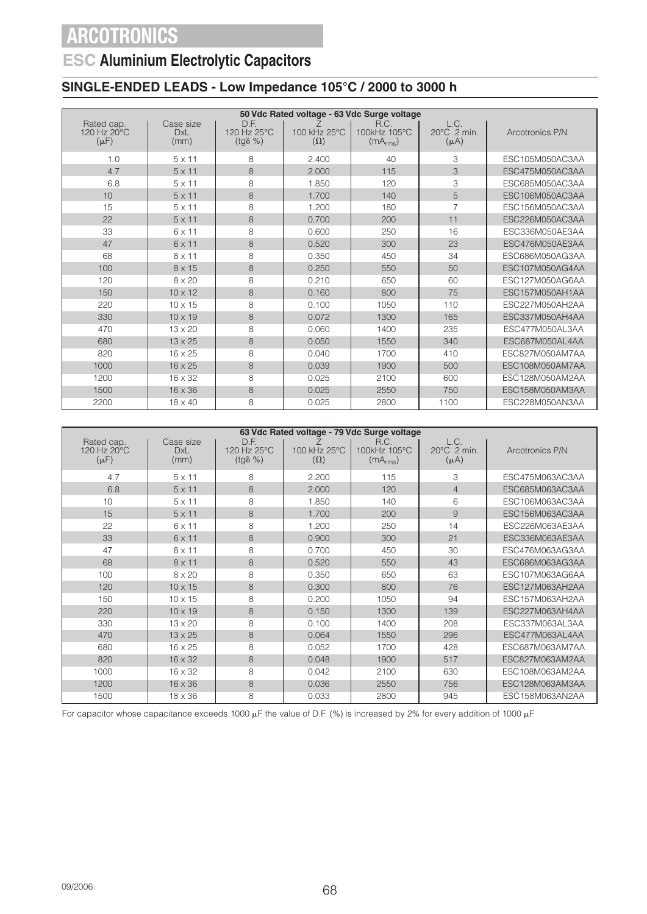# ARCOTRONICS

## ESC Aluminium Electrolytic Capacitors

### SINGLE-ENDED LEADS - Low Impedance 105°C / 2000 to 3000 h

| 50 Vdc Rated voltage - 63 Vdc Surge voltage | | | | | | |
|---|---|---|---|---|---|---|
| Rated cap. 120 Hz 20°C (μF) | Case size DxL (mm) | D.F. 120 Hz 25°C (tgδ %) | Z 100 kHz 25°C (Ω) | R.C. 100kHz 105°C ($mA_{rms}$) | L.C. 20°C 2 min. (μA) | Arcotronics P/N |
| 1.0 | 5 x 11 | 8 | 2.400 | 40 | 3 | ESC105M050AC3AA |
| 4.7 | 5 x 11 | 8 | 2.000 | 115 | 3 | ESC475M050AC3AA |
| 6.8 | 5 x 11 | 8 | 1.850 | 120 | 3 | ESC685M050AC3AA |
| 10 | 5 x 11 | 8 | 1.700 | 140 | 5 | ESC106M050AC3AA |
| 15 | 5 x 11 | 8 | 1.200 | 180 | 7 | ESC156M050AC3AA |
| 22 | 5 x 11 | 8 | 0.700 | 200 | 11 | ESC226M050AC3AA |
| 33 | 6 x 11 | 8 | 0.600 | 250 | 16 | ESC336M050AE3AA |
| 47 | 6 x 11 | 8 | 0.520 | 300 | 23 | ESC476M050AE3AA |
| 68 | 8 x 11 | 8 | 0.350 | 450 | 34 | ESC686M050AG3AA |
| 100 | 8 x 15 | 8 | 0.250 | 550 | 50 | ESC107M050AG4AA |
| 120 | 8 x 20 | 8 | 0.210 | 650 | 60 | ESC127M050AG6AA |
| 150 | 10 x 12 | 8 | 0.160 | 800 | 75 | ESC157M050AH1AA |
| 220 | 10 x 15 | 8 | 0.100 | 1050 | 110 | ESC227M050AH2AA |
| 330 | 10 x 19 | 8 | 0.072 | 1300 | 165 | ESC337M050AH4AA |
| 470 | 13 x 20 | 8 | 0.060 | 1400 | 235 | ESC477M050AL3AA |
| 680 | 13 x 25 | 8 | 0.050 | 1550 | 340 | ESC687M050AL4AA |
| 820 | 16 x 25 | 8 | 0.040 | 1700 | 410 | ESC827M050AM7AA |
| 1000 | 16 x 25 | 8 | 0.039 | 1900 | 500 | ESC108M050AM7AA |
| 1200 | 16 x 32 | 8 | 0.025 | 2100 | 600 | ESC128M050AM2AA |
| 1500 | 16 x 36 | 8 | 0.025 | 2550 | 750 | ESC158M050AM3AA |
| 2200 | 18 x 40 | 8 | 0.025 | 2800 | 1100 | ESC228M050AN3AA |

| 63 Vdc Rated voltage - 79 Vdc Surge voltage | | | | | | |
|---|---|---|---|---|---|---|
| Rated cap. 120 Hz 20°C (μF) | Case size DxL (mm) | D.F. 120 Hz 25°C (tgδ %) | Z 100 kHz 25°C (Ω) | R.C. 100kHz 105°C ($mA_{rms}$) | L.C. 20°C 2 min. (μA) | Arcotronics P/N |
| 4.7 | 5 x 11 | 8 | 2.200 | 115 | 3 | ESC475M063AC3AA |
| 6.8 | 5 x 11 | 8 | 2.000 | 120 | 4 | ESC685M063AC3AA |
| 10 | 5 x 11 | 8 | 1.850 | 140 | 6 | ESC106M063AC3AA |
| 15 | 5 x 11 | 8 | 1.700 | 200 | 9 | ESC156M063AC3AA |
| 22 | 6 x 11 | 8 | 1.200 | 250 | 14 | ESC226M063AE3AA |
| 33 | 6 x 11 | 8 | 0.900 | 300 | 21 | ESC336M063AE3AA |
| 47 | 8 x 11 | 8 | 0.700 | 450 | 30 | ESC476M063AG3AA |
| 68 | 8 x 11 | 8 | 0.520 | 550 | 43 | ESC686M063AG3AA |
| 100 | 8 x 20 | 8 | 0.350 | 650 | 63 | ESC107M063AG6AA |
| 120 | 10 x 15 | 8 | 0.300 | 800 | 76 | ESC127M063AH2AA |
| 150 | 10 x 15 | 8 | 0.200 | 1050 | 94 | ESC157M063AH2AA |
| 220 | 10 x 19 | 8 | 0.150 | 1300 | 139 | ESC227M063AH4AA |
| 330 | 13 x 20 | 8 | 0.100 | 1400 | 208 | ESC337M063AL3AA |
| 470 | 13 x 25 | 8 | 0.064 | 1550 | 296 | ESC477M063AL4AA |
| 680 | 16 x 25 | 8 | 0.052 | 1700 | 428 | ESC687M063AM7AA |
| 820 | 16 x 32 | 8 | 0.048 | 1900 | 517 | ESC827M063AM2AA |
| 1000 | 16 x 32 | 8 | 0.042 | 2100 | 630 | ESC108M063AM2AA |
| 1200 | 16 x 36 | 8 | 0.036 | 2550 | 756 | ESC128M063AM3AA |
| 1500 | 18 x 36 | 8 | 0.033 | 2800 | 945 | ESC158M063AN2AA |

For capacitor whose capacitance exceeds 1000 μF the value of D.F. (%) is increased by 2% for every addition of 1000 μF

09/2006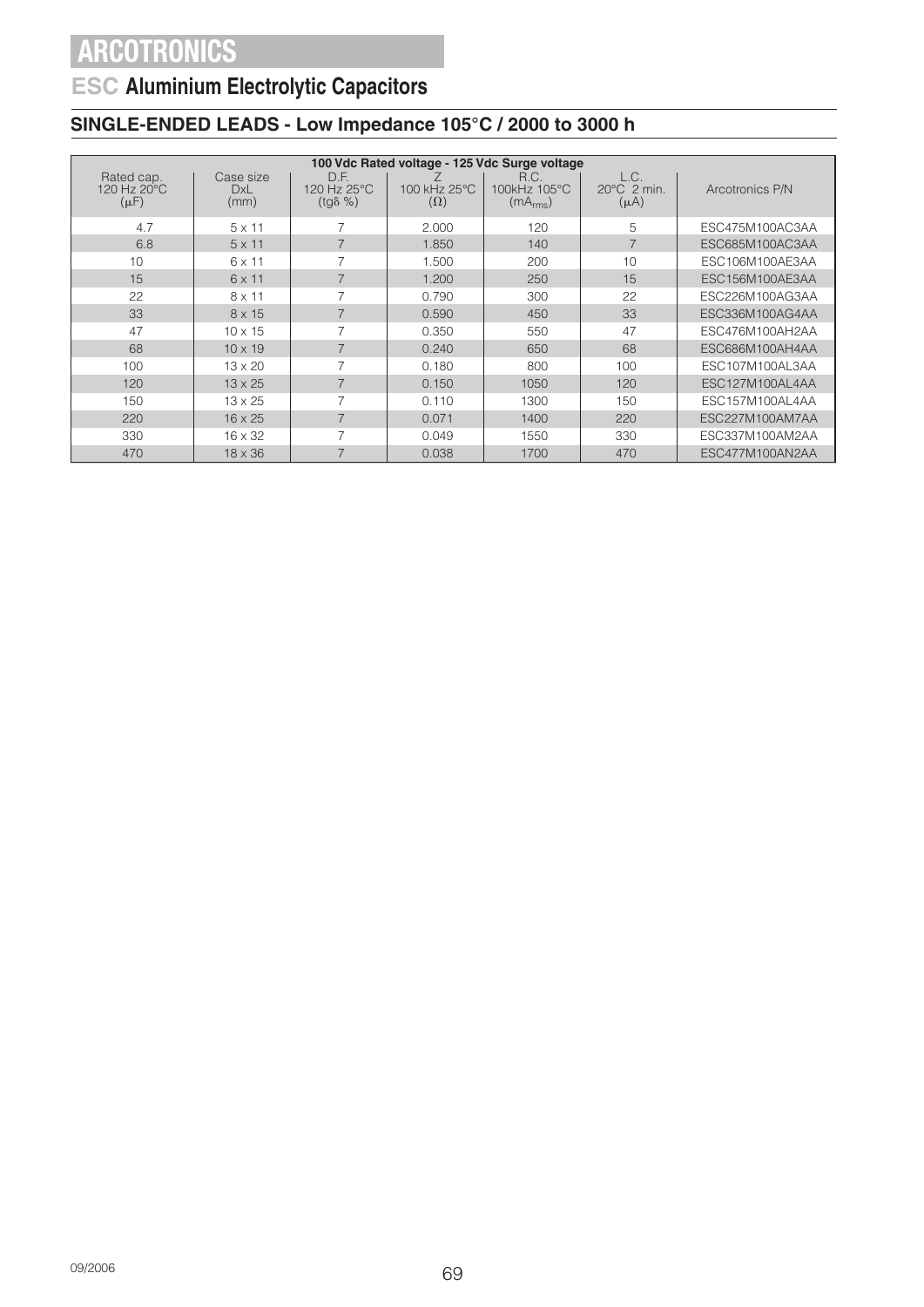# ARCOTRONICS

## ESC Aluminium Electrolytic Capacitors

### SINGLE-ENDED LEADS - Low Impedance 105°C / 2000 to 3000 h

| 100 Vdc Rated voltage - 125 Vdc Surge voltage | | | | | | |
|---|---|---|---|---|---|---|
| Rated cap. 120 Hz 20°C ($\mu$F) | Case size DxL (mm) | D.F. 120 Hz 25°C (tg$\delta$ %) | Z 100 kHz 25°C ($\Omega$) | R.C. 100kHz 105°C ($mA_{rms}$) | L.C. 20°C 2 min. ($\mu$A) | Arcotronics P/N |
| 4.7 | 5 x 11 | 7 | 2.000 | 120 | 5 | ESC475M100AC3AA |
| 6.8 | 5 x 11 | 7 | 1.850 | 140 | 7 | ESC685M100AC3AA |
| 10 | 6 x 11 | 7 | 1.500 | 200 | 10 | ESC106M100AE3AA |
| 15 | 6 x 11 | 7 | 1.200 | 250 | 15 | ESC156M100AE3AA |
| 22 | 8 x 11 | 7 | 0.790 | 300 | 22 | ESC226M100AG3AA |
| 33 | 8 x 15 | 7 | 0.590 | 450 | 33 | ESC336M100AG4AA |
| 47 | 10 x 15 | 7 | 0.350 | 550 | 47 | ESC476M100AH2AA |
| 68 | 10 x 19 | 7 | 0.240 | 650 | 68 | ESC686M100AH4AA |
| 100 | 13 x 20 | 7 | 0.180 | 800 | 100 | ESC107M100AL3AA |
| 120 | 13 x 25 | 7 | 0.150 | 1050 | 120 | ESC127M100AL4AA |
| 150 | 13 x 25 | 7 | 0.110 | 1300 | 150 | ESC157M100AL4AA |
| 220 | 16 x 25 | 7 | 0.071 | 1400 | 220 | ESC227M100AM7AA |
| 330 | 16 x 32 | 7 | 0.049 | 1550 | 330 | ESC337M100AM2AA |
| 470 | 18 x 36 | 7 | 0.038 | 1700 | 470 | ESC477M100AN2AA |

09/2006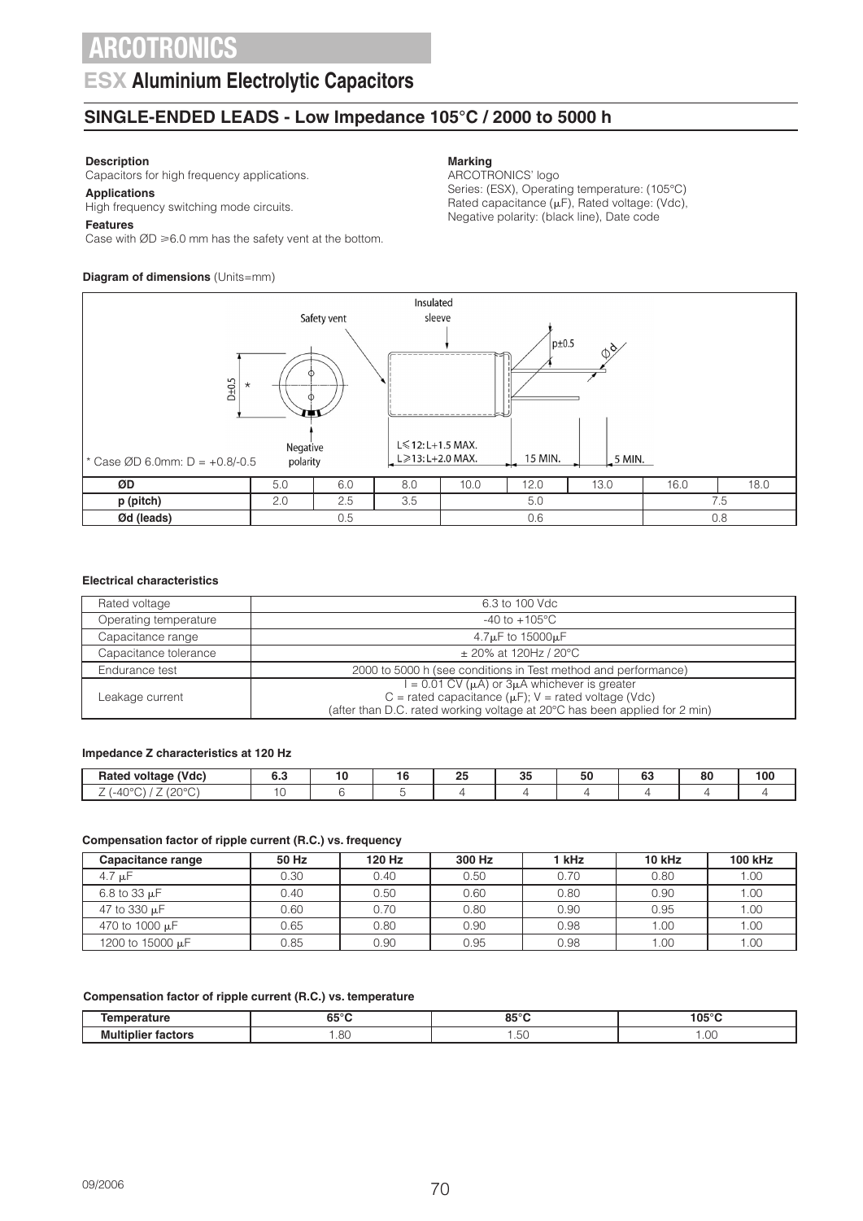# ARCOTRONICS

## ESX Aluminium Electrolytic Capacitors

## SINGLE-ENDED LEADS - Low Impedance 105°C / 2000 to 5000 h

**Description**
Capacitors for high frequency applications.

**Applications**
High frequency switching mode circuits.

**Features**
Case with ØD ≥6.0 mm has the safety vent at the bottom.

**Marking**
ARCOTRONICS' logo
Series: (ESX), Operating temperature: (105°C)
Rated capacitance (μF), Rated voltage: (Vdc),
Negative polarity: (black line), Date code

**Diagram of dimensions** (Units=mm)

Safety vent — Insulated sleeve — D±0.5 * — p±0.5 — Ød — Negative polarity — L≤12: L+1.5 MAX. L≥13: L+2.0 MAX. — 15 MIN. — 5 MIN.

\* Case ØD 6.0mm: D = +0.8/-0.5

| ØD | 5.0 | 6.0 | 8.0 | 10.0 | 12.0 | 13.0 | 16.0 | 18.0 |
|---|---|---|---|---|---|---|---|---|
| p (pitch) | 2.0 | 2.5 | 3.5 | 5.0 | | | 7.5 | |
| Ød (leads) | 0.5 | | | 0.6 | | | 0.8 | |

**Electrical characteristics**

| | |
|---|---|
| Rated voltage | 6.3 to 100 Vdc |
| Operating temperature | -40 to +105°C |
| Capacitance range | 4.7μF to 15000μF |
| Capacitance tolerance | ± 20% at 120Hz / 20°C |
| Endurance test | 2000 to 5000 h (see conditions in Test method and performance) |
| Leakage current | I = 0.01 CV (μA) or 3μA whichever is greater<br>C = rated capacitance (μF); V = rated voltage (Vdc)<br>(after than D.C. rated working voltage at 20°C has been applied for 2 min) |

**Impedance Z characteristics at 120 Hz**

| Rated voltage (Vdc) | 6.3 | 10 | 16 | 25 | 35 | 50 | 63 | 80 | 100 |
|---|---|---|---|---|---|---|---|---|---|
| Z (-40°C) / Z (20°C) | 10 | 6 | 5 | 4 | 4 | 4 | 4 | 4 | 4 |

**Compensation factor of ripple current (R.C.) vs. frequency**

| Capacitance range | 50 Hz | 120 Hz | 300 Hz | 1 kHz | 10 kHz | 100 kHz |
|---|---|---|---|---|---|---|
| 4.7 μF | 0.30 | 0.40 | 0.50 | 0.70 | 0.80 | 1.00 |
| 6.8 to 33 μF | 0.40 | 0.50 | 0.60 | 0.80 | 0.90 | 1.00 |
| 47 to 330 μF | 0.60 | 0.70 | 0.80 | 0.90 | 0.95 | 1.00 |
| 470 to 1000 μF | 0.65 | 0.80 | 0.90 | 0.98 | 1.00 | 1.00 |
| 1200 to 15000 μF | 0.85 | 0.90 | 0.95 | 0.98 | 1.00 | 1.00 |

**Compensation factor of ripple current (R.C.) vs. temperature**

| Temperature | 65°C | 85°C | 105°C |
|---|---|---|---|
| Multiplier factors | 1.80 | 1.50 | 1.00 |

09/2006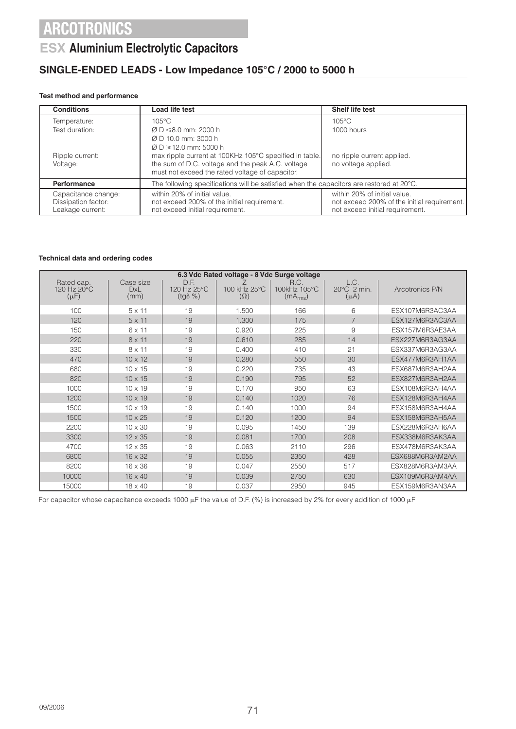# ARCOTRONICS

## ESX Aluminium Electrolytic Capacitors

## SINGLE-ENDED LEADS - Low Impedance 105°C / 2000 to 5000 h

**Test method and performance**

| Conditions | Load life test | Shelf life test |
|---|---|---|
| Temperature: | 105°C | 105°C |
| Test duration: | Ø D ⩽8.0 mm: 2000 h<br>Ø D 10.0 mm: 3000 h<br>Ø D ⩾12.0 mm: 5000 h | 1000 hours |
| Ripple current: | max ripple current at 100KHz 105°C specified in table. | no ripple current applied. |
| Voltage: | the sum of D.C. voltage and the peak A.C. voltage must not exceed the rated voltage of capacitor. | no voltage applied. |
| **Performance** | The following specifications will be satisfied when the capacitors are restored at 20°C. | |
| Capacitance change: | within 20% of initial value. | within 20% of initial value. |
| Dissipation factor: | not exceed 200% of the initial requirement. | not exceed 200% of the initial requirement. |
| Leakage current: | not exceed initial requirement. | not exceed initial requirement. |

**Technical data and ordering codes**

| 6.3 Vdc Rated voltage - 8 Vdc Surge voltage | | | | | | |
|---|---|---|---|---|---|---|
| Rated cap. 120 Hz 20°C (µF) | Case size DxL (mm) | D.F. 120 Hz 25°C (tgδ %) | Z 100 kHz 25°C (Ω) | R.C. 100kHz 105°C ($mA_{rms}$) | L.C. 20°C 2 min. (µA) | Arcotronics P/N |
| 100 | 5 x 11 | 19 | 1.500 | 166 | 6 | ESX107M6R3AC3AA |
| 120 | 5 x 11 | 19 | 1.300 | 175 | 7 | ESX127M6R3AC3AA |
| 150 | 6 x 11 | 19 | 0.920 | 225 | 9 | ESX157M6R3AE3AA |
| 220 | 8 x 11 | 19 | 0.610 | 285 | 14 | ESX227M6R3AG3AA |
| 330 | 8 x 11 | 19 | 0.400 | 410 | 21 | ESX337M6R3AG3AA |
| 470 | 10 x 12 | 19 | 0.280 | 550 | 30 | ESX477M6R3AH1AA |
| 680 | 10 x 15 | 19 | 0.220 | 735 | 43 | ESX687M6R3AH2AA |
| 820 | 10 x 15 | 19 | 0.190 | 795 | 52 | ESX827M6R3AH2AA |
| 1000 | 10 x 19 | 19 | 0.170 | 950 | 63 | ESX108M6R3AH4AA |
| 1200 | 10 x 19 | 19 | 0.140 | 1020 | 76 | ESX128M6R3AH4AA |
| 1500 | 10 x 19 | 19 | 0.140 | 1000 | 94 | ESX158M6R3AH4AA |
| 1500 | 10 x 25 | 19 | 0.120 | 1200 | 94 | ESX158M6R3AH5AA |
| 2200 | 10 x 30 | 19 | 0.095 | 1450 | 139 | ESX228M6R3AH6AA |
| 3300 | 12 x 35 | 19 | 0.081 | 1700 | 208 | ESX338M6R3AK3AA |
| 4700 | 12 x 35 | 19 | 0.063 | 2110 | 296 | ESX478M6R3AK3AA |
| 6800 | 16 x 32 | 19 | 0.055 | 2350 | 428 | ESX688M6R3AM2AA |
| 8200 | 16 x 36 | 19 | 0.047 | 2550 | 517 | ESX828M6R3AM3AA |
| 10000 | 16 x 40 | 19 | 0.039 | 2750 | 630 | ESX109M6R3AM4AA |
| 15000 | 18 x 40 | 19 | 0.037 | 2950 | 945 | ESX159M6R3AN3AA |

For capacitor whose capacitance exceeds 1000 µF the value of D.F. (%) is increased by 2% for every addition of 1000 µF

09/2006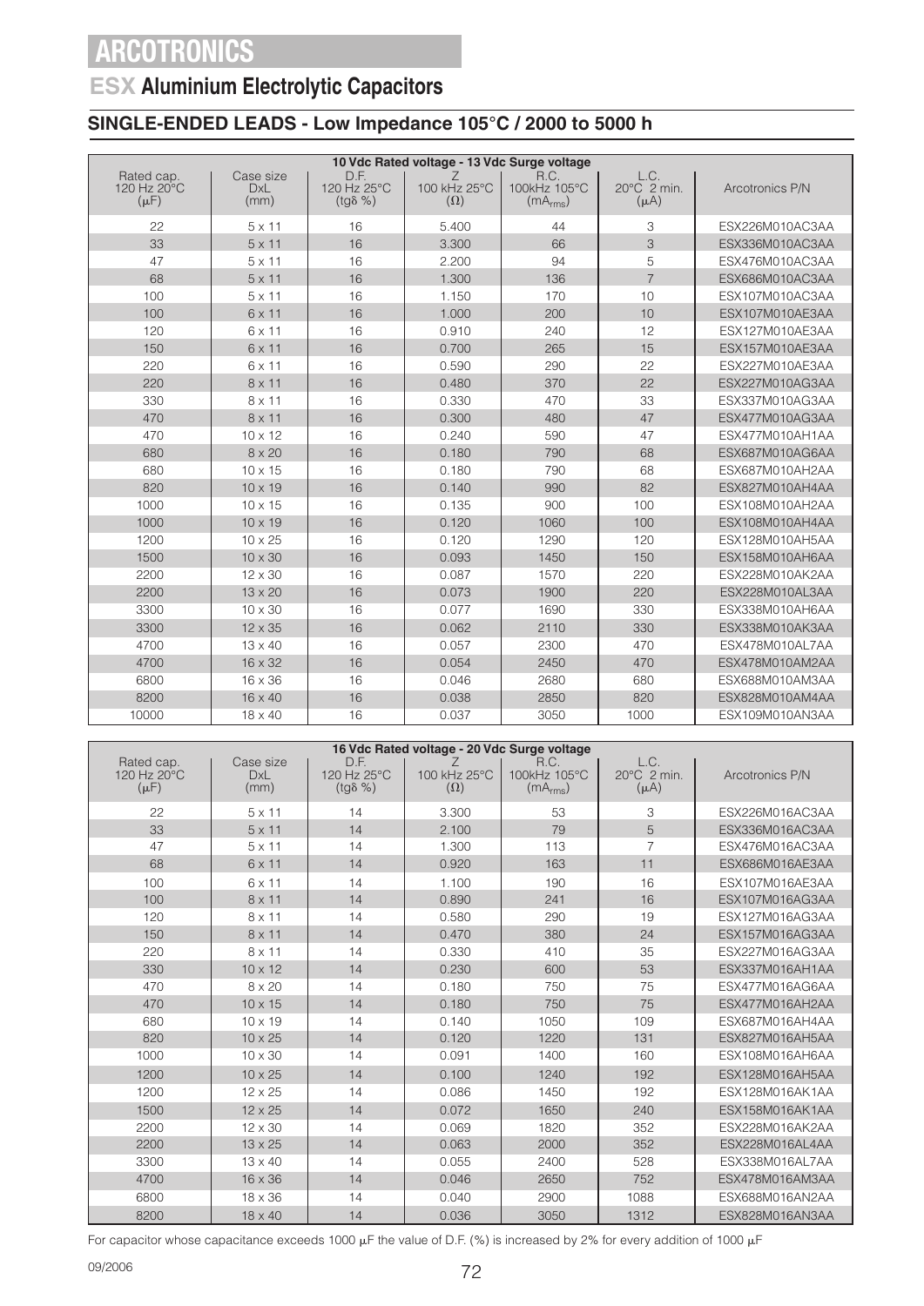# ARCOTRONICS

## ESX Aluminium Electrolytic Capacitors

### SINGLE-ENDED LEADS - Low Impedance 105°C / 2000 to 5000 h

| 10 Vdc Rated voltage - 13 Vdc Surge voltage | | | | | | |
|---|---|---|---|---|---|---|
| Rated cap. 120 Hz 20°C (μF) | Case size DxL (mm) | D.F. 120 Hz 25°C (tgδ %) | Z 100 kHz 25°C (Ω) | R.C. 100kHz 105°C ($mA_{rms}$) | L.C. 20°C 2 min. (μA) | Arcotronics P/N |
| 22 | 5 x 11 | 16 | 5.400 | 44 | 3 | ESX226M010AC3AA |
| 33 | 5 x 11 | 16 | 3.300 | 66 | 3 | ESX336M010AC3AA |
| 47 | 5 x 11 | 16 | 2.200 | 94 | 5 | ESX476M010AC3AA |
| 68 | 5 x 11 | 16 | 1.300 | 136 | 7 | ESX686M010AC3AA |
| 100 | 5 x 11 | 16 | 1.150 | 170 | 10 | ESX107M010AC3AA |
| 100 | 6 x 11 | 16 | 1.000 | 200 | 10 | ESX107M010AE3AA |
| 120 | 6 x 11 | 16 | 0.910 | 240 | 12 | ESX127M010AE3AA |
| 150 | 6 x 11 | 16 | 0.700 | 265 | 15 | ESX157M010AE3AA |
| 220 | 6 x 11 | 16 | 0.590 | 290 | 22 | ESX227M010AE3AA |
| 220 | 8 x 11 | 16 | 0.480 | 370 | 22 | ESX227M010AG3AA |
| 330 | 8 x 11 | 16 | 0.330 | 470 | 33 | ESX337M010AG3AA |
| 470 | 8 x 11 | 16 | 0.300 | 480 | 47 | ESX477M010AG3AA |
| 470 | 10 x 12 | 16 | 0.240 | 590 | 47 | ESX477M010AH1AA |
| 680 | 8 x 20 | 16 | 0.180 | 790 | 68 | ESX687M010AG6AA |
| 680 | 10 x 15 | 16 | 0.180 | 790 | 68 | ESX687M010AH2AA |
| 820 | 10 x 19 | 16 | 0.140 | 990 | 82 | ESX827M010AH4AA |
| 1000 | 10 x 15 | 16 | 0.135 | 900 | 100 | ESX108M010AH2AA |
| 1000 | 10 x 19 | 16 | 0.120 | 1060 | 100 | ESX108M010AH4AA |
| 1200 | 10 x 25 | 16 | 0.120 | 1290 | 120 | ESX128M010AH5AA |
| 1500 | 10 x 30 | 16 | 0.093 | 1450 | 150 | ESX158M010AH6AA |
| 2200 | 12 x 30 | 16 | 0.087 | 1570 | 220 | ESX228M010AK2AA |
| 2200 | 13 x 20 | 16 | 0.073 | 1900 | 220 | ESX228M010AL3AA |
| 3300 | 10 x 30 | 16 | 0.077 | 1690 | 330 | ESX338M010AH6AA |
| 3300 | 12 x 35 | 16 | 0.062 | 2110 | 330 | ESX338M010AK3AA |
| 4700 | 13 x 40 | 16 | 0.057 | 2300 | 470 | ESX478M010AL7AA |
| 4700 | 16 x 32 | 16 | 0.054 | 2450 | 470 | ESX478M010AM2AA |
| 6800 | 16 x 36 | 16 | 0.046 | 2680 | 680 | ESX688M010AM3AA |
| 8200 | 16 x 40 | 16 | 0.038 | 2850 | 820 | ESX828M010AM4AA |
| 10000 | 18 x 40 | 16 | 0.037 | 3050 | 1000 | ESX109M010AN3AA |

| 16 Vdc Rated voltage - 20 Vdc Surge voltage | | | | | | |
|---|---|---|---|---|---|---|
| Rated cap. 120 Hz 20°C (μF) | Case size DxL (mm) | D.F. 120 Hz 25°C (tgδ %) | Z 100 kHz 25°C (Ω) | R.C. 100kHz 105°C ($mA_{rms}$) | L.C. 20°C 2 min. (μA) | Arcotronics P/N |
| 22 | 5 x 11 | 14 | 3.300 | 53 | 3 | ESX226M016AC3AA |
| 33 | 5 x 11 | 14 | 2.100 | 79 | 5 | ESX336M016AC3AA |
| 47 | 5 x 11 | 14 | 1.300 | 113 | 7 | ESX476M016AC3AA |
| 68 | 6 x 11 | 14 | 0.920 | 163 | 11 | ESX686M016AE3AA |
| 100 | 6 x 11 | 14 | 1.100 | 190 | 16 | ESX107M016AE3AA |
| 100 | 8 x 11 | 14 | 0.890 | 241 | 16 | ESX107M016AG3AA |
| 120 | 8 x 11 | 14 | 0.580 | 290 | 19 | ESX127M016AG3AA |
| 150 | 8 x 11 | 14 | 0.470 | 380 | 24 | ESX157M016AG3AA |
| 220 | 8 x 11 | 14 | 0.330 | 410 | 35 | ESX227M016AG3AA |
| 330 | 10 x 12 | 14 | 0.230 | 600 | 53 | ESX337M016AH1AA |
| 470 | 8 x 20 | 14 | 0.180 | 750 | 75 | ESX477M016AG6AA |
| 470 | 10 x 15 | 14 | 0.180 | 750 | 75 | ESX477M016AH2AA |
| 680 | 10 x 19 | 14 | 0.140 | 1050 | 109 | ESX687M016AH4AA |
| 820 | 10 x 25 | 14 | 0.120 | 1220 | 131 | ESX827M016AH5AA |
| 1000 | 10 x 30 | 14 | 0.091 | 1400 | 160 | ESX108M016AH6AA |
| 1200 | 10 x 25 | 14 | 0.100 | 1240 | 192 | ESX128M016AH5AA |
| 1200 | 12 x 25 | 14 | 0.086 | 1450 | 192 | ESX128M016AK1AA |
| 1500 | 12 x 25 | 14 | 0.072 | 1650 | 240 | ESX158M016AK1AA |
| 2200 | 12 x 30 | 14 | 0.069 | 1820 | 352 | ESX228M016AK2AA |
| 2200 | 13 x 25 | 14 | 0.063 | 2000 | 352 | ESX228M016AL4AA |
| 3300 | 13 x 40 | 14 | 0.055 | 2400 | 528 | ESX338M016AL7AA |
| 4700 | 16 x 36 | 14 | 0.046 | 2650 | 752 | ESX478M016AM3AA |
| 6800 | 18 x 36 | 14 | 0.040 | 2900 | 1088 | ESX688M016AN2AA |
| 8200 | 18 x 40 | 14 | 0.036 | 3050 | 1312 | ESX828M016AN3AA |

For capacitor whose capacitance exceeds 1000 μF the value of D.F. (%) is increased by 2% for every addition of 1000 μF

09/2006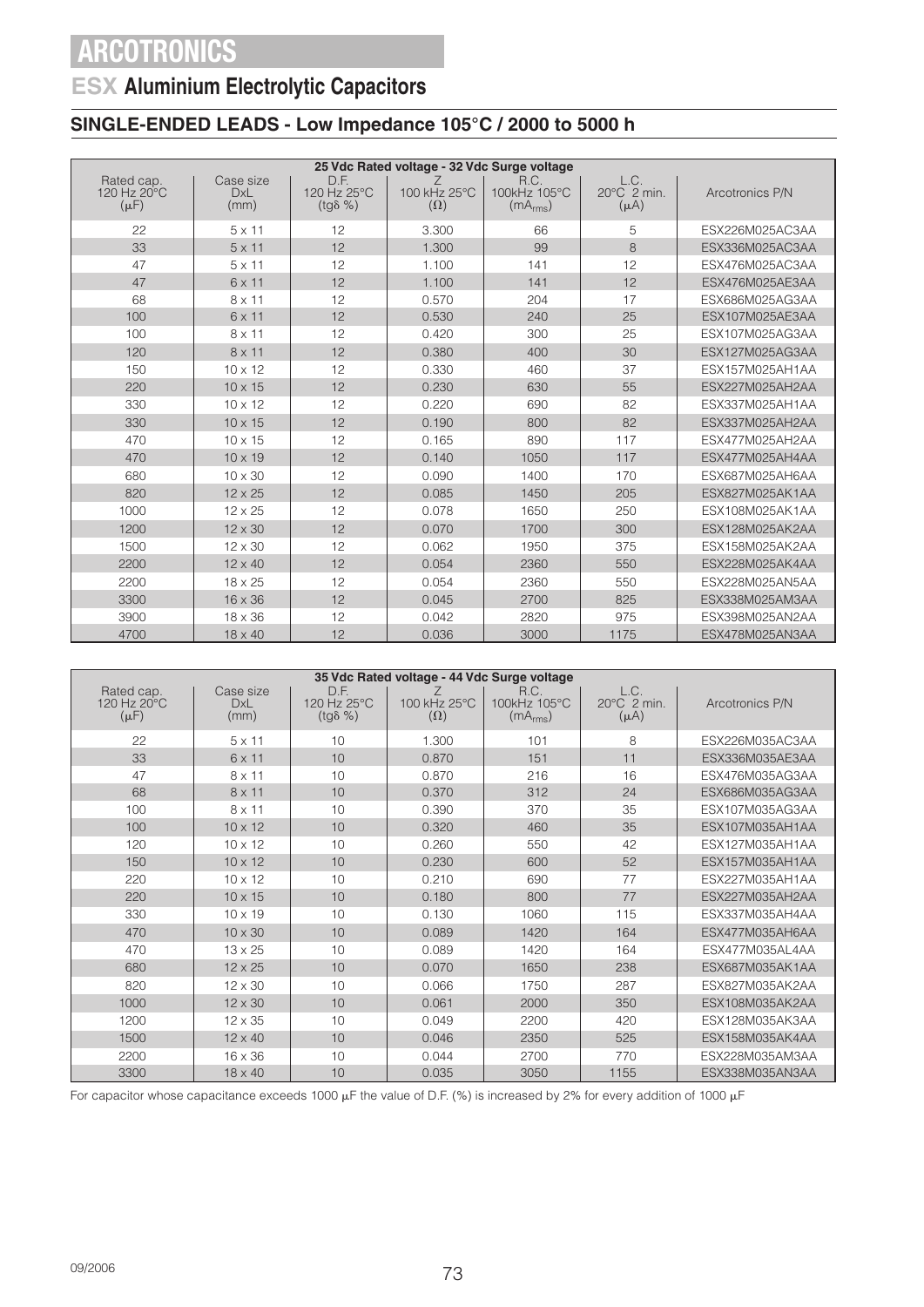# ARCOTRONICS

## ESX Aluminium Electrolytic Capacitors

### SINGLE-ENDED LEADS - Low Impedance 105°C / 2000 to 5000 h

| 25 Vdc Rated voltage - 32 Vdc Surge voltage | | | | | | |
|---|---|---|---|---|---|---|
| Rated cap. 120 Hz 20°C (μF) | Case size DxL (mm) | D.F. 120 Hz 25°C (tgδ %) | Z 100 kHz 25°C (Ω) | R.C. 100kHz 105°C ($mA_{rms}$) | L.C. 20°C 2 min. (μA) | Arcotronics P/N |
| 22 | 5 x 11 | 12 | 3.300 | 66 | 5 | ESX226M025AC3AA |
| 33 | 5 x 11 | 12 | 1.300 | 99 | 8 | ESX336M025AC3AA |
| 47 | 5 x 11 | 12 | 1.100 | 141 | 12 | ESX476M025AC3AA |
| 47 | 6 x 11 | 12 | 1.100 | 141 | 12 | ESX476M025AE3AA |
| 68 | 8 x 11 | 12 | 0.570 | 204 | 17 | ESX686M025AG3AA |
| 100 | 6 x 11 | 12 | 0.530 | 240 | 25 | ESX107M025AE3AA |
| 100 | 8 x 11 | 12 | 0.420 | 300 | 25 | ESX107M025AG3AA |
| 120 | 8 x 11 | 12 | 0.380 | 400 | 30 | ESX127M025AG3AA |
| 150 | 10 x 12 | 12 | 0.330 | 460 | 37 | ESX157M025AH1AA |
| 220 | 10 x 15 | 12 | 0.230 | 630 | 55 | ESX227M025AH2AA |
| 330 | 10 x 12 | 12 | 0.220 | 690 | 82 | ESX337M025AH1AA |
| 330 | 10 x 15 | 12 | 0.190 | 800 | 82 | ESX337M025AH2AA |
| 470 | 10 x 15 | 12 | 0.165 | 890 | 117 | ESX477M025AH2AA |
| 470 | 10 x 19 | 12 | 0.140 | 1050 | 117 | ESX477M025AH4AA |
| 680 | 10 x 30 | 12 | 0.090 | 1400 | 170 | ESX687M025AH6AA |
| 820 | 12 x 25 | 12 | 0.085 | 1450 | 205 | ESX827M025AK1AA |
| 1000 | 12 x 25 | 12 | 0.078 | 1650 | 250 | ESX108M025AK1AA |
| 1200 | 12 x 30 | 12 | 0.070 | 1700 | 300 | ESX128M025AK2AA |
| 1500 | 12 x 30 | 12 | 0.062 | 1950 | 375 | ESX158M025AK2AA |
| 2200 | 12 x 40 | 12 | 0.054 | 2360 | 550 | ESX228M025AK4AA |
| 2200 | 18 x 25 | 12 | 0.054 | 2360 | 550 | ESX228M025AN5AA |
| 3300 | 16 x 36 | 12 | 0.045 | 2700 | 825 | ESX338M025AM3AA |
| 3900 | 18 x 36 | 12 | 0.042 | 2820 | 975 | ESX398M025AN2AA |
| 4700 | 18 x 40 | 12 | 0.036 | 3000 | 1175 | ESX478M025AN3AA |

| 35 Vdc Rated voltage - 44 Vdc Surge voltage | | | | | | |
|---|---|---|---|---|---|---|
| Rated cap. 120 Hz 20°C (μF) | Case size DxL (mm) | D.F. 120 Hz 25°C (tgδ %) | Z 100 kHz 25°C (Ω) | R.C. 100kHz 105°C ($mA_{rms}$) | L.C. 20°C 2 min. (μA) | Arcotronics P/N |
| 22 | 5 x 11 | 10 | 1.300 | 101 | 8 | ESX226M035AC3AA |
| 33 | 6 x 11 | 10 | 0.870 | 151 | 11 | ESX336M035AE3AA |
| 47 | 8 x 11 | 10 | 0.870 | 216 | 16 | ESX476M035AG3AA |
| 68 | 8 x 11 | 10 | 0.370 | 312 | 24 | ESX686M035AG3AA |
| 100 | 8 x 11 | 10 | 0.390 | 370 | 35 | ESX107M035AG3AA |
| 100 | 10 x 12 | 10 | 0.320 | 460 | 35 | ESX107M035AH1AA |
| 120 | 10 x 12 | 10 | 0.260 | 550 | 42 | ESX127M035AH1AA |
| 150 | 10 x 12 | 10 | 0.230 | 600 | 52 | ESX157M035AH1AA |
| 220 | 10 x 12 | 10 | 0.210 | 690 | 77 | ESX227M035AH1AA |
| 220 | 10 x 15 | 10 | 0.180 | 800 | 77 | ESX227M035AH2AA |
| 330 | 10 x 19 | 10 | 0.130 | 1060 | 115 | ESX337M035AH4AA |
| 470 | 10 x 30 | 10 | 0.089 | 1420 | 164 | ESX477M035AH6AA |
| 470 | 13 x 25 | 10 | 0.089 | 1420 | 164 | ESX477M035AL4AA |
| 680 | 12 x 25 | 10 | 0.070 | 1650 | 238 | ESX687M035AK1AA |
| 820 | 12 x 30 | 10 | 0.066 | 1750 | 287 | ESX827M035AK2AA |
| 1000 | 12 x 30 | 10 | 0.061 | 2000 | 350 | ESX108M035AK2AA |
| 1200 | 12 x 35 | 10 | 0.049 | 2200 | 420 | ESX128M035AK3AA |
| 1500 | 12 x 40 | 10 | 0.046 | 2350 | 525 | ESX158M035AK4AA |
| 2200 | 16 x 36 | 10 | 0.044 | 2700 | 770 | ESX228M035AM3AA |
| 3300 | 18 x 40 | 10 | 0.035 | 3050 | 1155 | ESX338M035AN3AA |

For capacitor whose capacitance exceeds 1000 μF the value of D.F. (%) is increased by 2% for every addition of 1000 μF

09/2006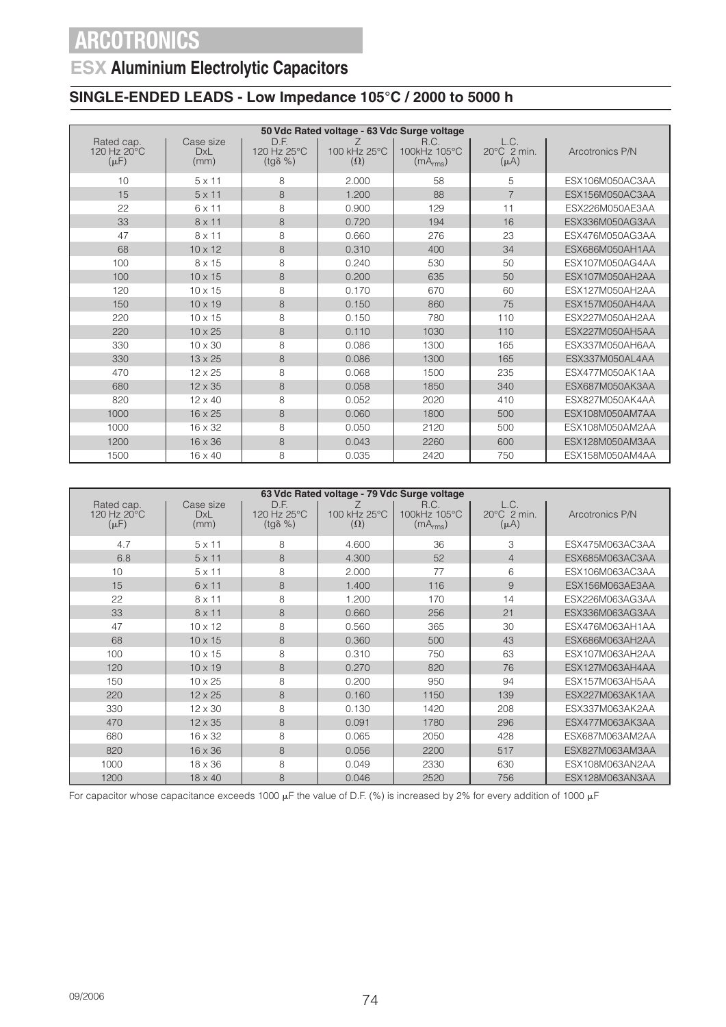# ARCOTRONICS

## ESX Aluminium Electrolytic Capacitors

### SINGLE-ENDED LEADS - Low Impedance 105°C / 2000 to 5000 h

| 50 Vdc Rated voltage - 63 Vdc Surge voltage | | | | | | |
|---|---|---|---|---|---|---|
| Rated cap. 120 Hz 20°C (μF) | Case size DxL (mm) | D.F. 120 Hz 25°C (tgδ %) | Z 100 kHz 25°C (Ω) | R.C. 100kHz 105°C ($mA_{rms}$) | L.C. 20°C 2 min. (μA) | Arcotronics P/N |
| 10 | 5 x 11 | 8 | 2.000 | 58 | 5 | ESX106M050AC3AA |
| 15 | 5 x 11 | 8 | 1.200 | 88 | 7 | ESX156M050AC3AA |
| 22 | 6 x 11 | 8 | 0.900 | 129 | 11 | ESX226M050AE3AA |
| 33 | 8 x 11 | 8 | 0.720 | 194 | 16 | ESX336M050AG3AA |
| 47 | 8 x 11 | 8 | 0.660 | 276 | 23 | ESX476M050AG3AA |
| 68 | 10 x 12 | 8 | 0.310 | 400 | 34 | ESX686M050AH1AA |
| 100 | 8 x 15 | 8 | 0.240 | 530 | 50 | ESX107M050AG4AA |
| 100 | 10 x 15 | 8 | 0.200 | 635 | 50 | ESX107M050AH2AA |
| 120 | 10 x 15 | 8 | 0.170 | 670 | 60 | ESX127M050AH2AA |
| 150 | 10 x 19 | 8 | 0.150 | 860 | 75 | ESX157M050AH4AA |
| 220 | 10 x 15 | 8 | 0.150 | 780 | 110 | ESX227M050AH2AA |
| 220 | 10 x 25 | 8 | 0.110 | 1030 | 110 | ESX227M050AH5AA |
| 330 | 10 x 30 | 8 | 0.086 | 1300 | 165 | ESX337M050AH6AA |
| 330 | 13 x 25 | 8 | 0.086 | 1300 | 165 | ESX337M050AL4AA |
| 470 | 12 x 25 | 8 | 0.068 | 1500 | 235 | ESX477M050AK1AA |
| 680 | 12 x 35 | 8 | 0.058 | 1850 | 340 | ESX687M050AK3AA |
| 820 | 12 x 40 | 8 | 0.052 | 2020 | 410 | ESX827M050AK4AA |
| 1000 | 16 x 25 | 8 | 0.060 | 1800 | 500 | ESX108M050AM7AA |
| 1000 | 16 x 32 | 8 | 0.050 | 2120 | 500 | ESX108M050AM2AA |
| 1200 | 16 x 36 | 8 | 0.043 | 2260 | 600 | ESX128M050AM3AA |
| 1500 | 16 x 40 | 8 | 0.035 | 2420 | 750 | ESX158M050AM4AA |

| 63 Vdc Rated voltage - 79 Vdc Surge voltage | | | | | | |
|---|---|---|---|---|---|---|
| Rated cap. 120 Hz 20°C (μF) | Case size DxL (mm) | D.F. 120 Hz 25°C (tgδ %) | Z 100 kHz 25°C (Ω) | R.C. 100kHz 105°C ($mA_{rms}$) | L.C. 20°C 2 min. (μA) | Arcotronics P/N |
| 4.7 | 5 x 11 | 8 | 4.600 | 36 | 3 | ESX475M063AC3AA |
| 6.8 | 5 x 11 | 8 | 4.300 | 52 | 4 | ESX685M063AC3AA |
| 10 | 5 x 11 | 8 | 2.000 | 77 | 6 | ESX106M063AC3AA |
| 15 | 6 x 11 | 8 | 1.400 | 116 | 9 | ESX156M063AE3AA |
| 22 | 8 x 11 | 8 | 1.200 | 170 | 14 | ESX226M063AG3AA |
| 33 | 8 x 11 | 8 | 0.660 | 256 | 21 | ESX336M063AG3AA |
| 47 | 10 x 12 | 8 | 0.560 | 365 | 30 | ESX476M063AH1AA |
| 68 | 10 x 15 | 8 | 0.360 | 500 | 43 | ESX686M063AH2AA |
| 100 | 10 x 15 | 8 | 0.310 | 750 | 63 | ESX107M063AH2AA |
| 120 | 10 x 19 | 8 | 0.270 | 820 | 76 | ESX127M063AH4AA |
| 150 | 10 x 25 | 8 | 0.200 | 950 | 94 | ESX157M063AH5AA |
| 220 | 12 x 25 | 8 | 0.160 | 1150 | 139 | ESX227M063AK1AA |
| 330 | 12 x 30 | 8 | 0.130 | 1420 | 208 | ESX337M063AK2AA |
| 470 | 12 x 35 | 8 | 0.091 | 1780 | 296 | ESX477M063AK3AA |
| 680 | 16 x 32 | 8 | 0.065 | 2050 | 428 | ESX687M063AM2AA |
| 820 | 16 x 36 | 8 | 0.056 | 2200 | 517 | ESX827M063AM3AA |
| 1000 | 18 x 36 | 8 | 0.049 | 2330 | 630 | ESX108M063AN2AA |
| 1200 | 18 x 40 | 8 | 0.046 | 2520 | 756 | ESX128M063AN3AA |

For capacitor whose capacitance exceeds 1000 μF the value of D.F. (%) is increased by 2% for every addition of 1000 μF

09/2006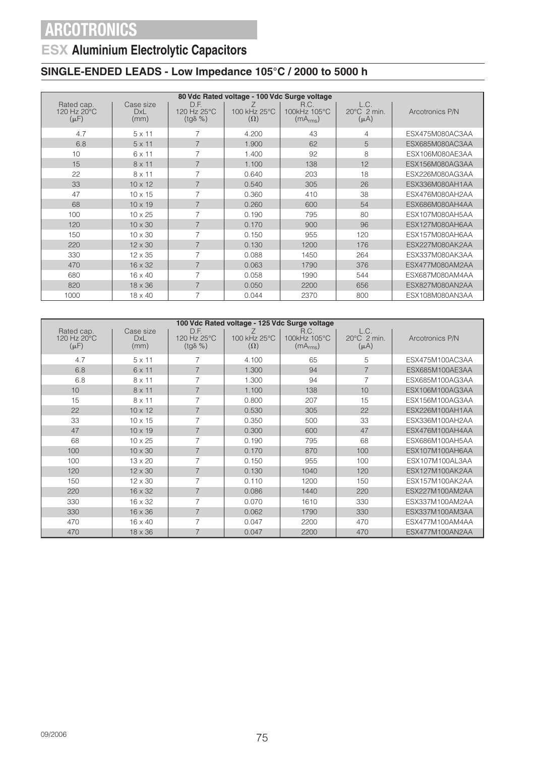# ARCOTRONICS

## ESX Aluminium Electrolytic Capacitors

### SINGLE-ENDED LEADS - Low Impedance 105°C / 2000 to 5000 h

| 80 Vdc Rated voltage - 100 Vdc Surge voltage | | | | | | |
|---|---|---|---|---|---|---|
| Rated cap. 120 Hz 20°C (μF) | Case size DxL (mm) | D.F. 120 Hz 25°C (tgδ %) | Z 100 kHz 25°C (Ω) | R.C. 100kHz 105°C ($mA_{rms}$) | L.C. 20°C 2 min. (μA) | Arcotronics P/N |
| 4.7 | 5 x 11 | 7 | 4.200 | 43 | 4 | ESX475M080AC3AA |
| 6.8 | 5 x 11 | 7 | 1.900 | 62 | 5 | ESX685M080AC3AA |
| 10 | 6 x 11 | 7 | 1.400 | 92 | 8 | ESX106M080AE3AA |
| 15 | 8 x 11 | 7 | 1.100 | 138 | 12 | ESX156M080AG3AA |
| 22 | 8 x 11 | 7 | 0.640 | 203 | 18 | ESX226M080AG3AA |
| 33 | 10 x 12 | 7 | 0.540 | 305 | 26 | ESX336M080AH1AA |
| 47 | 10 x 15 | 7 | 0.360 | 410 | 38 | ESX476M080AH2AA |
| 68 | 10 x 19 | 7 | 0.260 | 600 | 54 | ESX686M080AH4AA |
| 100 | 10 x 25 | 7 | 0.190 | 795 | 80 | ESX107M080AH5AA |
| 120 | 10 x 30 | 7 | 0.170 | 900 | 96 | ESX127M080AH6AA |
| 150 | 10 x 30 | 7 | 0.150 | 955 | 120 | ESX157M080AH6AA |
| 220 | 12 x 30 | 7 | 0.130 | 1200 | 176 | ESX227M080AK2AA |
| 330 | 12 x 35 | 7 | 0.088 | 1450 | 264 | ESX337M080AK3AA |
| 470 | 16 x 32 | 7 | 0.063 | 1790 | 376 | ESX477M080AM2AA |
| 680 | 16 x 40 | 7 | 0.058 | 1990 | 544 | ESX687M080AM4AA |
| 820 | 18 x 36 | 7 | 0.050 | 2200 | 656 | ESX827M080AN2AA |
| 1000 | 18 x 40 | 7 | 0.044 | 2370 | 800 | ESX108M080AN3AA |

| 100 Vdc Rated voltage - 125 Vdc Surge voltage | | | | | | |
|---|---|---|---|---|---|---|
| Rated cap. 120 Hz 20°C (μF) | Case size DxL (mm) | D.F. 120 Hz 25°C (tgδ %) | Z 100 kHz 25°C (Ω) | R.C. 100kHz 105°C ($mA_{rms}$) | L.C. 20°C 2 min. (μA) | Arcotronics P/N |
| 4.7 | 5 x 11 | 7 | 4.100 | 65 | 5 | ESX475M100AC3AA |
| 6.8 | 6 x 11 | 7 | 1.300 | 94 | 7 | ESX685M100AE3AA |
| 6.8 | 8 x 11 | 7 | 1.300 | 94 | 7 | ESX685M100AG3AA |
| 10 | 8 x 11 | 7 | 1.100 | 138 | 10 | ESX106M100AG3AA |
| 15 | 8 x 11 | 7 | 0.800 | 207 | 15 | ESX156M100AG3AA |
| 22 | 10 x 12 | 7 | 0.530 | 305 | 22 | ESX226M100AH1AA |
| 33 | 10 x 15 | 7 | 0.350 | 500 | 33 | ESX336M100AH2AA |
| 47 | 10 x 19 | 7 | 0.300 | 600 | 47 | ESX476M100AH4AA |
| 68 | 10 x 25 | 7 | 0.190 | 795 | 68 | ESX686M100AH5AA |
| 100 | 10 x 30 | 7 | 0.170 | 870 | 100 | ESX107M100AH6AA |
| 100 | 13 x 20 | 7 | 0.150 | 955 | 100 | ESX107M100AL3AA |
| 120 | 12 x 30 | 7 | 0.130 | 1040 | 120 | ESX127M100AK2AA |
| 150 | 12 x 30 | 7 | 0.110 | 1200 | 150 | ESX157M100AK2AA |
| 220 | 16 x 32 | 7 | 0.086 | 1440 | 220 | ESX227M100AM2AA |
| 330 | 16 x 32 | 7 | 0.070 | 1610 | 330 | ESX337M100AM2AA |
| 330 | 16 x 36 | 7 | 0.062 | 1790 | 330 | ESX337M100AM3AA |
| 470 | 16 x 40 | 7 | 0.047 | 2200 | 470 | ESX477M100AM4AA |
| 470 | 18 x 36 | 7 | 0.047 | 2200 | 470 | ESX477M100AN2AA |

09/2006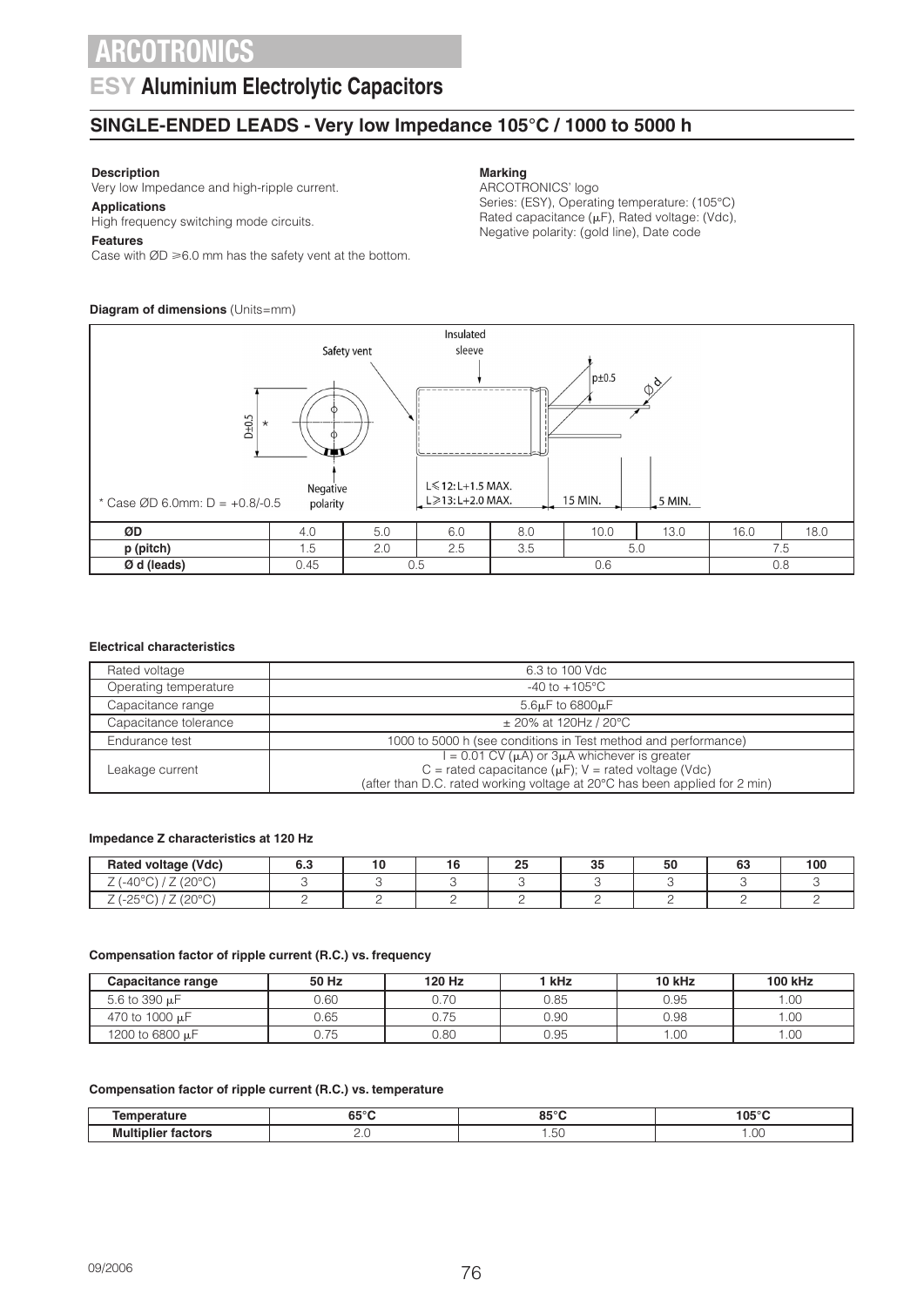# ARCOTRONICS

## ESY Aluminium Electrolytic Capacitors

### SINGLE-ENDED LEADS - Very low Impedance 105°C / 1000 to 5000 h

**Description**
Very low Impedance and high-ripple current.

**Applications**
High frequency switching mode circuits.

**Features**
Case with ØD ⩾6.0 mm has the safety vent at the bottom.

**Marking**
ARCOTRONICS' logo
Series: (ESY), Operating temperature: (105°C)
Rated capacitance (μF), Rated voltage: (Vdc),
Negative polarity: (gold line), Date code

**Diagram of dimensions** (Units=mm)

Safety vent · Insulated sleeve · D±0.5 * · Negative polarity · p±0.5 · Ø d · L⩽12: L+1.5 MAX. · L⩾13: L+2.0 MAX. · 15 MIN. · 5 MIN.

\* Case ØD 6.0mm: D = +0.8/-0.5

| ØD | 4.0 | 5.0 | 6.0 | 8.0 | 10.0 | 13.0 | 16.0 | 18.0 |
|---|---|---|---|---|---|---|---|---|
| p (pitch) | 1.5 | 2.0 | 2.5 | 3.5 | 5.0 | | 7.5 | |
| Ø d (leads) | 0.45 | 0.5 | | 0.6 | | | 0.8 | |

**Electrical characteristics**

| | |
|---|---|
| Rated voltage | 6.3 to 100 Vdc |
| Operating temperature | -40 to +105°C |
| Capacitance range | 5.6μF to 6800μF |
| Capacitance tolerance | ± 20% at 120Hz / 20°C |
| Endurance test | 1000 to 5000 h (see conditions in Test method and performance) |
| Leakage current | I = 0.01 CV (μA) or 3μA whichever is greater<br>C = rated capacitance (μF); V = rated voltage (Vdc)<br>(after than D.C. rated working voltage at 20°C has been applied for 2 min) |

**Impedance Z characteristics at 120 Hz**

| Rated voltage (Vdc) | 6.3 | 10 | 16 | 25 | 35 | 50 | 63 | 100 |
|---|---|---|---|---|---|---|---|---|
| Z (-40°C) / Z (20°C) | 3 | 3 | 3 | 3 | 3 | 3 | 3 | 3 |
| Z (-25°C) / Z (20°C) | 2 | 2 | 2 | 2 | 2 | 2 | 2 | 2 |

**Compensation factor of ripple current (R.C.) vs. frequency**

| Capacitance range | 50 Hz | 120 Hz | 1 kHz | 10 kHz | 100 kHz |
|---|---|---|---|---|---|
| 5.6 to 390 μF | 0.60 | 0.70 | 0.85 | 0.95 | 1.00 |
| 470 to 1000 μF | 0.65 | 0.75 | 0.90 | 0.98 | 1.00 |
| 1200 to 6800 μF | 0.75 | 0.80 | 0.95 | 1.00 | 1.00 |

**Compensation factor of ripple current (R.C.) vs. temperature**

| Temperature | 65°C | 85°C | 105°C |
|---|---|---|---|
| Multiplier factors | 2.0 | 1.50 | 1.00 |

09/2006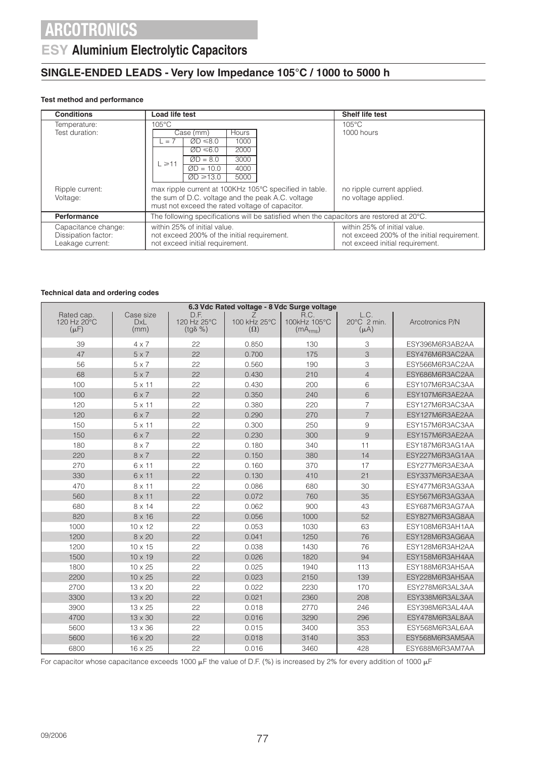# ARCOTRONICS

## ESY Aluminium Electrolytic Capacitors

## SINGLE-ENDED LEADS - Very low Impedance 105°C / 1000 to 5000 h

**Test method and performance**

| Conditions | Load life test | | | Shelf life test |
|---|---|---|---|---|
| Temperature: | 105°C | | | 105°C |
| Test duration: | Case (mm) | | Hours | 1000 hours |
| | L = 7 | ØD ≤8.0 | 1000 | |
| | L ≥11 | ØD ≤6.0 | 2000 | |
| | | ØD = 8.0 | 3000 | |
| | | ØD = 10.0 | 4000 | |
| | | ØD ≥13.0 | 5000 | |
| Ripple current: | max ripple current at 100KHz 105°C specified in table. | | | no ripple current applied. |
| Voltage: | the sum of D.C. voltage and the peak A.C. voltage must not exceed the rated voltage of capacitor. | | | no voltage applied. |
| **Performance** | The following specifications will be satisfied when the capacitors are restored at 20°C. | | | |
| Capacitance change: | within 25% of initial value. | | | within 25% of initial value. |
| Dissipation factor: | not exceed 200% of the initial requirement. | | | not exceed 200% of the initial requirement. |
| Leakage current: | not exceed initial requirement. | | | not exceed initial requirement. |

**Technical data and ordering codes**

| 6.3 Vdc Rated voltage - 8 Vdc Surge voltage | | | | | | |
|---|---|---|---|---|---|---|
| Rated cap. 120 Hz 20°C (μF) | Case size DxL (mm) | D.F. 120 Hz 25°C (tgδ %) | Z 100 kHz 25°C (Ω) | R.C. 100kHz 105°C ($mA_{rms}$) | L.C. 20°C 2 min. (μA) | Arcotronics P/N |
| 39 | 4 x 7 | 22 | 0.850 | 130 | 3 | ESY396M6R3AB2AA |
| 47 | 5 x 7 | 22 | 0.700 | 175 | 3 | ESY476M6R3AC2AA |
| 56 | 5 x 7 | 22 | 0.560 | 190 | 3 | ESY566M6R3AC2AA |
| 68 | 5 x 7 | 22 | 0.430 | 210 | 4 | ESY686M6R3AC2AA |
| 100 | 5 x 11 | 22 | 0.430 | 200 | 6 | ESY107M6R3AC3AA |
| 100 | 6 x 7 | 22 | 0.350 | 240 | 6 | ESY107M6R3AE2AA |
| 120 | 5 x 11 | 22 | 0.380 | 220 | 7 | ESY127M6R3AC3AA |
| 120 | 6 x 7 | 22 | 0.290 | 270 | 7 | ESY127M6R3AE2AA |
| 150 | 5 x 11 | 22 | 0.300 | 250 | 9 | ESY157M6R3AC3AA |
| 150 | 6 x 7 | 22 | 0.230 | 300 | 9 | ESY157M6R3AE2AA |
| 180 | 8 x 7 | 22 | 0.180 | 340 | 11 | ESY187M6R3AG1AA |
| 220 | 8 x 7 | 22 | 0.150 | 380 | 14 | ESY227M6R3AG1AA |
| 270 | 6 x 11 | 22 | 0.160 | 370 | 17 | ESY277M6R3AE3AA |
| 330 | 6 x 11 | 22 | 0.130 | 410 | 21 | ESY337M6R3AE3AA |
| 470 | 8 x 11 | 22 | 0.086 | 680 | 30 | ESY477M6R3AG3AA |
| 560 | 8 x 11 | 22 | 0.072 | 760 | 35 | ESY567M6R3AG3AA |
| 680 | 8 x 14 | 22 | 0.062 | 900 | 43 | ESY687M6R3AG7AA |
| 820 | 8 x 16 | 22 | 0.056 | 1000 | 52 | ESY827M6R3AG8AA |
| 1000 | 10 x 12 | 22 | 0.053 | 1030 | 63 | ESY108M6R3AH1AA |
| 1200 | 8 x 20 | 22 | 0.041 | 1250 | 76 | ESY128M6R3AG6AA |
| 1200 | 10 x 15 | 22 | 0.038 | 1430 | 76 | ESY128M6R3AH2AA |
| 1500 | 10 x 19 | 22 | 0.026 | 1820 | 94 | ESY158M6R3AH4AA |
| 1800 | 10 x 25 | 22 | 0.025 | 1940 | 113 | ESY188M6R3AH5AA |
| 2200 | 10 x 25 | 22 | 0.023 | 2150 | 139 | ESY228M6R3AH5AA |
| 2700 | 13 x 20 | 22 | 0.022 | 2230 | 170 | ESY278M6R3AL3AA |
| 3300 | 13 x 20 | 22 | 0.021 | 2360 | 208 | ESY338M6R3AL3AA |
| 3900 | 13 x 25 | 22 | 0.018 | 2770 | 246 | ESY398M6R3AL4AA |
| 4700 | 13 x 30 | 22 | 0.016 | 3290 | 296 | ESY478M6R3AL8AA |
| 5600 | 13 x 36 | 22 | 0.015 | 3400 | 353 | ESY568M6R3AL6AA |
| 5600 | 16 x 20 | 22 | 0.018 | 3140 | 353 | ESY568M6R3AM5AA |
| 6800 | 16 x 25 | 22 | 0.016 | 3460 | 428 | ESY688M6R3AM7AA |

For capacitor whose capacitance exceeds 1000 μF the value of D.F. (%) is increased by 2% for every addition of 1000 μF

09/2006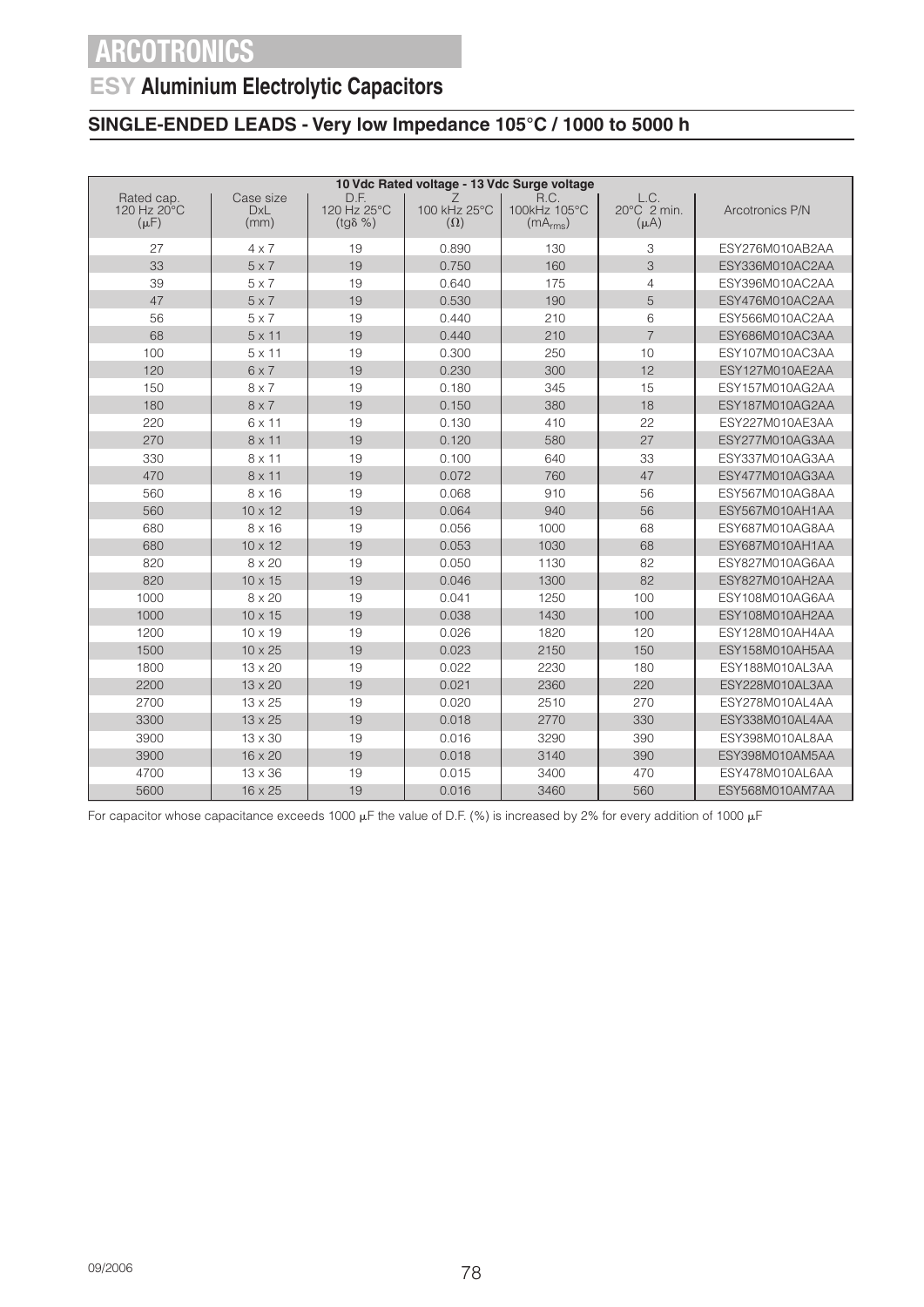# ARCOTRONICS

## ESY Aluminium Electrolytic Capacitors

### SINGLE-ENDED LEADS - Very low Impedance 105°C / 1000 to 5000 h

| 10 Vdc Rated voltage - 13 Vdc Surge voltage | | | | | | |
|---|---|---|---|---|---|---|
| Rated cap. 120 Hz 20°C (μF) | Case size DxL (mm) | D.F. 120 Hz 25°C (tgδ %) | Z 100 kHz 25°C (Ω) | R.C. 100kHz 105°C ($mA_{rms}$) | L.C. 20°C 2 min. (μA) | Arcotronics P/N |
| 27 | 4 x 7 | 19 | 0.890 | 130 | 3 | ESY276M010AB2AA |
| 33 | 5 x 7 | 19 | 0.750 | 160 | 3 | ESY336M010AC2AA |
| 39 | 5 x 7 | 19 | 0.640 | 175 | 4 | ESY396M010AC2AA |
| 47 | 5 x 7 | 19 | 0.530 | 190 | 5 | ESY476M010AC2AA |
| 56 | 5 x 7 | 19 | 0.440 | 210 | 6 | ESY566M010AC2AA |
| 68 | 5 x 11 | 19 | 0.440 | 210 | 7 | ESY686M010AC3AA |
| 100 | 5 x 11 | 19 | 0.300 | 250 | 10 | ESY107M010AC3AA |
| 120 | 6 x 7 | 19 | 0.230 | 300 | 12 | ESY127M010AE2AA |
| 150 | 8 x 7 | 19 | 0.180 | 345 | 15 | ESY157M010AG2AA |
| 180 | 8 x 7 | 19 | 0.150 | 380 | 18 | ESY187M010AG2AA |
| 220 | 6 x 11 | 19 | 0.130 | 410 | 22 | ESY227M010AE3AA |
| 270 | 8 x 11 | 19 | 0.120 | 580 | 27 | ESY277M010AG3AA |
| 330 | 8 x 11 | 19 | 0.100 | 640 | 33 | ESY337M010AG3AA |
| 470 | 8 x 11 | 19 | 0.072 | 760 | 47 | ESY477M010AG3AA |
| 560 | 8 x 16 | 19 | 0.068 | 910 | 56 | ESY567M010AG8AA |
| 560 | 10 x 12 | 19 | 0.064 | 940 | 56 | ESY567M010AH1AA |
| 680 | 8 x 16 | 19 | 0.056 | 1000 | 68 | ESY687M010AG8AA |
| 680 | 10 x 12 | 19 | 0.053 | 1030 | 68 | ESY687M010AH1AA |
| 820 | 8 x 20 | 19 | 0.050 | 1130 | 82 | ESY827M010AG6AA |
| 820 | 10 x 15 | 19 | 0.046 | 1300 | 82 | ESY827M010AH2AA |
| 1000 | 8 x 20 | 19 | 0.041 | 1250 | 100 | ESY108M010AG6AA |
| 1000 | 10 x 15 | 19 | 0.038 | 1430 | 100 | ESY108M010AH2AA |
| 1200 | 10 x 19 | 19 | 0.026 | 1820 | 120 | ESY128M010AH4AA |
| 1500 | 10 x 25 | 19 | 0.023 | 2150 | 150 | ESY158M010AH5AA |
| 1800 | 13 x 20 | 19 | 0.022 | 2230 | 180 | ESY188M010AL3AA |
| 2200 | 13 x 20 | 19 | 0.021 | 2360 | 220 | ESY228M010AL3AA |
| 2700 | 13 x 25 | 19 | 0.020 | 2510 | 270 | ESY278M010AL4AA |
| 3300 | 13 x 25 | 19 | 0.018 | 2770 | 330 | ESY338M010AL4AA |
| 3900 | 13 x 30 | 19 | 0.016 | 3290 | 390 | ESY398M010AL8AA |
| 3900 | 16 x 20 | 19 | 0.018 | 3140 | 390 | ESY398M010AM5AA |
| 4700 | 13 x 36 | 19 | 0.015 | 3400 | 470 | ESY478M010AL6AA |
| 5600 | 16 x 25 | 19 | 0.016 | 3460 | 560 | ESY568M010AM7AA |

For capacitor whose capacitance exceeds 1000 μF the value of D.F. (%) is increased by 2% for every addition of 1000 μF

09/2006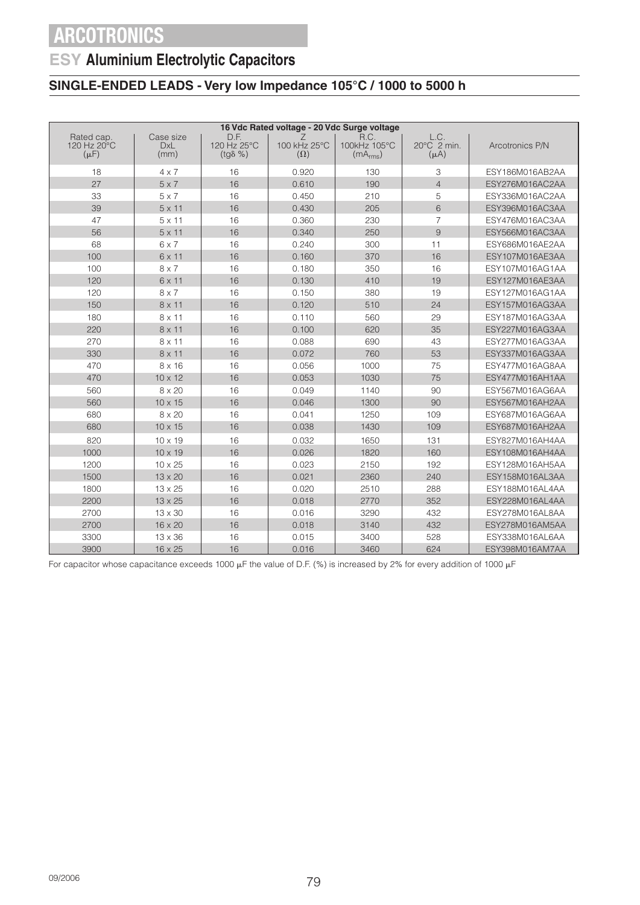# ARCOTRONICS

## ESY Aluminium Electrolytic Capacitors

### SINGLE-ENDED LEADS - Very low Impedance 105°C / 1000 to 5000 h

**16 Vdc Rated voltage - 20 Vdc Surge voltage**

| Rated cap. 120 Hz 20°C (μF) | Case size DxL (mm) | D.F. 120 Hz 25°C (tgδ %) | Z 100 kHz 25°C (Ω) | R.C. 100kHz 105°C ($mA_{rms}$) | L.C. 20°C 2 min. (μA) | Arcotronics P/N |
|---|---|---|---|---|---|---|
| 18 | 4 x 7 | 16 | 0.920 | 130 | 3 | ESY186M016AB2AA |
| 27 | 5 x 7 | 16 | 0.610 | 190 | 4 | ESY276M016AC2AA |
| 33 | 5 x 7 | 16 | 0.450 | 210 | 5 | ESY336M016AC2AA |
| 39 | 5 x 11 | 16 | 0.430 | 205 | 6 | ESY396M016AC3AA |
| 47 | 5 x 11 | 16 | 0.360 | 230 | 7 | ESY476M016AC3AA |
| 56 | 5 x 11 | 16 | 0.340 | 250 | 9 | ESY566M016AC3AA |
| 68 | 6 x 7 | 16 | 0.240 | 300 | 11 | ESY686M016AE2AA |
| 100 | 6 x 11 | 16 | 0.160 | 370 | 16 | ESY107M016AE3AA |
| 100 | 8 x 7 | 16 | 0.180 | 350 | 16 | ESY107M016AG1AA |
| 120 | 6 x 11 | 16 | 0.130 | 410 | 19 | ESY127M016AE3AA |
| 120 | 8 x 7 | 16 | 0.150 | 380 | 19 | ESY127M016AG1AA |
| 150 | 8 x 11 | 16 | 0.120 | 510 | 24 | ESY157M016AG3AA |
| 180 | 8 x 11 | 16 | 0.110 | 560 | 29 | ESY187M016AG3AA |
| 220 | 8 x 11 | 16 | 0.100 | 620 | 35 | ESY227M016AG3AA |
| 270 | 8 x 11 | 16 | 0.088 | 690 | 43 | ESY277M016AG3AA |
| 330 | 8 x 11 | 16 | 0.072 | 760 | 53 | ESY337M016AG3AA |
| 470 | 8 x 16 | 16 | 0.056 | 1000 | 75 | ESY477M016AG8AA |
| 470 | 10 x 12 | 16 | 0.053 | 1030 | 75 | ESY477M016AH1AA |
| 560 | 8 x 20 | 16 | 0.049 | 1140 | 90 | ESY567M016AG6AA |
| 560 | 10 x 15 | 16 | 0.046 | 1300 | 90 | ESY567M016AH2AA |
| 680 | 8 x 20 | 16 | 0.041 | 1250 | 109 | ESY687M016AG6AA |
| 680 | 10 x 15 | 16 | 0.038 | 1430 | 109 | ESY687M016AH2AA |
| 820 | 10 x 19 | 16 | 0.032 | 1650 | 131 | ESY827M016AH4AA |
| 1000 | 10 x 19 | 16 | 0.026 | 1820 | 160 | ESY108M016AH4AA |
| 1200 | 10 x 25 | 16 | 0.023 | 2150 | 192 | ESY128M016AH5AA |
| 1500 | 13 x 20 | 16 | 0.021 | 2360 | 240 | ESY158M016AL3AA |
| 1800 | 13 x 25 | 16 | 0.020 | 2510 | 288 | ESY188M016AL4AA |
| 2200 | 13 x 25 | 16 | 0.018 | 2770 | 352 | ESY228M016AL4AA |
| 2700 | 13 x 30 | 16 | 0.016 | 3290 | 432 | ESY278M016AL8AA |
| 2700 | 16 x 20 | 16 | 0.018 | 3140 | 432 | ESY278M016AM5AA |
| 3300 | 13 x 36 | 16 | 0.015 | 3400 | 528 | ESY338M016AL6AA |
| 3900 | 16 x 25 | 16 | 0.016 | 3460 | 624 | ESY398M016AM7AA |

For capacitor whose capacitance exceeds 1000 μF the value of D.F. (%) is increased by 2% for every addition of 1000 μF

09/2006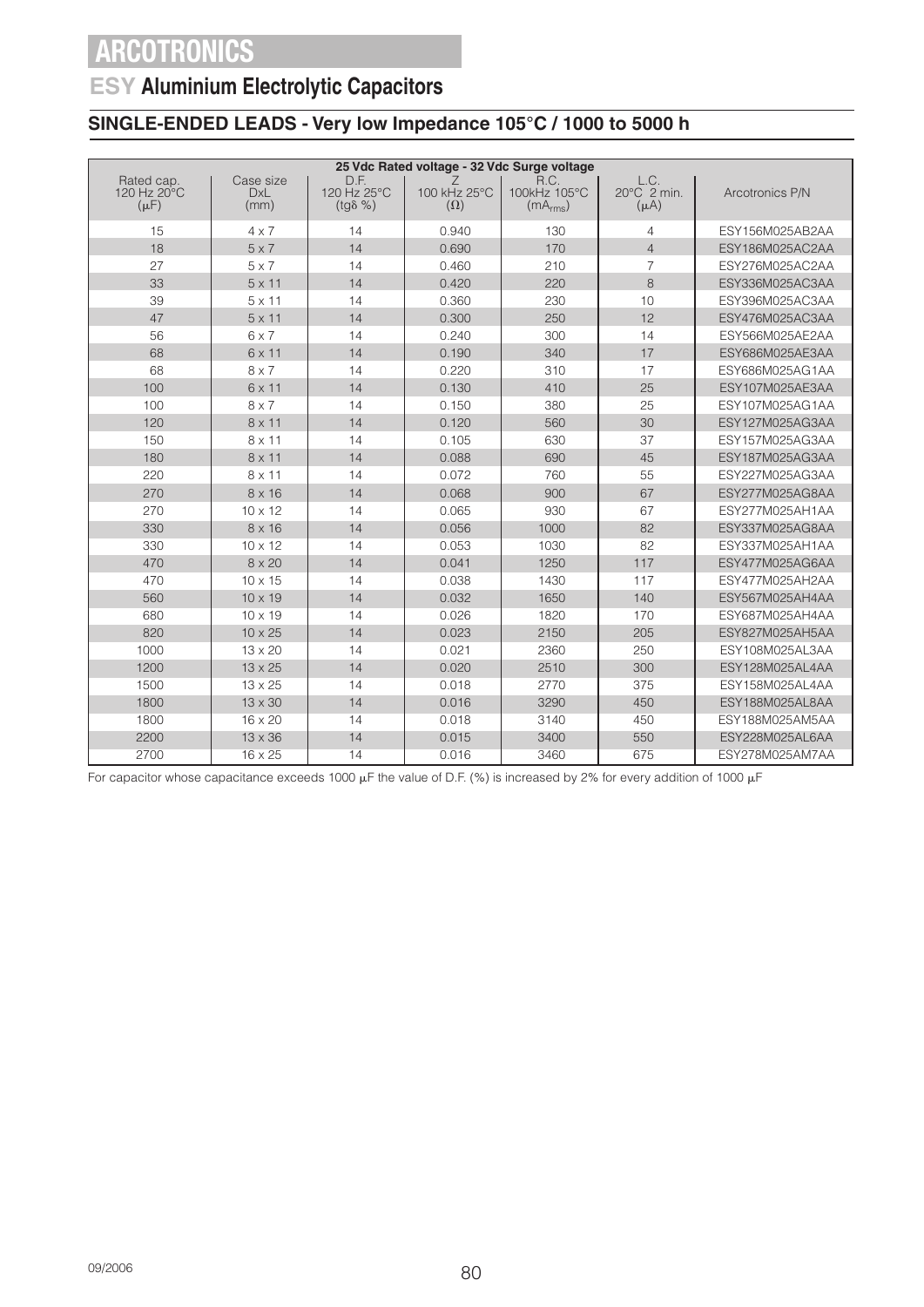# ARCOTRONICS

## ESY Aluminium Electrolytic Capacitors

### SINGLE-ENDED LEADS - Very low Impedance 105°C / 1000 to 5000 h

| 25 Vdc Rated voltage - 32 Vdc Surge voltage | | | | | | |
|---|---|---|---|---|---|---|
| Rated cap. 120 Hz 20°C (μF) | Case size DxL (mm) | D.F. 120 Hz 25°C (tgδ %) | Z 100 kHz 25°C (Ω) | R.C. 100kHz 105°C ($mA_{rms}$) | L.C. 20°C 2 min. (μA) | Arcotronics P/N |
| 15 | 4 x 7 | 14 | 0.940 | 130 | 4 | ESY156M025AB2AA |
| 18 | 5 x 7 | 14 | 0.690 | 170 | 4 | ESY186M025AC2AA |
| 27 | 5 x 7 | 14 | 0.460 | 210 | 7 | ESY276M025AC2AA |
| 33 | 5 x 11 | 14 | 0.420 | 220 | 8 | ESY336M025AC3AA |
| 39 | 5 x 11 | 14 | 0.360 | 230 | 10 | ESY396M025AC3AA |
| 47 | 5 x 11 | 14 | 0.300 | 250 | 12 | ESY476M025AC3AA |
| 56 | 6 x 7 | 14 | 0.240 | 300 | 14 | ESY566M025AE2AA |
| 68 | 6 x 11 | 14 | 0.190 | 340 | 17 | ESY686M025AE3AA |
| 68 | 8 x 7 | 14 | 0.220 | 310 | 17 | ESY686M025AG1AA |
| 100 | 6 x 11 | 14 | 0.130 | 410 | 25 | ESY107M025AE3AA |
| 100 | 8 x 7 | 14 | 0.150 | 380 | 25 | ESY107M025AG1AA |
| 120 | 8 x 11 | 14 | 0.120 | 560 | 30 | ESY127M025AG3AA |
| 150 | 8 x 11 | 14 | 0.105 | 630 | 37 | ESY157M025AG3AA |
| 180 | 8 x 11 | 14 | 0.088 | 690 | 45 | ESY187M025AG3AA |
| 220 | 8 x 11 | 14 | 0.072 | 760 | 55 | ESY227M025AG3AA |
| 270 | 8 x 16 | 14 | 0.068 | 900 | 67 | ESY277M025AG8AA |
| 270 | 10 x 12 | 14 | 0.065 | 930 | 67 | ESY277M025AH1AA |
| 330 | 8 x 16 | 14 | 0.056 | 1000 | 82 | ESY337M025AG8AA |
| 330 | 10 x 12 | 14 | 0.053 | 1030 | 82 | ESY337M025AH1AA |
| 470 | 8 x 20 | 14 | 0.041 | 1250 | 117 | ESY477M025AG6AA |
| 470 | 10 x 15 | 14 | 0.038 | 1430 | 117 | ESY477M025AH2AA |
| 560 | 10 x 19 | 14 | 0.032 | 1650 | 140 | ESY567M025AH4AA |
| 680 | 10 x 19 | 14 | 0.026 | 1820 | 170 | ESY687M025AH4AA |
| 820 | 10 x 25 | 14 | 0.023 | 2150 | 205 | ESY827M025AH5AA |
| 1000 | 13 x 20 | 14 | 0.021 | 2360 | 250 | ESY108M025AL3AA |
| 1200 | 13 x 25 | 14 | 0.020 | 2510 | 300 | ESY128M025AL4AA |
| 1500 | 13 x 25 | 14 | 0.018 | 2770 | 375 | ESY158M025AL4AA |
| 1800 | 13 x 30 | 14 | 0.016 | 3290 | 450 | ESY188M025AL8AA |
| 1800 | 16 x 20 | 14 | 0.018 | 3140 | 450 | ESY188M025AM5AA |
| 2200 | 13 x 36 | 14 | 0.015 | 3400 | 550 | ESY228M025AL6AA |
| 2700 | 16 x 25 | 14 | 0.016 | 3460 | 675 | ESY278M025AM7AA |

For capacitor whose capacitance exceeds 1000 μF the value of D.F. (%) is increased by 2% for every addition of 1000 μF

09/2006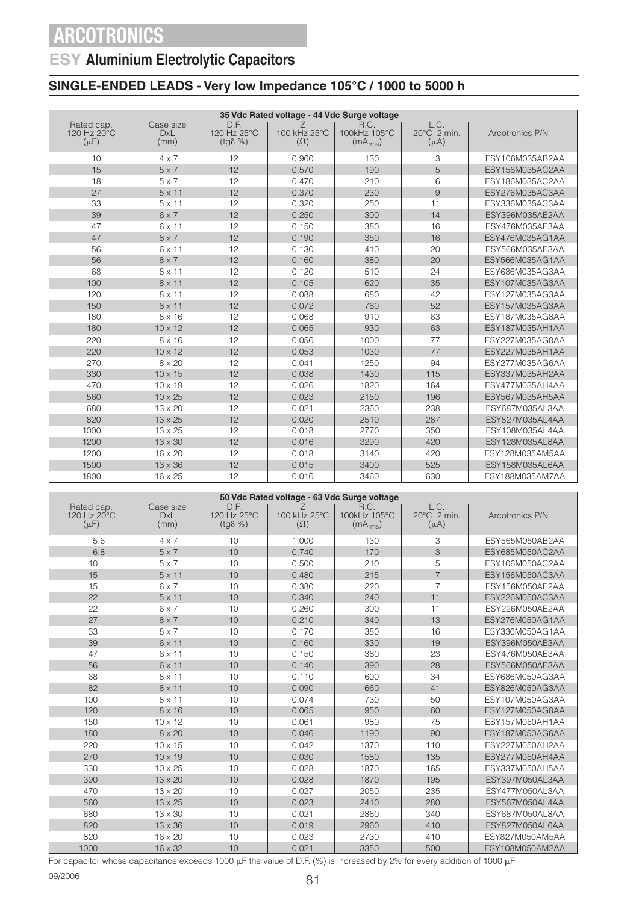# ARCOTRONICS

## ESY Aluminium Electrolytic Capacitors

### SINGLE-ENDED LEADS - Very low Impedance 105°C / 1000 to 5000 h

| 35 Vdc Rated voltage - 44 Vdc Surge voltage | | | | | | |
|---|---|---|---|---|---|---|
| Rated cap. 120 Hz 20°C (μF) | Case size DxL (mm) | D.F. 120 Hz 25°C (tgδ %) | Z 100 kHz 25°C (Ω) | R.C. 100kHz 105°C ($mA_{rms}$) | L.C. 20°C 2 min. (μA) | Arcotronics P/N |
| 10 | 4 x 7 | 12 | 0.960 | 130 | 3 | ESY106M035AB2AA |
| 15 | 5 x 7 | 12 | 0.570 | 190 | 5 | ESY156M035AC2AA |
| 18 | 5 x 7 | 12 | 0.470 | 210 | 6 | ESY186M035AC2AA |
| 27 | 5 x 11 | 12 | 0.370 | 230 | 9 | ESY276M035AC3AA |
| 33 | 5 x 11 | 12 | 0.320 | 250 | 11 | ESY336M035AC3AA |
| 39 | 6 x 7 | 12 | 0.250 | 300 | 14 | ESY396M035AE2AA |
| 47 | 6 x 11 | 12 | 0.150 | 380 | 16 | ESY476M035AE3AA |
| 47 | 8 x 7 | 12 | 0.190 | 350 | 16 | ESY476M035AG1AA |
| 56 | 6 x 11 | 12 | 0.130 | 410 | 20 | ESY566M035AE3AA |
| 56 | 8 x 7 | 12 | 0.160 | 380 | 20 | ESY566M035AG1AA |
| 68 | 8 x 11 | 12 | 0.120 | 510 | 24 | ESY686M035AG3AA |
| 100 | 8 x 11 | 12 | 0.105 | 620 | 35 | ESY107M035AG3AA |
| 120 | 8 x 11 | 12 | 0.088 | 680 | 42 | ESY127M035AG3AA |
| 150 | 8 x 11 | 12 | 0.072 | 760 | 52 | ESY157M035AG3AA |
| 180 | 8 x 16 | 12 | 0.068 | 910 | 63 | ESY187M035AG8AA |
| 180 | 10 x 12 | 12 | 0.065 | 930 | 63 | ESY187M035AH1AA |
| 220 | 8 x 16 | 12 | 0.056 | 1000 | 77 | ESY227M035AG8AA |
| 220 | 10 x 12 | 12 | 0.053 | 1030 | 77 | ESY227M035AH1AA |
| 270 | 8 x 20 | 12 | 0.041 | 1250 | 94 | ESY277M035AG6AA |
| 330 | 10 x 15 | 12 | 0.038 | 1430 | 115 | ESY337M035AH2AA |
| 470 | 10 x 19 | 12 | 0.026 | 1820 | 164 | ESY477M035AH4AA |
| 560 | 10 x 25 | 12 | 0.023 | 2150 | 196 | ESY567M035AH5AA |
| 680 | 13 x 20 | 12 | 0.021 | 2360 | 238 | ESY687M035AL3AA |
| 820 | 13 x 25 | 12 | 0.020 | 2510 | 287 | ESY827M035AL4AA |
| 1000 | 13 x 25 | 12 | 0.018 | 2770 | 350 | ESY108M035AL4AA |
| 1200 | 13 x 30 | 12 | 0.016 | 3290 | 420 | ESY128M035AL8AA |
| 1200 | 16 x 20 | 12 | 0.018 | 3140 | 420 | ESY128M035AM5AA |
| 1500 | 13 x 36 | 12 | 0.015 | 3400 | 525 | ESY158M035AL6AA |
| 1800 | 16 x 25 | 12 | 0.016 | 3460 | 630 | ESY188M035AM7AA |

| 50 Vdc Rated voltage - 63 Vdc Surge voltage | | | | | | |
|---|---|---|---|---|---|---|
| Rated cap. 120 Hz 20°C (μF) | Case size DxL (mm) | D.F. 120 Hz 25°C (tgδ %) | Z 100 kHz 25°C (Ω) | R.C. 100kHz 105°C ($mA_{rms}$) | L.C. 20°C 2 min. (μA) | Arcotronics P/N |
| 5.6 | 4 x 7 | 10 | 1.000 | 130 | 3 | ESY565M050AB2AA |
| 6.8 | 5 x 7 | 10 | 0.740 | 170 | 3 | ESY685M050AC2AA |
| 10 | 5 x 7 | 10 | 0.500 | 210 | 5 | ESY106M050AC2AA |
| 15 | 5 x 11 | 10 | 0.480 | 215 | 7 | ESY156M050AC3AA |
| 15 | 6 x 7 | 10 | 0.380 | 220 | 7 | ESY156M050AE2AA |
| 22 | 5 x 11 | 10 | 0.340 | 240 | 11 | ESY226M050AC3AA |
| 22 | 6 x 7 | 10 | 0.260 | 300 | 11 | ESY226M050AE2AA |
| 27 | 8 x 7 | 10 | 0.210 | 340 | 13 | ESY276M050AG1AA |
| 33 | 8 x 7 | 10 | 0.170 | 380 | 16 | ESY336M050AG1AA |
| 39 | 6 x 11 | 10 | 0.160 | 330 | 19 | ESY396M050AE3AA |
| 47 | 6 x 11 | 10 | 0.150 | 360 | 23 | ESY476M050AE3AA |
| 56 | 6 x 11 | 10 | 0.140 | 390 | 28 | ESY566M050AE3AA |
| 68 | 8 x 11 | 10 | 0.110 | 600 | 34 | ESY686M050AG3AA |
| 82 | 8 x 11 | 10 | 0.090 | 660 | 41 | ESY826M050AG3AA |
| 100 | 8 x 11 | 10 | 0.074 | 730 | 50 | ESY107M050AG3AA |
| 120 | 8 x 16 | 10 | 0.065 | 950 | 60 | ESY127M050AG8AA |
| 150 | 10 x 12 | 10 | 0.061 | 980 | 75 | ESY157M050AH1AA |
| 180 | 8 x 20 | 10 | 0.046 | 1190 | 90 | ESY187M050AG6AA |
| 220 | 10 x 15 | 10 | 0.042 | 1370 | 110 | ESY227M050AH2AA |
| 270 | 10 x 19 | 10 | 0.030 | 1580 | 135 | ESY277M050AH4AA |
| 330 | 10 x 25 | 10 | 0.028 | 1870 | 165 | ESY337M050AH5AA |
| 390 | 13 x 20 | 10 | 0.028 | 1870 | 195 | ESY397M050AL3AA |
| 470 | 13 x 20 | 10 | 0.027 | 2050 | 235 | ESY477M050AL3AA |
| 560 | 13 x 25 | 10 | 0.023 | 2410 | 280 | ESY567M050AL4AA |
| 680 | 13 x 30 | 10 | 0.021 | 2860 | 340 | ESY687M050AL8AA |
| 820 | 13 x 36 | 10 | 0.019 | 2960 | 410 | ESY827M050AL6AA |
| 820 | 16 x 20 | 10 | 0.023 | 2730 | 410 | ESY827M050AM5AA |
| 1000 | 16 x 32 | 10 | 0.021 | 3350 | 500 | ESY108M050AM2AA |

For capacitor whose capacitance exceeds 1000 μF the value of D.F. (%) is increased by 2% for every addition of 1000 μF

09/2006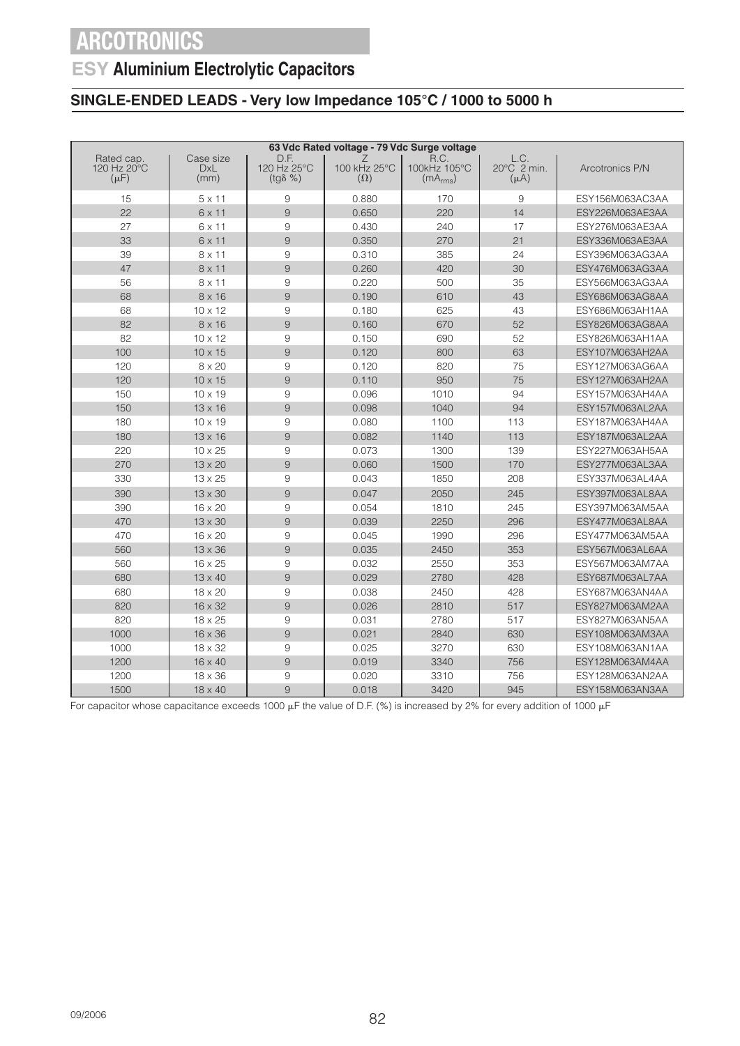# ARCOTRONICS

## ESY Aluminium Electrolytic Capacitors

### SINGLE-ENDED LEADS - Very low Impedance 105°C / 1000 to 5000 h

| 63 Vdc Rated voltage - 79 Vdc Surge voltage | | | | | | |
|---|---|---|---|---|---|---|
| Rated cap. 120 Hz 20°C (μF) | Case size DxL (mm) | D.F. 120 Hz 25°C (tgδ %) | Z 100 kHz 25°C (Ω) | R.C. 100kHz 105°C ($mA_{rms}$) | L.C. 20°C 2 min. (μA) | Arcotronics P/N |
| 15 | 5 x 11 | 9 | 0.880 | 170 | 9 | ESY156M063AC3AA |
| 22 | 6 x 11 | 9 | 0.650 | 220 | 14 | ESY226M063AE3AA |
| 27 | 6 x 11 | 9 | 0.430 | 240 | 17 | ESY276M063AE3AA |
| 33 | 6 x 11 | 9 | 0.350 | 270 | 21 | ESY336M063AE3AA |
| 39 | 8 x 11 | 9 | 0.310 | 385 | 24 | ESY396M063AG3AA |
| 47 | 8 x 11 | 9 | 0.260 | 420 | 30 | ESY476M063AG3AA |
| 56 | 8 x 11 | 9 | 0.220 | 500 | 35 | ESY566M063AG3AA |
| 68 | 8 x 16 | 9 | 0.190 | 610 | 43 | ESY686M063AG8AA |
| 68 | 10 x 12 | 9 | 0.180 | 625 | 43 | ESY686M063AH1AA |
| 82 | 8 x 16 | 9 | 0.160 | 670 | 52 | ESY826M063AG8AA |
| 82 | 10 x 12 | 9 | 0.150 | 690 | 52 | ESY826M063AH1AA |
| 100 | 10 x 15 | 9 | 0.120 | 800 | 63 | ESY107M063AH2AA |
| 120 | 8 x 20 | 9 | 0.120 | 820 | 75 | ESY127M063AG6AA |
| 120 | 10 x 15 | 9 | 0.110 | 950 | 75 | ESY127M063AH2AA |
| 150 | 10 x 19 | 9 | 0.096 | 1010 | 94 | ESY157M063AH4AA |
| 150 | 13 x 16 | 9 | 0.098 | 1040 | 94 | ESY157M063AL2AA |
| 180 | 10 x 19 | 9 | 0.080 | 1100 | 113 | ESY187M063AH4AA |
| 180 | 13 x 16 | 9 | 0.082 | 1140 | 113 | ESY187M063AL2AA |
| 220 | 10 x 25 | 9 | 0.073 | 1300 | 139 | ESY227M063AH5AA |
| 270 | 13 x 20 | 9 | 0.060 | 1500 | 170 | ESY277M063AL3AA |
| 330 | 13 x 25 | 9 | 0.043 | 1850 | 208 | ESY337M063AL4AA |
| 390 | 13 x 30 | 9 | 0.047 | 2050 | 245 | ESY397M063AL8AA |
| 390 | 16 x 20 | 9 | 0.054 | 1810 | 245 | ESY397M063AM5AA |
| 470 | 13 x 30 | 9 | 0.039 | 2250 | 296 | ESY477M063AL8AA |
| 470 | 16 x 20 | 9 | 0.045 | 1990 | 296 | ESY477M063AM5AA |
| 560 | 13 x 36 | 9 | 0.035 | 2450 | 353 | ESY567M063AL6AA |
| 560 | 16 x 25 | 9 | 0.032 | 2550 | 353 | ESY567M063AM7AA |
| 680 | 13 x 40 | 9 | 0.029 | 2780 | 428 | ESY687M063AL7AA |
| 680 | 18 x 20 | 9 | 0.038 | 2450 | 428 | ESY687M063AN4AA |
| 820 | 16 x 32 | 9 | 0.026 | 2810 | 517 | ESY827M063AM2AA |
| 820 | 18 x 25 | 9 | 0.031 | 2780 | 517 | ESY827M063AN5AA |
| 1000 | 16 x 36 | 9 | 0.021 | 2840 | 630 | ESY108M063AM3AA |
| 1000 | 18 x 32 | 9 | 0.025 | 3270 | 630 | ESY108M063AN1AA |
| 1200 | 16 x 40 | 9 | 0.019 | 3340 | 756 | ESY128M063AM4AA |
| 1200 | 18 x 36 | 9 | 0.020 | 3310 | 756 | ESY128M063AN2AA |
| 1500 | 18 x 40 | 9 | 0.018 | 3420 | 945 | ESY158M063AN3AA |

For capacitor whose capacitance exceeds 1000 μF the value of D.F. (%) is increased by 2% for every addition of 1000 μF

09/2006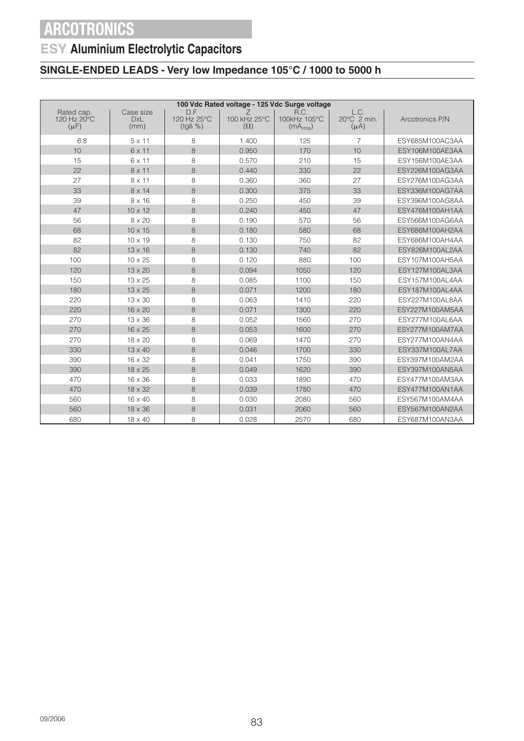# ARCOTRONICS

## ESY Aluminium Electrolytic Capacitors

### SINGLE-ENDED LEADS - Very low Impedance 105°C / 1000 to 5000 h

| 100 Vdc Rated voltage - 125 Vdc Surge voltage | | | | | | |
|---|---|---|---|---|---|---|
| Rated cap. 120 Hz 20°C ($\mu$F) | Case size DxL (mm) | D.F. 120 Hz 25°C (tgδ %) | Z 100 kHz 25°C ($\Omega$) | R.C. 100kHz 105°C ($mA_{rms}$) | L.C. 20°C 2 min. ($\mu$A) | Arcotronics P/N |
| 6.8 | 5 x 11 | 8 | 1.400 | 125 | 7 | ESY685M100AC3AA |
| 10 | 6 x 11 | 8 | 0.950 | 170 | 10 | ESY106M100AE3AA |
| 15 | 6 x 11 | 8 | 0.570 | 210 | 15 | ESY156M100AE3AA |
| 22 | 8 x 11 | 8 | 0.440 | 330 | 22 | ESY226M100AG3AA |
| 27 | 8 x 11 | 8 | 0.360 | 360 | 27 | ESY276M100AG3AA |
| 33 | 8 x 14 | 8 | 0.300 | 375 | 33 | ESY336M100AG7AA |
| 39 | 8 x 16 | 8 | 0.250 | 450 | 39 | ESY396M100AG8AA |
| 47 | 10 x 12 | 8 | 0.240 | 450 | 47 | ESY476M100AH1AA |
| 56 | 8 x 20 | 8 | 0.190 | 570 | 56 | ESY566M100AG6AA |
| 68 | 10 x 15 | 8 | 0.180 | 580 | 68 | ESY686M100AH2AA |
| 82 | 10 x 19 | 8 | 0.130 | 750 | 82 | ESY686M100AH4AA |
| 82 | 13 x 16 | 8 | 0.130 | 740 | 82 | ESY826M100AL2AA |
| 100 | 10 x 25 | 8 | 0.120 | 880 | 100 | ESY107M100AH5AA |
| 120 | 13 x 20 | 8 | 0.094 | 1050 | 120 | ESY127M100AL3AA |
| 150 | 13 x 25 | 8 | 0.085 | 1100 | 150 | ESY157M100AL4AA |
| 180 | 13 x 25 | 8 | 0.071 | 1200 | 180 | ESY187M100AL4AA |
| 220 | 13 x 30 | 8 | 0.063 | 1410 | 220 | ESY227M100AL8AA |
| 220 | 16 x 20 | 8 | 0.071 | 1300 | 220 | ESY227M100AM5AA |
| 270 | 13 x 36 | 8 | 0.052 | 1560 | 270 | ESY277M100AL6AA |
| 270 | 16 x 25 | 8 | 0.053 | 1600 | 270 | ESY277M100AM7AA |
| 270 | 18 x 20 | 8 | 0.069 | 1470 | 270 | ESY277M100AN4AA |
| 330 | 13 x 40 | 8 | 0.046 | 1700 | 330 | ESY337M100AL7AA |
| 390 | 16 x 32 | 8 | 0.041 | 1750 | 390 | ESY397M100AM2AA |
| 390 | 18 x 25 | 8 | 0.049 | 1620 | 390 | ESY397M100AN5AA |
| 470 | 16 x 36 | 8 | 0.033 | 1890 | 470 | ESY477M100AM3AA |
| 470 | 18 x 32 | 8 | 0.039 | 1780 | 470 | ESY477M100AN1AA |
| 560 | 16 x 40 | 8 | 0.030 | 2080 | 560 | ESY567M100AM4AA |
| 560 | 18 x 36 | 8 | 0.031 | 2060 | 560 | ESY567M100AN2AA |
| 680 | 18 x 40 | 8 | 0.028 | 2570 | 680 | ESY687M100AN3AA |

09/2006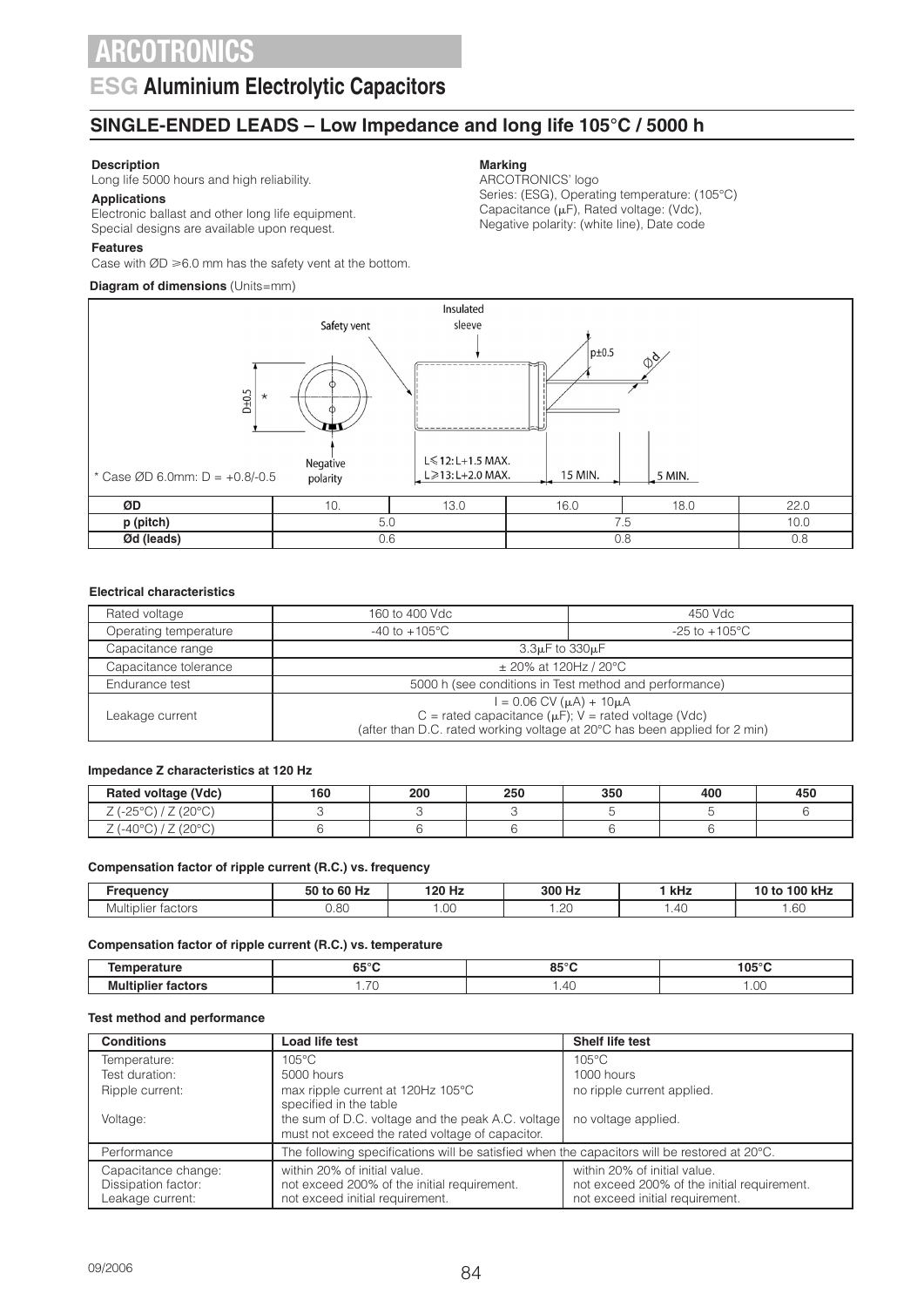# ARCOTRONICS

## ESG Aluminium Electrolytic Capacitors

### SINGLE-ENDED LEADS – Low Impedance and long life 105°C / 5000 h

**Description**
Long life 5000 hours and high reliability.

**Applications**
Electronic ballast and other long life equipment.
Special designs are available upon request.

**Features**
Case with ØD ⩾6.0 mm has the safety vent at the bottom.

**Marking**
ARCOTRONICS' logo
Series: (ESG), Operating temperature: (105°C)
Capacitance (μF), Rated voltage: (Vdc),
Negative polarity: (white line), Date code

**Diagram of dimensions** (Units=mm)

Safety vent — Insulated sleeve — p±0.5 — Ød — D±0.5 * — Negative polarity — L⩽12: L+1.5 MAX. L⩾13: L+2.0 MAX. — 15 MIN. — 5 MIN.

\* Case ØD 6.0mm: D = +0.8/-0.5

| ØD | 10. | 13.0 | 16.0 | 18.0 | 22.0 |
|---|---|---|---|---|---|
| p (pitch) | 5.0 | | 7.5 | | 10.0 |
| Ød (leads) | 0.6 | | 0.8 | | 0.8 |

**Electrical characteristics**

| Rated voltage | 160 to 400 Vdc | 450 Vdc |
|---|---|---|
| Operating temperature | -40 to +105°C | -25 to +105°C |
| Capacitance range | 3.3μF to 330μF | |
| Capacitance tolerance | ± 20% at 120Hz / 20°C | |
| Endurance test | 5000 h (see conditions in Test method and performance) | |
| Leakage current | I = 0.06 CV (μA) + 10μA<br>C = rated capacitance (μF); V = rated voltage (Vdc)<br>(after than D.C. rated working voltage at 20°C has been applied for 2 min) | |

**Impedance Z characteristics at 120 Hz**

| Rated voltage (Vdc) | 160 | 200 | 250 | 350 | 400 | 450 |
|---|---|---|---|---|---|---|
| Z (-25°C) / Z (20°C) | 3 | 3 | 3 | 5 | 5 | 6 |
| Z (-40°C) / Z (20°C) | 6 | 6 | 6 | 6 | 6 | |

**Compensation factor of ripple current (R.C.) vs. frequency**

| Frequency | 50 to 60 Hz | 120 Hz | 300 Hz | 1 kHz | 10 to 100 kHz |
|---|---|---|---|---|---|
| Multiplier factors | 0.80 | 1.00 | 1.20 | 1.40 | 1.60 |

**Compensation factor of ripple current (R.C.) vs. temperature**

| Temperature | 65°C | 85°C | 105°C |
|---|---|---|---|
| Multiplier factors | 1.70 | 1.40 | 1.00 |

**Test method and performance**

| Conditions | Load life test | Shelf life test |
|---|---|---|
| Temperature:<br>Test duration:<br>Ripple current:<br>Voltage: | 105°C<br>5000 hours<br>max ripple current at 120Hz 105°C specified in the table<br>the sum of D.C. voltage and the peak A.C. voltage must not exceed the rated voltage of capacitor. | 105°C<br>1000 hours<br>no ripple current applied.<br>no voltage applied. |
| Performance | The following specifications will be satisfied when the capacitors will be restored at 20°C. | |
| Capacitance change:<br>Dissipation factor:<br>Leakage current: | within 20% of initial value.<br>not exceed 200% of the initial requirement.<br>not exceed initial requirement. | within 20% of initial value.<br>not exceed 200% of the initial requirement.<br>not exceed initial requirement. |

09/2006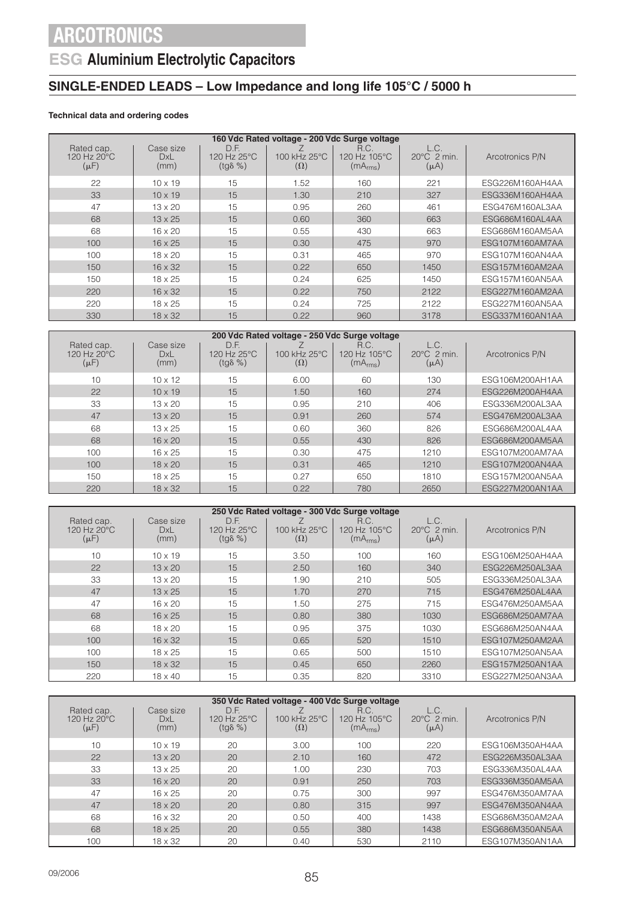# ARCOTRONICS

## ESG Aluminium Electrolytic Capacitors

### SINGLE-ENDED LEADS – Low Impedance and long life 105°C / 5000 h

**Technical data and ordering codes**

| 160 Vdc Rated voltage - 200 Vdc Surge voltage | | | | | | |
|---|---|---|---|---|---|---|
| Rated cap. 120 Hz 20°C (μF) | Case size DxL (mm) | D.F. 120 Hz 25°C (tgδ %) | Z 100 kHz 25°C (Ω) | R.C. 120 Hz 105°C ($mA_{rms}$) | L.C. 20°C 2 min. (μA) | Arcotronics P/N |
| 22 | 10 x 19 | 15 | 1.52 | 160 | 221 | ESG226M160AH4AA |
| 33 | 10 x 19 | 15 | 1.30 | 210 | 327 | ESG336M160AH4AA |
| 47 | 13 x 20 | 15 | 0.95 | 260 | 461 | ESG476M160AL3AA |
| 68 | 13 x 25 | 15 | 0.60 | 360 | 663 | ESG686M160AL4AA |
| 68 | 16 x 20 | 15 | 0.55 | 430 | 663 | ESG686M160AM5AA |
| 100 | 16 x 25 | 15 | 0.30 | 475 | 970 | ESG107M160AM7AA |
| 100 | 18 x 20 | 15 | 0.31 | 465 | 970 | ESG107M160AN4AA |
| 150 | 16 x 32 | 15 | 0.22 | 650 | 1450 | ESG157M160AM2AA |
| 150 | 18 x 25 | 15 | 0.24 | 625 | 1450 | ESG157M160AN5AA |
| 220 | 16 x 32 | 15 | 0.22 | 750 | 2122 | ESG227M160AM2AA |
| 220 | 18 x 25 | 15 | 0.24 | 725 | 2122 | ESG227M160AN5AA |
| 330 | 18 x 32 | 15 | 0.22 | 960 | 3178 | ESG337M160AN1AA |

| 200 Vdc Rated voltage - 250 Vdc Surge voltage | | | | | | |
|---|---|---|---|---|---|---|
| Rated cap. 120 Hz 20°C (μF) | Case size DxL (mm) | D.F. 120 Hz 25°C (tgδ %) | Z 100 kHz 25°C (Ω) | R.C. 120 Hz 105°C ($mA_{rms}$) | L.C. 20°C 2 min. (μA) | Arcotronics P/N |
| 10 | 10 x 12 | 15 | 6.00 | 60 | 130 | ESG106M200AH1AA |
| 22 | 10 x 19 | 15 | 1.50 | 160 | 274 | ESG226M200AH4AA |
| 33 | 13 x 20 | 15 | 0.95 | 210 | 406 | ESG336M200AL3AA |
| 47 | 13 x 20 | 15 | 0.91 | 260 | 574 | ESG476M200AL3AA |
| 68 | 13 x 25 | 15 | 0.60 | 360 | 826 | ESG686M200AL4AA |
| 68 | 16 x 20 | 15 | 0.55 | 430 | 826 | ESG686M200AM5AA |
| 100 | 16 x 25 | 15 | 0.30 | 475 | 1210 | ESG107M200AM7AA |
| 100 | 18 x 20 | 15 | 0.31 | 465 | 1210 | ESG107M200AN4AA |
| 150 | 18 x 25 | 15 | 0.27 | 650 | 1810 | ESG157M200AN5AA |
| 220 | 18 x 32 | 15 | 0.22 | 780 | 2650 | ESG227M200AN1AA |

| 250 Vdc Rated voltage - 300 Vdc Surge voltage | | | | | | |
|---|---|---|---|---|---|---|
| Rated cap. 120 Hz 20°C (μF) | Case size DxL (mm) | D.F. 120 Hz 25°C (tgδ %) | Z 100 kHz 25°C (Ω) | R.C. 120 Hz 105°C ($mA_{rms}$) | L.C. 20°C 2 min. (μA) | Arcotronics P/N |
| 10 | 10 x 19 | 15 | 3.50 | 100 | 160 | ESG106M250AH4AA |
| 22 | 13 x 20 | 15 | 2.50 | 160 | 340 | ESG226M250AL3AA |
| 33 | 13 x 20 | 15 | 1.90 | 210 | 505 | ESG336M250AL3AA |
| 47 | 13 x 25 | 15 | 1.70 | 270 | 715 | ESG476M250AL4AA |
| 47 | 16 x 20 | 15 | 1.50 | 275 | 715 | ESG476M250AM5AA |
| 68 | 16 x 25 | 15 | 0.80 | 380 | 1030 | ESG686M250AM7AA |
| 68 | 18 x 20 | 15 | 0.95 | 375 | 1030 | ESG686M250AN4AA |
| 100 | 16 x 32 | 15 | 0.65 | 520 | 1510 | ESG107M250AM2AA |
| 100 | 18 x 25 | 15 | 0.65 | 500 | 1510 | ESG107M250AN5AA |
| 150 | 18 x 32 | 15 | 0.45 | 650 | 2260 | ESG157M250AN1AA |
| 220 | 18 x 40 | 15 | 0.35 | 820 | 3310 | ESG227M250AN3AA |

| 350 Vdc Rated voltage - 400 Vdc Surge voltage | | | | | | |
|---|---|---|---|---|---|---|
| Rated cap. 120 Hz 20°C (μF) | Case size DxL (mm) | D.F. 120 Hz 25°C (tgδ %) | Z 100 kHz 25°C (Ω) | R.C. 120 Hz 105°C ($mA_{rms}$) | L.C. 20°C 2 min. (μA) | Arcotronics P/N |
| 10 | 10 x 19 | 20 | 3.00 | 100 | 220 | ESG106M350AH4AA |
| 22 | 13 x 20 | 20 | 2.10 | 160 | 472 | ESG226M350AL3AA |
| 33 | 13 x 25 | 20 | 1.00 | 230 | 703 | ESG336M350AL4AA |
| 33 | 16 x 20 | 20 | 0.91 | 250 | 703 | ESG336M350AM5AA |
| 47 | 16 x 25 | 20 | 0.75 | 300 | 997 | ESG476M350AM7AA |
| 47 | 18 x 20 | 20 | 0.80 | 315 | 997 | ESG476M350AN4AA |
| 68 | 16 x 32 | 20 | 0.50 | 400 | 1438 | ESG686M350AM2AA |
| 68 | 18 x 25 | 20 | 0.55 | 380 | 1438 | ESG686M350AN5AA |
| 100 | 18 x 32 | 20 | 0.40 | 530 | 2110 | ESG107M350AN1AA |

09/2006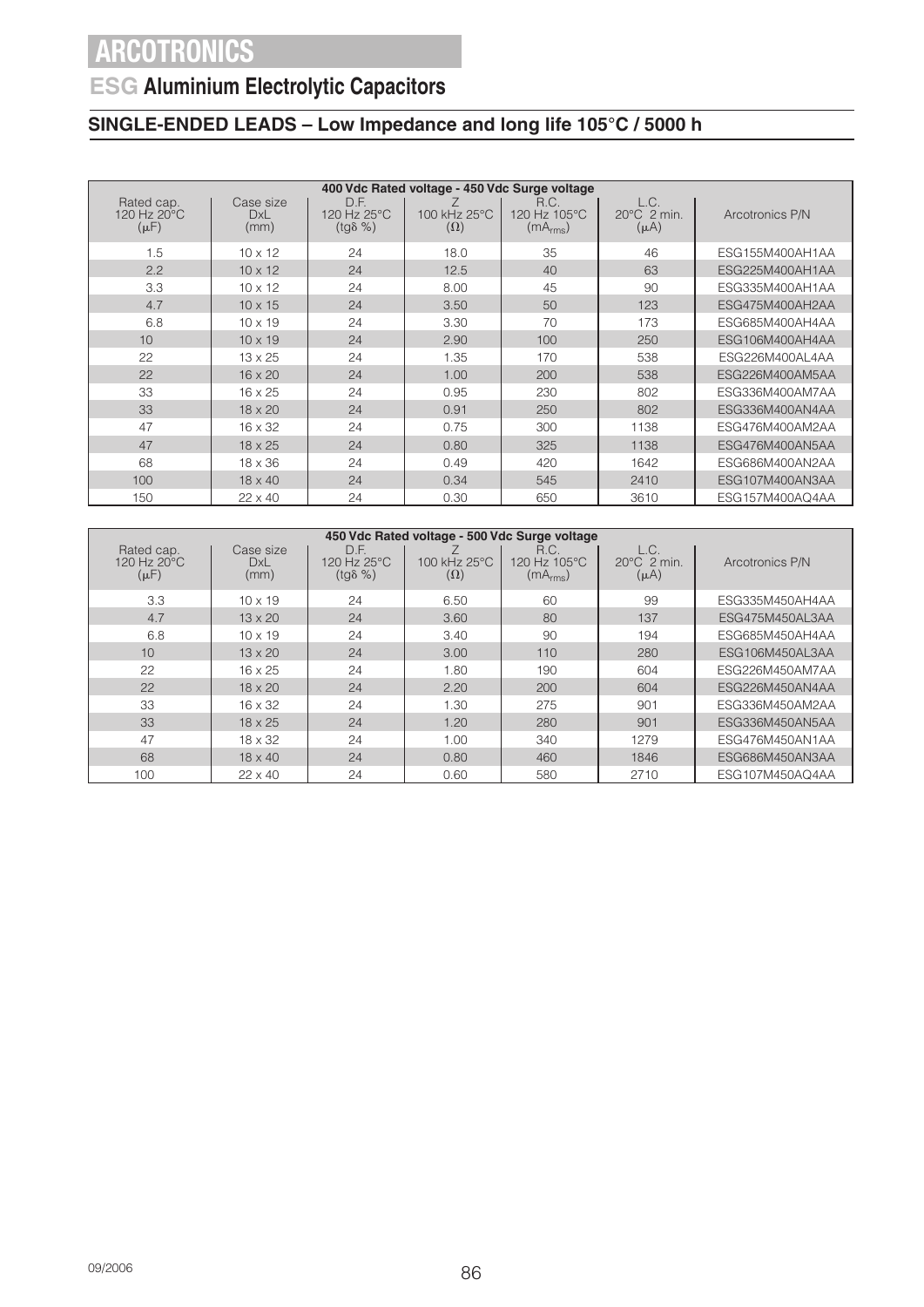# ARCOTRONICS

## ESG Aluminium Electrolytic Capacitors

### SINGLE-ENDED LEADS – Low Impedance and long life 105°C / 5000 h

| 400 Vdc Rated voltage - 450 Vdc Surge voltage | | | | | | |
|---|---|---|---|---|---|---|
| Rated cap. 120 Hz 20°C (μF) | Case size DxL (mm) | D.F. 120 Hz 25°C (tgδ %) | Z 100 kHz 25°C (Ω) | R.C. 120 Hz 105°C ($mA_{rms}$) | L.C. 20°C 2 min. (μA) | Arcotronics P/N |
| 1.5 | 10 x 12 | 24 | 18.0 | 35 | 46 | ESG155M400AH1AA |
| 2.2 | 10 x 12 | 24 | 12.5 | 40 | 63 | ESG225M400AH1AA |
| 3.3 | 10 x 12 | 24 | 8.00 | 45 | 90 | ESG335M400AH1AA |
| 4.7 | 10 x 15 | 24 | 3.50 | 50 | 123 | ESG475M400AH2AA |
| 6.8 | 10 x 19 | 24 | 3.30 | 70 | 173 | ESG685M400AH4AA |
| 10 | 10 x 19 | 24 | 2.90 | 100 | 250 | ESG106M400AH4AA |
| 22 | 13 x 25 | 24 | 1.35 | 170 | 538 | ESG226M400AL4AA |
| 22 | 16 x 20 | 24 | 1.00 | 200 | 538 | ESG226M400AM5AA |
| 33 | 16 x 25 | 24 | 0.95 | 230 | 802 | ESG336M400AM7AA |
| 33 | 18 x 20 | 24 | 0.91 | 250 | 802 | ESG336M400AN4AA |
| 47 | 16 x 32 | 24 | 0.75 | 300 | 1138 | ESG476M400AM2AA |
| 47 | 18 x 25 | 24 | 0.80 | 325 | 1138 | ESG476M400AN5AA |
| 68 | 18 x 36 | 24 | 0.49 | 420 | 1642 | ESG686M400AN2AA |
| 100 | 18 x 40 | 24 | 0.34 | 545 | 2410 | ESG107M400AN3AA |
| 150 | 22 x 40 | 24 | 0.30 | 650 | 3610 | ESG157M400AQ4AA |

| 450 Vdc Rated voltage - 500 Vdc Surge voltage | | | | | | |
|---|---|---|---|---|---|---|
| Rated cap. 120 Hz 20°C (μF) | Case size DxL (mm) | D.F. 120 Hz 25°C (tgδ %) | Z 100 kHz 25°C (Ω) | R.C. 120 Hz 105°C ($mA_{rms}$) | L.C. 20°C 2 min. (μA) | Arcotronics P/N |
| 3.3 | 10 x 19 | 24 | 6.50 | 60 | 99 | ESG335M450AH4AA |
| 4.7 | 13 x 20 | 24 | 3.60 | 80 | 137 | ESG475M450AL3AA |
| 6.8 | 10 x 19 | 24 | 3.40 | 90 | 194 | ESG685M450AH4AA |
| 10 | 13 x 20 | 24 | 3.00 | 110 | 280 | ESG106M450AL3AA |
| 22 | 16 x 25 | 24 | 1.80 | 190 | 604 | ESG226M450AM7AA |
| 22 | 18 x 20 | 24 | 2.20 | 200 | 604 | ESG226M450AN4AA |
| 33 | 16 x 32 | 24 | 1.30 | 275 | 901 | ESG336M450AM2AA |
| 33 | 18 x 25 | 24 | 1.20 | 280 | 901 | ESG336M450AN5AA |
| 47 | 18 x 32 | 24 | 1.00 | 340 | 1279 | ESG476M450AN1AA |
| 68 | 18 x 40 | 24 | 0.80 | 460 | 1846 | ESG686M450AN3AA |
| 100 | 22 x 40 | 24 | 0.60 | 580 | 2710 | ESG107M450AQ4AA |

09/2006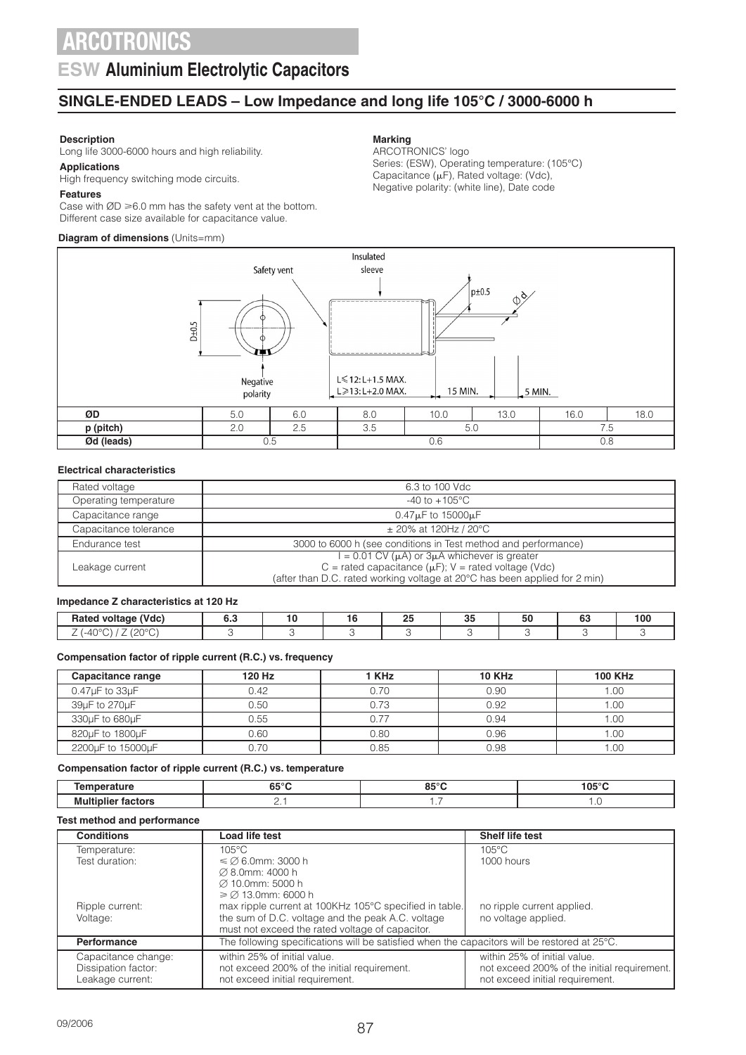# ARCOTRONICS

## ESW Aluminium Electrolytic Capacitors

### SINGLE-ENDED LEADS – Low Impedance and long life 105°C / 3000-6000 h

**Description**
Long life 3000-6000 hours and high reliability.

**Applications**
High frequency switching mode circuits.

**Features**
Case with ØD ⩾6.0 mm has the safety vent at the bottom.
Different case size available for capacitance value.

**Marking**
ARCOTRONICS' logo
Series: (ESW), Operating temperature: (105°C)
Capacitance (μF), Rated voltage: (Vdc),
Negative polarity: (white line), Date code

**Diagram of dimensions** (Units=mm)

Safety vent — Insulated sleeve — D±0.5 — Negative polarity — p±0.5 — Ød — L⩽12: L+1.5 MAX. — L⩾13: L+2.0 MAX. — 15 MIN. — 5 MIN.

| ØD | 5.0 | 6.0 | 8.0 | 10.0 | 13.0 | 16.0 | 18.0 |
|---|---|---|---|---|---|---|---|
| p (pitch) | 2.0 | 2.5 | 3.5 | 5.0 | | 7.5 | |
| Ød (leads) | 0.5 | | 0.6 | | | 0.8 | |

**Electrical characteristics**

| | |
|---|---|
| Rated voltage | 6.3 to 100 Vdc |
| Operating temperature | -40 to +105°C |
| Capacitance range | 0.47μF to 15000μF |
| Capacitance tolerance | ± 20% at 120Hz / 20°C |
| Endurance test | 3000 to 6000 h (see conditions in Test method and performance) |
| Leakage current | I = 0.01 CV (μA) or 3μA whichever is greater<br>C = rated capacitance (μF); V = rated voltage (Vdc)<br>(after than D.C. rated working voltage at 20°C has been applied for 2 min) |

**Impedance Z characteristics at 120 Hz**

| Rated voltage (Vdc) | 6.3 | 10 | 16 | 25 | 35 | 50 | 63 | 100 |
|---|---|---|---|---|---|---|---|---|
| Z (-40°C) / Z (20°C) | 3 | 3 | 3 | 3 | 3 | 3 | 3 | 3 |

**Compensation factor of ripple current (R.C.) vs. frequency**

| Capacitance range | 120 Hz | 1 KHz | 10 KHz | 100 KHz |
|---|---|---|---|---|
| 0.47μF to 33μF | 0.42 | 0.70 | 0.90 | 1.00 |
| 39μF to 270μF | 0.50 | 0.73 | 0.92 | 1.00 |
| 330μF to 680μF | 0.55 | 0.77 | 0.94 | 1.00 |
| 820μF to 1800μF | 0.60 | 0.80 | 0.96 | 1.00 |
| 2200μF to 15000μF | 0.70 | 0.85 | 0.98 | 1.00 |

**Compensation factor of ripple current (R.C.) vs. temperature**

| Temperature | 65°C | 85°C | 105°C |
|---|---|---|---|
| Multiplier factors | 2.1 | 1.7 | 1.0 |

**Test method and performance**

| Conditions | Load life test | Shelf life test |
|---|---|---|
| Temperature:<br>Test duration: | 105°C<br>⩽ ∅ 6.0mm: 3000 h<br>∅ 8.0mm: 4000 h<br>∅ 10.0mm: 5000 h<br>⩾ ∅ 13.0mm: 6000 h | 105°C<br>1000 hours |
| Ripple current:<br>Voltage: | max ripple current at 100KHz 105°C specified in table.<br>the sum of D.C. voltage and the peak A.C. voltage must not exceed the rated voltage of capacitor. | no ripple current applied.<br>no voltage applied. |
| **Performance** | The following specifications will be satisfied when the capacitors will be restored at 25°C. | |
| Capacitance change:<br>Dissipation factor:<br>Leakage current: | within 25% of initial value.<br>not exceed 200% of the initial requirement.<br>not exceed initial requirement. | within 25% of initial value.<br>not exceed 200% of the initial requirement.<br>not exceed initial requirement. |

09/2006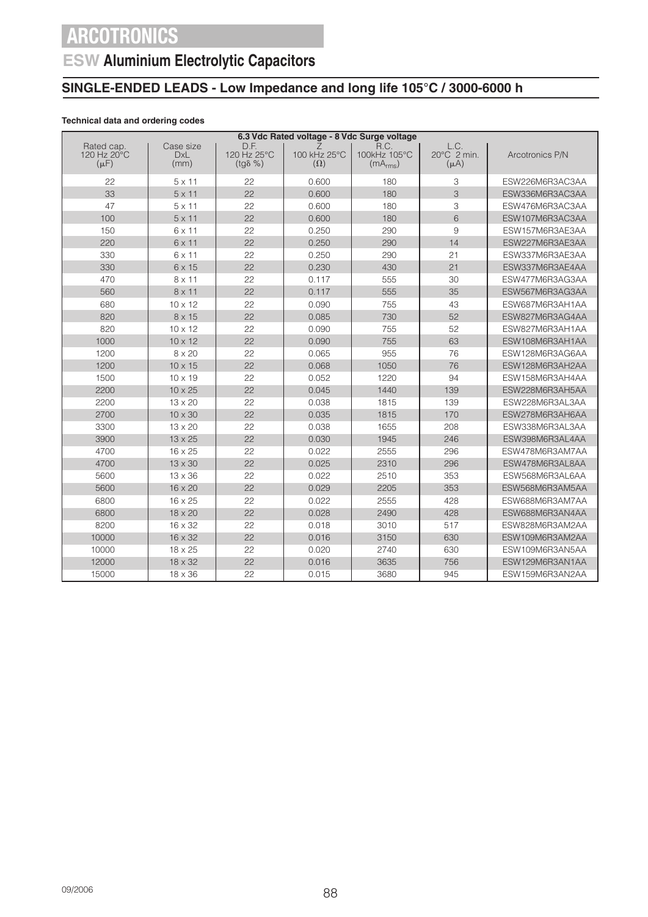# ARCOTRONICS

## ESW Aluminium Electrolytic Capacitors

### SINGLE-ENDED LEADS - Low Impedance and long life 105°C / 3000-6000 h

**Technical data and ordering codes**

| 6.3 Vdc Rated voltage - 8 Vdc Surge voltage | | | | | | |
|---|---|---|---|---|---|---|
| Rated cap. 120 Hz 20°C (μF) | Case size DxL (mm) | D.F. 120 Hz 25°C (tgδ %) | Z 100 kHz 25°C (Ω) | R.C. 100kHz 105°C ($mA_{rms}$) | L.C. 20°C 2 min. (μA) | Arcotronics P/N |
| 22 | 5 x 11 | 22 | 0.600 | 180 | 3 | ESW226M6R3AC3AA |
| 33 | 5 x 11 | 22 | 0.600 | 180 | 3 | ESW336M6R3AC3AA |
| 47 | 5 x 11 | 22 | 0.600 | 180 | 3 | ESW476M6R3AC3AA |
| 100 | 5 x 11 | 22 | 0.600 | 180 | 6 | ESW107M6R3AC3AA |
| 150 | 6 x 11 | 22 | 0.250 | 290 | 9 | ESW157M6R3AE3AA |
| 220 | 6 x 11 | 22 | 0.250 | 290 | 14 | ESW227M6R3AE3AA |
| 330 | 6 x 11 | 22 | 0.250 | 290 | 21 | ESW337M6R3AE3AA |
| 330 | 6 x 15 | 22 | 0.230 | 430 | 21 | ESW337M6R3AE4AA |
| 470 | 8 x 11 | 22 | 0.117 | 555 | 30 | ESW477M6R3AG3AA |
| 560 | 8 x 11 | 22 | 0.117 | 555 | 35 | ESW567M6R3AG3AA |
| 680 | 10 x 12 | 22 | 0.090 | 755 | 43 | ESW687M6R3AH1AA |
| 820 | 8 x 15 | 22 | 0.085 | 730 | 52 | ESW827M6R3AG4AA |
| 820 | 10 x 12 | 22 | 0.090 | 755 | 52 | ESW827M6R3AH1AA |
| 1000 | 10 x 12 | 22 | 0.090 | 755 | 63 | ESW108M6R3AH1AA |
| 1200 | 8 x 20 | 22 | 0.065 | 955 | 76 | ESW128M6R3AG6AA |
| 1200 | 10 x 15 | 22 | 0.068 | 1050 | 76 | ESW128M6R3AH2AA |
| 1500 | 10 x 19 | 22 | 0.052 | 1220 | 94 | ESW158M6R3AH4AA |
| 2200 | 10 x 25 | 22 | 0.045 | 1440 | 139 | ESW228M6R3AH5AA |
| 2200 | 13 x 20 | 22 | 0.038 | 1815 | 139 | ESW228M6R3AL3AA |
| 2700 | 10 x 30 | 22 | 0.035 | 1815 | 170 | ESW278M6R3AH6AA |
| 3300 | 13 x 20 | 22 | 0.038 | 1655 | 208 | ESW338M6R3AL3AA |
| 3900 | 13 x 25 | 22 | 0.030 | 1945 | 246 | ESW398M6R3AL4AA |
| 4700 | 16 x 25 | 22 | 0.022 | 2555 | 296 | ESW478M6R3AM7AA |
| 4700 | 13 x 30 | 22 | 0.025 | 2310 | 296 | ESW478M6R3AL8AA |
| 5600 | 13 x 36 | 22 | 0.022 | 2510 | 353 | ESW568M6R3AL6AA |
| 5600 | 16 x 20 | 22 | 0.029 | 2205 | 353 | ESW568M6R3AM5AA |
| 6800 | 16 x 25 | 22 | 0.022 | 2555 | 428 | ESW688M6R3AM7AA |
| 6800 | 18 x 20 | 22 | 0.028 | 2490 | 428 | ESW688M6R3AN4AA |
| 8200 | 16 x 32 | 22 | 0.018 | 3010 | 517 | ESW828M6R3AM2AA |
| 10000 | 16 x 32 | 22 | 0.016 | 3150 | 630 | ESW109M6R3AM2AA |
| 10000 | 18 x 25 | 22 | 0.020 | 2740 | 630 | ESW109M6R3AN5AA |
| 12000 | 18 x 32 | 22 | 0.016 | 3635 | 756 | ESW129M6R3AN1AA |
| 15000 | 18 x 36 | 22 | 0.015 | 3680 | 945 | ESW159M6R3AN2AA |

09/2006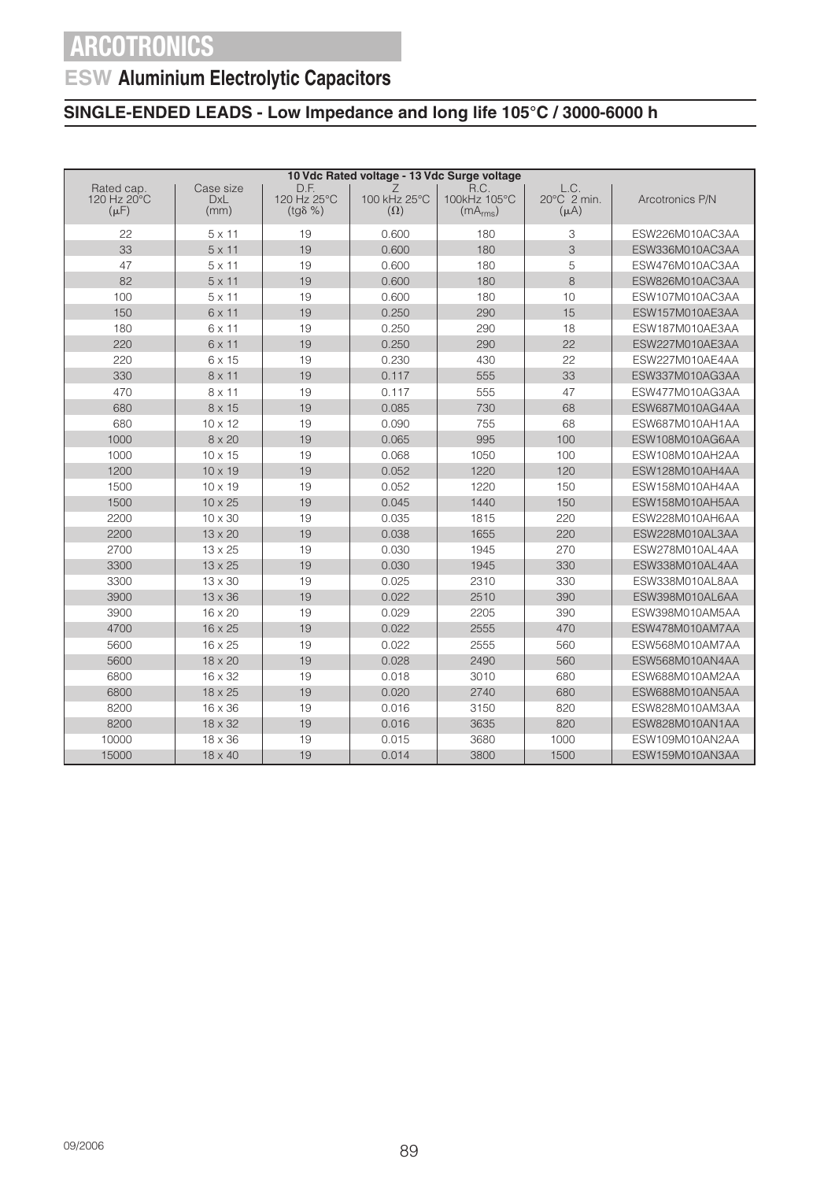# ARCOTRONICS

## ESW Aluminium Electrolytic Capacitors

### SINGLE-ENDED LEADS - Low Impedance and long life 105°C / 3000-6000 h

| 10 Vdc Rated voltage - 13 Vdc Surge voltage | | | | | | |
|---|---|---|---|---|---|---|
| Rated cap. 120 Hz 20°C (μF) | Case size DxL (mm) | D.F. 120 Hz 25°C (tgδ %) | Z 100 kHz 25°C (Ω) | R.C. 100kHz 105°C ($mA_{rms}$) | L.C. 20°C 2 min. (μA) | Arcotronics P/N |
| 22 | 5 x 11 | 19 | 0.600 | 180 | 3 | ESW226M010AC3AA |
| 33 | 5 x 11 | 19 | 0.600 | 180 | 3 | ESW336M010AC3AA |
| 47 | 5 x 11 | 19 | 0.600 | 180 | 5 | ESW476M010AC3AA |
| 82 | 5 x 11 | 19 | 0.600 | 180 | 8 | ESW826M010AC3AA |
| 100 | 5 x 11 | 19 | 0.600 | 180 | 10 | ESW107M010AC3AA |
| 150 | 6 x 11 | 19 | 0.250 | 290 | 15 | ESW157M010AE3AA |
| 180 | 6 x 11 | 19 | 0.250 | 290 | 18 | ESW187M010AE3AA |
| 220 | 6 x 11 | 19 | 0.250 | 290 | 22 | ESW227M010AE3AA |
| 220 | 6 x 15 | 19 | 0.230 | 430 | 22 | ESW227M010AE4AA |
| 330 | 8 x 11 | 19 | 0.117 | 555 | 33 | ESW337M010AG3AA |
| 470 | 8 x 11 | 19 | 0.117 | 555 | 47 | ESW477M010AG3AA |
| 680 | 8 x 15 | 19 | 0.085 | 730 | 68 | ESW687M010AG4AA |
| 680 | 10 x 12 | 19 | 0.090 | 755 | 68 | ESW687M010AH1AA |
| 1000 | 8 x 20 | 19 | 0.065 | 995 | 100 | ESW108M010AG6AA |
| 1000 | 10 x 15 | 19 | 0.068 | 1050 | 100 | ESW108M010AH2AA |
| 1200 | 10 x 19 | 19 | 0.052 | 1220 | 120 | ESW128M010AH4AA |
| 1500 | 10 x 19 | 19 | 0.052 | 1220 | 150 | ESW158M010AH4AA |
| 1500 | 10 x 25 | 19 | 0.045 | 1440 | 150 | ESW158M010AH5AA |
| 2200 | 10 x 30 | 19 | 0.035 | 1815 | 220 | ESW228M010AH6AA |
| 2200 | 13 x 20 | 19 | 0.038 | 1655 | 220 | ESW228M010AL3AA |
| 2700 | 13 x 25 | 19 | 0.030 | 1945 | 270 | ESW278M010AL4AA |
| 3300 | 13 x 25 | 19 | 0.030 | 1945 | 330 | ESW338M010AL4AA |
| 3300 | 13 x 30 | 19 | 0.025 | 2310 | 330 | ESW338M010AL8AA |
| 3900 | 13 x 36 | 19 | 0.022 | 2510 | 390 | ESW398M010AL6AA |
| 3900 | 16 x 20 | 19 | 0.029 | 2205 | 390 | ESW398M010AM5AA |
| 4700 | 16 x 25 | 19 | 0.022 | 2555 | 470 | ESW478M010AM7AA |
| 5600 | 16 x 25 | 19 | 0.022 | 2555 | 560 | ESW568M010AM7AA |
| 5600 | 18 x 20 | 19 | 0.028 | 2490 | 560 | ESW568M010AN4AA |
| 6800 | 16 x 32 | 19 | 0.018 | 3010 | 680 | ESW688M010AM2AA |
| 6800 | 18 x 25 | 19 | 0.020 | 2740 | 680 | ESW688M010AN5AA |
| 8200 | 16 x 36 | 19 | 0.016 | 3150 | 820 | ESW828M010AM3AA |
| 8200 | 18 x 32 | 19 | 0.016 | 3635 | 820 | ESW828M010AN1AA |
| 10000 | 18 x 36 | 19 | 0.015 | 3680 | 1000 | ESW109M010AN2AA |
| 15000 | 18 x 40 | 19 | 0.014 | 3800 | 1500 | ESW159M010AN3AA |

09/2006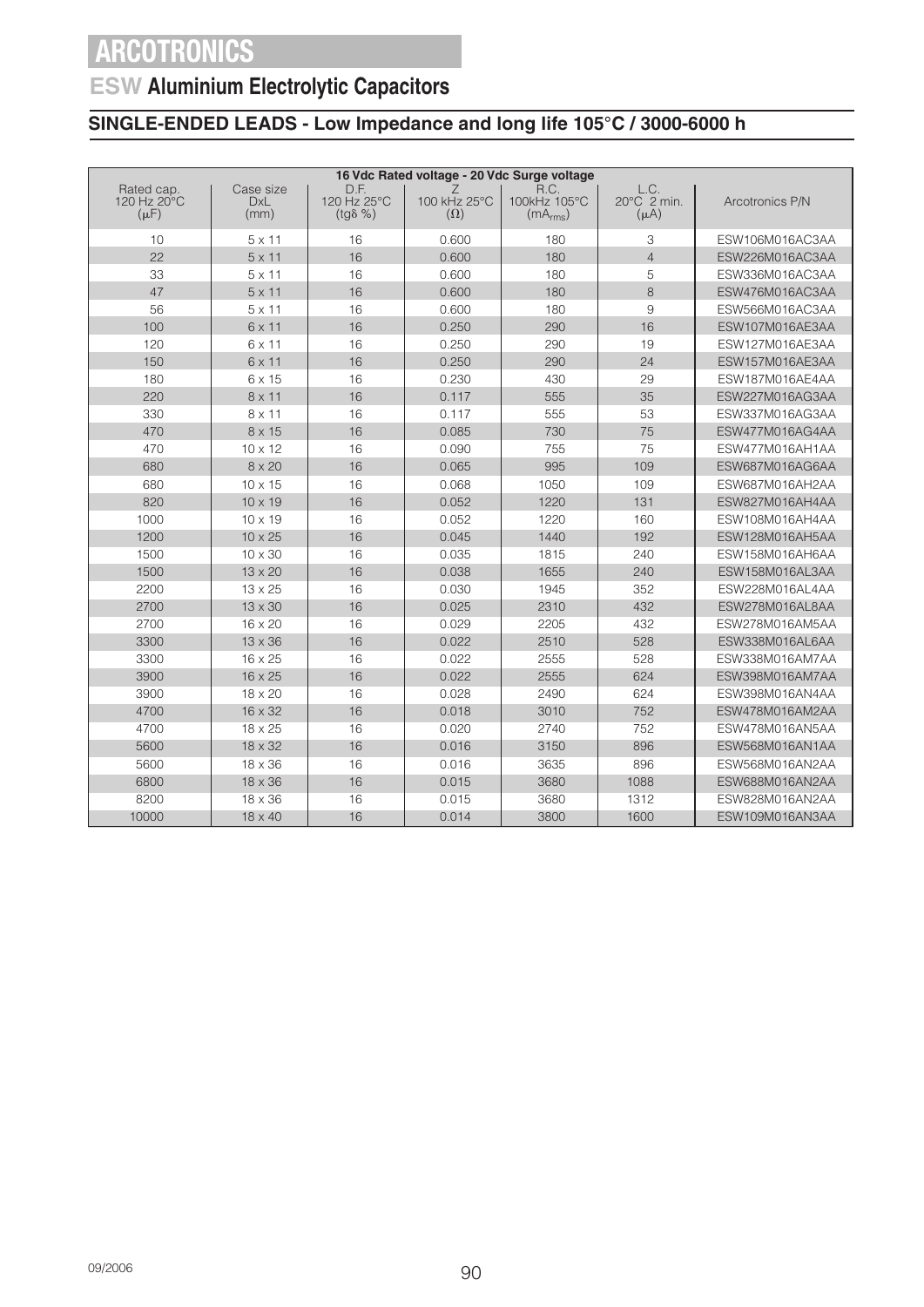# ARCOTRONICS

## ESW Aluminium Electrolytic Capacitors

### SINGLE-ENDED LEADS - Low Impedance and long life 105°C / 3000-6000 h

| 16 Vdc Rated voltage - 20 Vdc Surge voltage | | | | | | |
|---|---|---|---|---|---|---|
| Rated cap. 120 Hz 20°C (μF) | Case size DxL (mm) | D.F. 120 Hz 25°C (tgδ %) | Z 100 kHz 25°C (Ω) | R.C. 100kHz 105°C ($mA_{rms}$) | L.C. 20°C 2 min. (μA) | Arcotronics P/N |
| 10 | 5 x 11 | 16 | 0.600 | 180 | 3 | ESW106M016AC3AA |
| 22 | 5 x 11 | 16 | 0.600 | 180 | 4 | ESW226M016AC3AA |
| 33 | 5 x 11 | 16 | 0.600 | 180 | 5 | ESW336M016AC3AA |
| 47 | 5 x 11 | 16 | 0.600 | 180 | 8 | ESW476M016AC3AA |
| 56 | 5 x 11 | 16 | 0.600 | 180 | 9 | ESW566M016AC3AA |
| 100 | 6 x 11 | 16 | 0.250 | 290 | 16 | ESW107M016AE3AA |
| 120 | 6 x 11 | 16 | 0.250 | 290 | 19 | ESW127M016AE3AA |
| 150 | 6 x 11 | 16 | 0.250 | 290 | 24 | ESW157M016AE3AA |
| 180 | 6 x 15 | 16 | 0.230 | 430 | 29 | ESW187M016AE4AA |
| 220 | 8 x 11 | 16 | 0.117 | 555 | 35 | ESW227M016AG3AA |
| 330 | 8 x 11 | 16 | 0.117 | 555 | 53 | ESW337M016AG3AA |
| 470 | 8 x 15 | 16 | 0.085 | 730 | 75 | ESW477M016AG4AA |
| 470 | 10 x 12 | 16 | 0.090 | 755 | 75 | ESW477M016AH1AA |
| 680 | 8 x 20 | 16 | 0.065 | 995 | 109 | ESW687M016AG6AA |
| 680 | 10 x 15 | 16 | 0.068 | 1050 | 109 | ESW687M016AH2AA |
| 820 | 10 x 19 | 16 | 0.052 | 1220 | 131 | ESW827M016AH4AA |
| 1000 | 10 x 19 | 16 | 0.052 | 1220 | 160 | ESW108M016AH4AA |
| 1200 | 10 x 25 | 16 | 0.045 | 1440 | 192 | ESW128M016AH5AA |
| 1500 | 10 x 30 | 16 | 0.035 | 1815 | 240 | ESW158M016AH6AA |
| 1500 | 13 x 20 | 16 | 0.038 | 1655 | 240 | ESW158M016AL3AA |
| 2200 | 13 x 25 | 16 | 0.030 | 1945 | 352 | ESW228M016AL4AA |
| 2700 | 13 x 30 | 16 | 0.025 | 2310 | 432 | ESW278M016AL8AA |
| 2700 | 16 x 20 | 16 | 0.029 | 2205 | 432 | ESW278M016AM5AA |
| 3300 | 13 x 36 | 16 | 0.022 | 2510 | 528 | ESW338M016AL6AA |
| 3300 | 16 x 25 | 16 | 0.022 | 2555 | 528 | ESW338M016AM7AA |
| 3900 | 16 x 25 | 16 | 0.022 | 2555 | 624 | ESW398M016AM7AA |
| 3900 | 18 x 20 | 16 | 0.028 | 2490 | 624 | ESW398M016AN4AA |
| 4700 | 16 x 32 | 16 | 0.018 | 3010 | 752 | ESW478M016AM2AA |
| 4700 | 18 x 25 | 16 | 0.020 | 2740 | 752 | ESW478M016AN5AA |
| 5600 | 18 x 32 | 16 | 0.016 | 3150 | 896 | ESW568M016AN1AA |
| 5600 | 18 x 36 | 16 | 0.016 | 3635 | 896 | ESW568M016AN2AA |
| 6800 | 18 x 36 | 16 | 0.015 | 3680 | 1088 | ESW688M016AN2AA |
| 8200 | 18 x 36 | 16 | 0.015 | 3680 | 1312 | ESW828M016AN2AA |
| 10000 | 18 x 40 | 16 | 0.014 | 3800 | 1600 | ESW109M016AN3AA |

09/2006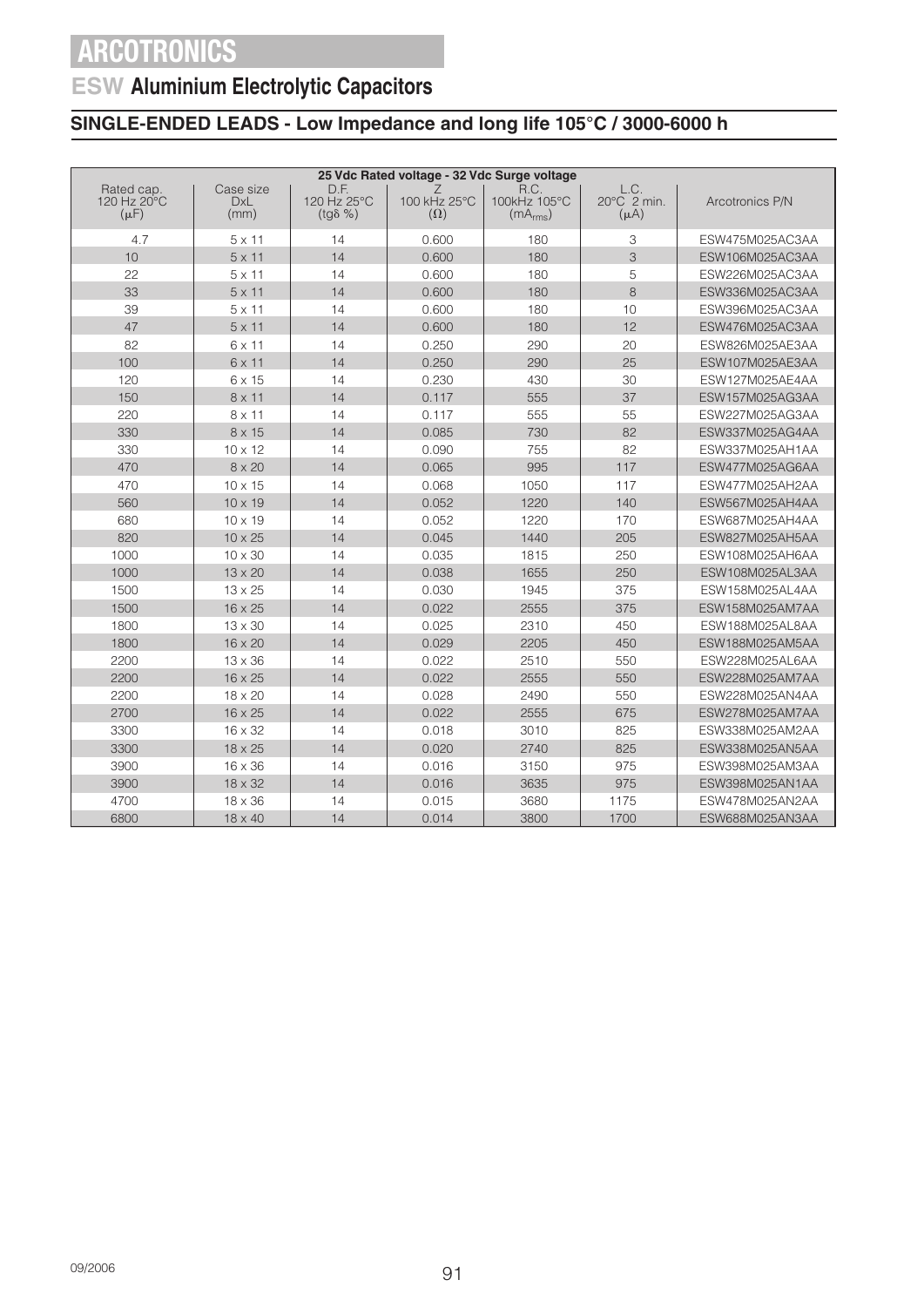# ARCOTRONICS

## ESW Aluminium Electrolytic Capacitors

### SINGLE-ENDED LEADS - Low Impedance and long life 105°C / 3000-6000 h

| 25 Vdc Rated voltage - 32 Vdc Surge voltage | | | | | | |
|---|---|---|---|---|---|---|
| Rated cap. 120 Hz 20°C (μF) | Case size DxL (mm) | D.F. 120 Hz 25°C (tgδ %) | Z 100 kHz 25°C (Ω) | R.C. 100kHz 105°C ($mA_{rms}$) | L.C. 20°C 2 min. (μA) | Arcotronics P/N |
| 4.7 | 5 x 11 | 14 | 0.600 | 180 | 3 | ESW475M025AC3AA |
| 10 | 5 x 11 | 14 | 0.600 | 180 | 3 | ESW106M025AC3AA |
| 22 | 5 x 11 | 14 | 0.600 | 180 | 5 | ESW226M025AC3AA |
| 33 | 5 x 11 | 14 | 0.600 | 180 | 8 | ESW336M025AC3AA |
| 39 | 5 x 11 | 14 | 0.600 | 180 | 10 | ESW396M025AC3AA |
| 47 | 5 x 11 | 14 | 0.600 | 180 | 12 | ESW476M025AC3AA |
| 82 | 6 x 11 | 14 | 0.250 | 290 | 20 | ESW826M025AE3AA |
| 100 | 6 x 11 | 14 | 0.250 | 290 | 25 | ESW107M025AE3AA |
| 120 | 6 x 15 | 14 | 0.230 | 430 | 30 | ESW127M025AE4AA |
| 150 | 8 x 11 | 14 | 0.117 | 555 | 37 | ESW157M025AG3AA |
| 220 | 8 x 11 | 14 | 0.117 | 555 | 55 | ESW227M025AG3AA |
| 330 | 8 x 15 | 14 | 0.085 | 730 | 82 | ESW337M025AG4AA |
| 330 | 10 x 12 | 14 | 0.090 | 755 | 82 | ESW337M025AH1AA |
| 470 | 8 x 20 | 14 | 0.065 | 995 | 117 | ESW477M025AG6AA |
| 470 | 10 x 15 | 14 | 0.068 | 1050 | 117 | ESW477M025AH2AA |
| 560 | 10 x 19 | 14 | 0.052 | 1220 | 140 | ESW567M025AH4AA |
| 680 | 10 x 19 | 14 | 0.052 | 1220 | 170 | ESW687M025AH4AA |
| 820 | 10 x 25 | 14 | 0.045 | 1440 | 205 | ESW827M025AH5AA |
| 1000 | 10 x 30 | 14 | 0.035 | 1815 | 250 | ESW108M025AH6AA |
| 1000 | 13 x 20 | 14 | 0.038 | 1655 | 250 | ESW108M025AL3AA |
| 1500 | 13 x 25 | 14 | 0.030 | 1945 | 375 | ESW158M025AL4AA |
| 1500 | 16 x 25 | 14 | 0.022 | 2555 | 375 | ESW158M025AM7AA |
| 1800 | 13 x 30 | 14 | 0.025 | 2310 | 450 | ESW188M025AL8AA |
| 1800 | 16 x 20 | 14 | 0.029 | 2205 | 450 | ESW188M025AM5AA |
| 2200 | 13 x 36 | 14 | 0.022 | 2510 | 550 | ESW228M025AL6AA |
| 2200 | 16 x 25 | 14 | 0.022 | 2555 | 550 | ESW228M025AM7AA |
| 2200 | 18 x 20 | 14 | 0.028 | 2490 | 550 | ESW228M025AN4AA |
| 2700 | 16 x 25 | 14 | 0.022 | 2555 | 675 | ESW278M025AM7AA |
| 3300 | 16 x 32 | 14 | 0.018 | 3010 | 825 | ESW338M025AM2AA |
| 3300 | 18 x 25 | 14 | 0.020 | 2740 | 825 | ESW338M025AN5AA |
| 3900 | 16 x 36 | 14 | 0.016 | 3150 | 975 | ESW398M025AM3AA |
| 3900 | 18 x 32 | 14 | 0.016 | 3635 | 975 | ESW398M025AN1AA |
| 4700 | 18 x 36 | 14 | 0.015 | 3680 | 1175 | ESW478M025AN2AA |
| 6800 | 18 x 40 | 14 | 0.014 | 3800 | 1700 | ESW688M025AN3AA |

09/2006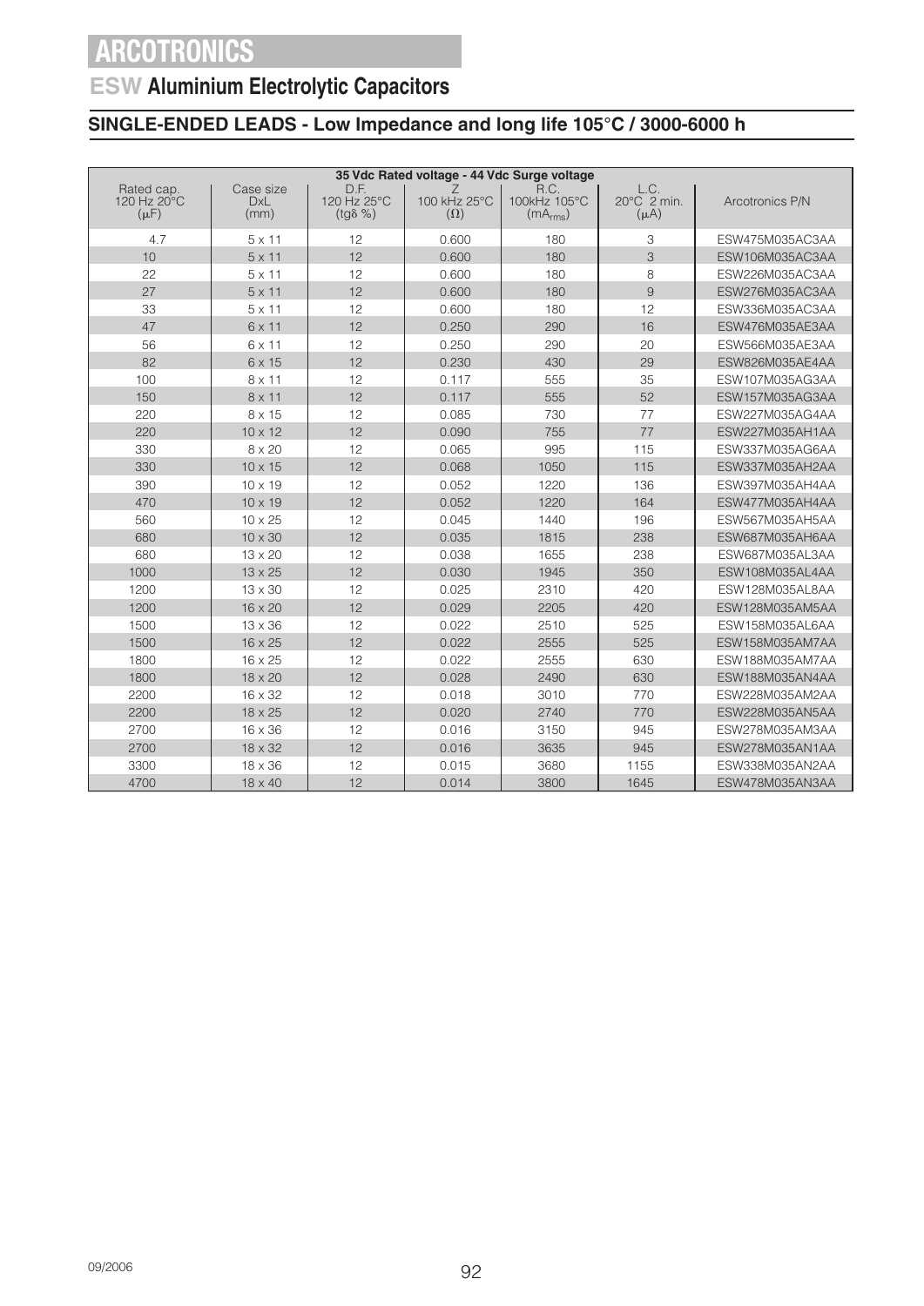# ARCOTRONICS

## ESW Aluminium Electrolytic Capacitors

### SINGLE-ENDED LEADS - Low Impedance and long life 105°C / 3000-6000 h

| 35 Vdc Rated voltage - 44 Vdc Surge voltage | | | | | | |
|---|---|---|---|---|---|---|
| Rated cap. 120 Hz 20°C ($\mu$F) | Case size DxL (mm) | D.F. 120 Hz 25°C (tg$\delta$ %) | Z 100 kHz 25°C ($\Omega$) | R.C. 100kHz 105°C ($mA_{rms}$) | L.C. 20°C 2 min. ($\mu$A) | Arcotronics P/N |
| 4.7 | 5 x 11 | 12 | 0.600 | 180 | 3 | ESW475M035AC3AA |
| 10 | 5 x 11 | 12 | 0.600 | 180 | 3 | ESW106M035AC3AA |
| 22 | 5 x 11 | 12 | 0.600 | 180 | 8 | ESW226M035AC3AA |
| 27 | 5 x 11 | 12 | 0.600 | 180 | 9 | ESW276M035AC3AA |
| 33 | 5 x 11 | 12 | 0.600 | 180 | 12 | ESW336M035AC3AA |
| 47 | 6 x 11 | 12 | 0.250 | 290 | 16 | ESW476M035AE3AA |
| 56 | 6 x 11 | 12 | 0.250 | 290 | 20 | ESW566M035AE3AA |
| 82 | 6 x 15 | 12 | 0.230 | 430 | 29 | ESW826M035AE4AA |
| 100 | 8 x 11 | 12 | 0.117 | 555 | 35 | ESW107M035AG3AA |
| 150 | 8 x 11 | 12 | 0.117 | 555 | 52 | ESW157M035AG3AA |
| 220 | 8 x 15 | 12 | 0.085 | 730 | 77 | ESW227M035AG4AA |
| 220 | 10 x 12 | 12 | 0.090 | 755 | 77 | ESW227M035AH1AA |
| 330 | 8 x 20 | 12 | 0.065 | 995 | 115 | ESW337M035AG6AA |
| 330 | 10 x 15 | 12 | 0.068 | 1050 | 115 | ESW337M035AH2AA |
| 390 | 10 x 19 | 12 | 0.052 | 1220 | 136 | ESW397M035AH4AA |
| 470 | 10 x 19 | 12 | 0.052 | 1220 | 164 | ESW477M035AH4AA |
| 560 | 10 x 25 | 12 | 0.045 | 1440 | 196 | ESW567M035AH5AA |
| 680 | 10 x 30 | 12 | 0.035 | 1815 | 238 | ESW687M035AH6AA |
| 680 | 13 x 20 | 12 | 0.038 | 1655 | 238 | ESW687M035AL3AA |
| 1000 | 13 x 25 | 12 | 0.030 | 1945 | 350 | ESW108M035AL4AA |
| 1200 | 13 x 30 | 12 | 0.025 | 2310 | 420 | ESW128M035AL8AA |
| 1200 | 16 x 20 | 12 | 0.029 | 2205 | 420 | ESW128M035AM5AA |
| 1500 | 13 x 36 | 12 | 0.022 | 2510 | 525 | ESW158M035AL6AA |
| 1500 | 16 x 25 | 12 | 0.022 | 2555 | 525 | ESW158M035AM7AA |
| 1800 | 16 x 25 | 12 | 0.022 | 2555 | 630 | ESW188M035AM7AA |
| 1800 | 18 x 20 | 12 | 0.028 | 2490 | 630 | ESW188M035AN4AA |
| 2200 | 16 x 32 | 12 | 0.018 | 3010 | 770 | ESW228M035AM2AA |
| 2200 | 18 x 25 | 12 | 0.020 | 2740 | 770 | ESW228M035AN5AA |
| 2700 | 16 x 36 | 12 | 0.016 | 3150 | 945 | ESW278M035AM3AA |
| 2700 | 18 x 32 | 12 | 0.016 | 3635 | 945 | ESW278M035AN1AA |
| 3300 | 18 x 36 | 12 | 0.015 | 3680 | 1155 | ESW338M035AN2AA |
| 4700 | 18 x 40 | 12 | 0.014 | 3800 | 1645 | ESW478M035AN3AA |

09/2006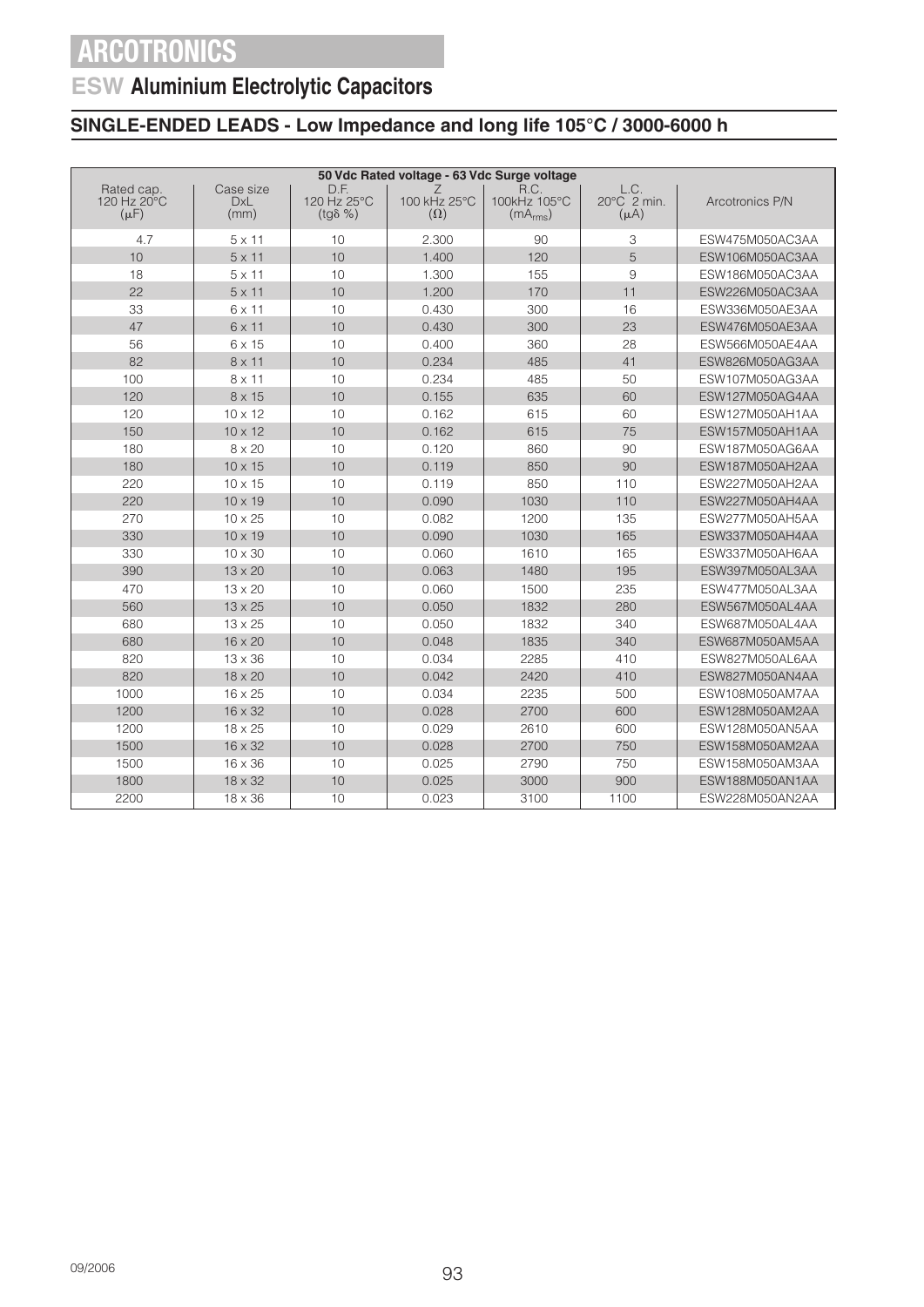# ARCOTRONICS

## ESW Aluminium Electrolytic Capacitors

### SINGLE-ENDED LEADS - Low Impedance and long life 105°C / 3000-6000 h

| 50 Vdc Rated voltage - 63 Vdc Surge voltage | | | | | | |
|---|---|---|---|---|---|---|
| Rated cap. 120 Hz 20°C (μF) | Case size DxL (mm) | D.F. 120 Hz 25°C (tgδ %) | Z 100 kHz 25°C (Ω) | R.C. 100kHz 105°C ($mA_{rms}$) | L.C. 20°C 2 min. (μA) | Arcotronics P/N |
| 4.7 | 5 x 11 | 10 | 2.300 | 90 | 3 | ESW475M050AC3AA |
| 10 | 5 x 11 | 10 | 1.400 | 120 | 5 | ESW106M050AC3AA |
| 18 | 5 x 11 | 10 | 1.300 | 155 | 9 | ESW186M050AC3AA |
| 22 | 5 x 11 | 10 | 1.200 | 170 | 11 | ESW226M050AC3AA |
| 33 | 6 x 11 | 10 | 0.430 | 300 | 16 | ESW336M050AE3AA |
| 47 | 6 x 11 | 10 | 0.430 | 300 | 23 | ESW476M050AE3AA |
| 56 | 6 x 15 | 10 | 0.400 | 360 | 28 | ESW566M050AE4AA |
| 82 | 8 x 11 | 10 | 0.234 | 485 | 41 | ESW826M050AG3AA |
| 100 | 8 x 11 | 10 | 0.234 | 485 | 50 | ESW107M050AG3AA |
| 120 | 8 x 15 | 10 | 0.155 | 635 | 60 | ESW127M050AG4AA |
| 120 | 10 x 12 | 10 | 0.162 | 615 | 60 | ESW127M050AH1AA |
| 150 | 10 x 12 | 10 | 0.162 | 615 | 75 | ESW157M050AH1AA |
| 180 | 8 x 20 | 10 | 0.120 | 860 | 90 | ESW187M050AG6AA |
| 180 | 10 x 15 | 10 | 0.119 | 850 | 90 | ESW187M050AH2AA |
| 220 | 10 x 15 | 10 | 0.119 | 850 | 110 | ESW227M050AH2AA |
| 220 | 10 x 19 | 10 | 0.090 | 1030 | 110 | ESW227M050AH4AA |
| 270 | 10 x 25 | 10 | 0.082 | 1200 | 135 | ESW277M050AH5AA |
| 330 | 10 x 19 | 10 | 0.090 | 1030 | 165 | ESW337M050AH4AA |
| 330 | 10 x 30 | 10 | 0.060 | 1610 | 165 | ESW337M050AH6AA |
| 390 | 13 x 20 | 10 | 0.063 | 1480 | 195 | ESW397M050AL3AA |
| 470 | 13 x 20 | 10 | 0.060 | 1500 | 235 | ESW477M050AL3AA |
| 560 | 13 x 25 | 10 | 0.050 | 1832 | 280 | ESW567M050AL4AA |
| 680 | 13 x 25 | 10 | 0.050 | 1832 | 340 | ESW687M050AL4AA |
| 680 | 16 x 20 | 10 | 0.048 | 1835 | 340 | ESW687M050AM5AA |
| 820 | 13 x 36 | 10 | 0.034 | 2285 | 410 | ESW827M050AL6AA |
| 820 | 18 x 20 | 10 | 0.042 | 2420 | 410 | ESW827M050AN4AA |
| 1000 | 16 x 25 | 10 | 0.034 | 2235 | 500 | ESW108M050AM7AA |
| 1200 | 16 x 32 | 10 | 0.028 | 2700 | 600 | ESW128M050AM2AA |
| 1200 | 18 x 25 | 10 | 0.029 | 2610 | 600 | ESW128M050AN5AA |
| 1500 | 16 x 32 | 10 | 0.028 | 2700 | 750 | ESW158M050AM2AA |
| 1500 | 16 x 36 | 10 | 0.025 | 2790 | 750 | ESW158M050AM3AA |
| 1800 | 18 x 32 | 10 | 0.025 | 3000 | 900 | ESW188M050AN1AA |
| 2200 | 18 x 36 | 10 | 0.023 | 3100 | 1100 | ESW228M050AN2AA |

09/2006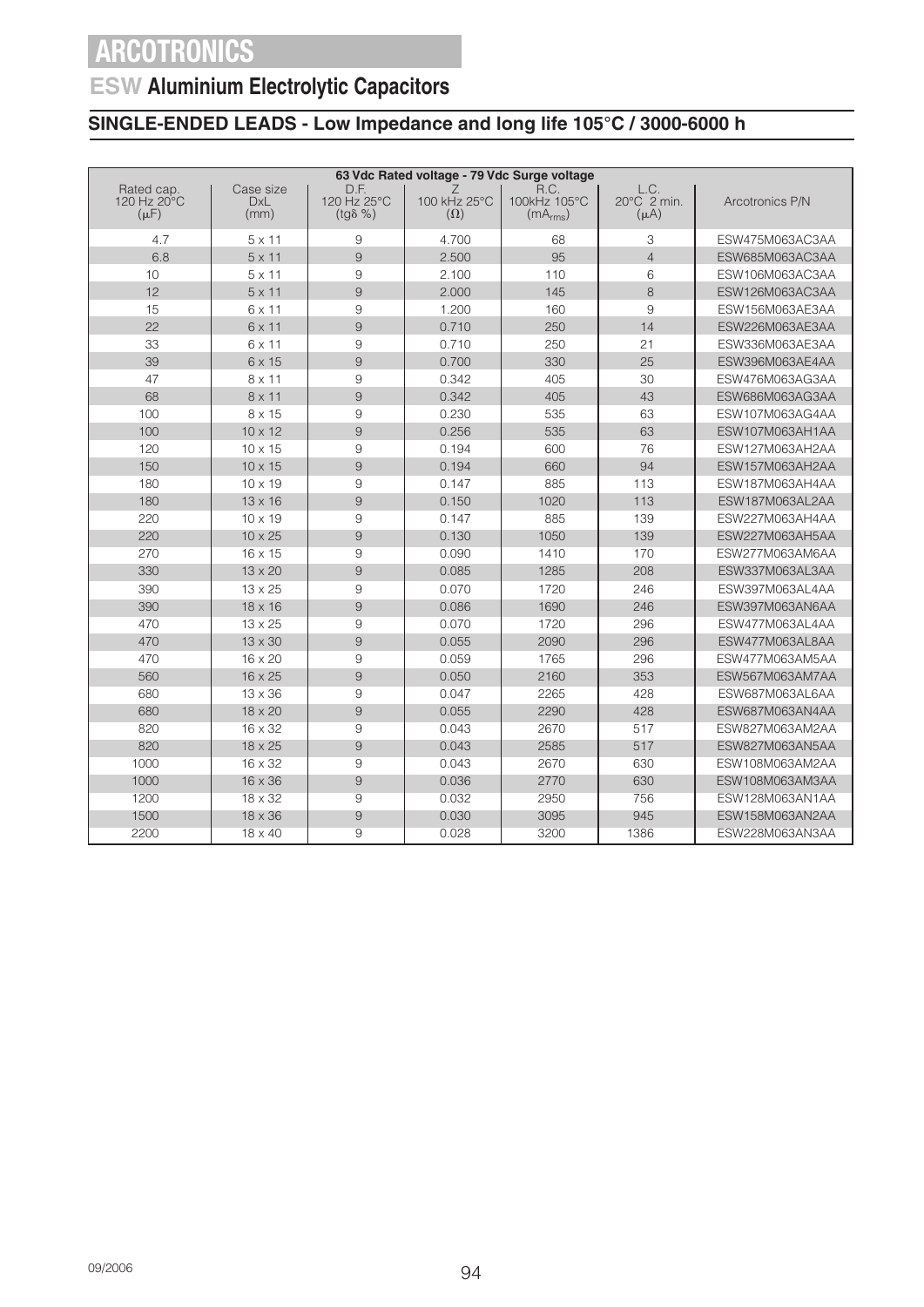# ARCOTRONICS

## ESW Aluminium Electrolytic Capacitors

### SINGLE-ENDED LEADS - Low Impedance and long life 105°C / 3000-6000 h

| 63 Vdc Rated voltage - 79 Vdc Surge voltage | | | | | | |
|---|---|---|---|---|---|---|
| Rated cap. 120 Hz 20°C ($\mu$F) | Case size DxL (mm) | D.F. 120 Hz 25°C (tgδ %) | Z 100 kHz 25°C ($\Omega$) | R.C. 100kHz 105°C ($mA_{rms}$) | L.C. 20°C 2 min. ($\mu$A) | Arcotronics P/N |
| 4.7 | 5 x 11 | 9 | 4.700 | 68 | 3 | ESW475M063AC3AA |
| 6.8 | 5 x 11 | 9 | 2.500 | 95 | 4 | ESW685M063AC3AA |
| 10 | 5 x 11 | 9 | 2.100 | 110 | 6 | ESW106M063AC3AA |
| 12 | 5 x 11 | 9 | 2.000 | 145 | 8 | ESW126M063AC3AA |
| 15 | 6 x 11 | 9 | 1.200 | 160 | 9 | ESW156M063AE3AA |
| 22 | 6 x 11 | 9 | 0.710 | 250 | 14 | ESW226M063AE3AA |
| 33 | 6 x 11 | 9 | 0.710 | 250 | 21 | ESW336M063AE3AA |
| 39 | 6 x 15 | 9 | 0.700 | 330 | 25 | ESW396M063AE4AA |
| 47 | 8 x 11 | 9 | 0.342 | 405 | 30 | ESW476M063AG3AA |
| 68 | 8 x 11 | 9 | 0.342 | 405 | 43 | ESW686M063AG3AA |
| 100 | 8 x 15 | 9 | 0.230 | 535 | 63 | ESW107M063AG4AA |
| 100 | 10 x 12 | 9 | 0.256 | 535 | 63 | ESW107M063AH1AA |
| 120 | 10 x 15 | 9 | 0.194 | 600 | 76 | ESW127M063AH2AA |
| 150 | 10 x 15 | 9 | 0.194 | 660 | 94 | ESW157M063AH2AA |
| 180 | 10 x 19 | 9 | 0.147 | 885 | 113 | ESW187M063AH4AA |
| 180 | 13 x 16 | 9 | 0.150 | 1020 | 113 | ESW187M063AL2AA |
| 220 | 10 x 19 | 9 | 0.147 | 885 | 139 | ESW227M063AH4AA |
| 220 | 10 x 25 | 9 | 0.130 | 1050 | 139 | ESW227M063AH5AA |
| 270 | 16 x 15 | 9 | 0.090 | 1410 | 170 | ESW277M063AM6AA |
| 330 | 13 x 20 | 9 | 0.085 | 1285 | 208 | ESW337M063AL3AA |
| 390 | 13 x 25 | 9 | 0.070 | 1720 | 246 | ESW397M063AL4AA |
| 390 | 18 x 16 | 9 | 0.086 | 1690 | 246 | ESW397M063AN6AA |
| 470 | 13 x 25 | 9 | 0.070 | 1720 | 296 | ESW477M063AL4AA |
| 470 | 13 x 30 | 9 | 0.055 | 2090 | 296 | ESW477M063AL8AA |
| 470 | 16 x 20 | 9 | 0.059 | 1765 | 296 | ESW477M063AM5AA |
| 560 | 16 x 25 | 9 | 0.050 | 2160 | 353 | ESW567M063AM7AA |
| 680 | 13 x 36 | 9 | 0.047 | 2265 | 428 | ESW687M063AL6AA |
| 680 | 18 x 20 | 9 | 0.055 | 2290 | 428 | ESW687M063AN4AA |
| 820 | 16 x 32 | 9 | 0.043 | 2670 | 517 | ESW827M063AM2AA |
| 820 | 18 x 25 | 9 | 0.043 | 2585 | 517 | ESW827M063AN5AA |
| 1000 | 16 x 32 | 9 | 0.043 | 2670 | 630 | ESW108M063AM2AA |
| 1000 | 16 x 36 | 9 | 0.036 | 2770 | 630 | ESW108M063AM3AA |
| 1200 | 18 x 32 | 9 | 0.032 | 2950 | 756 | ESW128M063AN1AA |
| 1500 | 18 x 36 | 9 | 0.030 | 3095 | 945 | ESW158M063AN2AA |
| 2200 | 18 x 40 | 9 | 0.028 | 3200 | 1386 | ESW228M063AN3AA |

09/2006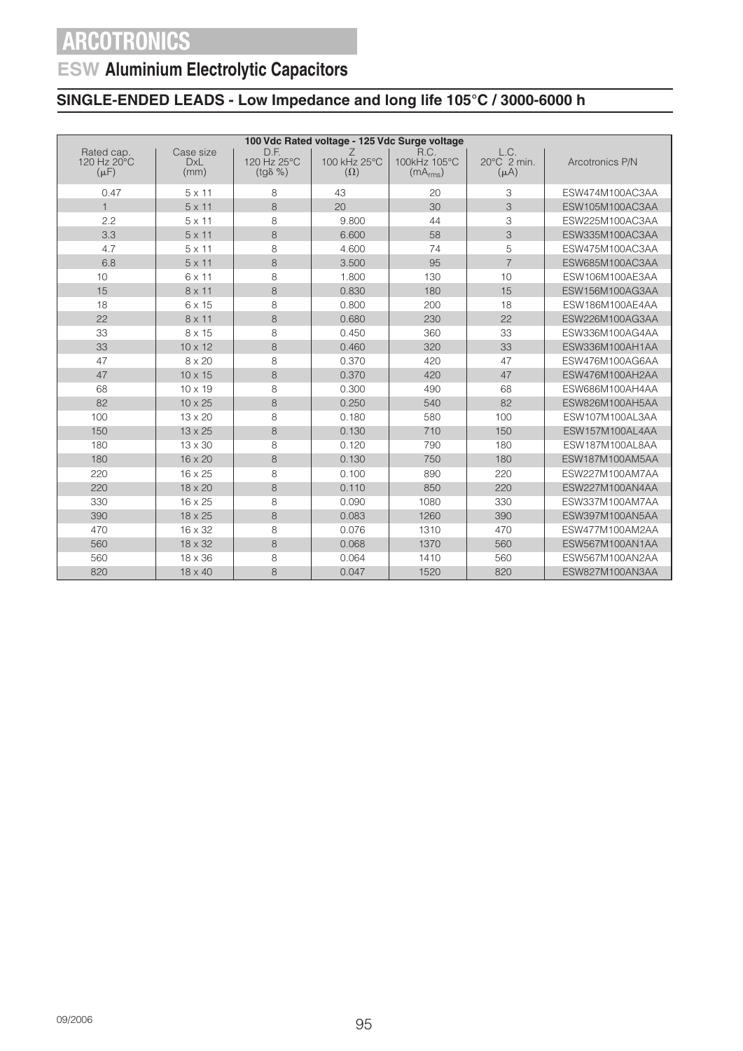# ARCOTRONICS

## ESW Aluminium Electrolytic Capacitors

### SINGLE-ENDED LEADS - Low Impedance and long life 105°C / 3000-6000 h

| 100 Vdc Rated voltage - 125 Vdc Surge voltage | | | | | | |
|---|---|---|---|---|---|---|
| Rated cap. 120 Hz 20°C (μF) | Case size DxL (mm) | D.F. 120 Hz 25°C (tgδ %) | Z 100 kHz 25°C (Ω) | R.C. 100kHz 105°C ($mA_{rms}$) | L.C. 20°C 2 min. (μA) | Arcotronics P/N |
| 0.47 | 5 x 11 | 8 | 43 | 20 | 3 | ESW474M100AC3AA |
| 1 | 5 x 11 | 8 | 20 | 30 | 3 | ESW105M100AC3AA |
| 2.2 | 5 x 11 | 8 | 9.800 | 44 | 3 | ESW225M100AC3AA |
| 3.3 | 5 x 11 | 8 | 6.600 | 58 | 3 | ESW335M100AC3AA |
| 4.7 | 5 x 11 | 8 | 4.600 | 74 | 5 | ESW475M100AC3AA |
| 6.8 | 5 x 11 | 8 | 3.500 | 95 | 7 | ESW685M100AC3AA |
| 10 | 6 x 11 | 8 | 1.800 | 130 | 10 | ESW106M100AE3AA |
| 15 | 8 x 11 | 8 | 0.830 | 180 | 15 | ESW156M100AG3AA |
| 18 | 6 x 15 | 8 | 0.800 | 200 | 18 | ESW186M100AE4AA |
| 22 | 8 x 11 | 8 | 0.680 | 230 | 22 | ESW226M100AG3AA |
| 33 | 8 x 15 | 8 | 0.450 | 360 | 33 | ESW336M100AG4AA |
| 33 | 10 x 12 | 8 | 0.460 | 320 | 33 | ESW336M100AH1AA |
| 47 | 8 x 20 | 8 | 0.370 | 420 | 47 | ESW476M100AG6AA |
| 47 | 10 x 15 | 8 | 0.370 | 420 | 47 | ESW476M100AH2AA |
| 68 | 10 x 19 | 8 | 0.300 | 490 | 68 | ESW686M100AH4AA |
| 82 | 10 x 25 | 8 | 0.250 | 540 | 82 | ESW826M100AH5AA |
| 100 | 13 x 20 | 8 | 0.180 | 580 | 100 | ESW107M100AL3AA |
| 150 | 13 x 25 | 8 | 0.130 | 710 | 150 | ESW157M100AL4AA |
| 180 | 13 x 30 | 8 | 0.120 | 790 | 180 | ESW187M100AL8AA |
| 180 | 16 x 20 | 8 | 0.130 | 750 | 180 | ESW187M100AM5AA |
| 220 | 16 x 25 | 8 | 0.100 | 890 | 220 | ESW227M100AM7AA |
| 220 | 18 x 20 | 8 | 0.110 | 850 | 220 | ESW227M100AN4AA |
| 330 | 16 x 25 | 8 | 0.090 | 1080 | 330 | ESW337M100AM7AA |
| 390 | 18 x 25 | 8 | 0.083 | 1260 | 390 | ESW397M100AN5AA |
| 470 | 16 x 32 | 8 | 0.076 | 1310 | 470 | ESW477M100AM2AA |
| 560 | 18 x 32 | 8 | 0.068 | 1370 | 560 | ESW567M100AN1AA |
| 560 | 18 x 36 | 8 | 0.064 | 1410 | 560 | ESW567M100AN2AA |
| 820 | 18 x 40 | 8 | 0.047 | 1520 | 820 | ESW827M100AN3AA |

09/2006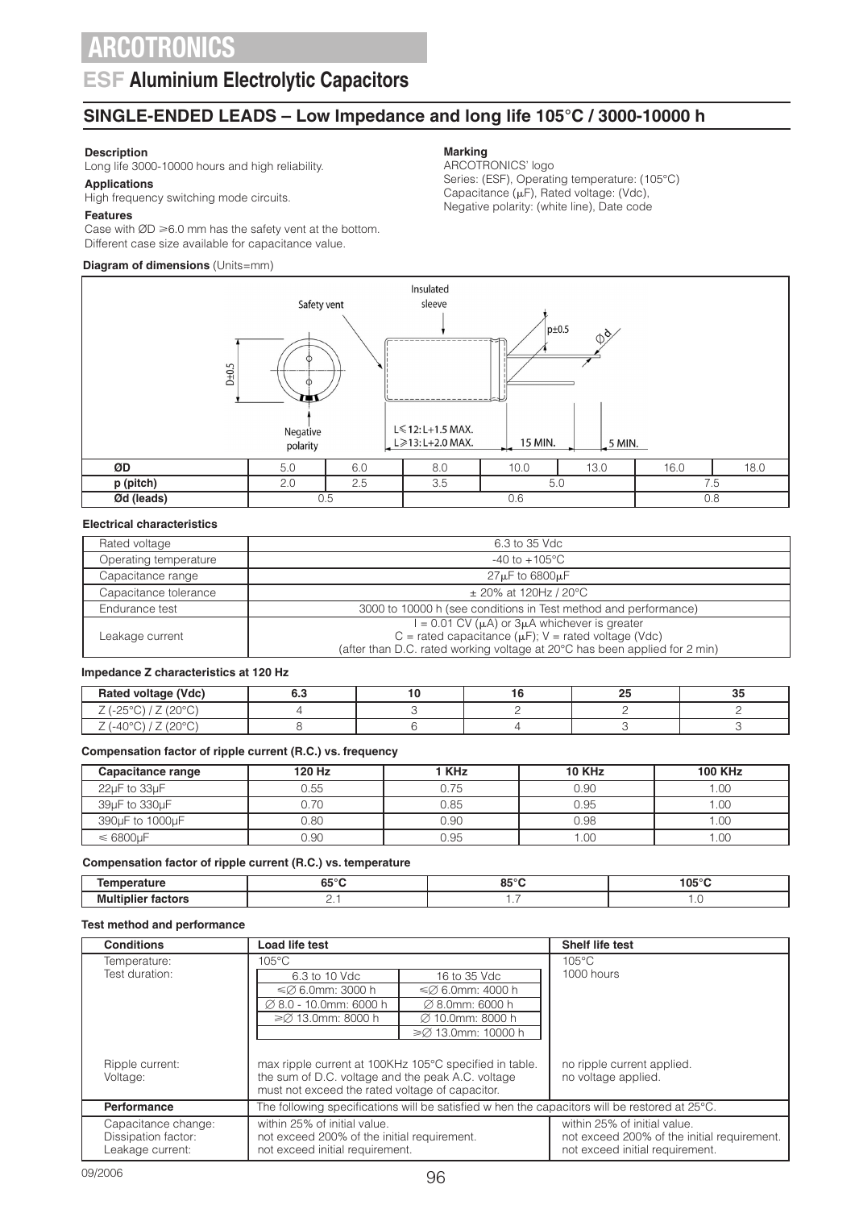# ARCOTRONICS

## ESF Aluminium Electrolytic Capacitors

### SINGLE-ENDED LEADS – Low Impedance and long life 105°C / 3000-10000 h

**Description**
Long life 3000-10000 hours and high reliability.

**Applications**
High frequency switching mode circuits.

**Features**
Case with ØD ⩾6.0 mm has the safety vent at the bottom.
Different case size available for capacitance value.

**Marking**
ARCOTRONICS' logo
Series: (ESF), Operating temperature: (105°C)
Capacitance (μF), Rated voltage: (Vdc),
Negative polarity: (white line), Date code

**Diagram of dimensions** (Units=mm)

Safety vent — Insulated sleeve — D±0.5 — p±0.5 — Ød — Negative polarity — L⩽12: L+1.5 MAX. L⩾13: L+2.0 MAX. — 15 MIN. — 5 MIN.

| ØD | 5.0 | 6.0 | 8.0 | 10.0 | 13.0 | 16.0 | 18.0 |
|---|---|---|---|---|---|---|---|
| p (pitch) | 2.0 | 2.5 | 3.5 | 5.0 | | 7.5 | |
| Ød (leads) | 0.5 | | 0.6 | | | 0.8 | |

**Electrical characteristics**

| | |
|---|---|
| Rated voltage | 6.3 to 35 Vdc |
| Operating temperature | -40 to +105°C |
| Capacitance range | 27μF to 6800μF |
| Capacitance tolerance | ± 20% at 120Hz / 20°C |
| Endurance test | 3000 to 10000 h (see conditions in Test method and performance) |
| Leakage current | I = 0.01 CV (μA) or 3μA whichever is greater<br>C = rated capacitance (μF); V = rated voltage (Vdc)<br>(after than D.C. rated working voltage at 20°C has been applied for 2 min) |

**Impedance Z characteristics at 120 Hz**

| Rated voltage (Vdc) | 6.3 | 10 | 16 | 25 | 35 |
|---|---|---|---|---|---|
| Z (-25°C) / Z (20°C) | 4 | 3 | 2 | 2 | 2 |
| Z (-40°C) / Z (20°C) | 8 | 6 | 4 | 3 | 3 |

**Compensation factor of ripple current (R.C.) vs. frequency**

| Capacitance range | 120 Hz | 1 KHz | 10 KHz | 100 KHz |
|---|---|---|---|---|
| 22μF to 33μF | 0.55 | 0.75 | 0.90 | 1.00 |
| 39μF to 330μF | 0.70 | 0.85 | 0.95 | 1.00 |
| 390μF to 1000μF | 0.80 | 0.90 | 0.98 | 1.00 |
| ⩽ 6800μF | 0.90 | 0.95 | 1.00 | 1.00 |

**Compensation factor of ripple current (R.C.) vs. temperature**

| Temperature | 65°C | 85°C | 105°C |
|---|---|---|---|
| Multiplier factors | 2.1 | 1.7 | 1.0 |

**Test method and performance**

| Conditions | Load life test | | Shelf life test |
|---|---|---|---|
| Temperature: | 105°C | | 105°C |
| Test duration: | 6.3 to 10 Vdc | 16 to 35 Vdc | 1000 hours |
| | ⩽∅ 6.0mm: 3000 h | ⩽∅ 6.0mm: 4000 h | |
| | ∅ 8.0 - 10.0mm: 6000 h | ∅ 8.0mm: 6000 h | |
| | ⩾∅ 13.0mm: 8000 h | ∅ 10.0mm: 8000 h | |
| | | ⩾∅ 13.0mm: 10000 h | |
| Ripple current: | max ripple current at 100KHz 105°C specified in table. | | no ripple current applied. |
| Voltage: | the sum of D.C. voltage and the peak A.C. voltage must not exceed the rated voltage of capacitor. | | no voltage applied. |
| **Performance** | The following specifications will be satisfied w hen the capacitors will be restored at 25°C. | | |
| Capacitance change: | within 25% of initial value. | | within 25% of initial value. |
| Dissipation factor: | not exceed 200% of the initial requirement. | | not exceed 200% of the initial requirement. |
| Leakage current: | not exceed initial requirement. | | not exceed initial requirement. |

09/2006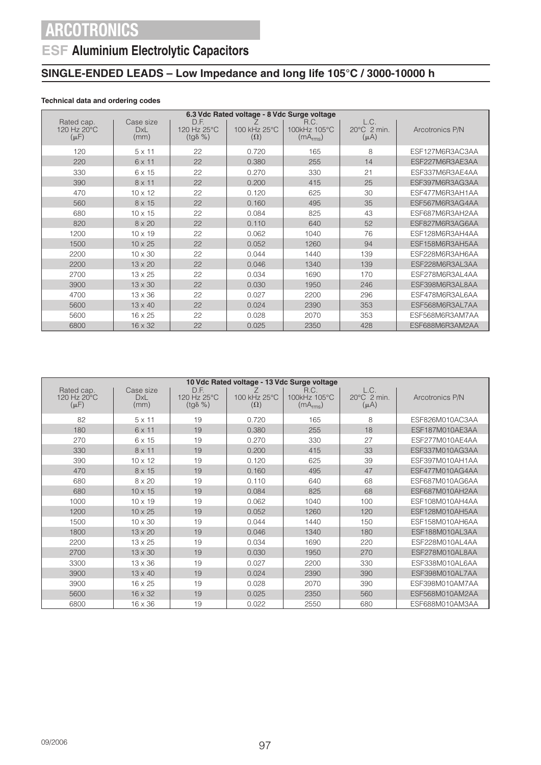# ARCOTRONICS

## ESF Aluminium Electrolytic Capacitors

## SINGLE-ENDED LEADS – Low Impedance and long life 105°C / 3000-10000 h

**Technical data and ordering codes**

| 6.3 Vdc Rated voltage - 8 Vdc Surge voltage | | | | | | |
|---|---|---|---|---|---|---|
| Rated cap. 120 Hz 20°C (μF) | Case size DxL (mm) | D.F. 120 Hz 25°C (tgδ %) | Z 100 kHz 25°C (Ω) | R.C. 100kHz 105°C ($mA_{rms}$) | L.C. 20°C 2 min. (μA) | Arcotronics P/N |
| 120 | 5 x 11 | 22 | 0.720 | 165 | 8 | ESF127M6R3AC3AA |
| 220 | 6 x 11 | 22 | 0.380 | 255 | 14 | ESF227M6R3AE3AA |
| 330 | 6 x 15 | 22 | 0.270 | 330 | 21 | ESF337M6R3AE4AA |
| 390 | 8 x 11 | 22 | 0.200 | 415 | 25 | ESF397M6R3AG3AA |
| 470 | 10 x 12 | 22 | 0.120 | 625 | 30 | ESF477M6R3AH1AA |
| 560 | 8 x 15 | 22 | 0.160 | 495 | 35 | ESF567M6R3AG4AA |
| 680 | 10 x 15 | 22 | 0.084 | 825 | 43 | ESF687M6R3AH2AA |
| 820 | 8 x 20 | 22 | 0.110 | 640 | 52 | ESF827M6R3AG6AA |
| 1200 | 10 x 19 | 22 | 0.062 | 1040 | 76 | ESF128M6R3AH4AA |
| 1500 | 10 x 25 | 22 | 0.052 | 1260 | 94 | ESF158M6R3AH5AA |
| 2200 | 10 x 30 | 22 | 0.044 | 1440 | 139 | ESF228M6R3AH6AA |
| 2200 | 13 x 20 | 22 | 0.046 | 1340 | 139 | ESF228M6R3AL3AA |
| 2700 | 13 x 25 | 22 | 0.034 | 1690 | 170 | ESF278M6R3AL4AA |
| 3900 | 13 x 30 | 22 | 0.030 | 1950 | 246 | ESF398M6R3AL8AA |
| 4700 | 13 x 36 | 22 | 0.027 | 2200 | 296 | ESF478M6R3AL6AA |
| 5600 | 13 x 40 | 22 | 0.024 | 2390 | 353 | ESF568M6R3AL7AA |
| 5600 | 16 x 25 | 22 | 0.028 | 2070 | 353 | ESF568M6R3AM7AA |
| 6800 | 16 x 32 | 22 | 0.025 | 2350 | 428 | ESF688M6R3AM2AA |

| 10 Vdc Rated voltage - 13 Vdc Surge voltage | | | | | | |
|---|---|---|---|---|---|---|
| Rated cap. 120 Hz 20°C (μF) | Case size DxL (mm) | D.F. 120 Hz 25°C (tgδ %) | Z 100 kHz 25°C (Ω) | R.C. 100kHz 105°C ($mA_{rms}$) | L.C. 20°C 2 min. (μA) | Arcotronics P/N |
| 82 | 5 x 11 | 19 | 0.720 | 165 | 8 | ESF826M010AC3AA |
| 180 | 6 x 11 | 19 | 0.380 | 255 | 18 | ESF187M010AE3AA |
| 270 | 6 x 15 | 19 | 0.270 | 330 | 27 | ESF277M010AE4AA |
| 330 | 8 x 11 | 19 | 0.200 | 415 | 33 | ESF337M010AG3AA |
| 390 | 10 x 12 | 19 | 0.120 | 625 | 39 | ESF397M010AH1AA |
| 470 | 8 x 15 | 19 | 0.160 | 495 | 47 | ESF477M010AG4AA |
| 680 | 8 x 20 | 19 | 0.110 | 640 | 68 | ESF687M010AG6AA |
| 680 | 10 x 15 | 19 | 0.084 | 825 | 68 | ESF687M010AH2AA |
| 1000 | 10 x 19 | 19 | 0.062 | 1040 | 100 | ESF108M010AH4AA |
| 1200 | 10 x 25 | 19 | 0.052 | 1260 | 120 | ESF128M010AH5AA |
| 1500 | 10 x 30 | 19 | 0.044 | 1440 | 150 | ESF158M010AH6AA |
| 1800 | 13 x 20 | 19 | 0.046 | 1340 | 180 | ESF188M010AL3AA |
| 2200 | 13 x 25 | 19 | 0.034 | 1690 | 220 | ESF228M010AL4AA |
| 2700 | 13 x 30 | 19 | 0.030 | 1950 | 270 | ESF278M010AL8AA |
| 3300 | 13 x 36 | 19 | 0.027 | 2200 | 330 | ESF338M010AL6AA |
| 3900 | 13 x 40 | 19 | 0.024 | 2390 | 390 | ESF398M010AL7AA |
| 3900 | 16 x 25 | 19 | 0.028 | 2070 | 390 | ESF398M010AM7AA |
| 5600 | 16 x 32 | 19 | 0.025 | 2350 | 560 | ESF568M010AM2AA |
| 6800 | 16 x 36 | 19 | 0.022 | 2550 | 680 | ESF688M010AM3AA |

09/2006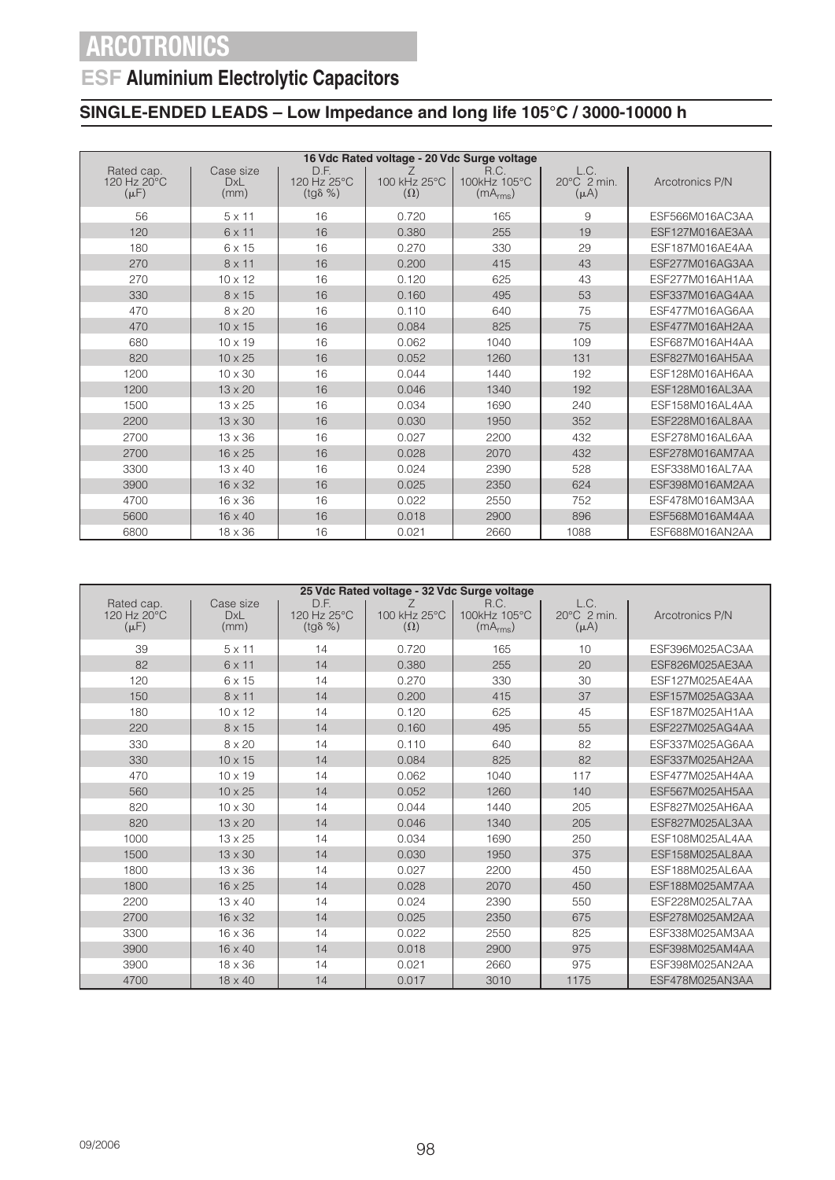# ARCOTRONICS

## ESF Aluminium Electrolytic Capacitors

### SINGLE-ENDED LEADS – Low Impedance and long life 105°C / 3000-10000 h

| 16 Vdc Rated voltage - 20 Vdc Surge voltage | | | | | | |
|---|---|---|---|---|---|---|
| Rated cap. 120 Hz 20°C (μF) | Case size DxL (mm) | D.F. 120 Hz 25°C (tgδ %) | Z 100 kHz 25°C (Ω) | R.C. 100kHz 105°C ($mA_{rms}$) | L.C. 20°C 2 min. (μA) | Arcotronics P/N |
| 56 | 5 x 11 | 16 | 0.720 | 165 | 9 | ESF566M016AC3AA |
| 120 | 6 x 11 | 16 | 0.380 | 255 | 19 | ESF127M016AE3AA |
| 180 | 6 x 15 | 16 | 0.270 | 330 | 29 | ESF187M016AE4AA |
| 270 | 8 x 11 | 16 | 0.200 | 415 | 43 | ESF277M016AG3AA |
| 270 | 10 x 12 | 16 | 0.120 | 625 | 43 | ESF277M016AH1AA |
| 330 | 8 x 15 | 16 | 0.160 | 495 | 53 | ESF337M016AG4AA |
| 470 | 8 x 20 | 16 | 0.110 | 640 | 75 | ESF477M016AG6AA |
| 470 | 10 x 15 | 16 | 0.084 | 825 | 75 | ESF477M016AH2AA |
| 680 | 10 x 19 | 16 | 0.062 | 1040 | 109 | ESF687M016AH4AA |
| 820 | 10 x 25 | 16 | 0.052 | 1260 | 131 | ESF827M016AH5AA |
| 1200 | 10 x 30 | 16 | 0.044 | 1440 | 192 | ESF128M016AH6AA |
| 1200 | 13 x 20 | 16 | 0.046 | 1340 | 192 | ESF128M016AL3AA |
| 1500 | 13 x 25 | 16 | 0.034 | 1690 | 240 | ESF158M016AL4AA |
| 2200 | 13 x 30 | 16 | 0.030 | 1950 | 352 | ESF228M016AL8AA |
| 2700 | 13 x 36 | 16 | 0.027 | 2200 | 432 | ESF278M016AL6AA |
| 2700 | 16 x 25 | 16 | 0.028 | 2070 | 432 | ESF278M016AM7AA |
| 3300 | 13 x 40 | 16 | 0.024 | 2390 | 528 | ESF338M016AL7AA |
| 3900 | 16 x 32 | 16 | 0.025 | 2350 | 624 | ESF398M016AM2AA |
| 4700 | 16 x 36 | 16 | 0.022 | 2550 | 752 | ESF478M016AM3AA |
| 5600 | 16 x 40 | 16 | 0.018 | 2900 | 896 | ESF568M016AM4AA |
| 6800 | 18 x 36 | 16 | 0.021 | 2660 | 1088 | ESF688M016AN2AA |

| 25 Vdc Rated voltage - 32 Vdc Surge voltage | | | | | | |
|---|---|---|---|---|---|---|
| Rated cap. 120 Hz 20°C (μF) | Case size DxL (mm) | D.F. 120 Hz 25°C (tgδ %) | Z 100 kHz 25°C (Ω) | R.C. 100kHz 105°C ($mA_{rms}$) | L.C. 20°C 2 min. (μA) | Arcotronics P/N |
| 39 | 5 x 11 | 14 | 0.720 | 165 | 10 | ESF396M025AC3AA |
| 82 | 6 x 11 | 14 | 0.380 | 255 | 20 | ESF826M025AE3AA |
| 120 | 6 x 15 | 14 | 0.270 | 330 | 30 | ESF127M025AE4AA |
| 150 | 8 x 11 | 14 | 0.200 | 415 | 37 | ESF157M025AG3AA |
| 180 | 10 x 12 | 14 | 0.120 | 625 | 45 | ESF187M025AH1AA |
| 220 | 8 x 15 | 14 | 0.160 | 495 | 55 | ESF227M025AG4AA |
| 330 | 8 x 20 | 14 | 0.110 | 640 | 82 | ESF337M025AG6AA |
| 330 | 10 x 15 | 14 | 0.084 | 825 | 82 | ESF337M025AH2AA |
| 470 | 10 x 19 | 14 | 0.062 | 1040 | 117 | ESF477M025AH4AA |
| 560 | 10 x 25 | 14 | 0.052 | 1260 | 140 | ESF567M025AH5AA |
| 820 | 10 x 30 | 14 | 0.044 | 1440 | 205 | ESF827M025AH6AA |
| 820 | 13 x 20 | 14 | 0.046 | 1340 | 205 | ESF827M025AL3AA |
| 1000 | 13 x 25 | 14 | 0.034 | 1690 | 250 | ESF108M025AL4AA |
| 1500 | 13 x 30 | 14 | 0.030 | 1950 | 375 | ESF158M025AL8AA |
| 1800 | 13 x 36 | 14 | 0.027 | 2200 | 450 | ESF188M025AL6AA |
| 1800 | 16 x 25 | 14 | 0.028 | 2070 | 450 | ESF188M025AM7AA |
| 2200 | 13 x 40 | 14 | 0.024 | 2390 | 550 | ESF228M025AL7AA |
| 2700 | 16 x 32 | 14 | 0.025 | 2350 | 675 | ESF278M025AM2AA |
| 3300 | 16 x 36 | 14 | 0.022 | 2550 | 825 | ESF338M025AM3AA |
| 3900 | 16 x 40 | 14 | 0.018 | 2900 | 975 | ESF398M025AM4AA |
| 3900 | 18 x 36 | 14 | 0.021 | 2660 | 975 | ESF398M025AN2AA |
| 4700 | 18 x 40 | 14 | 0.017 | 3010 | 1175 | ESF478M025AN3AA |

09/2006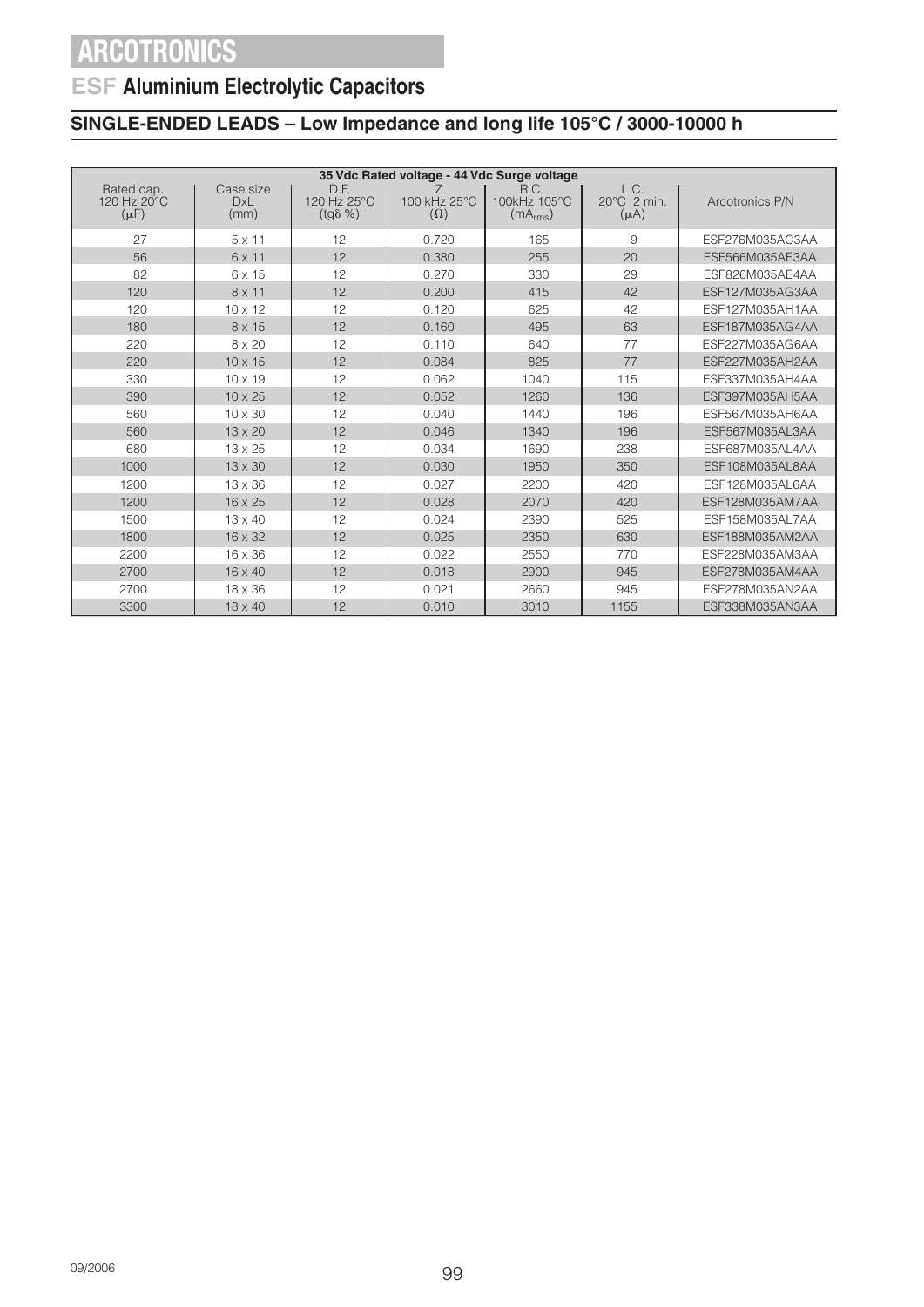# ARCOTRONICS

## ESF Aluminium Electrolytic Capacitors

### SINGLE-ENDED LEADS – Low Impedance and long life 105°C / 3000-10000 h

| 35 Vdc Rated voltage - 44 Vdc Surge voltage | | | | | | |
|---|---|---|---|---|---|---|
| Rated cap. 120 Hz 20°C (μF) | Case size DxL (mm) | D.F. 120 Hz 25°C (tgδ %) | Z 100 kHz 25°C (Ω) | R.C. 100kHz 105°C ($mA_{rms}$) | L.C. 20°C 2 min. (μA) | Arcotronics P/N |
| 27 | 5 x 11 | 12 | 0.720 | 165 | 9 | ESF276M035AC3AA |
| 56 | 6 x 11 | 12 | 0.380 | 255 | 20 | ESF566M035AE3AA |
| 82 | 6 x 15 | 12 | 0.270 | 330 | 29 | ESF826M035AE4AA |
| 120 | 8 x 11 | 12 | 0.200 | 415 | 42 | ESF127M035AG3AA |
| 120 | 10 x 12 | 12 | 0.120 | 625 | 42 | ESF127M035AH1AA |
| 180 | 8 x 15 | 12 | 0.160 | 495 | 63 | ESF187M035AG4AA |
| 220 | 8 x 20 | 12 | 0.110 | 640 | 77 | ESF227M035AG6AA |
| 220 | 10 x 15 | 12 | 0.084 | 825 | 77 | ESF227M035AH2AA |
| 330 | 10 x 19 | 12 | 0.062 | 1040 | 115 | ESF337M035AH4AA |
| 390 | 10 x 25 | 12 | 0.052 | 1260 | 136 | ESF397M035AH5AA |
| 560 | 10 x 30 | 12 | 0.040 | 1440 | 196 | ESF567M035AH6AA |
| 560 | 13 x 20 | 12 | 0.046 | 1340 | 196 | ESF567M035AL3AA |
| 680 | 13 x 25 | 12 | 0.034 | 1690 | 238 | ESF687M035AL4AA |
| 1000 | 13 x 30 | 12 | 0.030 | 1950 | 350 | ESF108M035AL8AA |
| 1200 | 13 x 36 | 12 | 0.027 | 2200 | 420 | ESF128M035AL6AA |
| 1200 | 16 x 25 | 12 | 0.028 | 2070 | 420 | ESF128M035AM7AA |
| 1500 | 13 x 40 | 12 | 0.024 | 2390 | 525 | ESF158M035AL7AA |
| 1800 | 16 x 32 | 12 | 0.025 | 2350 | 630 | ESF188M035AM2AA |
| 2200 | 16 x 36 | 12 | 0.022 | 2550 | 770 | ESF228M035AM3AA |
| 2700 | 16 x 40 | 12 | 0.018 | 2900 | 945 | ESF278M035AM4AA |
| 2700 | 18 x 36 | 12 | 0.021 | 2660 | 945 | ESF278M035AN2AA |
| 3300 | 18 x 40 | 12 | 0.010 | 3010 | 1155 | ESF338M035AN3AA |

09/2006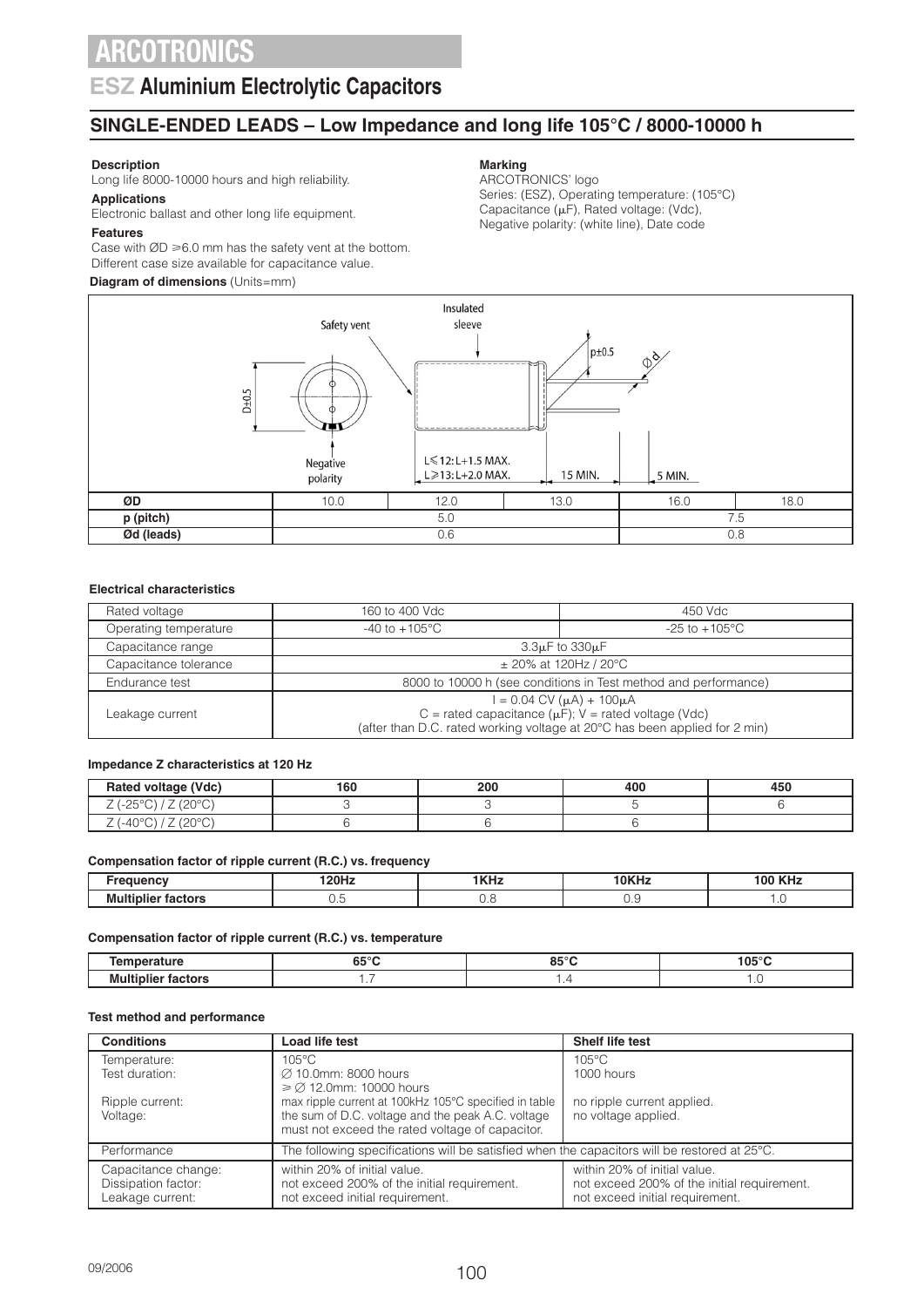# ARCOTRONICS

## ESZ Aluminium Electrolytic Capacitors

## SINGLE-ENDED LEADS – Low Impedance and long life 105°C / 8000-10000 h

**Description**
Long life 8000-10000 hours and high reliability.

**Applications**
Electronic ballast and other long life equipment.

**Features**
Case with ØD ⩾6.0 mm has the safety vent at the bottom.
Different case size available for capacitance value.

**Marking**
ARCOTRONICS' logo
Series: (ESZ), Operating temperature: (105°C)
Capacitance (μF), Rated voltage: (Vdc),
Negative polarity: (white line), Date code

**Diagram of dimensions** (Units=mm)

Safety vent — Insulated sleeve — D±0.5 — p±0.5 — Ød — Negative polarity — L⩽12: L+1.5 MAX. L⩾13: L+2.0 MAX. — 15 MIN. — 5 MIN.

| ØD | 10.0 | 12.0 | 13.0 | 16.0 | 18.0 |
|---|---|---|---|---|---|
| p (pitch) | 5.0 | | | 7.5 | |
| Ød (leads) | 0.6 | | | 0.8 | |

#### Electrical characteristics

| Rated voltage | 160 to 400 Vdc | 450 Vdc |
|---|---|---|
| Operating temperature | -40 to +105°C | -25 to +105°C |
| Capacitance range | 3.3μF to 330μF | |
| Capacitance tolerance | ± 20% at 120Hz / 20°C | |
| Endurance test | 8000 to 10000 h (see conditions in Test method and performance) | |
| Leakage current | I = 0.04 CV (μA) + 100μA<br>C = rated capacitance (μF); V = rated voltage (Vdc)<br>(after than D.C. rated working voltage at 20°C has been applied for 2 min) | |

#### Impedance Z characteristics at 120 Hz

| Rated voltage (Vdc) | 160 | 200 | 400 | 450 |
|---|---|---|---|---|
| Z (-25°C) / Z (20°C) | 3 | 3 | 5 | 6 |
| Z (-40°C) / Z (20°C) | 6 | 6 | 6 | |

#### Compensation factor of ripple current (R.C.) vs. frequency

| Frequency | 120Hz | 1KHz | 10KHz | 100 KHz |
|---|---|---|---|---|
| Multiplier factors | 0.5 | 0.8 | 0.9 | 1.0 |

#### Compensation factor of ripple current (R.C.) vs. temperature

| Temperature | 65°C | 85°C | 105°C |
|---|---|---|---|
| Multiplier factors | 1.7 | 1.4 | 1.0 |

#### Test method and performance

| Conditions | Load life test | Shelf life test |
|---|---|---|
| Temperature:<br>Test duration:<br><br>Ripple current:<br>Voltage: | 105°C<br>∅ 10.0mm: 8000 hours<br>⩾ ∅ 12.0mm: 10000 hours<br>max ripple current at 100kHz 105°C specified in table<br>the sum of D.C. voltage and the peak A.C. voltage must not exceed the rated voltage of capacitor. | 105°C<br>1000 hours<br><br>no ripple current applied.<br>no voltage applied. |
| Performance | The following specifications will be satisfied when the capacitors will be restored at 25°C. | |
| Capacitance change:<br>Dissipation factor:<br>Leakage current: | within 20% of initial value.<br>not exceed 200% of the initial requirement.<br>not exceed initial requirement. | within 20% of initial value.<br>not exceed 200% of the initial requirement.<br>not exceed initial requirement. |

09/2006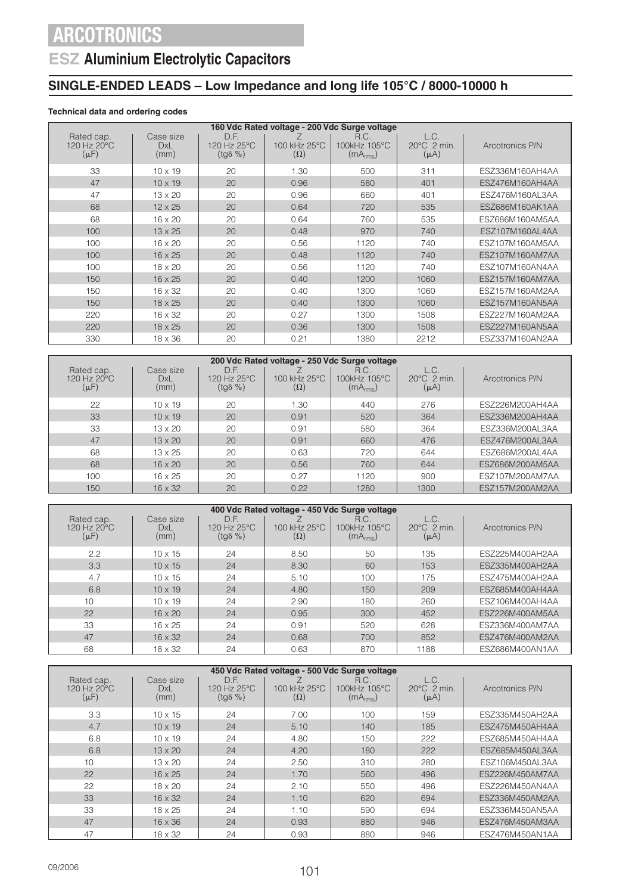# ARCOTRONICS

## ESZ Aluminium Electrolytic Capacitors

### SINGLE-ENDED LEADS – Low Impedance and long life 105°C / 8000-10000 h

**Technical data and ordering codes**

| 160 Vdc Rated voltage - 200 Vdc Surge voltage | | | | | | |
|---|---|---|---|---|---|---|
| Rated cap. 120 Hz 20°C (μF) | Case size DxL (mm) | D.F. 120 Hz 25°C (tgδ %) | Z 100 kHz 25°C (Ω) | R.C. 100kHz 105°C ($mA_{rms}$) | L.C. 20°C 2 min. (μA) | Arcotronics P/N |
| 33 | 10 x 19 | 20 | 1.30 | 500 | 311 | ESZ336M160AH4AA |
| 47 | 10 x 19 | 20 | 0.96 | 580 | 401 | ESZ476M160AH4AA |
| 47 | 13 x 20 | 20 | 0.96 | 660 | 401 | ESZ476M160AL3AA |
| 68 | 12 x 25 | 20 | 0.64 | 720 | 535 | ESZ686M160AK1AA |
| 68 | 16 x 20 | 20 | 0.64 | 760 | 535 | ESZ686M160AM5AA |
| 100 | 13 x 25 | 20 | 0.48 | 970 | 740 | ESZ107M160AL4AA |
| 100 | 16 x 20 | 20 | 0.56 | 1120 | 740 | ESZ107M160AM5AA |
| 100 | 16 x 25 | 20 | 0.48 | 1120 | 740 | ESZ107M160AM7AA |
| 100 | 18 x 20 | 20 | 0.56 | 1120 | 740 | ESZ107M160AN4AA |
| 150 | 16 x 25 | 20 | 0.40 | 1200 | 1060 | ESZ157M160AM7AA |
| 150 | 16 x 32 | 20 | 0.40 | 1300 | 1060 | ESZ157M160AM2AA |
| 150 | 18 x 25 | 20 | 0.40 | 1300 | 1060 | ESZ157M160AN5AA |
| 220 | 16 x 32 | 20 | 0.27 | 1300 | 1508 | ESZ227M160AM2AA |
| 220 | 18 x 25 | 20 | 0.36 | 1300 | 1508 | ESZ227M160AN5AA |
| 330 | 18 x 36 | 20 | 0.21 | 1380 | 2212 | ESZ337M160AN2AA |

| 200 Vdc Rated voltage - 250 Vdc Surge voltage | | | | | | |
|---|---|---|---|---|---|---|
| Rated cap. 120 Hz 20°C (μF) | Case size DxL (mm) | D.F. 120 Hz 25°C (tgδ %) | Z 100 kHz 25°C (Ω) | R.C. 100kHz 105°C ($mA_{rms}$) | L.C. 20°C 2 min. (μA) | Arcotronics P/N |
| 22 | 10 x 19 | 20 | 1.30 | 440 | 276 | ESZ226M200AH4AA |
| 33 | 10 x 19 | 20 | 0.91 | 520 | 364 | ESZ336M200AH4AA |
| 33 | 13 x 20 | 20 | 0.91 | 580 | 364 | ESZ336M200AL3AA |
| 47 | 13 x 20 | 20 | 0.91 | 660 | 476 | ESZ476M200AL3AA |
| 68 | 13 x 25 | 20 | 0.63 | 720 | 644 | ESZ686M200AL4AA |
| 68 | 16 x 20 | 20 | 0.56 | 760 | 644 | ESZ686M200AM5AA |
| 100 | 16 x 25 | 20 | 0.27 | 1120 | 900 | ESZ107M200AM7AA |
| 150 | 16 x 32 | 20 | 0.22 | 1280 | 1300 | ESZ157M200AM2AA |

| 400 Vdc Rated voltage - 450 Vdc Surge voltage | | | | | | |
|---|---|---|---|---|---|---|
| Rated cap. 120 Hz 20°C (μF) | Case size DxL (mm) | D.F. 120 Hz 25°C (tgδ %) | Z 100 kHz 25°C (Ω) | R.C. 100kHz 105°C ($mA_{rms}$) | L.C. 20°C 2 min. (μA) | Arcotronics P/N |
| 2.2 | 10 x 15 | 24 | 8.50 | 50 | 135 | ESZ225M400AH2AA |
| 3.3 | 10 x 15 | 24 | 8.30 | 60 | 153 | ESZ335M400AH2AA |
| 4.7 | 10 x 15 | 24 | 5.10 | 100 | 175 | ESZ475M400AH2AA |
| 6.8 | 10 x 19 | 24 | 4.80 | 150 | 209 | ESZ685M400AH4AA |
| 10 | 10 x 19 | 24 | 2.90 | 180 | 260 | ESZ106M400AH4AA |
| 22 | 16 x 20 | 24 | 0.95 | 300 | 452 | ESZ226M400AM5AA |
| 33 | 16 x 25 | 24 | 0.91 | 520 | 628 | ESZ336M400AM7AA |
| 47 | 16 x 32 | 24 | 0.68 | 700 | 852 | ESZ476M400AM2AA |
| 68 | 18 x 32 | 24 | 0.63 | 870 | 1188 | ESZ686M400AN1AA |

| 450 Vdc Rated voltage - 500 Vdc Surge voltage | | | | | | |
|---|---|---|---|---|---|---|
| Rated cap. 120 Hz 20°C (μF) | Case size DxL (mm) | D.F. 120 Hz 25°C (tgδ %) | Z 100 kHz 25°C (Ω) | R.C. 100kHz 105°C ($mA_{rms}$) | L.C. 20°C 2 min. (μA) | Arcotronics P/N |
| 3.3 | 10 x 15 | 24 | 7.00 | 100 | 159 | ESZ335M450AH2AA |
| 4.7 | 10 x 19 | 24 | 5.10 | 140 | 185 | ESZ475M450AH4AA |
| 6.8 | 10 x 19 | 24 | 4.80 | 150 | 222 | ESZ685M450AH4AA |
| 6.8 | 13 x 20 | 24 | 4.20 | 180 | 222 | ESZ685M450AL3AA |
| 10 | 13 x 20 | 24 | 2.50 | 310 | 280 | ESZ106M450AL3AA |
| 22 | 16 x 25 | 24 | 1.70 | 560 | 496 | ESZ226M450AM7AA |
| 22 | 18 x 20 | 24 | 2.10 | 550 | 496 | ESZ226M450AN4AA |
| 33 | 16 x 32 | 24 | 1.10 | 620 | 694 | ESZ336M450AM2AA |
| 33 | 18 x 25 | 24 | 1.10 | 590 | 694 | ESZ336M450AN5AA |
| 47 | 16 x 36 | 24 | 0.93 | 880 | 946 | ESZ476M450AM3AA |
| 47 | 18 x 32 | 24 | 0.93 | 880 | 946 | ESZ476M450AN1AA |

09/2006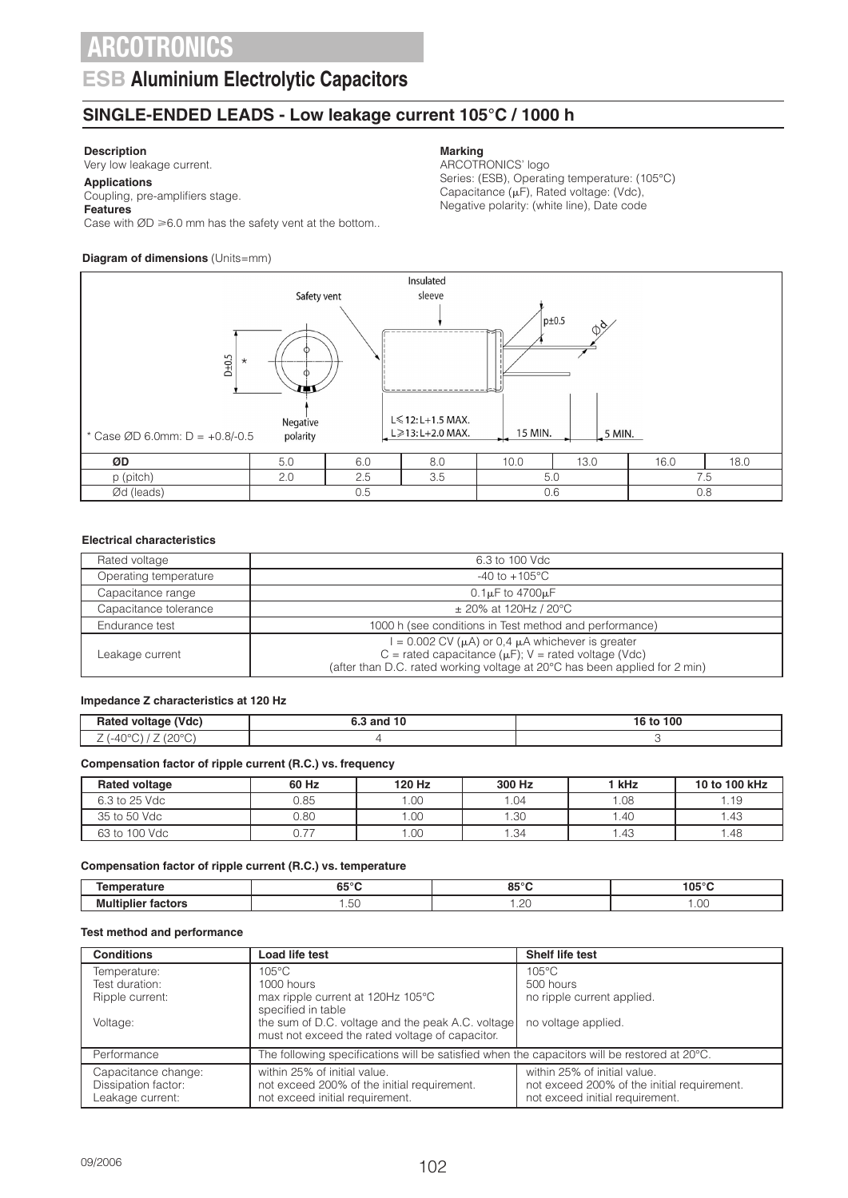# ARCOTRONICS

## ESB Aluminium Electrolytic Capacitors

### SINGLE-ENDED LEADS - Low leakage current 105°C / 1000 h

**Description**
Very low leakage current.

**Applications**
Coupling, pre-amplifiers stage.

**Features**
Case with ØD ≥6.0 mm has the safety vent at the bottom..

**Marking**
ARCOTRONICS' logo
Series: (ESB), Operating temperature: (105°C)
Capacitance (μF), Rated voltage: (Vdc),
Negative polarity: (white line), Date code

**Diagram of dimensions** (Units=mm)

Safety vent — Insulated sleeve — D±0.5 * — Negative polarity — L≤12: L+1.5 MAX. / L≥13: L+2.0 MAX. — 15 MIN. — 5 MIN. — p±0.5 — Ød

\* Case ØD 6.0mm: D = +0.8/-0.5

| ØD | 5.0 | 6.0 | 8.0 | 10.0 | 13.0 | 16.0 | 18.0 |
|---|---|---|---|---|---|---|---|
| p (pitch) | 2.0 | 2.5 | 3.5 | 5.0 | | 7.5 | |
| Ød (leads) | 0.5 | | | 0.6 | | 0.8 | |

**Electrical characteristics**

| | |
|---|---|
| Rated voltage | 6.3 to 100 Vdc |
| Operating temperature | -40 to +105°C |
| Capacitance range | 0.1μF to 4700μF |
| Capacitance tolerance | ± 20% at 120Hz / 20°C |
| Endurance test | 1000 h (see conditions in Test method and performance) |
| Leakage current | I = 0.002 CV (μA) or 0,4 μA whichever is greater<br>C = rated capacitance (μF); V = rated voltage (Vdc)<br>(after than D.C. rated working voltage at 20°C has been applied for 2 min) |

**Impedance Z characteristics at 120 Hz**

| Rated voltage (Vdc) | 6.3 and 10 | 16 to 100 |
|---|---|---|
| Z (-40°C) / Z (20°C) | 4 | 3 |

**Compensation factor of ripple current (R.C.) vs. frequency**

| Rated voltage | 60 Hz | 120 Hz | 300 Hz | 1 kHz | 10 to 100 kHz |
|---|---|---|---|---|---|
| 6.3 to 25 Vdc | 0.85 | 1.00 | 1.04 | 1.08 | 1.19 |
| 35 to 50 Vdc | 0.80 | 1.00 | 1.30 | 1.40 | 1.43 |
| 63 to 100 Vdc | 0.77 | 1.00 | 1.34 | 1.43 | 1.48 |

**Compensation factor of ripple current (R.C.) vs. temperature**

| Temperature | 65°C | 85°C | 105°C |
|---|---|---|---|
| Multiplier factors | 1.50 | 1.20 | 1.00 |

**Test method and performance**

| Conditions | Load life test | Shelf life test |
|---|---|---|
| Temperature:<br>Test duration:<br>Ripple current:<br><br>Voltage: | 105°C<br>1000 hours<br>max ripple current at 120Hz 105°C specified in table<br>the sum of D.C. voltage and the peak A.C. voltage must not exceed the rated voltage of capacitor. | 105°C<br>500 hours<br>no ripple current applied.<br><br>no voltage applied. |
| Performance | The following specifications will be satisfied when the capacitors will be restored at 20°C. | |
| Capacitance change:<br>Dissipation factor:<br>Leakage current: | within 25% of initial value.<br>not exceed 200% of the initial requirement.<br>not exceed initial requirement. | within 25% of initial value.<br>not exceed 200% of the initial requirement.<br>not exceed initial requirement. |

09/2006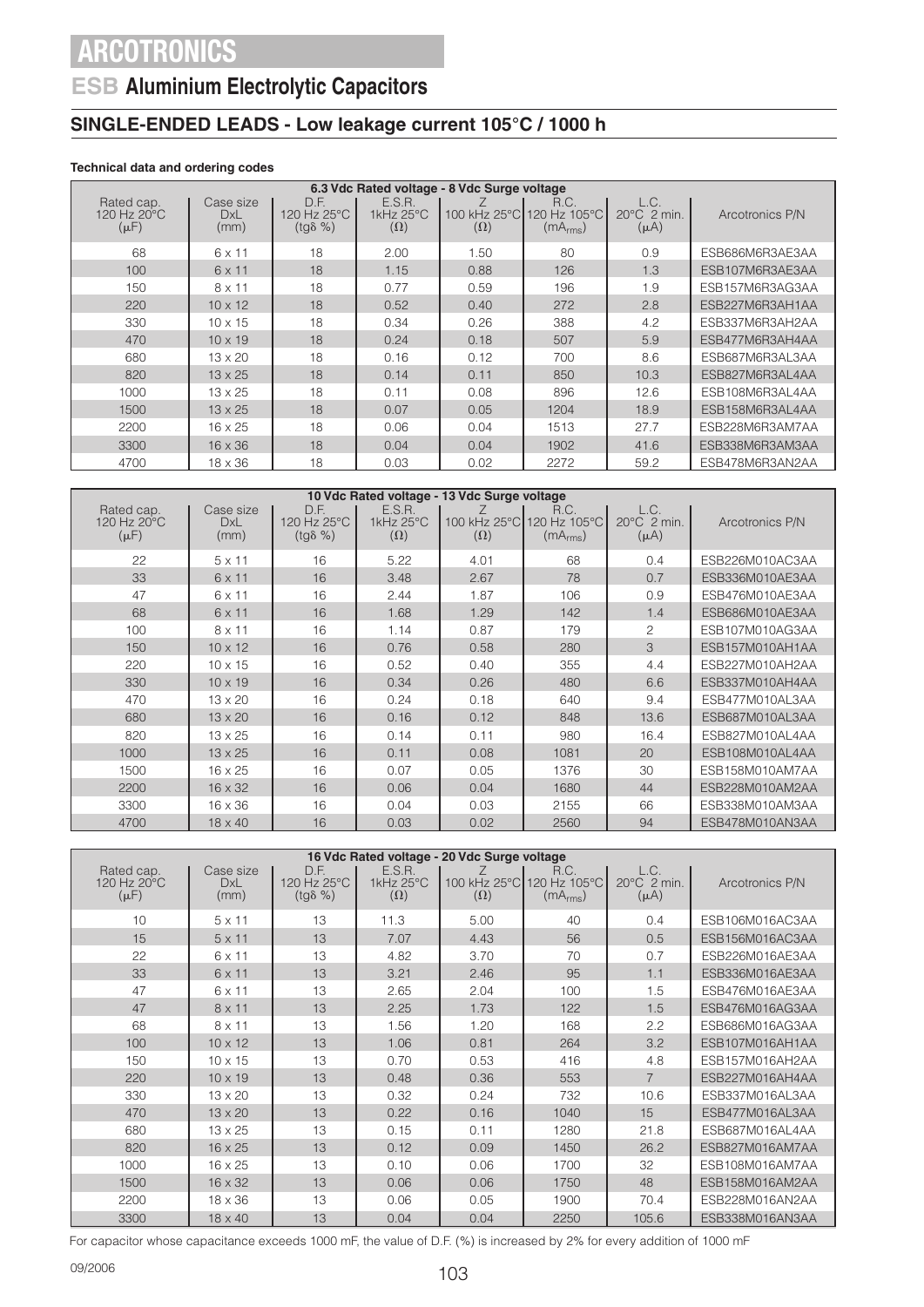# ARCOTRONICS

## ESB Aluminium Electrolytic Capacitors

### SINGLE-ENDED LEADS - Low leakage current 105°C / 1000 h

**Technical data and ordering codes**

| 6.3 Vdc Rated voltage - 8 Vdc Surge voltage | | | | | | | |
|---|---|---|---|---|---|---|---|
| Rated cap. 120 Hz 20°C (μF) | Case size DxL (mm) | D.F. 120 Hz 25°C (tgδ %) | E.S.R. 1kHz 25°C (Ω) | Z 100 kHz 25°C (Ω) | R.C. 120 Hz 105°C ($mA_{rms}$) | L.C. 20°C 2 min. (μA) | Arcotronics P/N |
| 68 | 6 x 11 | 18 | 2.00 | 1.50 | 80 | 0.9 | ESB686M6R3AE3AA |
| 100 | 6 x 11 | 18 | 1.15 | 0.88 | 126 | 1.3 | ESB107M6R3AE3AA |
| 150 | 8 x 11 | 18 | 0.77 | 0.59 | 196 | 1.9 | ESB157M6R3AG3AA |
| 220 | 10 x 12 | 18 | 0.52 | 0.40 | 272 | 2.8 | ESB227M6R3AH1AA |
| 330 | 10 x 15 | 18 | 0.34 | 0.26 | 388 | 4.2 | ESB337M6R3AH2AA |
| 470 | 10 x 19 | 18 | 0.24 | 0.18 | 507 | 5.9 | ESB477M6R3AH4AA |
| 680 | 13 x 20 | 18 | 0.16 | 0.12 | 700 | 8.6 | ESB687M6R3AL3AA |
| 820 | 13 x 25 | 18 | 0.14 | 0.11 | 850 | 10.3 | ESB827M6R3AL4AA |
| 1000 | 13 x 25 | 18 | 0.11 | 0.08 | 896 | 12.6 | ESB108M6R3AL4AA |
| 1500 | 13 x 25 | 18 | 0.07 | 0.05 | 1204 | 18.9 | ESB158M6R3AL4AA |
| 2200 | 16 x 25 | 18 | 0.06 | 0.04 | 1513 | 27.7 | ESB228M6R3AM7AA |
| 3300 | 16 x 36 | 18 | 0.04 | 0.04 | 1902 | 41.6 | ESB338M6R3AM3AA |
| 4700 | 18 x 36 | 18 | 0.03 | 0.02 | 2272 | 59.2 | ESB478M6R3AN2AA |

| 10 Vdc Rated voltage - 13 Vdc Surge voltage | | | | | | | |
|---|---|---|---|---|---|---|---|
| Rated cap. 120 Hz 20°C (μF) | Case size DxL (mm) | D.F. 120 Hz 25°C (tgδ %) | E.S.R. 1kHz 25°C (Ω) | Z 100 kHz 25°C (Ω) | R.C. 120 Hz 105°C ($mA_{rms}$) | L.C. 20°C 2 min. (μA) | Arcotronics P/N |
| 22 | 5 x 11 | 16 | 5.22 | 4.01 | 68 | 0.4 | ESB226M010AC3AA |
| 33 | 6 x 11 | 16 | 3.48 | 2.67 | 78 | 0.7 | ESB336M010AE3AA |
| 47 | 6 x 11 | 16 | 2.44 | 1.87 | 106 | 0.9 | ESB476M010AE3AA |
| 68 | 6 x 11 | 16 | 1.68 | 1.29 | 142 | 1.4 | ESB686M010AE3AA |
| 100 | 8 x 11 | 16 | 1.14 | 0.87 | 179 | 2 | ESB107M010AG3AA |
| 150 | 10 x 12 | 16 | 0.76 | 0.58 | 280 | 3 | ESB157M010AH1AA |
| 220 | 10 x 15 | 16 | 0.52 | 0.40 | 355 | 4.4 | ESB227M010AH2AA |
| 330 | 10 x 19 | 16 | 0.34 | 0.26 | 480 | 6.6 | ESB337M010AH4AA |
| 470 | 13 x 20 | 16 | 0.24 | 0.18 | 640 | 9.4 | ESB477M010AL3AA |
| 680 | 13 x 20 | 16 | 0.16 | 0.12 | 848 | 13.6 | ESB687M010AL3AA |
| 820 | 13 x 25 | 16 | 0.14 | 0.11 | 980 | 16.4 | ESB827M010AL4AA |
| 1000 | 13 x 25 | 16 | 0.11 | 0.08 | 1081 | 20 | ESB108M010AL4AA |
| 1500 | 16 x 25 | 16 | 0.07 | 0.05 | 1376 | 30 | ESB158M010AM7AA |
| 2200 | 16 x 32 | 16 | 0.06 | 0.04 | 1680 | 44 | ESB228M010AM2AA |
| 3300 | 16 x 36 | 16 | 0.04 | 0.03 | 2155 | 66 | ESB338M010AM3AA |
| 4700 | 18 x 40 | 16 | 0.03 | 0.02 | 2560 | 94 | ESB478M010AN3AA |

| 16 Vdc Rated voltage - 20 Vdc Surge voltage | | | | | | | |
|---|---|---|---|---|---|---|---|
| Rated cap. 120 Hz 20°C (μF) | Case size DxL (mm) | D.F. 120 Hz 25°C (tgδ %) | E.S.R. 1kHz 25°C (Ω) | Z 100 kHz 25°C (Ω) | R.C. 120 Hz 105°C ($mA_{rms}$) | L.C. 20°C 2 min. (μA) | Arcotronics P/N |
| 10 | 5 x 11 | 13 | 11.3 | 5.00 | 40 | 0.4 | ESB106M016AC3AA |
| 15 | 5 x 11 | 13 | 7.07 | 4.43 | 56 | 0.5 | ESB156M016AC3AA |
| 22 | 6 x 11 | 13 | 4.82 | 3.70 | 70 | 0.7 | ESB226M016AE3AA |
| 33 | 6 x 11 | 13 | 3.21 | 2.46 | 95 | 1.1 | ESB336M016AE3AA |
| 47 | 6 x 11 | 13 | 2.65 | 2.04 | 100 | 1.5 | ESB476M016AE3AA |
| 47 | 8 x 11 | 13 | 2.25 | 1.73 | 122 | 1.5 | ESB476M016AG3AA |
| 68 | 8 x 11 | 13 | 1.56 | 1.20 | 168 | 2.2 | ESB686M016AG3AA |
| 100 | 10 x 12 | 13 | 1.06 | 0.81 | 264 | 3.2 | ESB107M016AH1AA |
| 150 | 10 x 15 | 13 | 0.70 | 0.53 | 416 | 4.8 | ESB157M016AH2AA |
| 220 | 10 x 19 | 13 | 0.48 | 0.36 | 553 | 7 | ESB227M016AH4AA |
| 330 | 13 x 20 | 13 | 0.32 | 0.24 | 732 | 10.6 | ESB337M016AL3AA |
| 470 | 13 x 20 | 13 | 0.22 | 0.16 | 1040 | 15 | ESB477M016AL3AA |
| 680 | 13 x 25 | 13 | 0.15 | 0.11 | 1280 | 21.8 | ESB687M016AL4AA |
| 820 | 16 x 25 | 13 | 0.12 | 0.09 | 1450 | 26.2 | ESB827M016AM7AA |
| 1000 | 16 x 25 | 13 | 0.10 | 0.06 | 1700 | 32 | ESB108M016AM7AA |
| 1500 | 16 x 32 | 13 | 0.06 | 0.06 | 1750 | 48 | ESB158M016AM2AA |
| 2200 | 18 x 36 | 13 | 0.06 | 0.05 | 1900 | 70.4 | ESB228M016AN2AA |
| 3300 | 18 x 40 | 13 | 0.04 | 0.04 | 2250 | 105.6 | ESB338M016AN3AA |

For capacitor whose capacitance exceeds 1000 mF, the value of D.F. (%) is increased by 2% for every addition of 1000 mF

09/2006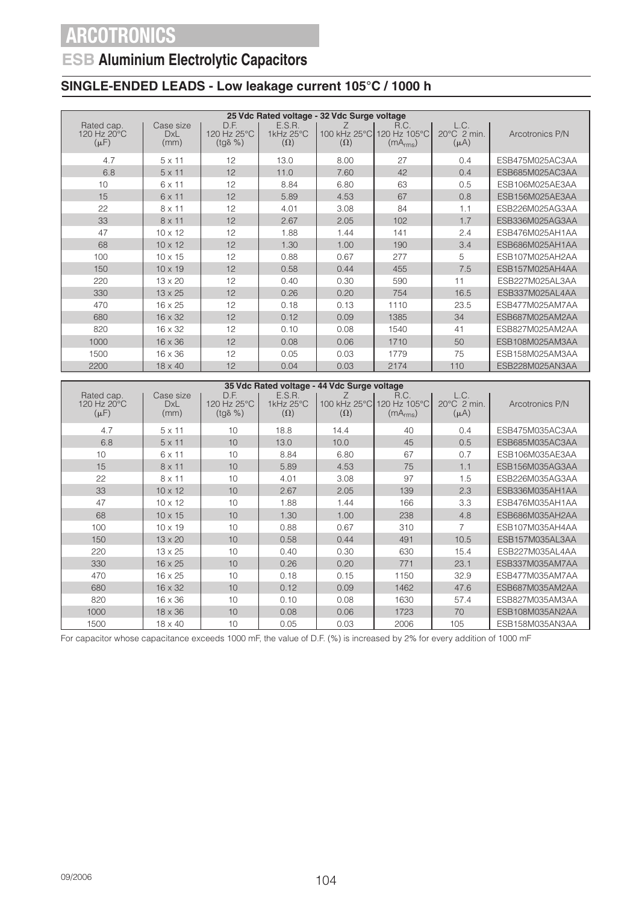# ARCOTRONICS

## ESB Aluminium Electrolytic Capacitors

### SINGLE-ENDED LEADS - Low leakage current 105°C / 1000 h

| 25 Vdc Rated voltage - 32 Vdc Surge voltage | | | | | | | |
|---|---|---|---|---|---|---|---|
| Rated cap. 120 Hz 20°C (μF) | Case size DxL (mm) | D.F. 120 Hz 25°C (tgδ %) | E.S.R. 1kHz 25°C (Ω) | Z 100 kHz 25°C (Ω) | R.C. 120 Hz 105°C ($mA_{rms}$) | L.C. 20°C 2 min. (μA) | Arcotronics P/N |
| 4.7 | 5 x 11 | 12 | 13.0 | 8.00 | 27 | 0.4 | ESB475M025AC3AA |
| 6.8 | 5 x 11 | 12 | 11.0 | 7.60 | 42 | 0.4 | ESB685M025AC3AA |
| 10 | 6 x 11 | 12 | 8.84 | 6.80 | 63 | 0.5 | ESB106M025AE3AA |
| 15 | 6 x 11 | 12 | 5.89 | 4.53 | 67 | 0.8 | ESB156M025AE3AA |
| 22 | 8 x 11 | 12 | 4.01 | 3.08 | 84 | 1.1 | ESB226M025AG3AA |
| 33 | 8 x 11 | 12 | 2.67 | 2.05 | 102 | 1.7 | ESB336M025AG3AA |
| 47 | 10 x 12 | 12 | 1.88 | 1.44 | 141 | 2.4 | ESB476M025AH1AA |
| 68 | 10 x 12 | 12 | 1.30 | 1.00 | 190 | 3.4 | ESB686M025AH1AA |
| 100 | 10 x 15 | 12 | 0.88 | 0.67 | 277 | 5 | ESB107M025AH2AA |
| 150 | 10 x 19 | 12 | 0.58 | 0.44 | 455 | 7.5 | ESB157M025AH4AA |
| 220 | 13 x 20 | 12 | 0.40 | 0.30 | 590 | 11 | ESB227M025AL3AA |
| 330 | 13 x 25 | 12 | 0.26 | 0.20 | 754 | 16.5 | ESB337M025AL4AA |
| 470 | 16 x 25 | 12 | 0.18 | 0.13 | 1110 | 23.5 | ESB477M025AM7AA |
| 680 | 16 x 32 | 12 | 0.12 | 0.09 | 1385 | 34 | ESB687M025AM2AA |
| 820 | 16 x 32 | 12 | 0.10 | 0.08 | 1540 | 41 | ESB827M025AM2AA |
| 1000 | 16 x 36 | 12 | 0.08 | 0.06 | 1710 | 50 | ESB108M025AM3AA |
| 1500 | 16 x 36 | 12 | 0.05 | 0.03 | 1779 | 75 | ESB158M025AM3AA |
| 2200 | 18 x 40 | 12 | 0.04 | 0.03 | 2174 | 110 | ESB228M025AN3AA |

| 35 Vdc Rated voltage - 44 Vdc Surge voltage | | | | | | | |
|---|---|---|---|---|---|---|---|
| Rated cap. 120 Hz 20°C (μF) | Case size DxL (mm) | D.F. 120 Hz 25°C (tgδ %) | E.S.R. 1kHz 25°C (Ω) | Z 100 kHz 25°C (Ω) | R.C. 120 Hz 105°C ($mA_{rms}$) | L.C. 20°C 2 min. (μA) | Arcotronics P/N |
| 4.7 | 5 x 11 | 10 | 18.8 | 14.4 | 40 | 0.4 | ESB475M035AC3AA |
| 6.8 | 5 x 11 | 10 | 13.0 | 10.0 | 45 | 0.5 | ESB685M035AC3AA |
| 10 | 6 x 11 | 10 | 8.84 | 6.80 | 67 | 0.7 | ESB106M035AE3AA |
| 15 | 8 x 11 | 10 | 5.89 | 4.53 | 75 | 1.1 | ESB156M035AG3AA |
| 22 | 8 x 11 | 10 | 4.01 | 3.08 | 97 | 1.5 | ESB226M035AG3AA |
| 33 | 10 x 12 | 10 | 2.67 | 2.05 | 139 | 2.3 | ESB336M035AH1AA |
| 47 | 10 x 12 | 10 | 1.88 | 1.44 | 166 | 3.3 | ESB476M035AH1AA |
| 68 | 10 x 15 | 10 | 1.30 | 1.00 | 238 | 4.8 | ESB686M035AH2AA |
| 100 | 10 x 19 | 10 | 0.88 | 0.67 | 310 | 7 | ESB107M035AH4AA |
| 150 | 13 x 20 | 10 | 0.58 | 0.44 | 491 | 10.5 | ESB157M035AL3AA |
| 220 | 13 x 25 | 10 | 0.40 | 0.30 | 630 | 15.4 | ESB227M035AL4AA |
| 330 | 16 x 25 | 10 | 0.26 | 0.20 | 771 | 23.1 | ESB337M035AM7AA |
| 470 | 16 x 25 | 10 | 0.18 | 0.15 | 1150 | 32.9 | ESB477M035AM7AA |
| 680 | 16 x 32 | 10 | 0.12 | 0.09 | 1462 | 47.6 | ESB687M035AM2AA |
| 820 | 16 x 36 | 10 | 0.10 | 0.08 | 1630 | 57.4 | ESB827M035AM3AA |
| 1000 | 18 x 36 | 10 | 0.08 | 0.06 | 1723 | 70 | ESB108M035AN2AA |
| 1500 | 18 x 40 | 10 | 0.05 | 0.03 | 2006 | 105 | ESB158M035AN3AA |

For capacitor whose capacitance exceeds 1000 mF, the value of D.F. (%) is increased by 2% for every addition of 1000 mF

09/2006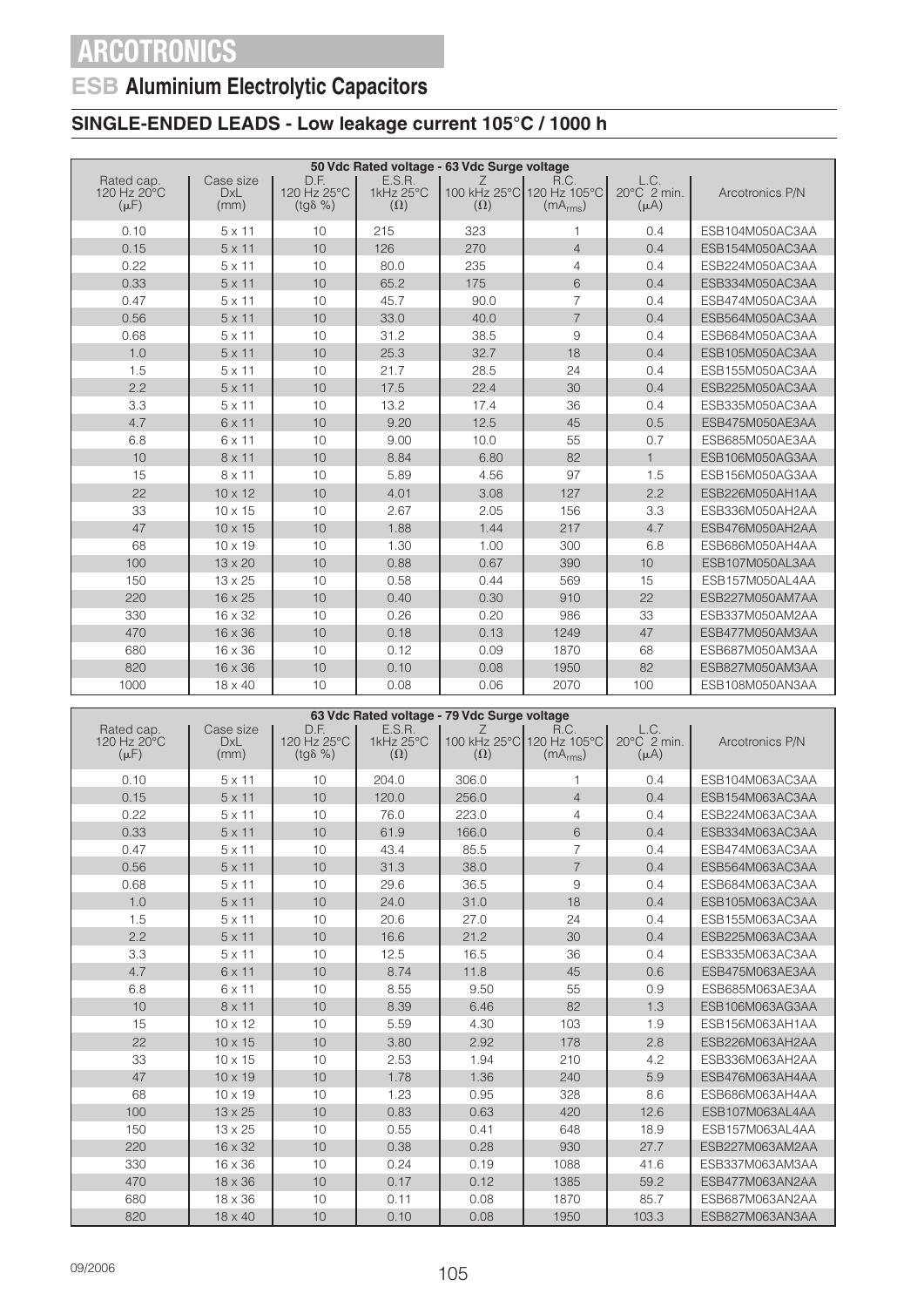# ARCOTRONICS

## ESB Aluminium Electrolytic Capacitors

### SINGLE-ENDED LEADS - Low leakage current 105°C / 1000 h

| 50 Vdc Rated voltage - 63 Vdc Surge voltage | | | | | | | |
|---|---|---|---|---|---|---|---|
| Rated cap. 120 Hz 20°C (μF) | Case size DxL (mm) | D.F. 120 Hz 25°C (tgδ %) | E.S.R. 1kHz 25°C (Ω) | Z 100 kHz 25°C (Ω) | R.C. 120 Hz 105°C ($mA_{rms}$) | L.C. 20°C 2 min. (μA) | Arcotronics P/N |
| 0.10 | 5 x 11 | 10 | 215 | 323 | 1 | 0.4 | ESB104M050AC3AA |
| 0.15 | 5 x 11 | 10 | 126 | 270 | 4 | 0.4 | ESB154M050AC3AA |
| 0.22 | 5 x 11 | 10 | 80.0 | 235 | 4 | 0.4 | ESB224M050AC3AA |
| 0.33 | 5 x 11 | 10 | 65.2 | 175 | 6 | 0.4 | ESB334M050AC3AA |
| 0.47 | 5 x 11 | 10 | 45.7 | 90.0 | 7 | 0.4 | ESB474M050AC3AA |
| 0.56 | 5 x 11 | 10 | 33.0 | 40.0 | 7 | 0.4 | ESB564M050AC3AA |
| 0.68 | 5 x 11 | 10 | 31.2 | 38.5 | 9 | 0.4 | ESB684M050AC3AA |
| 1.0 | 5 x 11 | 10 | 25.3 | 32.7 | 18 | 0.4 | ESB105M050AC3AA |
| 1.5 | 5 x 11 | 10 | 21.7 | 28.5 | 24 | 0.4 | ESB155M050AC3AA |
| 2.2 | 5 x 11 | 10 | 17.5 | 22.4 | 30 | 0.4 | ESB225M050AC3AA |
| 3.3 | 5 x 11 | 10 | 13.2 | 17.4 | 36 | 0.4 | ESB335M050AC3AA |
| 4.7 | 6 x 11 | 10 | 9.20 | 12.5 | 45 | 0.5 | ESB475M050AE3AA |
| 6.8 | 6 x 11 | 10 | 9.00 | 10.0 | 55 | 0.7 | ESB685M050AE3AA |
| 10 | 8 x 11 | 10 | 8.84 | 6.80 | 82 | 1 | ESB106M050AG3AA |
| 15 | 8 x 11 | 10 | 5.89 | 4.56 | 97 | 1.5 | ESB156M050AG3AA |
| 22 | 10 x 12 | 10 | 4.01 | 3.08 | 127 | 2.2 | ESB226M050AH1AA |
| 33 | 10 x 15 | 10 | 2.67 | 2.05 | 156 | 3.3 | ESB336M050AH2AA |
| 47 | 10 x 15 | 10 | 1.88 | 1.44 | 217 | 4.7 | ESB476M050AH2AA |
| 68 | 10 x 19 | 10 | 1.30 | 1.00 | 300 | 6.8 | ESB686M050AH4AA |
| 100 | 13 x 20 | 10 | 0.88 | 0.67 | 390 | 10 | ESB107M050AL3AA |
| 150 | 13 x 25 | 10 | 0.58 | 0.44 | 569 | 15 | ESB157M050AL4AA |
| 220 | 16 x 25 | 10 | 0.40 | 0.30 | 910 | 22 | ESB227M050AM7AA |
| 330 | 16 x 32 | 10 | 0.26 | 0.20 | 986 | 33 | ESB337M050AM2AA |
| 470 | 16 x 36 | 10 | 0.18 | 0.13 | 1249 | 47 | ESB477M050AM3AA |
| 680 | 16 x 36 | 10 | 0.12 | 0.09 | 1870 | 68 | ESB687M050AM3AA |
| 820 | 16 x 36 | 10 | 0.10 | 0.08 | 1950 | 82 | ESB827M050AM3AA |
| 1000 | 18 x 40 | 10 | 0.08 | 0.06 | 2070 | 100 | ESB108M050AN3AA |

| 63 Vdc Rated voltage - 79 Vdc Surge voltage | | | | | | | |
|---|---|---|---|---|---|---|---|
| Rated cap. 120 Hz 20°C (μF) | Case size DxL (mm) | D.F. 120 Hz 25°C (tgδ %) | E.S.R. 1kHz 25°C (Ω) | Z 100 kHz 25°C (Ω) | R.C. 120 Hz 105°C ($mA_{rms}$) | L.C. 20°C 2 min. (μA) | Arcotronics P/N |
| 0.10 | 5 x 11 | 10 | 204.0 | 306.0 | 1 | 0.4 | ESB104M063AC3AA |
| 0.15 | 5 x 11 | 10 | 120.0 | 256.0 | 4 | 0.4 | ESB154M063AC3AA |
| 0.22 | 5 x 11 | 10 | 76.0 | 223.0 | 4 | 0.4 | ESB224M063AC3AA |
| 0.33 | 5 x 11 | 10 | 61.9 | 166.0 | 6 | 0.4 | ESB334M063AC3AA |
| 0.47 | 5 x 11 | 10 | 43.4 | 85.5 | 7 | 0.4 | ESB474M063AC3AA |
| 0.56 | 5 x 11 | 10 | 31.3 | 38.0 | 7 | 0.4 | ESB564M063AC3AA |
| 0.68 | 5 x 11 | 10 | 29.6 | 36.5 | 9 | 0.4 | ESB684M063AC3AA |
| 1.0 | 5 x 11 | 10 | 24.0 | 31.0 | 18 | 0.4 | ESB105M063AC3AA |
| 1.5 | 5 x 11 | 10 | 20.6 | 27.0 | 24 | 0.4 | ESB155M063AC3AA |
| 2.2 | 5 x 11 | 10 | 16.6 | 21.2 | 30 | 0.4 | ESB225M063AC3AA |
| 3.3 | 5 x 11 | 10 | 12.5 | 16.5 | 36 | 0.4 | ESB335M063AC3AA |
| 4.7 | 6 x 11 | 10 | 8.74 | 11.8 | 45 | 0.6 | ESB475M063AE3AA |
| 6.8 | 6 x 11 | 10 | 8.55 | 9.50 | 55 | 0.9 | ESB685M063AE3AA |
| 10 | 8 x 11 | 10 | 8.39 | 6.46 | 82 | 1.3 | ESB106M063AG3AA |
| 15 | 10 x 12 | 10 | 5.59 | 4.30 | 103 | 1.9 | ESB156M063AH1AA |
| 22 | 10 x 15 | 10 | 3.80 | 2.92 | 178 | 2.8 | ESB226M063AH2AA |
| 33 | 10 x 15 | 10 | 2.53 | 1.94 | 210 | 4.2 | ESB336M063AH2AA |
| 47 | 10 x 19 | 10 | 1.78 | 1.36 | 240 | 5.9 | ESB476M063AH4AA |
| 68 | 10 x 19 | 10 | 1.23 | 0.95 | 328 | 8.6 | ESB686M063AH4AA |
| 100 | 13 x 25 | 10 | 0.83 | 0.63 | 420 | 12.6 | ESB107M063AL4AA |
| 150 | 13 x 25 | 10 | 0.55 | 0.41 | 648 | 18.9 | ESB157M063AL4AA |
| 220 | 16 x 32 | 10 | 0.38 | 0.28 | 930 | 27.7 | ESB227M063AM2AA |
| 330 | 16 x 36 | 10 | 0.24 | 0.19 | 1088 | 41.6 | ESB337M063AM3AA |
| 470 | 18 x 36 | 10 | 0.17 | 0.12 | 1385 | 59.2 | ESB477M063AN2AA |
| 680 | 18 x 36 | 10 | 0.11 | 0.08 | 1870 | 85.7 | ESB687M063AN2AA |
| 820 | 18 x 40 | 10 | 0.10 | 0.08 | 1950 | 103.3 | ESB827M063AN3AA |

09/2006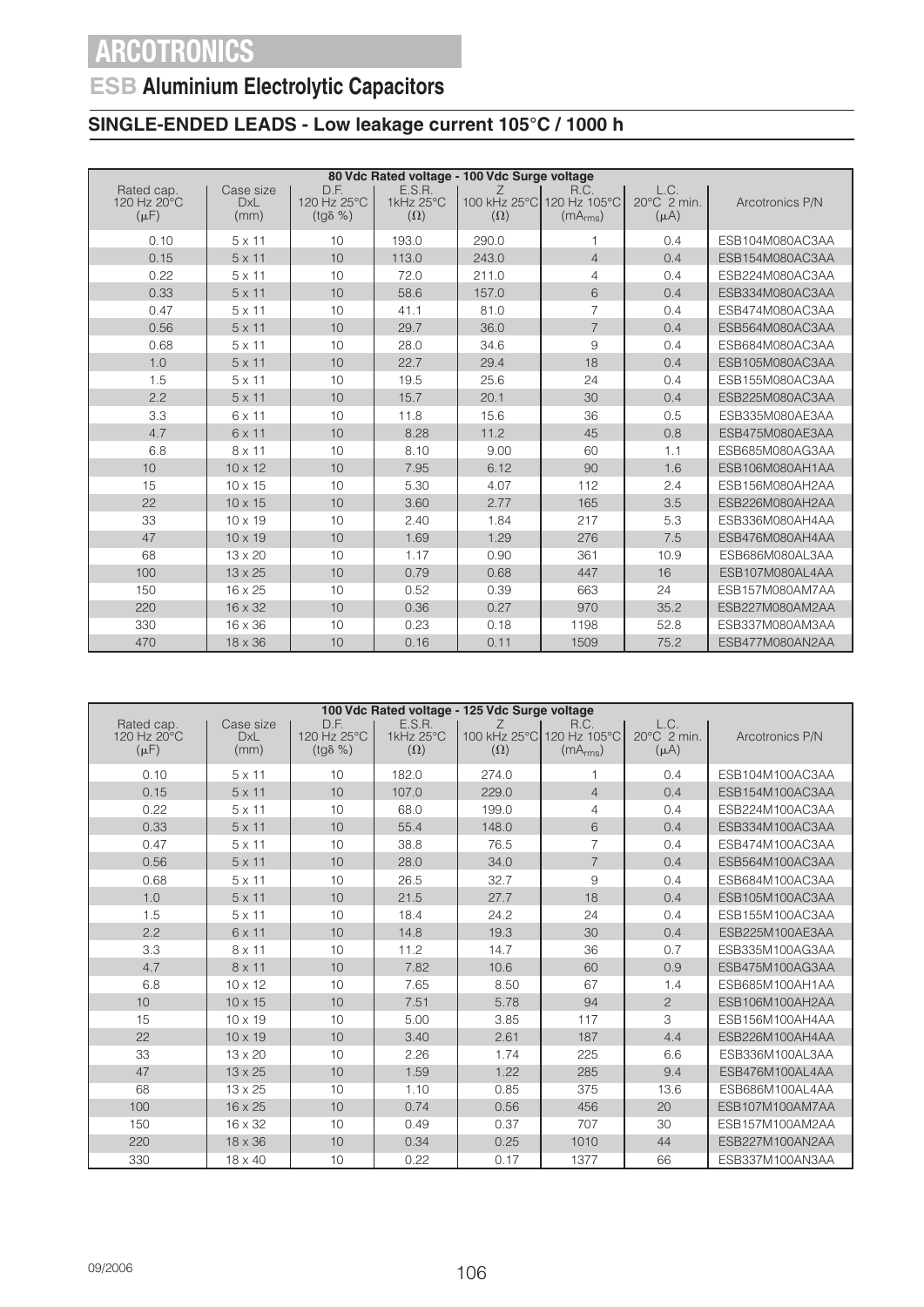# ARCOTRONICS

## ESB Aluminium Electrolytic Capacitors

### SINGLE-ENDED LEADS - Low leakage current 105°C / 1000 h

**80 Vdc Rated voltage - 100 Vdc Surge voltage**

| Rated cap. 120 Hz 20°C (μF) | Case size DxL (mm) | D.F. 120 Hz 25°C (tgδ %) | E.S.R. 1kHz 25°C (Ω) | Z 100 kHz 25°C (Ω) | R.C. 120 Hz 105°C ($mA_{rms}$) | L.C. 20°C 2 min. (μA) | Arcotronics P/N |
|---|---|---|---|---|---|---|---|
| 0.10 | 5 x 11 | 10 | 193.0 | 290.0 | 1 | 0.4 | ESB104M080AC3AA |
| 0.15 | 5 x 11 | 10 | 113.0 | 243.0 | 4 | 0.4 | ESB154M080AC3AA |
| 0.22 | 5 x 11 | 10 | 72.0 | 211.0 | 4 | 0.4 | ESB224M080AC3AA |
| 0.33 | 5 x 11 | 10 | 58.6 | 157.0 | 6 | 0.4 | ESB334M080AC3AA |
| 0.47 | 5 x 11 | 10 | 41.1 | 81.0 | 7 | 0.4 | ESB474M080AC3AA |
| 0.56 | 5 x 11 | 10 | 29.7 | 36.0 | 7 | 0.4 | ESB564M080AC3AA |
| 0.68 | 5 x 11 | 10 | 28.0 | 34.6 | 9 | 0.4 | ESB684M080AC3AA |
| 1.0 | 5 x 11 | 10 | 22.7 | 29.4 | 18 | 0.4 | ESB105M080AC3AA |
| 1.5 | 5 x 11 | 10 | 19.5 | 25.6 | 24 | 0.4 | ESB155M080AC3AA |
| 2.2 | 5 x 11 | 10 | 15.7 | 20.1 | 30 | 0.4 | ESB225M080AC3AA |
| 3.3 | 6 x 11 | 10 | 11.8 | 15.6 | 36 | 0.5 | ESB335M080AE3AA |
| 4.7 | 6 x 11 | 10 | 8.28 | 11.2 | 45 | 0.8 | ESB475M080AE3AA |
| 6.8 | 8 x 11 | 10 | 8.10 | 9.00 | 60 | 1.1 | ESB685M080AG3AA |
| 10 | 10 x 12 | 10 | 7.95 | 6.12 | 90 | 1.6 | ESB106M080AH1AA |
| 15 | 10 x 15 | 10 | 5.30 | 4.07 | 112 | 2.4 | ESB156M080AH2AA |
| 22 | 10 x 15 | 10 | 3.60 | 2.77 | 165 | 3.5 | ESB226M080AH2AA |
| 33 | 10 x 19 | 10 | 2.40 | 1.84 | 217 | 5.3 | ESB336M080AH4AA |
| 47 | 10 x 19 | 10 | 1.69 | 1.29 | 276 | 7.5 | ESB476M080AH4AA |
| 68 | 13 x 20 | 10 | 1.17 | 0.90 | 361 | 10.9 | ESB686M080AL3AA |
| 100 | 13 x 25 | 10 | 0.79 | 0.68 | 447 | 16 | ESB107M080AL4AA |
| 150 | 16 x 25 | 10 | 0.52 | 0.39 | 663 | 24 | ESB157M080AM7AA |
| 220 | 16 x 32 | 10 | 0.36 | 0.27 | 970 | 35.2 | ESB227M080AM2AA |
| 330 | 16 x 36 | 10 | 0.23 | 0.18 | 1198 | 52.8 | ESB337M080AM3AA |
| 470 | 18 x 36 | 10 | 0.16 | 0.11 | 1509 | 75.2 | ESB477M080AN2AA |

**100 Vdc Rated voltage - 125 Vdc Surge voltage**

| Rated cap. 120 Hz 20°C (μF) | Case size DxL (mm) | D.F. 120 Hz 25°C (tgδ %) | E.S.R. 1kHz 25°C (Ω) | Z 100 kHz 25°C (Ω) | R.C. 120 Hz 105°C ($mA_{rms}$) | L.C. 20°C 2 min. (μA) | Arcotronics P/N |
|---|---|---|---|---|---|---|---|
| 0.10 | 5 x 11 | 10 | 182.0 | 274.0 | 1 | 0.4 | ESB104M100AC3AA |
| 0.15 | 5 x 11 | 10 | 107.0 | 229.0 | 4 | 0.4 | ESB154M100AC3AA |
| 0.22 | 5 x 11 | 10 | 68.0 | 199.0 | 4 | 0.4 | ESB224M100AC3AA |
| 0.33 | 5 x 11 | 10 | 55.4 | 148.0 | 6 | 0.4 | ESB334M100AC3AA |
| 0.47 | 5 x 11 | 10 | 38.8 | 76.5 | 7 | 0.4 | ESB474M100AC3AA |
| 0.56 | 5 x 11 | 10 | 28.0 | 34.0 | 7 | 0.4 | ESB564M100AC3AA |
| 0.68 | 5 x 11 | 10 | 26.5 | 32.7 | 9 | 0.4 | ESB684M100AC3AA |
| 1.0 | 5 x 11 | 10 | 21.5 | 27.7 | 18 | 0.4 | ESB105M100AC3AA |
| 1.5 | 5 x 11 | 10 | 18.4 | 24.2 | 24 | 0.4 | ESB155M100AC3AA |
| 2.2 | 6 x 11 | 10 | 14.8 | 19.3 | 30 | 0.4 | ESB225M100AE3AA |
| 3.3 | 8 x 11 | 10 | 11.2 | 14.7 | 36 | 0.7 | ESB335M100AG3AA |
| 4.7 | 8 x 11 | 10 | 7.82 | 10.6 | 60 | 0.9 | ESB475M100AG3AA |
| 6.8 | 10 x 12 | 10 | 7.65 | 8.50 | 67 | 1.4 | ESB685M100AH1AA |
| 10 | 10 x 15 | 10 | 7.51 | 5.78 | 94 | 2 | ESB106M100AH2AA |
| 15 | 10 x 19 | 10 | 5.00 | 3.85 | 117 | 3 | ESB156M100AH4AA |
| 22 | 10 x 19 | 10 | 3.40 | 2.61 | 187 | 4.4 | ESB226M100AH4AA |
| 33 | 13 x 20 | 10 | 2.26 | 1.74 | 225 | 6.6 | ESB336M100AL3AA |
| 47 | 13 x 25 | 10 | 1.59 | 1.22 | 285 | 9.4 | ESB476M100AL4AA |
| 68 | 13 x 25 | 10 | 1.10 | 0.85 | 375 | 13.6 | ESB686M100AL4AA |
| 100 | 16 x 25 | 10 | 0.74 | 0.56 | 456 | 20 | ESB107M100AM7AA |
| 150 | 16 x 32 | 10 | 0.49 | 0.37 | 707 | 30 | ESB157M100AM2AA |
| 220 | 18 x 36 | 10 | 0.34 | 0.25 | 1010 | 44 | ESB227M100AN2AA |
| 330 | 18 x 40 | 10 | 0.22 | 0.17 | 1377 | 66 | ESB337M100AN3AA |

09/2006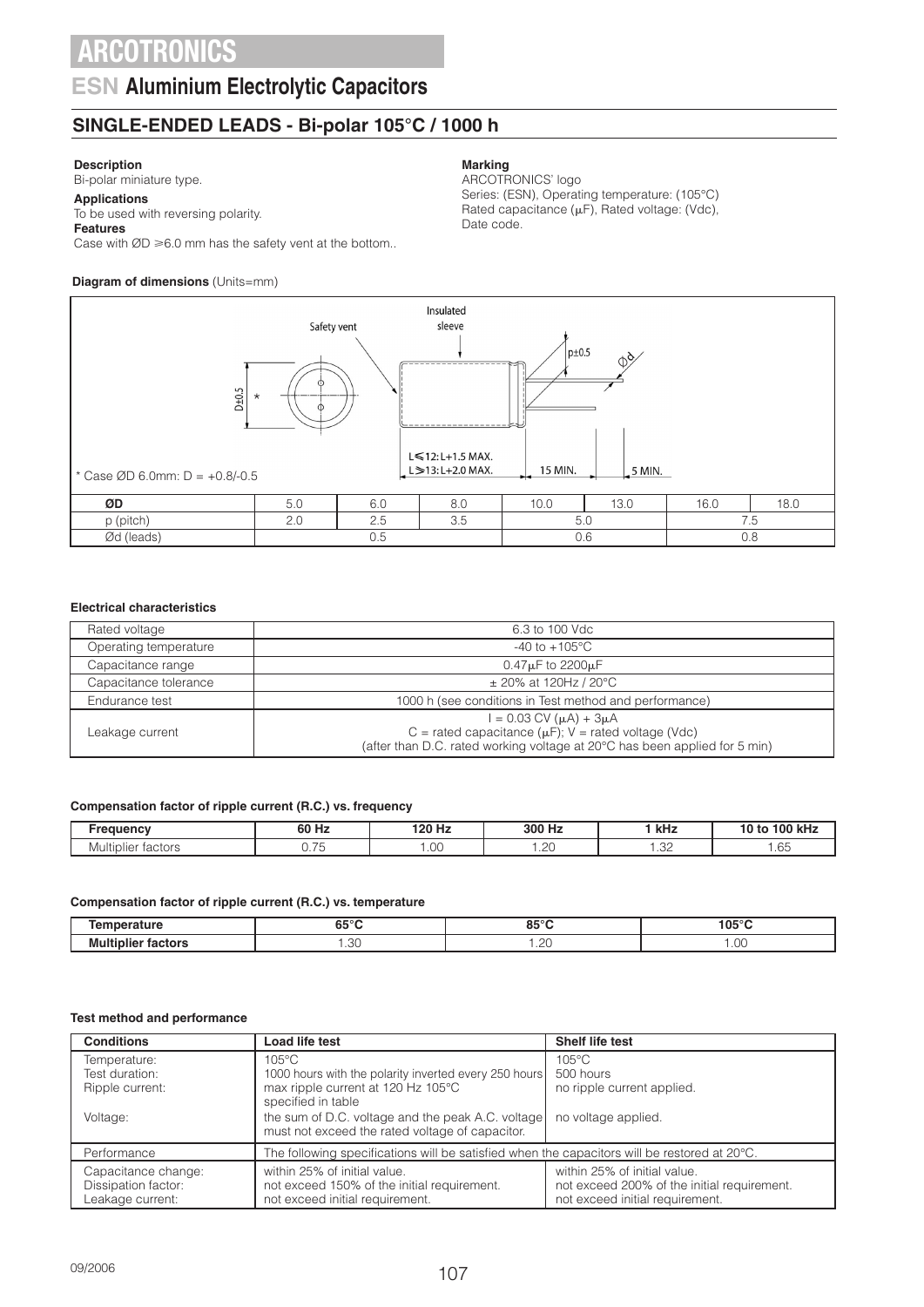# ARCOTRONICS

## ESN Aluminium Electrolytic Capacitors

### SINGLE-ENDED LEADS - Bi-polar 105°C / 1000 h

**Description**
Bi-polar miniature type.

**Applications**
To be used with reversing polarity.

**Features**
Case with ØD ⩾6.0 mm has the safety vent at the bottom..

**Marking**
ARCOTRONICS' logo
Series: (ESN), Operating temperature: (105°C)
Rated capacitance (μF), Rated voltage: (Vdc),
Date code.

**Diagram of dimensions** (Units=mm)

Safety vent — Insulated sleeve — D±0.5 * — p±0.5 — Ød — L⩽12: L+1.5 MAX. L⩾13: L+2.0 MAX. — 15 MIN. — 5 MIN.

\* Case ØD 6.0mm: D = +0.8/-0.5

| ØD | 5.0 | 6.0 | 8.0 | 10.0 | 13.0 | 16.0 | 18.0 |
|---|---|---|---|---|---|---|---|
| p (pitch) | 2.0 | 2.5 | 3.5 | 5.0 | | 7.5 | |
| Ød (leads) | 0.5 | | | 0.6 | | 0.8 | |

**Electrical characteristics**

| | |
|---|---|
| Rated voltage | 6.3 to 100 Vdc |
| Operating temperature | -40 to +105°C |
| Capacitance range | 0.47μF to 2200μF |
| Capacitance tolerance | ± 20% at 120Hz / 20°C |
| Endurance test | 1000 h (see conditions in Test method and performance) |
| Leakage current | I = 0.03 CV (μA) + 3μA<br>C = rated capacitance (μF); V = rated voltage (Vdc)<br>(after than D.C. rated working voltage at 20°C has been applied for 5 min) |

**Compensation factor of ripple current (R.C.) vs. frequency**

| Frequency | 60 Hz | 120 Hz | 300 Hz | 1 kHz | 10 to 100 kHz |
|---|---|---|---|---|---|
| Multiplier factors | 0.75 | 1.00 | 1.20 | 1.32 | 1.65 |

**Compensation factor of ripple current (R.C.) vs. temperature**

| Temperature | 65°C | 85°C | 105°C |
|---|---|---|---|
| Multiplier factors | 1.30 | 1.20 | 1.00 |

**Test method and performance**

| Conditions | Load life test | Shelf life test |
|---|---|---|
| Temperature:<br>Test duration:<br>Ripple current:<br><br>Voltage: | 105°C<br>1000 hours with the polarity inverted every 250 hours<br>max ripple current at 120 Hz 105°C specified in table<br>the sum of D.C. voltage and the peak A.C. voltage must not exceed the rated voltage of capacitor. | 105°C<br>500 hours<br>no ripple current applied.<br><br>no voltage applied. |
| Performance | The following specifications will be satisfied when the capacitors will be restored at 20°C. | |
| Capacitance change:<br>Dissipation factor:<br>Leakage current: | within 25% of initial value.<br>not exceed 150% of the initial requirement.<br>not exceed initial requirement. | within 25% of initial value.<br>not exceed 200% of the initial requirement.<br>not exceed initial requirement. |

09/2006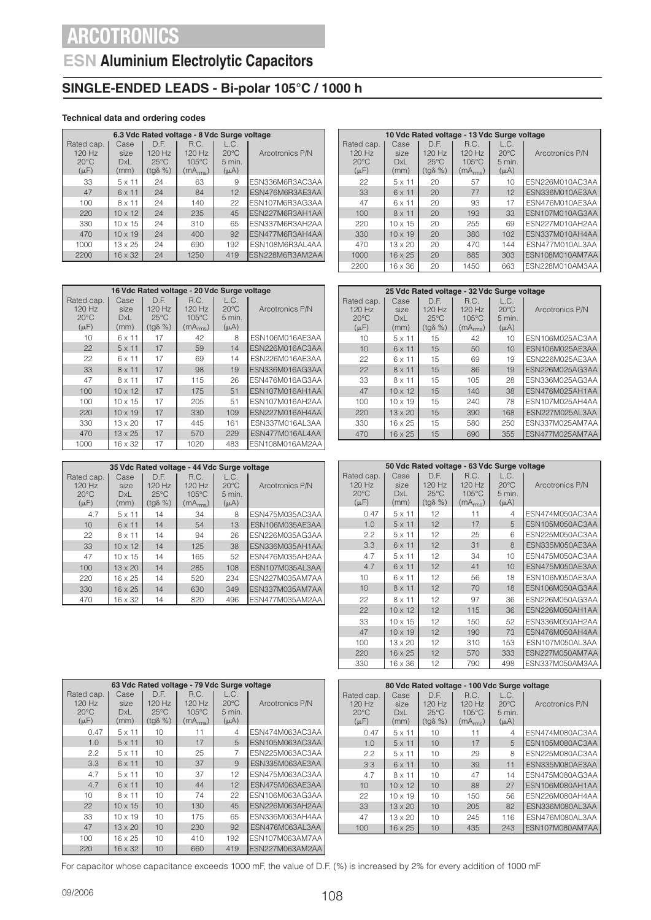# ARCOTRONICS

## ESN Aluminium Electrolytic Capacitors

## SINGLE-ENDED LEADS - Bi-polar 105°C / 1000 h

**Technical data and ordering codes**

| 6.3 Vdc Rated voltage - 8 Vdc Surge voltage | | | | | |
|---|---|---|---|---|---|
| Rated cap. 120 Hz 20°C (μF) | Case size DxL (mm) | D.F. 120 Hz 25°C (tgδ %) | R.C. 120 Hz 105°C ($mA_{rms}$) | L.C. 20°C 5 min. (μA) | Arcotronics P/N |
| 33 | 5 x 11 | 24 | 63 | 9 | ESN336M6R3AC3AA |
| 47 | 6 x 11 | 24 | 84 | 12 | ESN476M6R3AE3AA |
| 100 | 8 x 11 | 24 | 140 | 22 | ESN107M6R3AG3AA |
| 220 | 10 x 12 | 24 | 235 | 45 | ESN227M6R3AH1AA |
| 330 | 10 x 15 | 24 | 310 | 65 | ESN337M6R3AH2AA |
| 470 | 10 x 19 | 24 | 400 | 92 | ESN477M6R3AH4AA |
| 1000 | 13 x 25 | 24 | 690 | 192 | ESN108M6R3AL4AA |
| 2200 | 16 x 32 | 24 | 1250 | 419 | ESN228M6R3AM2AA |

| 10 Vdc Rated voltage - 13 Vdc Surge voltage | | | | | |
|---|---|---|---|---|---|
| Rated cap. 120 Hz 20°C (μF) | Case size DxL (mm) | D.F. 120 Hz 25°C (tgδ %) | R.C. 120 Hz 105°C ($mA_{rms}$) | L.C. 20°C 5 min. (μA) | Arcotronics P/N |
| 22 | 5 x 11 | 20 | 57 | 10 | ESN226M010AC3AA |
| 33 | 6 x 11 | 20 | 77 | 12 | ESN336M010AE3AA |
| 47 | 6 x 11 | 20 | 93 | 17 | ESN476M010AE3AA |
| 100 | 8 x 11 | 20 | 193 | 33 | ESN107M010AG3AA |
| 220 | 10 x 15 | 20 | 255 | 69 | ESN227M010AH2AA |
| 330 | 10 x 19 | 20 | 380 | 102 | ESN337M010AH4AA |
| 470 | 13 x 20 | 20 | 470 | 144 | ESN477M010AL3AA |
| 1000 | 16 x 25 | 20 | 885 | 303 | ESN108M010AM7AA |
| 2200 | 16 x 36 | 20 | 1450 | 663 | ESN228M010AM3AA |

| 16 Vdc Rated voltage - 20 Vdc Surge voltage | | | | | |
|---|---|---|---|---|---|
| Rated cap. 120 Hz 20°C (μF) | Case size DxL (mm) | D.F. 120 Hz 25°C (tgδ %) | R.C. 120 Hz 105°C ($mA_{rms}$) | L.C. 20°C 5 min. (μA) | Arcotronics P/N |
| 10 | 6 x 11 | 17 | 42 | 8 | ESN106M016AE3AA |
| 22 | 5 x 11 | 17 | 59 | 14 | ESN226M016AC3AA |
| 22 | 6 x 11 | 17 | 69 | 14 | ESN226M016AE3AA |
| 33 | 8 x 11 | 17 | 98 | 19 | ESN336M016AG3AA |
| 47 | 8 x 11 | 17 | 115 | 26 | ESN476M016AG3AA |
| 100 | 10 x 12 | 17 | 175 | 51 | ESN107M016AH1AA |
| 100 | 10 x 15 | 17 | 205 | 51 | ESN107M016AH2AA |
| 220 | 10 x 19 | 17 | 330 | 109 | ESN227M016AH4AA |
| 330 | 13 x 20 | 17 | 445 | 161 | ESN337M016AL3AA |
| 470 | 13 x 25 | 17 | 570 | 229 | ESN477M016AL4AA |
| 1000 | 16 x 32 | 17 | 1020 | 483 | ESN108M016AM2AA |

| 25 Vdc Rated voltage - 32 Vdc Surge voltage | | | | | |
|---|---|---|---|---|---|
| Rated cap. 120 Hz 20°C (μF) | Case size DxL (mm) | D.F. 120 Hz 25°C (tgδ %) | R.C. 120 Hz 105°C ($mA_{rms}$) | L.C. 20°C 5 min. (μA) | Arcotronics P/N |
| 10 | 5 x 11 | 15 | 42 | 10 | ESN106M025AC3AA |
| 10 | 6 x 11 | 15 | 50 | 10 | ESN106M025AE3AA |
| 22 | 6 x 11 | 15 | 69 | 19 | ESN226M025AE3AA |
| 22 | 8 x 11 | 15 | 86 | 19 | ESN226M025AG3AA |
| 33 | 8 x 11 | 15 | 105 | 28 | ESN336M025AG3AA |
| 47 | 10 x 12 | 15 | 140 | 38 | ESN476M025AH1AA |
| 100 | 10 x 19 | 15 | 240 | 78 | ESN107M025AH4AA |
| 220 | 13 x 20 | 15 | 390 | 168 | ESN227M025AL3AA |
| 330 | 16 x 25 | 15 | 580 | 250 | ESN337M025AM7AA |
| 470 | 16 x 25 | 15 | 690 | 355 | ESN477M025AM7AA |

| 35 Vdc Rated voltage - 44 Vdc Surge voltage | | | | | |
|---|---|---|---|---|---|
| Rated cap. 120 Hz 20°C (μF) | Case size DxL (mm) | D.F. 120 Hz 25°C (tgδ %) | R.C. 120 Hz 105°C ($mA_{rms}$) | L.C. 20°C 5 min. (μA) | Arcotronics P/N |
| 4.7 | 5 x 11 | 14 | 34 | 8 | ESN475M035AC3AA |
| 10 | 6 x 11 | 14 | 54 | 13 | ESN106M035AE3AA |
| 22 | 8 x 11 | 14 | 94 | 26 | ESN226M035AG3AA |
| 33 | 10 x 12 | 14 | 125 | 38 | ESN336M035AH1AA |
| 47 | 10 x 15 | 14 | 165 | 52 | ESN476M035AH2AA |
| 100 | 13 x 20 | 14 | 285 | 108 | ESN107M035AL3AA |
| 220 | 16 x 25 | 14 | 520 | 234 | ESN227M035AM7AA |
| 330 | 16 x 25 | 14 | 630 | 349 | ESN337M035AM7AA |
| 470 | 16 x 32 | 14 | 820 | 496 | ESN477M035AM2AA |

| 50 Vdc Rated voltage - 63 Vdc Surge voltage | | | | | |
|---|---|---|---|---|---|
| Rated cap. 120 Hz 20°C (μF) | Case size DxL (mm) | D.F. 120 Hz 25°C (tgδ %) | R.C. 120 Hz 105°C ($mA_{rms}$) | L.C. 20°C 5 min. (μA) | Arcotronics P/N |
| 0.47 | 5 x 11 | 12 | 11 | 4 | ESN474M050AC3AA |
| 1.0 | 5 x 11 | 12 | 17 | 5 | ESN105M050AC3AA |
| 2.2 | 5 x 11 | 12 | 25 | 6 | ESN225M050AC3AA |
| 3.3 | 6 x 11 | 12 | 31 | 8 | ESN335M050AE3AA |
| 4.7 | 5 x 11 | 12 | 34 | 10 | ESN475M050AC3AA |
| 4.7 | 6 x 11 | 12 | 41 | 10 | ESN475M050AE3AA |
| 10 | 6 x 11 | 12 | 56 | 18 | ESN106M050AE3AA |
| 10 | 8 x 11 | 12 | 70 | 18 | ESN106M050AG3AA |
| 22 | 8 x 11 | 12 | 97 | 36 | ESN226M050AG3AA |
| 22 | 10 x 12 | 12 | 115 | 36 | ESN226M050AH1AA |
| 33 | 10 x 15 | 12 | 150 | 52 | ESN336M050AH2AA |
| 47 | 10 x 19 | 12 | 190 | 73 | ESN476M050AH4AA |
| 100 | 13 x 20 | 12 | 310 | 153 | ESN107M050AL3AA |
| 220 | 16 x 25 | 12 | 570 | 333 | ESN227M050AM7AA |
| 330 | 16 x 36 | 12 | 790 | 498 | ESN337M050AM3AA |

| 63 Vdc Rated voltage - 79 Vdc Surge voltage | | | | | |
|---|---|---|---|---|---|
| Rated cap. 120 Hz 20°C (μF) | Case size DxL (mm) | D.F. 120 Hz 25°C (tgδ %) | R.C. 120 Hz 105°C ($mA_{rms}$) | L.C. 20°C 5 min. (μA) | Arcotronics P/N |
| 0.47 | 5 x 11 | 10 | 11 | 4 | ESN474M063AC3AA |
| 1.0 | 5 x 11 | 10 | 17 | 5 | ESN105M063AC3AA |
| 2.2 | 5 x 11 | 10 | 25 | 7 | ESN225M063AC3AA |
| 3.3 | 6 x 11 | 10 | 37 | 9 | ESN335M063AE3AA |
| 4.7 | 5 x 11 | 10 | 37 | 12 | ESN475M063AC3AA |
| 4.7 | 6 x 11 | 10 | 44 | 12 | ESN475M063AE3AA |
| 10 | 8 x 11 | 10 | 74 | 22 | ESN106M063AG3AA |
| 22 | 10 x 15 | 10 | 130 | 45 | ESN226M063AH2AA |
| 33 | 10 x 19 | 10 | 175 | 65 | ESN336M063AH4AA |
| 47 | 13 x 20 | 10 | 230 | 92 | ESN476M063AL3AA |
| 100 | 16 x 25 | 10 | 410 | 192 | ESN107M063AM7AA |
| 220 | 16 x 32 | 10 | 660 | 419 | ESN227M063AM2AA |

| 80 Vdc Rated voltage - 100 Vdc Surge voltage | | | | | |
|---|---|---|---|---|---|
| Rated cap. 120 Hz 20°C (μF) | Case size DxL (mm) | D.F. 120 Hz 25°C (tgδ %) | R.C. 120 Hz 105°C ($mA_{rms}$) | L.C. 20°C 5 min. (μA) | Arcotronics P/N |
| 0.47 | 5 x 11 | 10 | 11 | 4 | ESN474M080AC3AA |
| 1.0 | 5 x 11 | 10 | 17 | 5 | ESN105M080AC3AA |
| 2.2 | 5 x 11 | 10 | 29 | 8 | ESN225M080AC3AA |
| 3.3 | 6 x 11 | 10 | 39 | 11 | ESN335M080AE3AA |
| 4.7 | 8 x 11 | 10 | 47 | 14 | ESN475M080AG3AA |
| 10 | 10 x 12 | 10 | 88 | 27 | ESN106M080AH1AA |
| 22 | 10 x 19 | 10 | 150 | 56 | ESN226M080AH4AA |
| 33 | 13 x 20 | 10 | 205 | 82 | ESN336M080AL3AA |
| 47 | 13 x 20 | 10 | 245 | 116 | ESN476M080AL3AA |
| 100 | 16 x 25 | 10 | 435 | 243 | ESN107M080AM7AA |

For capacitor whose capacitance exceeds 1000 mF, the value of D.F. (%) is increased by 2% for every addition of 1000 mF

09/2006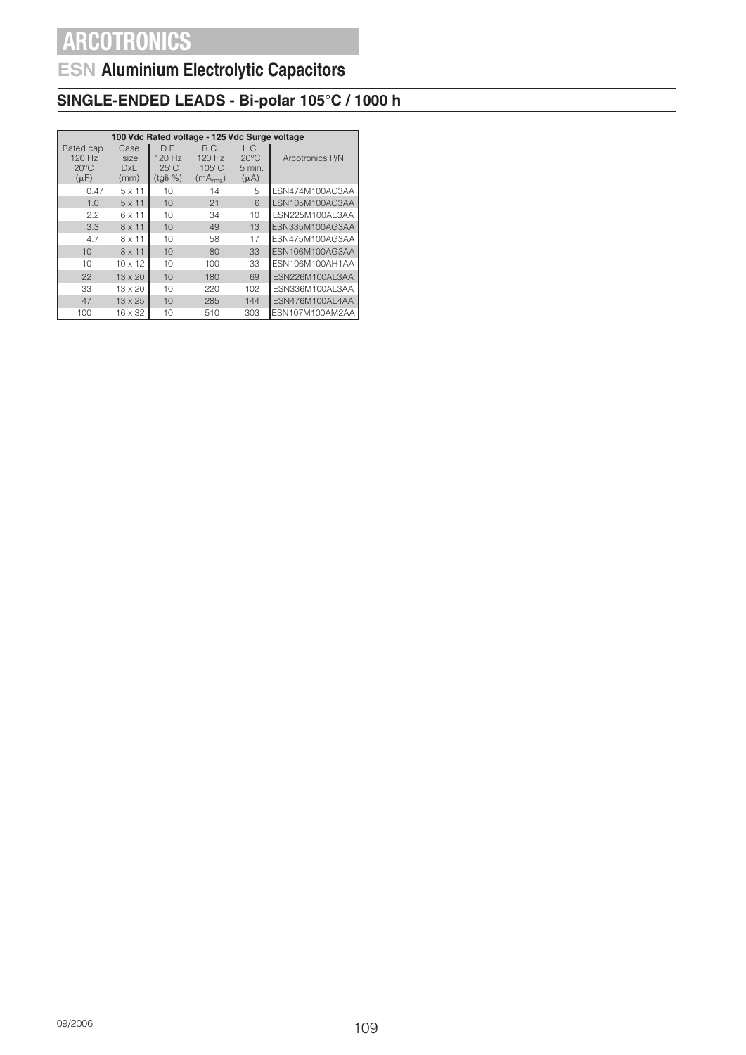# ARCOTRONICS

## ESN Aluminium Electrolytic Capacitors

### SINGLE-ENDED LEADS - Bi-polar 105°C / 1000 h

| 100 Vdc Rated voltage - 125 Vdc Surge voltage | | | | | |
|---|---|---|---|---|---|
| Rated cap. 120 Hz 20°C (μF) | Case size DxL (mm) | D.F. 120 Hz 25°C (tgδ %) | R.C. 120 Hz 105°C ($mA_{rms}$) | L.C. 20°C 5 min. (μA) | Arcotronics P/N |
| 0.47 | 5 x 11 | 10 | 14 | 5 | ESN474M100AC3AA |
| 1.0 | 5 x 11 | 10 | 21 | 6 | ESN105M100AC3AA |
| 2.2 | 6 x 11 | 10 | 34 | 10 | ESN225M100AE3AA |
| 3.3 | 8 x 11 | 10 | 49 | 13 | ESN335M100AG3AA |
| 4.7 | 8 x 11 | 10 | 58 | 17 | ESN475M100AG3AA |
| 10 | 8 x 11 | 10 | 80 | 33 | ESN106M100AG3AA |
| 10 | 10 x 12 | 10 | 100 | 33 | ESN106M100AH1AA |
| 22 | 13 x 20 | 10 | 180 | 69 | ESN226M100AL3AA |
| 33 | 13 x 20 | 10 | 220 | 102 | ESN336M100AL3AA |
| 47 | 13 x 25 | 10 | 285 | 144 | ESN476M100AL4AA |
| 100 | 16 x 32 | 10 | 510 | 303 | ESN107M100AM2AA |

09/2006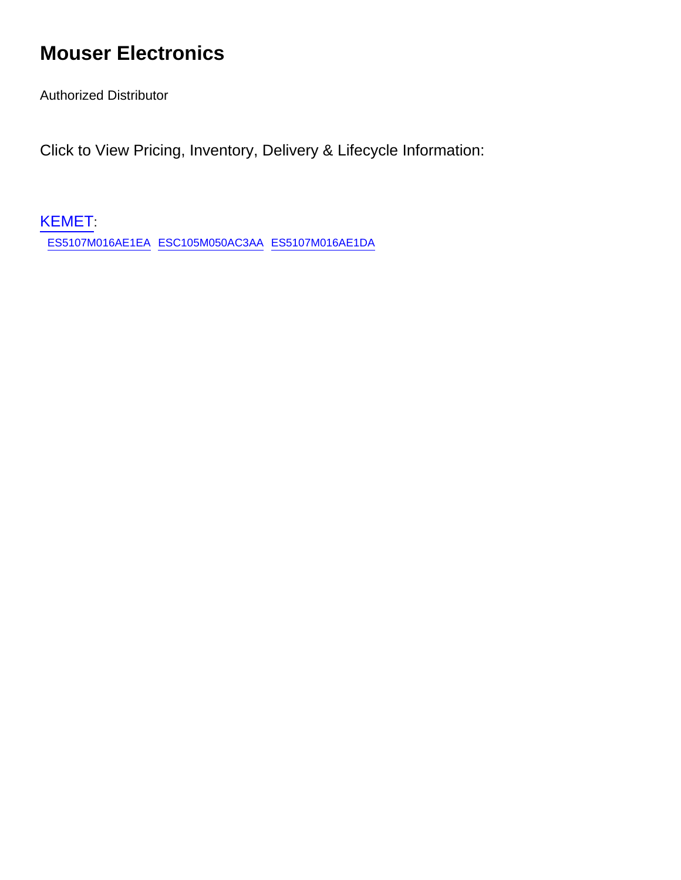# Mouser Electronics

Authorized Distributor

Click to View Pricing, Inventory, Delivery & Lifecycle Information:

KEMET:

ES5107M016AE1EA ESC105M050AC3AA ES5107M016AE1DA